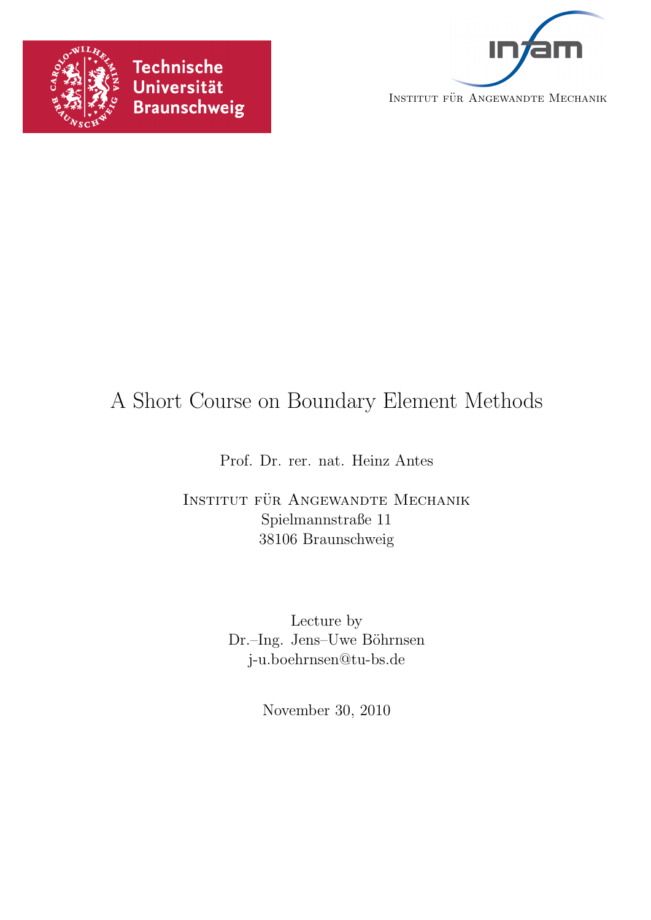Technische Universität Braunschweig

INSTITUT FÜR ANGEWANDTE MECHANIK

# A Short Course on Boundary Element Methods

Prof. Dr. rer. nat. Heinz Antes

INSTITUT FÜR ANGEWANDTE MECHANIK
Spielmannstraße 11
38106 Braunschweig

Lecture by
Dr.–Ing. Jens–Uwe Böhrnsen
j-u.boehrnsen@tu-bs.de

November 30, 2010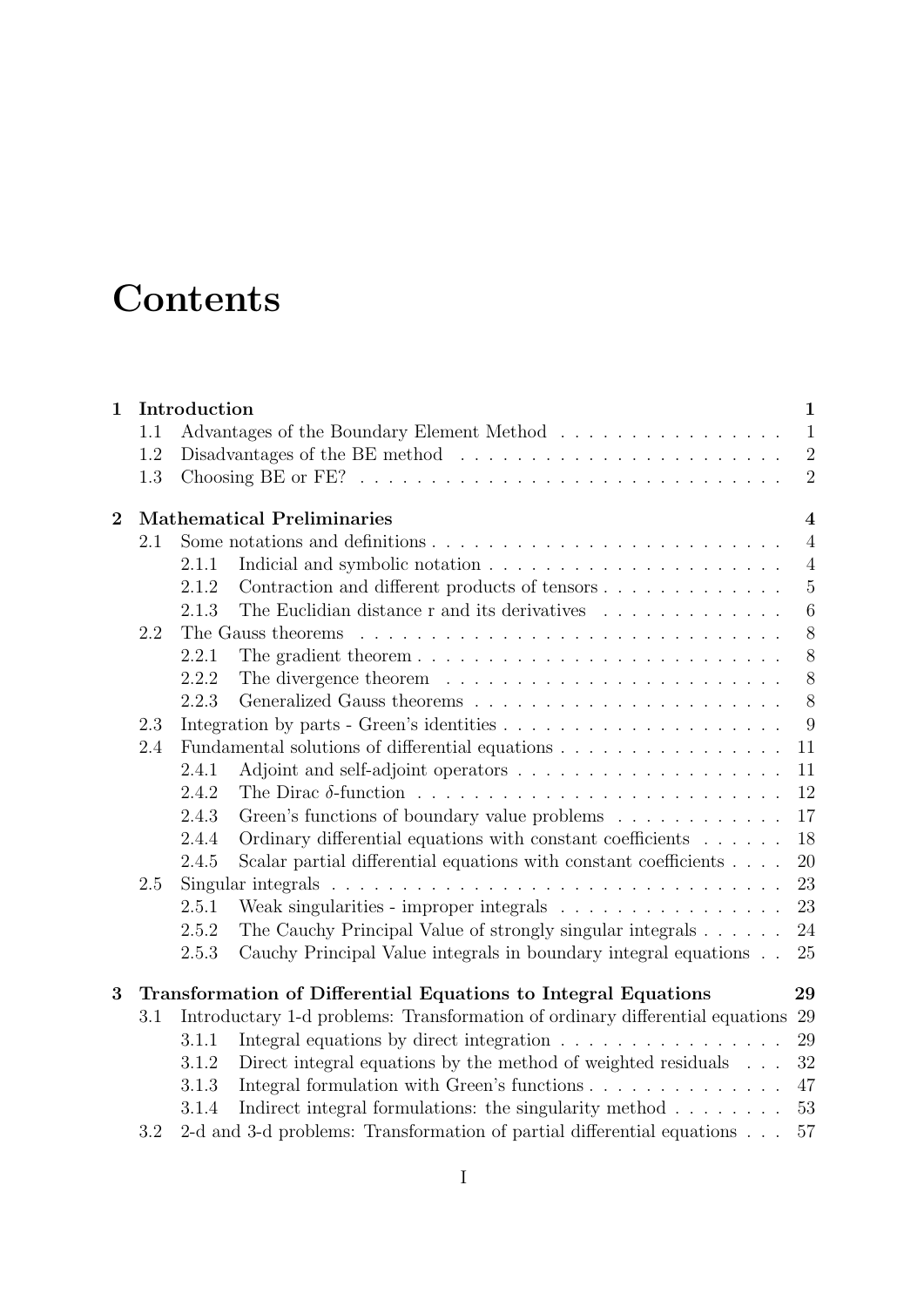# Contents

**1 Introduction** **1**

1.1 Advantages of the Boundary Element Method . . . . . . . . . . . . . . . . 1

1.2 Disadvantages of the BE method . . . . . . . . . . . . . . . . . . . . . . 2

1.3 Choosing BE or FE? . . . . . . . . . . . . . . . . . . . . . . . . . . . . 2

**2 Mathematical Preliminaries** **4**

2.1 Some notations and definitions . . . . . . . . . . . . . . . . . . . . . . . . 4

2.1.1 Indicial and symbolic notation . . . . . . . . . . . . . . . . . . . . 4

2.1.2 Contraction and different products of tensors . . . . . . . . . . . . . 5

2.1.3 The Euclidian distance r and its derivatives . . . . . . . . . . . . . 6

2.2 The Gauss theorems . . . . . . . . . . . . . . . . . . . . . . . . . . . . . 8

2.2.1 The gradient theorem . . . . . . . . . . . . . . . . . . . . . . . . . 8

2.2.2 The divergence theorem . . . . . . . . . . . . . . . . . . . . . . . . 8

2.2.3 Generalized Gauss theorems . . . . . . . . . . . . . . . . . . . . . . 8

2.3 Integration by parts - Green's identities . . . . . . . . . . . . . . . . . . . 9

2.4 Fundamental solutions of differential equations . . . . . . . . . . . . . . . 11

2.4.1 Adjoint and self-adjoint operators . . . . . . . . . . . . . . . . . . . 11

2.4.2 The Dirac $\delta$-function . . . . . . . . . . . . . . . . . . . . . . . . . 12

2.4.3 Green's functions of boundary value problems . . . . . . . . . . . . 17

2.4.4 Ordinary differential equations with constant coefficients . . . . . . 18

2.4.5 Scalar partial differential equations with constant coefficients . . . . 20

2.5 Singular integrals . . . . . . . . . . . . . . . . . . . . . . . . . . . . . . . 23

2.5.1 Weak singularities - improper integrals . . . . . . . . . . . . . . . . 23

2.5.2 The Cauchy Principal Value of strongly singular integrals . . . . . . 24

2.5.3 Cauchy Principal Value integrals in boundary integral equations . . 25

**3 Transformation of Differential Equations to Integral Equations** **29**

3.1 Introductary 1-d problems: Transformation of ordinary differential equations 29

3.1.1 Integral equations by direct integration . . . . . . . . . . . . . . . . 29

3.1.2 Direct integral equations by the method of weighted residuals . . . 32

3.1.3 Integral formulation with Green's functions . . . . . . . . . . . . . . 47

3.1.4 Indirect integral formulations: the singularity method . . . . . . . . 53

3.2 2-d and 3-d problems: Transformation of partial differential equations . . . 57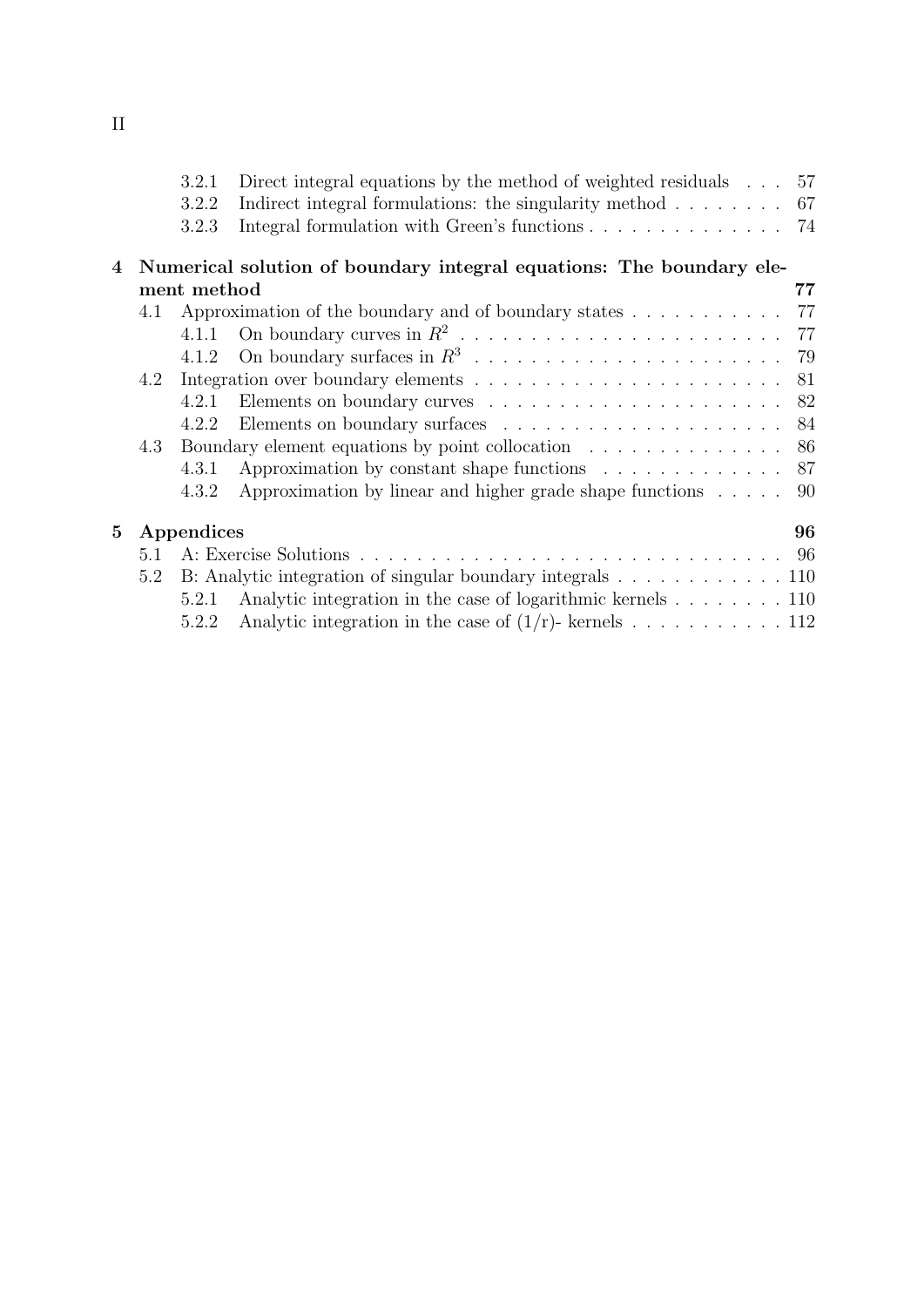- 3.2.1 Direct integral equations by the method of weighted residuals . . . 57
- 3.2.2 Indirect integral formulations: the singularity method . . . . . . . . 67
- 3.2.3 Integral formulation with Green's functions . . . . . . . . . . . . . . 74

**4 Numerical solution of boundary integral equations: The boundary element method 77**

- 4.1 Approximation of the boundary and of boundary states . . . . . . . . . . . 77
  - 4.1.1 On boundary curves in $R^2$ . . . . . . . . . . . . . . . . . . . . . . . 77
  - 4.1.2 On boundary surfaces in $R^3$ . . . . . . . . . . . . . . . . . . . . . . 79
- 4.2 Integration over boundary elements . . . . . . . . . . . . . . . . . . . . . 81
  - 4.2.1 Elements on boundary curves . . . . . . . . . . . . . . . . . . . . . 82
  - 4.2.2 Elements on boundary surfaces . . . . . . . . . . . . . . . . . . . . 84
- 4.3 Boundary element equations by point collocation . . . . . . . . . . . . . . 86
  - 4.3.1 Approximation by constant shape functions . . . . . . . . . . . . . 87
  - 4.3.2 Approximation by linear and higher grade shape functions . . . . . 90

**5 Appendices 96**

- 5.1 A: Exercise Solutions . . . . . . . . . . . . . . . . . . . . . . . . . . . . . 96
- 5.2 B: Analytic integration of singular boundary integrals . . . . . . . . . . . . 110
  - 5.2.1 Analytic integration in the case of logarithmic kernels . . . . . . . . 110
  - 5.2.2 Analytic integration in the case of (1/r)- kernels . . . . . . . . . . . 112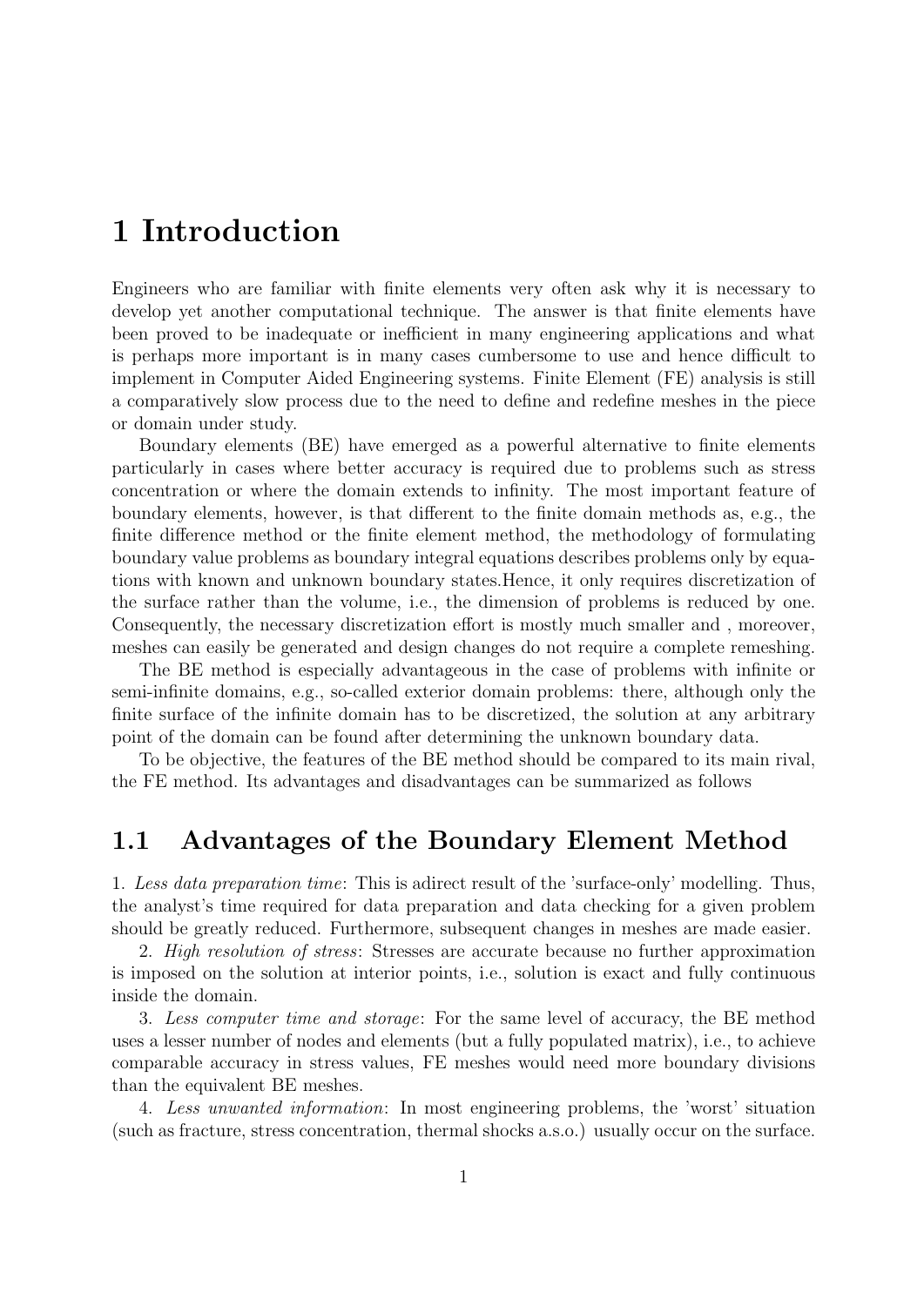# 1 Introduction

Engineers who are familiar with finite elements very often ask why it is necessary to develop yet another computational technique. The answer is that finite elements have been proved to be inadequate or inefficient in many engineering applications and what is perhaps more important is in many cases cumbersome to use and hence difficult to implement in Computer Aided Engineering systems. Finite Element (FE) analysis is still a comparatively slow process due to the need to define and redefine meshes in the piece or domain under study.

Boundary elements (BE) have emerged as a powerful alternative to finite elements particularly in cases where better accuracy is required due to problems such as stress concentration or where the domain extends to infinity. The most important feature of boundary elements, however, is that different to the finite domain methods as, e.g., the finite difference method or the finite element method, the methodology of formulating boundary value problems as boundary integral equations describes problems only by equations with known and unknown boundary states.Hence, it only requires discretization of the surface rather than the volume, i.e., the dimension of problems is reduced by one. Consequently, the necessary discretization effort is mostly much smaller and , moreover, meshes can easily be generated and design changes do not require a complete remeshing.

The BE method is especially advantageous in the case of problems with infinite or semi-infinite domains, e.g., so-called exterior domain problems: there, although only the finite surface of the infinite domain has to be discretized, the solution at any arbitrary point of the domain can be found after determining the unknown boundary data.

To be objective, the features of the BE method should be compared to its main rival, the FE method. Its advantages and disadvantages can be summarized as follows

## 1.1 Advantages of the Boundary Element Method

1. *Less data preparation time*: This is adirect result of the 'surface-only' modelling. Thus, the analyst's time required for data preparation and data checking for a given problem should be greatly reduced. Furthermore, subsequent changes in meshes are made easier.

2. *High resolution of stress*: Stresses are accurate because no further approximation is imposed on the solution at interior points, i.e., solution is exact and fully continuous inside the domain.

3. *Less computer time and storage*: For the same level of accuracy, the BE method uses a lesser number of nodes and elements (but a fully populated matrix), i.e., to achieve comparable accuracy in stress values, FE meshes would need more boundary divisions than the equivalent BE meshes.

4. *Less unwanted information*: In most engineering problems, the 'worst' situation (such as fracture, stress concentration, thermal shocks a.s.o.) usually occur on the surface.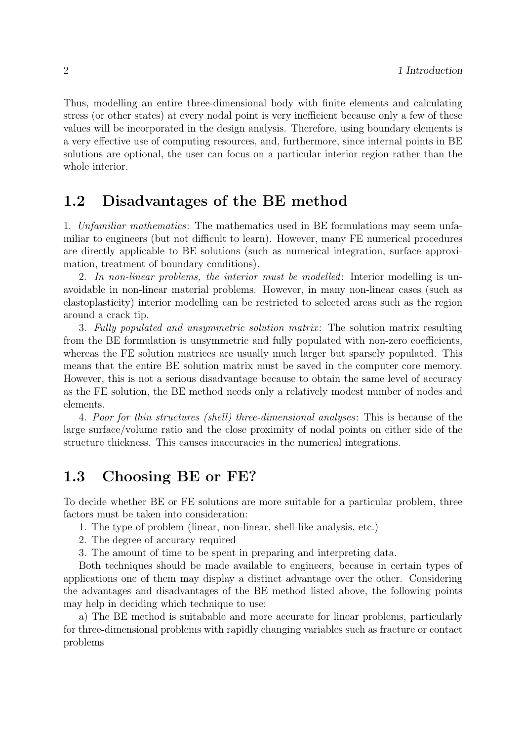Thus, modelling an entire three-dimensional body with finite elements and calculating stress (or other states) at every nodal point is very inefficient because only a few of these values will be incorporated in the design analysis. Therefore, using boundary elements is a very effective use of computing resources, and, furthermore, since internal points in BE solutions are optional, the user can focus on a particular interior region rather than the whole interior.

## 1.2 Disadvantages of the BE method

1. *Unfamiliar mathematics*: The mathematics used in BE formulations may seem unfamiliar to engineers (but not difficult to learn). However, many FE numerical procedures are directly applicable to BE solutions (such as numerical integration, surface approximation, treatment of boundary conditions).

2. *In non-linear problems, the interior must be modelled*: Interior modelling is unavoidable in non-linear material problems. However, in many non-linear cases (such as elastoplasticity) interior modelling can be restricted to selected areas such as the region around a crack tip.

3. *Fully populated and unsymmetric solution matrix*: The solution matrix resulting from the BE formulation is unsymmetric and fully populated with non-zero coefficients, whereas the FE solution matrices are usually much larger but sparsely populated. This means that the entire BE solution matrix must be saved in the computer core memory. However, this is not a serious disadvantage because to obtain the same level of accuracy as the FE solution, the BE method needs only a relatively modest number of nodes and elements.

4. *Poor for thin structures (shell) three-dimensional analyses*: This is because of the large surface/volume ratio and the close proximity of nodal points on either side of the structure thickness. This causes inaccuracies in the numerical integrations.

## 1.3 Choosing BE or FE?

To decide whether BE or FE solutions are more suitable for a particular problem, three factors must be taken into consideration:

1. The type of problem (linear, non-linear, shell-like analysis, etc.)
2. The degree of accuracy required
3. The amount of time to be spent in preparing and interpreting data.

Both techniques should be made available to engineers, because in certain types of applications one of them may display a distinct advantage over the other. Considering the advantages and disadvantages of the BE method listed above, the following points may help in deciding which technique to use:

a) The BE method is suitabable and more accurate for linear problems, particularly for three-dimensional problems with rapidly changing variables such as fracture or contact problems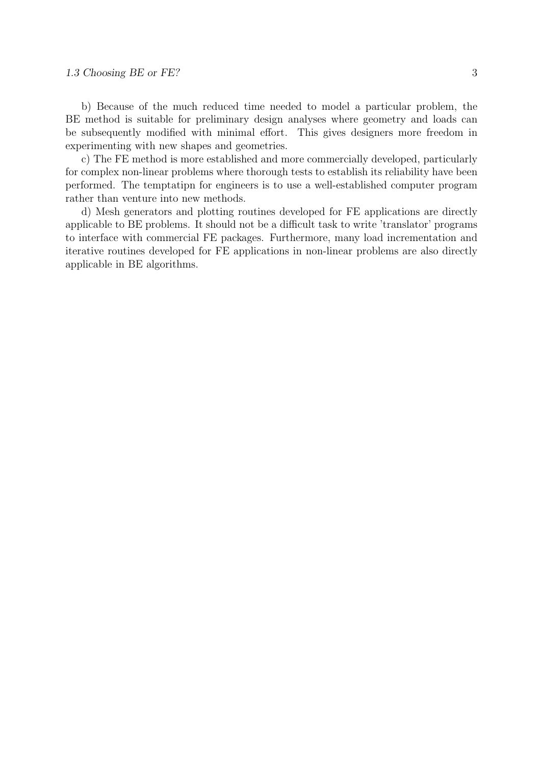b) Because of the much reduced time needed to model a particular problem, the BE method is suitable for preliminary design analyses where geometry and loads can be subsequently modified with minimal effort. This gives designers more freedom in experimenting with new shapes and geometries.

c) The FE method is more established and more commercially developed, particularly for complex non-linear problems where thorough tests to establish its reliability have been performed. The temptatipn for engineers is to use a well-established computer program rather than venture into new methods.

d) Mesh generators and plotting routines developed for FE applications are directly applicable to BE problems. It should not be a difficult task to write 'translator' programs to interface with commercial FE packages. Furthermore, many load incrementation and iterative routines developed for FE applications in non-linear problems are also directly applicable in BE algorithms.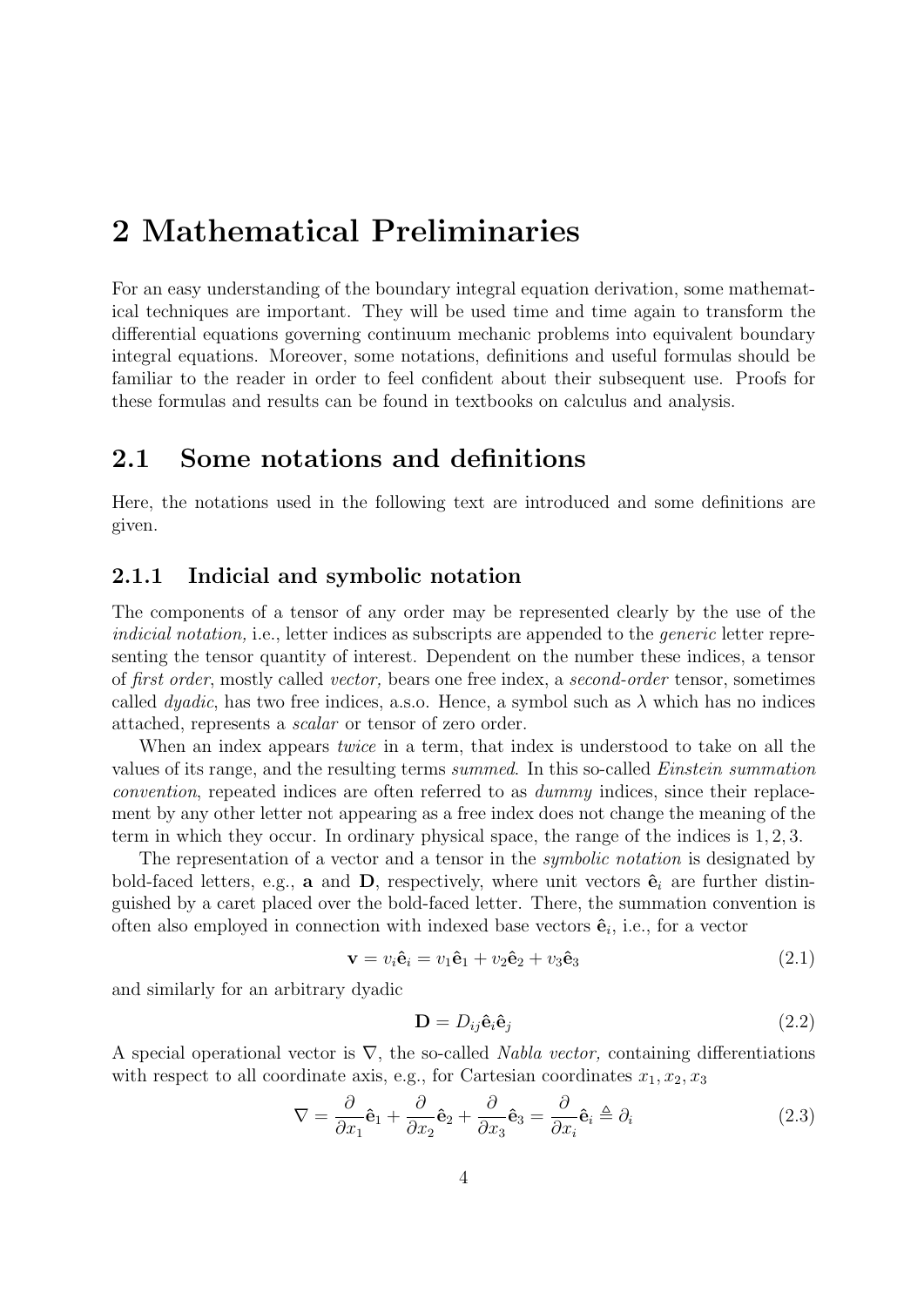# 2 Mathematical Preliminaries

For an easy understanding of the boundary integral equation derivation, some mathematical techniques are important. They will be used time and time again to transform the differential equations governing continuum mechanic problems into equivalent boundary integral equations. Moreover, some notations, definitions and useful formulas should be familiar to the reader in order to feel confident about their subsequent use. Proofs for these formulas and results can be found in textbooks on calculus and analysis.

## 2.1 Some notations and definitions

Here, the notations used in the following text are introduced and some definitions are given.

### 2.1.1 Indicial and symbolic notation

The components of a tensor of any order may be represented clearly by the use of the *indicial notation,* i.e., letter indices as subscripts are appended to the *generic* letter representing the tensor quantity of interest. Dependent on the number these indices, a tensor of *first order*, mostly called *vector,* bears one free index, a *second-order* tensor, sometimes called *dyadic*, has two free indices, a.s.o. Hence, a symbol such as $\lambda$ which has no indices attached, represents a *scalar* or tensor of zero order.

When an index appears *twice* in a term, that index is understood to take on all the values of its range, and the resulting terms *summed*. In this so-called *Einstein summation convention*, repeated indices are often referred to as *dummy* indices, since their replacement by any other letter not appearing as a free index does not change the meaning of the term in which they occur. In ordinary physical space, the range of the indices is $1, 2, 3$.

The representation of a vector and a tensor in the *symbolic notation* is designated by bold-faced letters, e.g., $\mathbf{a}$ and $\mathbf{D}$, respectively, where unit vectors $\hat{\mathbf{e}}_i$ are further distinguished by a caret placed over the bold-faced letter. There, the summation convention is often also employed in connection with indexed base vectors $\hat{\mathbf{e}}_i$, i.e., for a vector

$$\mathbf{v} = v_i \hat{\mathbf{e}}_i = v_1 \hat{\mathbf{e}}_1 + v_2 \hat{\mathbf{e}}_2 + v_3 \hat{\mathbf{e}}_3 \tag{2.1}$$

and similarly for an arbitrary dyadic

$$\mathbf{D} = D_{ij} \hat{\mathbf{e}}_i \hat{\mathbf{e}}_j \tag{2.2}$$

A special operational vector is $\nabla$, the so-called *Nabla vector,* containing differentiations with respect to all coordinate axis, e.g., for Cartesian coordinates $x_1, x_2, x_3$

$$\nabla = \frac{\partial}{\partial x_1} \hat{\mathbf{e}}_1 + \frac{\partial}{\partial x_2} \hat{\mathbf{e}}_2 + \frac{\partial}{\partial x_3} \hat{\mathbf{e}}_3 = \frac{\partial}{\partial x_i} \hat{\mathbf{e}}_i \triangleq \partial_i \tag{2.3}$$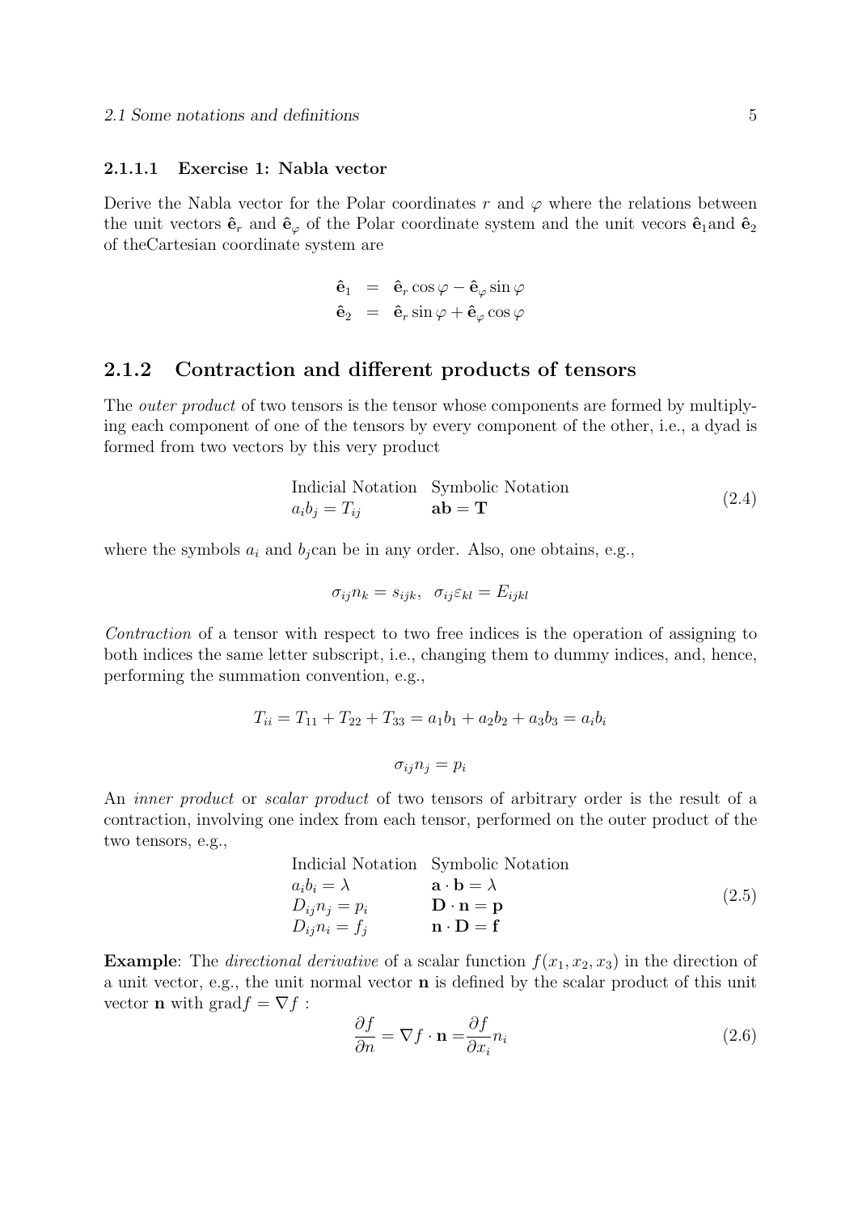#### 2.1.1.1 Exercise 1: Nabla vector

Derive the Nabla vector for the Polar coordinates $r$ and $\varphi$ where the relations between the unit vectors $\hat{\mathbf{e}}_r$ and $\hat{\mathbf{e}}_\varphi$ of the Polar coordinate system and the unit vecors $\hat{\mathbf{e}}_1$and $\hat{\mathbf{e}}_2$ of theCartesian coordinate system are

$$
\begin{aligned}
\hat{\mathbf{e}}_1 &= \hat{\mathbf{e}}_r \cos\varphi - \hat{\mathbf{e}}_\varphi \sin\varphi \\
\hat{\mathbf{e}}_2 &= \hat{\mathbf{e}}_r \sin\varphi + \hat{\mathbf{e}}_\varphi \cos\varphi
\end{aligned}
$$

### 2.1.2 Contraction and different products of tensors

The *outer product* of two tensors is the tensor whose components are formed by multiplying each component of one of the tensors by every component of the other, i.e., a dyad is formed from two vectors by this very product

$$
\begin{array}{ll}
\text{Indicial Notation} & \text{Symbolic Notation} \\
a_i b_j = T_{ij} & \mathbf{ab} = \mathbf{T}
\end{array}
\tag{2.4}
$$

where the symbols $a_i$ and $b_j$can be in any order. Also, one obtains, e.g.,

$$
\sigma_{ij} n_k = s_{ijk}, \quad \sigma_{ij}\varepsilon_{kl} = E_{ijkl}
$$

*Contraction* of a tensor with respect to two free indices is the operation of assigning to both indices the same letter subscript, i.e., changing them to dummy indices, and, hence, performing the summation convention, e.g.,

$$
T_{ii} = T_{11} + T_{22} + T_{33} = a_1 b_1 + a_2 b_2 + a_3 b_3 = a_i b_i
$$

$$
\sigma_{ij} n_j = p_i
$$

An *inner product* or *scalar product* of two tensors of arbitrary order is the result of a contraction, involving one index from each tensor, performed on the outer product of the two tensors, e.g.,

$$
\begin{array}{ll}
\text{Indicial Notation} & \text{Symbolic Notation} \\
a_i b_i = \lambda & \mathbf{a} \cdot \mathbf{b} = \lambda \\
D_{ij} n_j = p_i & \mathbf{D} \cdot \mathbf{n} = \mathbf{p} \\
D_{ij} n_i = f_j & \mathbf{n} \cdot \mathbf{D} = \mathbf{f}
\end{array}
\tag{2.5}
$$

**Example**: The *directional derivative* of a scalar function $f(x_1, x_2, x_3)$ in the direction of a unit vector, e.g., the unit normal vector $\mathbf{n}$ is defined by the scalar product of this unit vector $\mathbf{n}$ with $\text{grad} f = \nabla f$ :

$$
\frac{\partial f}{\partial n} = \nabla f \cdot \mathbf{n} = \frac{\partial f}{\partial x_i} n_i
\tag{2.6}
$$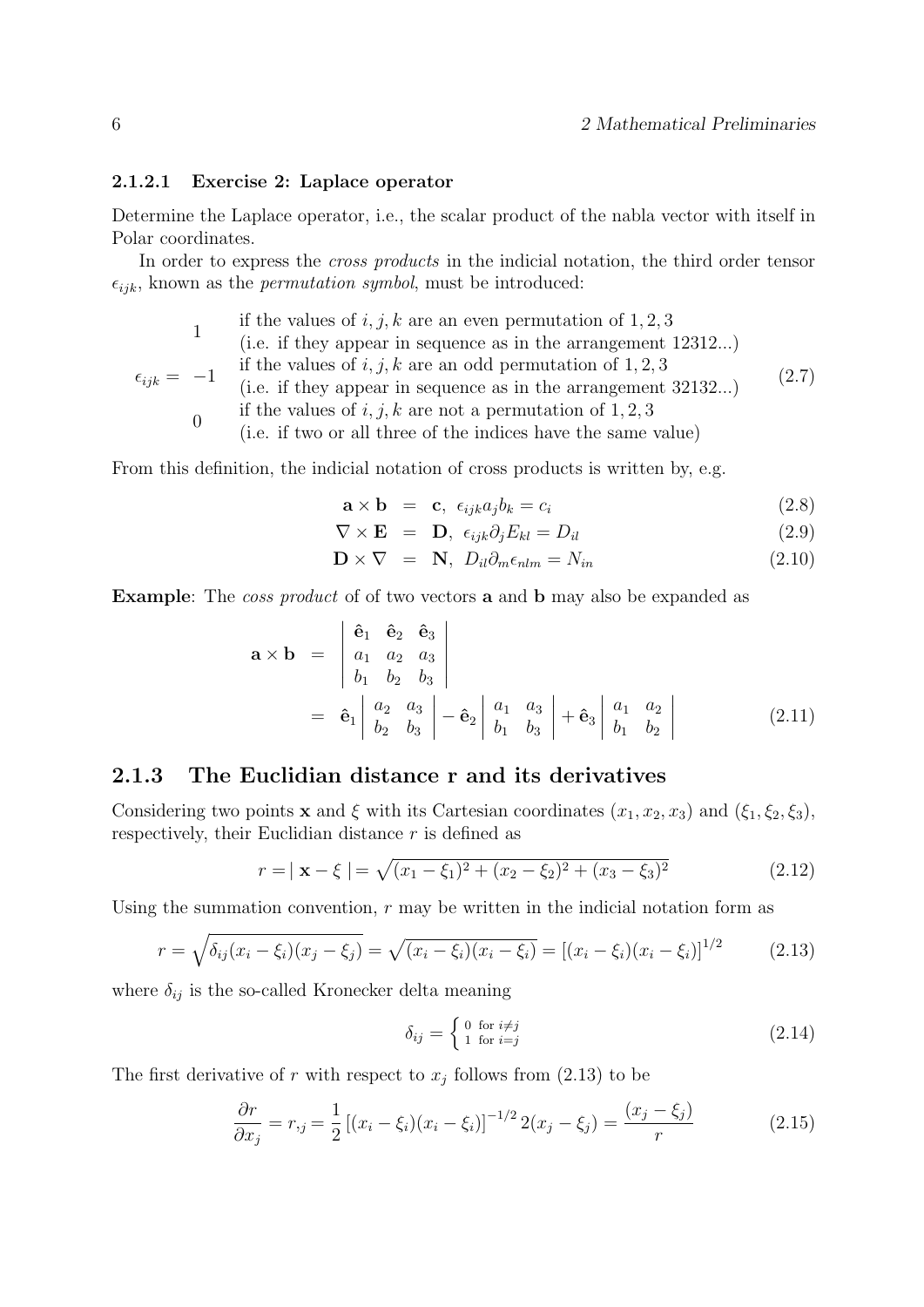#### 2.1.2.1 Exercise 2: Laplace operator

Determine the Laplace operator, i.e., the scalar product of the nabla vector with itself in Polar coordinates.

In order to express the *cross products* in the indicial notation, the third order tensor $\epsilon_{ijk}$, known as the *permutation symbol*, must be introduced:

$$\epsilon_{ijk} = \begin{array}{cl} 1 & \begin{array}{l}\text{if the values of } i,j,k \text{ are an even permutation of } 1,2,3 \\ \text{(i.e. if they appear in sequence as in the arrangement 12312...)}\end{array} \\ -1 & \begin{array}{l}\text{if the values of } i,j,k \text{ are an odd permutation of } 1,2,3 \\ \text{(i.e. if they appear in sequence as in the arrangement 32132...)}\end{array} \\ 0 & \begin{array}{l}\text{if the values of } i,j,k \text{ are not a permutation of } 1,2,3 \\ \text{(i.e. if two or all three of the indices have the same value)}\end{array} \end{array} \tag{2.7}$$

From this definition, the indicial notation of cross products is written by, e.g.

$$\mathbf{a} \times \mathbf{b} = \mathbf{c}, \ \epsilon_{ijk} a_j b_k = c_i \tag{2.8}$$

$$\nabla \times \mathbf{E} = \mathbf{D}, \ \epsilon_{ijk} \partial_j E_{kl} = D_{il} \tag{2.9}$$

$$\mathbf{D} \times \nabla = \mathbf{N}, \ D_{il} \partial_m \epsilon_{nlm} = N_{in} \tag{2.10}$$

**Example**: The *coss product* of of two vectors **a** and **b** may also be expanded as

$$\begin{aligned} \mathbf{a} \times \mathbf{b} &= \begin{vmatrix} \hat{\mathbf{e}}_1 & \hat{\mathbf{e}}_2 & \hat{\mathbf{e}}_3 \\ a_1 & a_2 & a_3 \\ b_1 & b_2 & b_3 \end{vmatrix} \\ &= \hat{\mathbf{e}}_1 \begin{vmatrix} a_2 & a_3 \\ b_2 & b_3 \end{vmatrix} - \hat{\mathbf{e}}_2 \begin{vmatrix} a_1 & a_3 \\ b_1 & b_3 \end{vmatrix} + \hat{\mathbf{e}}_3 \begin{vmatrix} a_1 & a_2 \\ b_1 & b_2 \end{vmatrix} \end{aligned} \tag{2.11}$$

### 2.1.3 The Euclidian distance r and its derivatives

Considering two points $\mathbf{x}$ and $\xi$ with its Cartesian coordinates $(x_1, x_2, x_3)$ and $(\xi_1, \xi_2, \xi_3)$, respectively, their Euclidian distance $r$ is defined as

$$r = |\ \mathbf{x} - \xi\ | = \sqrt{(x_1 - \xi_1)^2 + (x_2 - \xi_2)^2 + (x_3 - \xi_3)^2} \tag{2.12}$$

Using the summation convention, $r$ may be written in the indicial notation form as

$$r = \sqrt{\delta_{ij}(x_i - \xi_i)(x_j - \xi_j)} = \sqrt{(x_i - \xi_i)(x_i - \xi_i)} = [(x_i - \xi_i)(x_i - \xi_i)]^{1/2} \tag{2.13}$$

where $\delta_{ij}$ is the so-called Kronecker delta meaning

$$\delta_{ij} = \begin{cases} 0 & \text{for } i \neq j \\ 1 & \text{for } i = j \end{cases} \tag{2.14}$$

The first derivative of $r$ with respect to $x_j$ follows from (2.13) to be

$$\frac{\partial r}{\partial x_j} = r_{,j} = \frac{1}{2}\left[(x_i - \xi_i)(x_i - \xi_i)\right]^{-1/2} 2(x_j - \xi_j) = \frac{(x_j - \xi_j)}{r} \tag{2.15}$$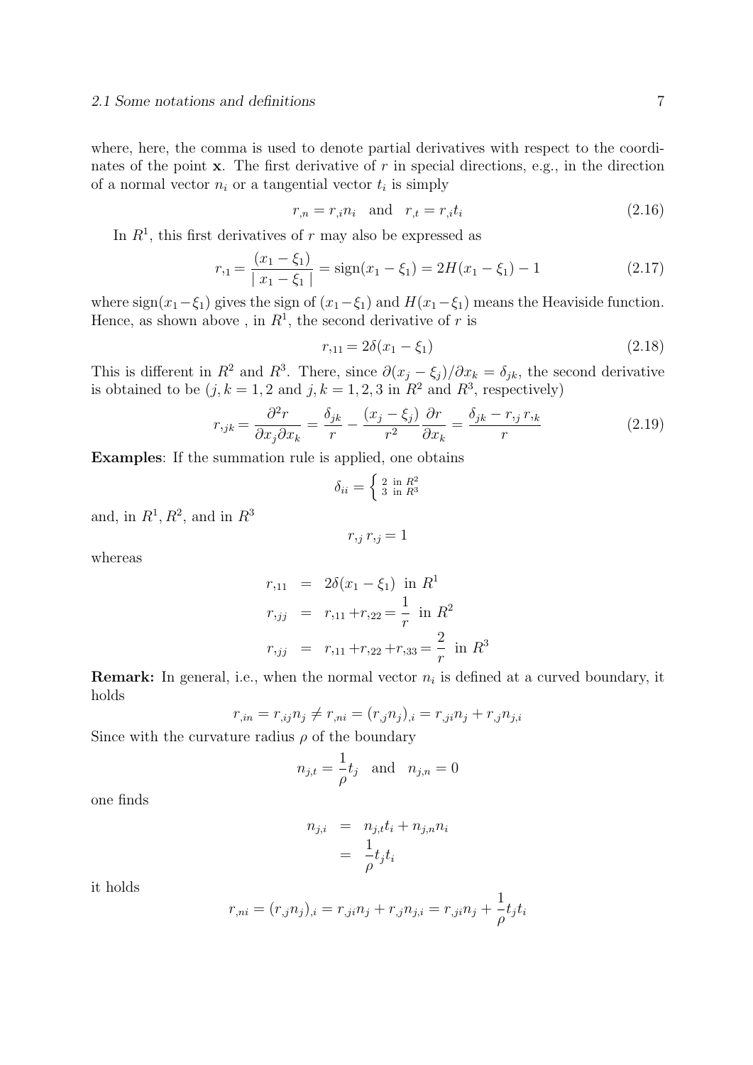where, here, the comma is used to denote partial derivatives with respect to the coordinates of the point $\mathbf{x}$. The first derivative of $r$ in special directions, e.g., in the direction of a normal vector $n_i$ or a tangential vector $t_i$ is simply

$$r_{,n} = r_{,i} n_i \quad \text{and} \quad r_{,t} = r_{,i} t_i \tag{2.16}$$

In $R^1$, this first derivatives of $r$ may also be expressed as

$$r_{,1} = \frac{(x_1 - \xi_1)}{\mid x_1 - \xi_1 \mid} = \text{sign}(x_1 - \xi_1) = 2H(x_1 - \xi_1) - 1 \tag{2.17}$$

where $\text{sign}(x_1 - \xi_1)$ gives the sign of $(x_1 - \xi_1)$ and $H(x_1 - \xi_1)$ means the Heaviside function. Hence, as shown above , in $R^1$, the second derivative of $r$ is

$$r_{,11} = 2\delta(x_1 - \xi_1) \tag{2.18}$$

This is different in $R^2$ and $R^3$. There, since $\partial(x_j - \xi_j)/\partial x_k = \delta_{jk}$, the second derivative is obtained to be ($j, k = 1, 2$ and $j, k = 1, 2, 3$ in $R^2$ and $R^3$, respectively)

$$r_{,jk} = \frac{\partial^2 r}{\partial x_j \partial x_k} = \frac{\delta_{jk}}{r} - \frac{(x_j - \xi_j)}{r^2}\frac{\partial r}{\partial x_k} = \frac{\delta_{jk} - r_{,j}\, r_{,k}}{r} \tag{2.19}$$

**Examples**: If the summation rule is applied, one obtains

$$\delta_{ii} = \left\{ \begin{smallmatrix} 2 & \text{in } R^2 \\ 3 & \text{in } R^3 \end{smallmatrix} \right.$$

and, in $R^1, R^2$, and in $R^3$

$$r_{,j}\, r_{,j} = 1$$

whereas

$$\begin{aligned}
r_{,11} &= 2\delta(x_1 - \xi_1) \;\text{ in } R^1 \\
r_{,jj} &= r_{,11} + r_{,22} = \frac{1}{r} \;\text{ in } R^2 \\
r_{,jj} &= r_{,11} + r_{,22} + r_{,33} = \frac{2}{r} \;\text{ in } R^3
\end{aligned}$$

**Remark:** In general, i.e., when the normal vector $n_i$ is defined at a curved boundary, it holds

$$r_{,in} = r_{,ij} n_j \neq r_{,ni} = (r_{,j} n_j)_{,i} = r_{,ji} n_j + r_{,j} n_{j,i}$$

Since with the curvature radius $\rho$ of the boundary

$$n_{j,t} = \frac{1}{\rho} t_j \quad \text{and} \quad n_{j,n} = 0$$

one finds

$$\begin{aligned}
n_{j,i} &= n_{j,t} t_i + n_{j,n} n_i \\
&= \frac{1}{\rho} t_j t_i
\end{aligned}$$

it holds

$$r_{,ni} = (r_{,j} n_j)_{,i} = r_{,ji} n_j + r_{,j} n_{j,i} = r_{,ji} n_j + \frac{1}{\rho} t_j t_i$$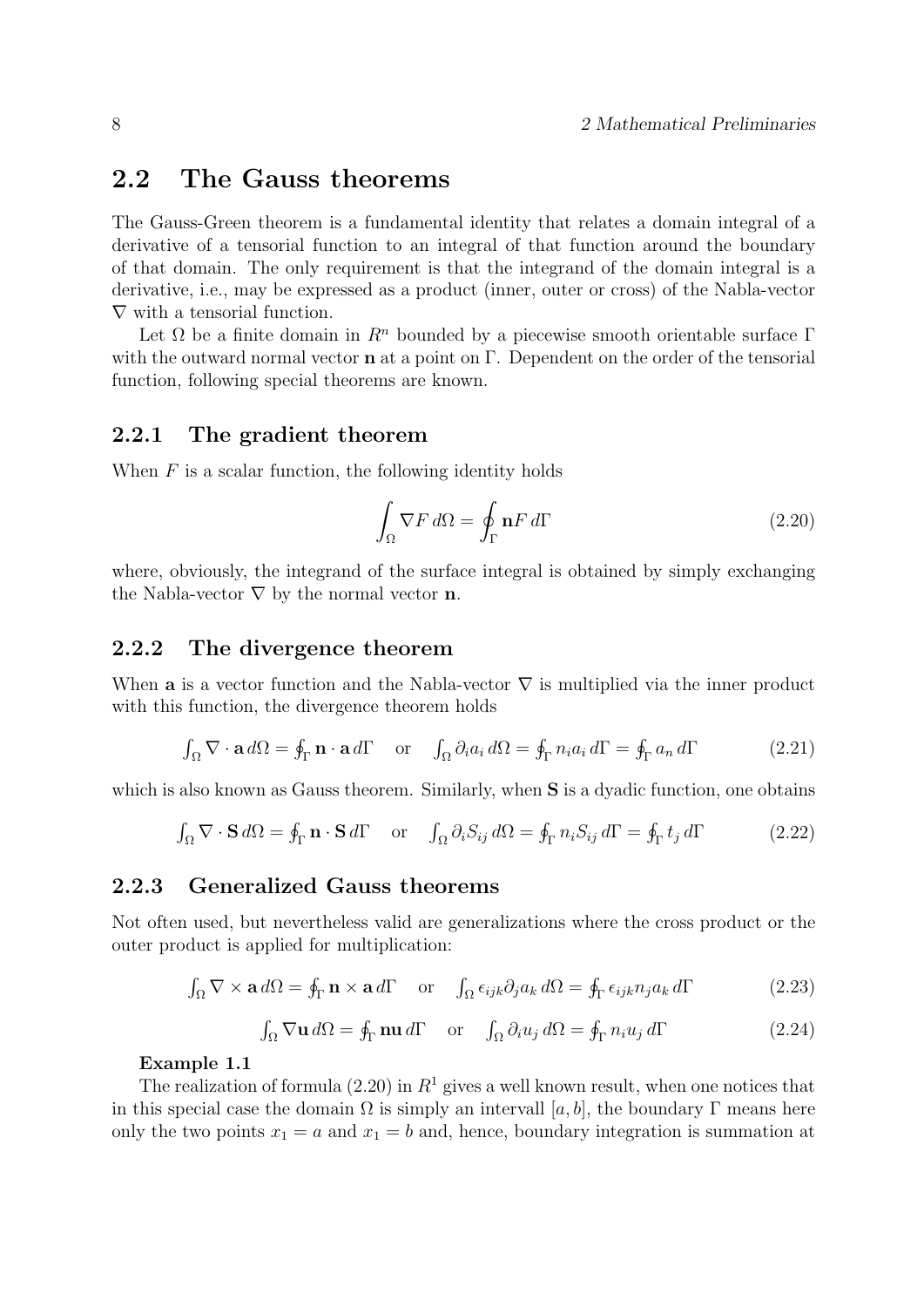## 2.2 The Gauss theorems

The Gauss-Green theorem is a fundamental identity that relates a domain integral of a derivative of a tensorial function to an integral of that function around the boundary of that domain. The only requirement is that the integrand of the domain integral is a derivative, i.e., may be expressed as a product (inner, outer or cross) of the Nabla-vector $\nabla$ with a tensorial function.

Let $\Omega$ be a finite domain in $R^n$ bounded by a piecewise smooth orientable surface $\Gamma$ with the outward normal vector $\mathbf{n}$ at a point on $\Gamma$. Dependent on the order of the tensorial function, following special theorems are known.

### 2.2.1 The gradient theorem

When $F$ is a scalar function, the following identity holds

$$\int_\Omega \nabla F \, d\Omega = \oint_\Gamma \mathbf{n} F \, d\Gamma \tag{2.20}$$

where, obviously, the integrand of the surface integral is obtained by simply exchanging the Nabla-vector $\nabla$ by the normal vector $\mathbf{n}$.

### 2.2.2 The divergence theorem

When $\mathbf{a}$ is a vector function and the Nabla-vector $\nabla$ is multiplied via the inner product with this function, the divergence theorem holds

$$\int_\Omega \nabla \cdot \mathbf{a} \, d\Omega = \oint_\Gamma \mathbf{n} \cdot \mathbf{a} \, d\Gamma \quad \text{or} \quad \int_\Omega \partial_i a_i \, d\Omega = \oint_\Gamma n_i a_i \, d\Gamma = \oint_\Gamma a_n \, d\Gamma \tag{2.21}$$

which is also known as Gauss theorem. Similarly, when $\mathbf{S}$ is a dyadic function, one obtains

$$\int_\Omega \nabla \cdot \mathbf{S} \, d\Omega = \oint_\Gamma \mathbf{n} \cdot \mathbf{S} \, d\Gamma \quad \text{or} \quad \int_\Omega \partial_i S_{ij} \, d\Omega = \oint_\Gamma n_i S_{ij} \, d\Gamma = \oint_\Gamma t_j \, d\Gamma \tag{2.22}$$

### 2.2.3 Generalized Gauss theorems

Not often used, but nevertheless valid are generalizations where the cross product or the outer product is applied for multiplication:

$$\int_\Omega \nabla \times \mathbf{a} \, d\Omega = \oint_\Gamma \mathbf{n} \times \mathbf{a} \, d\Gamma \quad \text{or} \quad \int_\Omega \epsilon_{ijk} \partial_j a_k \, d\Omega = \oint_\Gamma \epsilon_{ijk} n_j a_k \, d\Gamma \tag{2.23}$$

$$\int_\Omega \nabla \mathbf{u} \, d\Omega = \oint_\Gamma \mathbf{n}\mathbf{u} \, d\Gamma \quad \text{or} \quad \int_\Omega \partial_i u_j \, d\Omega = \oint_\Gamma n_i u_j \, d\Gamma \tag{2.24}$$

**Example 1.1**

The realization of formula (2.20) in $R^1$ gives a well known result, when one notices that in this special case the domain $\Omega$ is simply an intervall $[a, b]$, the boundary $\Gamma$ means here only the two points $x_1 = a$ and $x_1 = b$ and, hence, boundary integration is summation at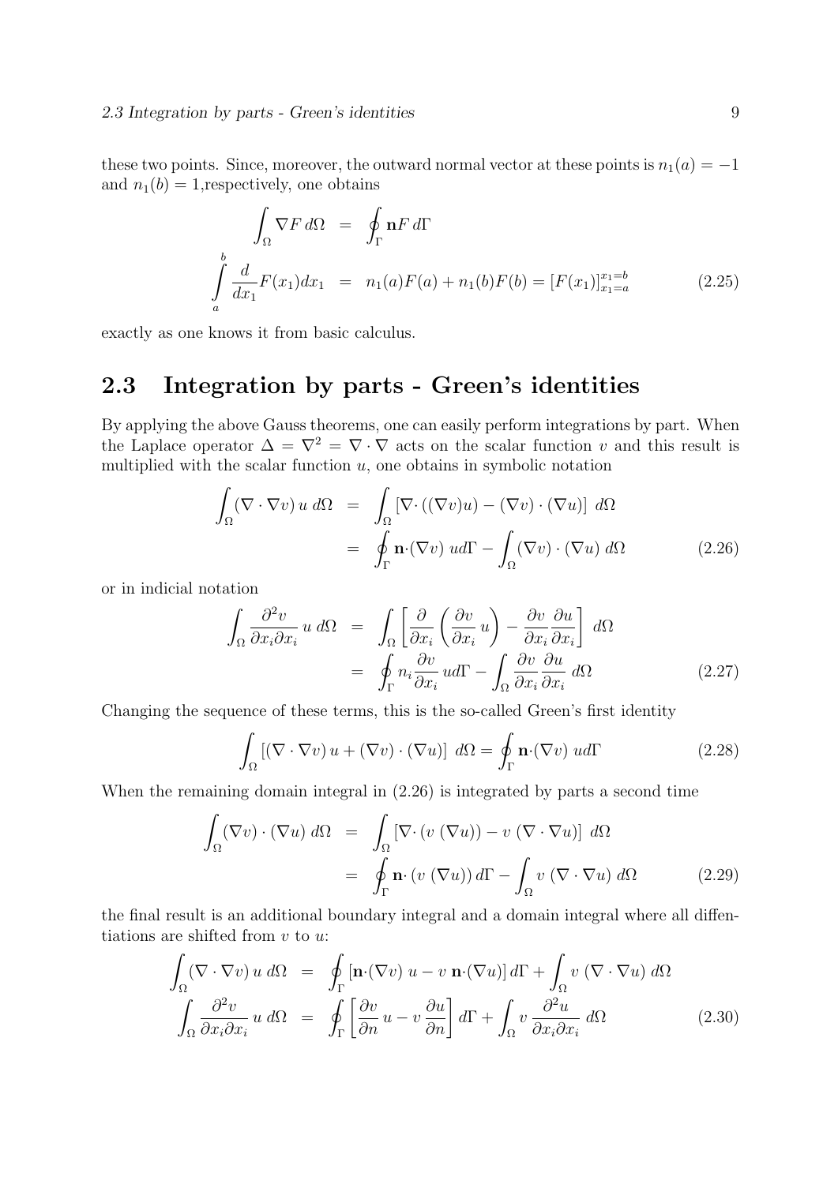these two points. Since, moreover, the outward normal vector at these points is $n_1(a) = -1$ and $n_1(b) = 1$,respectively, one obtains

$$
\begin{aligned}
\int_\Omega \nabla F \, d\Omega &= \oint_\Gamma \mathbf{n} F \, d\Gamma \\
\int_a^b \frac{d}{dx_1} F(x_1) dx_1 &= n_1(a)F(a) + n_1(b)F(b) = [F(x_1)]_{x_1=a}^{x_1=b}
\end{aligned}
\tag{2.25}
$$

exactly as one knows it from basic calculus.

## 2.3 Integration by parts - Green's identities

By applying the above Gauss theorems, one can easily perform integrations by part. When the Laplace operator $\Delta = \nabla^2 = \nabla \cdot \nabla$ acts on the scalar function $v$ and this result is multiplied with the scalar function $u$, one obtains in symbolic notation

$$
\begin{aligned}
\int_\Omega (\nabla \cdot \nabla v) \, u \, d\Omega &= \int_\Omega \left[ \nabla \cdot ((\nabla v) u) - (\nabla v) \cdot (\nabla u) \right] \, d\Omega \\
&= \oint_\Gamma \mathbf{n} \cdot (\nabla v) \, u d\Gamma - \int_\Omega (\nabla v) \cdot (\nabla u) \, d\Omega
\end{aligned}
\tag{2.26}
$$

or in indicial notation

$$
\begin{aligned}
\int_\Omega \frac{\partial^2 v}{\partial x_i \partial x_i} \, u \, d\Omega &= \int_\Omega \left[ \frac{\partial}{\partial x_i} \left( \frac{\partial v}{\partial x_i} \, u \right) - \frac{\partial v}{\partial x_i} \frac{\partial u}{\partial x_i} \right] \, d\Omega \\
&= \oint_\Gamma n_i \frac{\partial v}{\partial x_i} \, u d\Gamma - \int_\Omega \frac{\partial v}{\partial x_i} \frac{\partial u}{\partial x_i} \, d\Omega
\end{aligned}
\tag{2.27}
$$

Changing the sequence of these terms, this is the so-called Green's first identity

$$
\int_\Omega \left[ (\nabla \cdot \nabla v) \, u + (\nabla v) \cdot (\nabla u) \right] \, d\Omega = \oint_\Gamma \mathbf{n} \cdot (\nabla v) \, u d\Gamma
\tag{2.28}
$$

When the remaining domain integral in (2.26) is integrated by parts a second time

$$
\begin{aligned}
\int_\Omega (\nabla v) \cdot (\nabla u) \, d\Omega &= \int_\Omega \left[ \nabla \cdot (v \, (\nabla u)) - v \, (\nabla \cdot \nabla u) \right] \, d\Omega \\
&= \oint_\Gamma \mathbf{n} \cdot (v \, (\nabla u)) \, d\Gamma - \int_\Omega v \, (\nabla \cdot \nabla u) \, d\Omega
\end{aligned}
\tag{2.29}
$$

the final result is an additional boundary integral and a domain integral where all diffentiations are shifted from $v$ to $u$:

$$
\begin{aligned}
\int_\Omega (\nabla \cdot \nabla v) \, u \, d\Omega &= \oint_\Gamma \left[ \mathbf{n} \cdot (\nabla v) \, u - v \, \mathbf{n} \cdot (\nabla u) \right] d\Gamma + \int_\Omega v \, (\nabla \cdot \nabla u) \, d\Omega \\
\int_\Omega \frac{\partial^2 v}{\partial x_i \partial x_i} \, u \, d\Omega &= \oint_\Gamma \left[ \frac{\partial v}{\partial n} \, u - v \, \frac{\partial u}{\partial n} \right] d\Gamma + \int_\Omega v \, \frac{\partial^2 u}{\partial x_i \partial x_i} \, d\Omega
\end{aligned}
\tag{2.30}
$$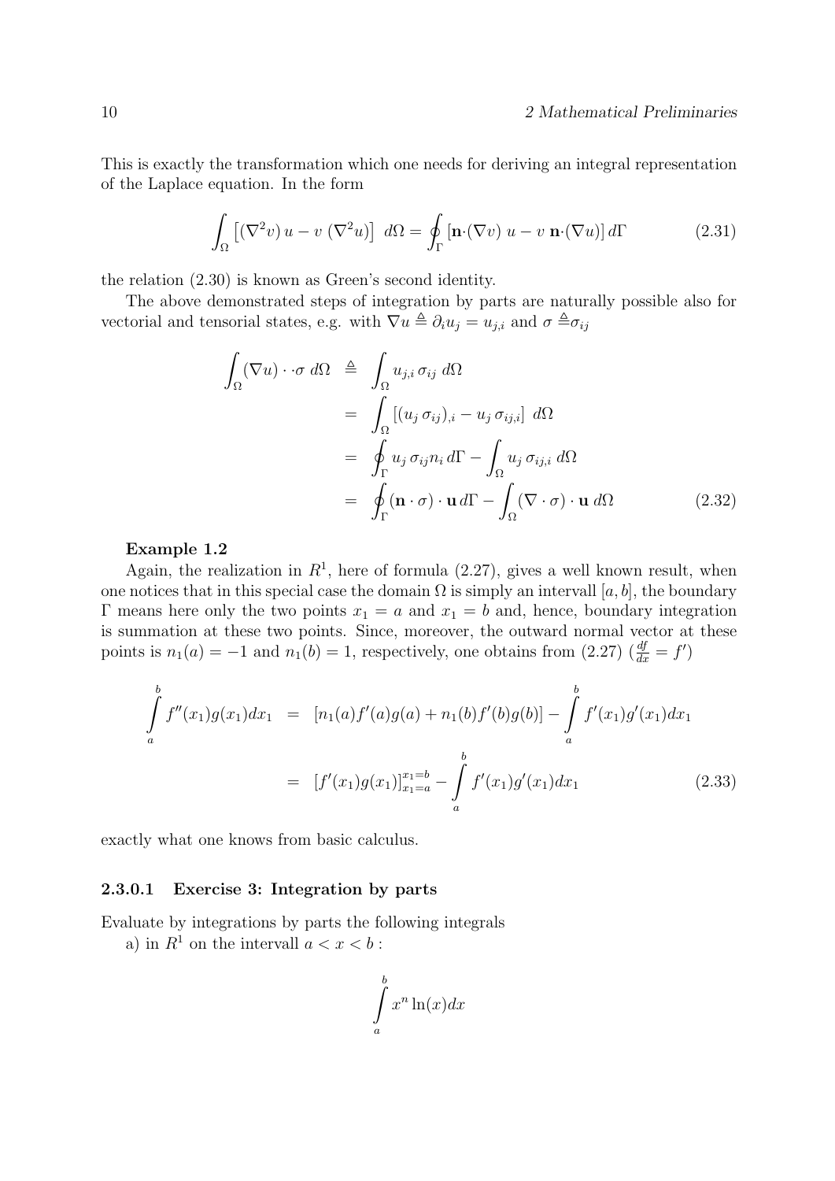This is exactly the transformation which one needs for deriving an integral representation of the Laplace equation. In the form

$$\int_\Omega \left[(\nabla^2 v)\, u - v\, (\nabla^2 u)\right]\, d\Omega = \oint_\Gamma \left[\mathbf{n}\cdot(\nabla v)\, u - v\, \mathbf{n}\cdot(\nabla u)\right] d\Gamma \tag{2.31}$$

the relation (2.30) is known as Green's second identity.

The above demonstrated steps of integration by parts are naturally possible also for vectorial and tensorial states, e.g. with $\nabla u \triangleq \partial_i u_j = u_{j,i}$ and $\sigma \triangleq \sigma_{ij}$

$$\begin{aligned}
\int_\Omega (\nabla u) \cdot\cdot \sigma \; d\Omega &\triangleq \int_\Omega u_{j,i}\, \sigma_{ij}\; d\Omega \\
&= \int_\Omega \left[(u_j\, \sigma_{ij})_{,i} - u_j\, \sigma_{ij,i}\right]\; d\Omega \\
&= \oint_\Gamma u_j\, \sigma_{ij} n_i\, d\Gamma - \int_\Omega u_j\, \sigma_{ij,i}\; d\Omega \\
&= \oint_\Gamma (\mathbf{n}\cdot\sigma)\cdot \mathbf{u}\, d\Gamma - \int_\Omega (\nabla\cdot\sigma)\cdot \mathbf{u}\; d\Omega
\end{aligned} \tag{2.32}$$

**Example 1.2**

Again, the realization in $R^1$, here of formula (2.27), gives a well known result, when one notices that in this special case the domain $\Omega$ is simply an intervall $[a, b]$, the boundary $\Gamma$ means here only the two points $x_1 = a$ and $x_1 = b$ and, hence, boundary integration is summation at these two points. Since, moreover, the outward normal vector at these points is $n_1(a) = -1$ and $n_1(b) = 1$, respectively, one obtains from (2.27) ($\frac{df}{dx} = f'$)

$$\begin{aligned}
\int_a^b f''(x_1) g(x_1) dx_1 &= \left[n_1(a) f'(a) g(a) + n_1(b) f'(b) g(b)\right] - \int_a^b f'(x_1) g'(x_1) dx_1 \\
&= \left[f'(x_1) g(x_1)\right]_{x_1=a}^{x_1=b} - \int_a^b f'(x_1) g'(x_1) dx_1
\end{aligned} \tag{2.33}$$

exactly what one knows from basic calculus.

#### 2.3.0.1 Exercise 3: Integration by parts

Evaluate by integrations by parts the following integrals

a) in $R^1$ on the intervall $a < x < b$ :

$$\int_a^b x^n \ln(x) dx$$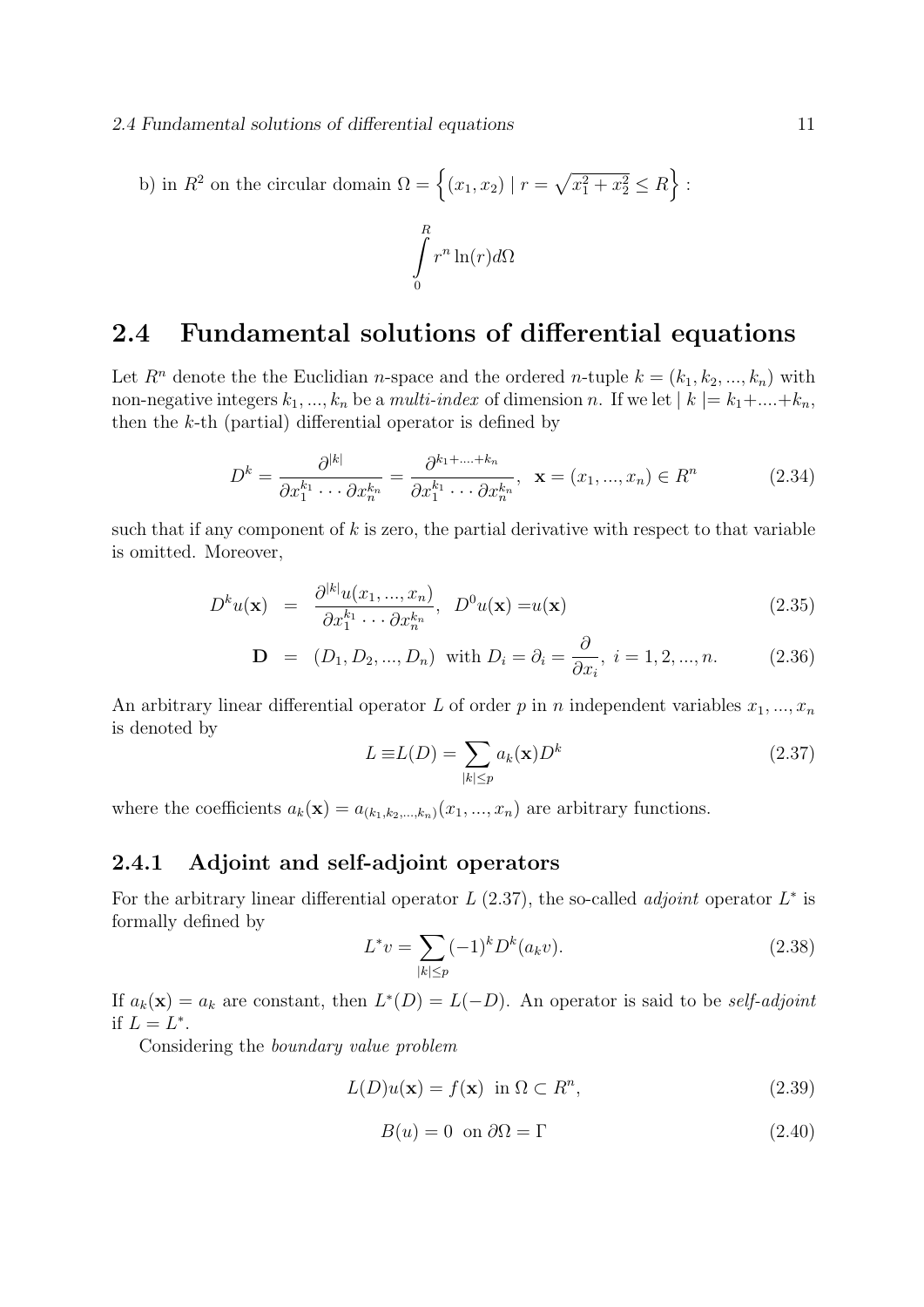b) in $R^2$ on the circular domain $\Omega = \left\{(x_1, x_2) \mid r = \sqrt{x_1^2 + x_2^2} \leq R\right\}$ :

$$\int_0^R r^n \ln(r) d\Omega$$

## 2.4 Fundamental solutions of differential equations

Let $R^n$ denote the the Euclidian $n$-space and the ordered $n$-tuple $k = (k_1, k_2, ..., k_n)$ with non-negative integers $k_1, ..., k_n$ be a *multi-index* of dimension $n$. If we let $\mid k \mid = k_1 + .... + k_n$, then the $k$-th (partial) differential operator is defined by

$$D^k = \frac{\partial^{|k|}}{\partial x_1^{k_1} \cdots \partial x_n^{k_n}} = \frac{\partial^{k_1 + .... + k_n}}{\partial x_1^{k_1} \cdots \partial x_n^{k_n}}, \ \ \mathbf{x} = (x_1, ..., x_n) \in R^n \tag{2.34}$$

such that if any component of $k$ is zero, the partial derivative with respect to that variable is omitted. Moreover,

$$D^k u(\mathbf{x}) = \frac{\partial^{|k|} u(x_1, ..., x_n)}{\partial x_1^{k_1} \cdots \partial x_n^{k_n}}, \ \ D^0 u(\mathbf{x}) = u(\mathbf{x}) \tag{2.35}$$

$$\mathbf{D} = (D_1, D_2, ..., D_n) \ \text{ with } D_i = \partial_i = \frac{\partial}{\partial x_i}, \ i = 1, 2, ..., n. \tag{2.36}$$

An arbitrary linear differential operator $L$ of order $p$ in $n$ independent variables $x_1, ..., x_n$ is denoted by

$$L \equiv L(D) = \sum_{|k| \leq p} a_k(\mathbf{x}) D^k \tag{2.37}$$

where the coefficients $a_k(\mathbf{x}) = a_{(k_1, k_2, ..., k_n)}(x_1, ..., x_n)$ are arbitrary functions.

### 2.4.1 Adjoint and self-adjoint operators

For the arbitrary linear differential operator $L$ (2.37), the so-called *adjoint* operator $L^*$ is formally defined by

$$L^* v = \sum_{|k| \leq p} (-1)^k D^k (a_k v). \tag{2.38}$$

If $a_k(\mathbf{x}) = a_k$ are constant, then $L^*(D) = L(-D)$. An operator is said to be *self-adjoint* if $L = L^*$.

Considering the *boundary value problem*

$$L(D) u(\mathbf{x}) = f(\mathbf{x}) \ \text{ in } \Omega \subset R^n, \tag{2.39}$$

$$B(u) = 0 \ \text{ on } \partial\Omega = \Gamma \tag{2.40}$$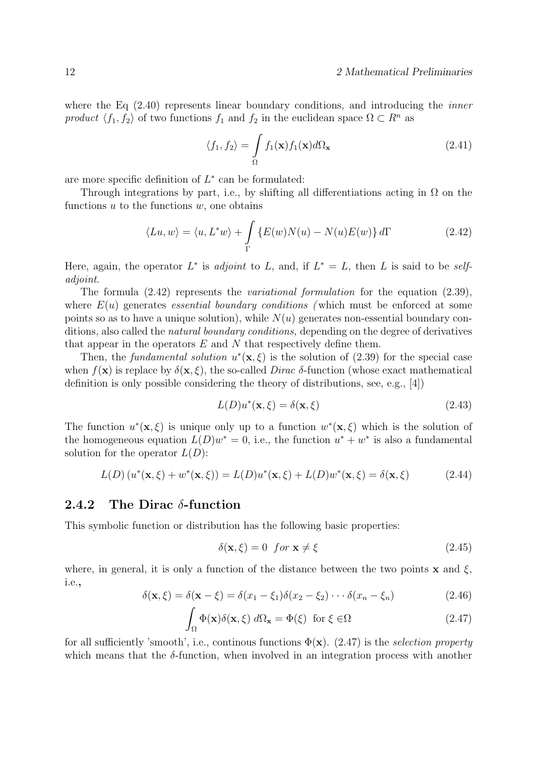where the Eq (2.40) represents linear boundary conditions, and introducing the *inner product* $\langle f_1, f_2 \rangle$ of two functions $f_1$ and $f_2$ in the euclidean space $\Omega \subset R^n$ as

$$\langle f_1, f_2 \rangle = \int\limits_{\Omega} f_1(\mathbf{x}) f_1(\mathbf{x}) d\Omega_{\mathbf{x}} \tag{2.41}$$

are more specific definition of $L^*$ can be formulated:

Through integrations by part, i.e., by shifting all differentiations acting in $\Omega$ on the functions $u$ to the functions $w$, one obtains

$$\langle Lu, w \rangle = \langle u, L^* w \rangle + \int\limits_{\Gamma} \{E(w)N(u) - N(u)E(w)\} \, d\Gamma \tag{2.42}$$

Here, again, the operator $L^*$ is *adjoint* to $L$, and, if $L^* = L$, then $L$ is said to be *self-adjoint*.

The formula (2.42) represents the *variational formulation* for the equation (2.39), where $E(u)$ generates *essential boundary conditions (* which must be enforced at some points so as to have a unique solution), while $N(u)$ generates non-essential boundary conditions, also called the *natural boundary conditions,* depending on the degree of derivatives that appear in the operators $E$ and $N$ that respectively define them.

Then, the *fundamental solution* $u^*(\mathbf{x}, \xi)$ is the solution of (2.39) for the special case when $f(\mathbf{x})$ is replace by $\delta(\mathbf{x}, \xi)$, the so-called *Dirac* $\delta$-function (whose exact mathematical definition is only possible considering the theory of distributions, see, e.g., [4])

$$L(D)u^*(\mathbf{x}, \xi) = \delta(\mathbf{x}, \xi) \tag{2.43}$$

The function $u^*(\mathbf{x}, \xi)$ is unique only up to a function $w^*(\mathbf{x}, \xi)$ which is the solution of the homogeneous equation $L(D)w^* = 0$, i.e., the function $u^* + w^*$ is also a fundamental solution for the operator $L(D)$:

$$L(D)\left(u^*(\mathbf{x}, \xi) + w^*(\mathbf{x}, \xi)\right) = L(D)u^*(\mathbf{x}, \xi) + L(D)w^*(\mathbf{x}, \xi) = \delta(\mathbf{x}, \xi) \tag{2.44}$$

### 2.4.2 The Dirac $\delta$-function

This symbolic function or distribution has the following basic properties:

$$\delta(\mathbf{x}, \xi) = 0 \quad for \; \mathbf{x} \neq \xi \tag{2.45}$$

where, in general, it is only a function of the distance between the two points $\mathbf{x}$ and $\xi$, i.e.,

$$\delta(\mathbf{x}, \xi) = \delta(\mathbf{x} - \xi) = \delta(x_1 - \xi_1)\delta(x_2 - \xi_2) \cdots \delta(x_n - \xi_n) \tag{2.46}$$

$$\int_{\Omega} \Phi(\mathbf{x}) \delta(\mathbf{x}, \xi) \, d\Omega_{\mathbf{x}} = \Phi(\xi) \;\; \text{for } \xi \in \Omega \tag{2.47}$$

for all sufficiently 'smooth', i.e., continous functions $\Phi(\mathbf{x})$. (2.47) is the *selection property* which means that the $\delta$-function, when involved in an integration process with another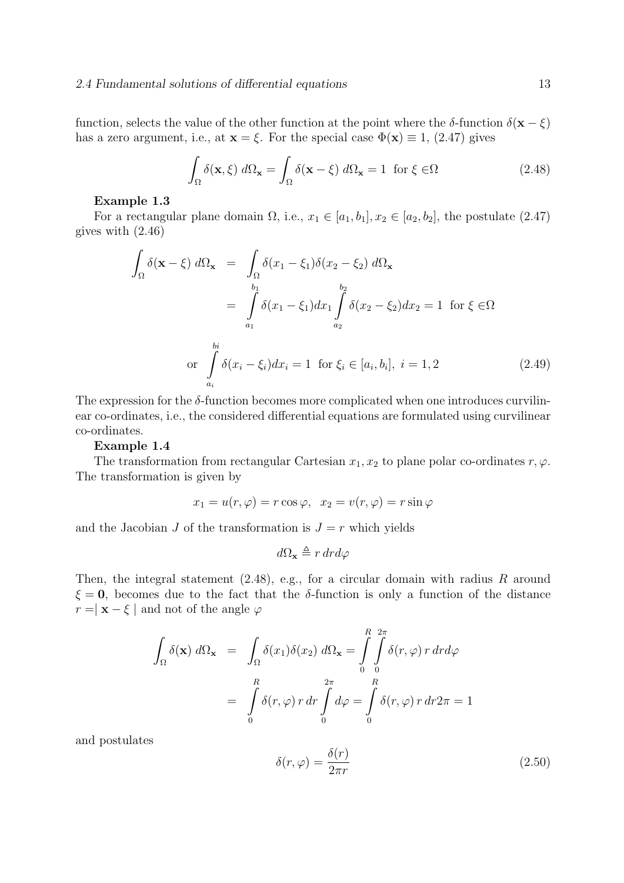function, selects the value of the other function at the point where the $\delta$-function $\delta(\mathbf{x} - \xi)$ has a zero argument, i.e., at $\mathbf{x} = \xi$. For the special case $\Phi(\mathbf{x}) \equiv 1$, (2.47) gives

$$\int_\Omega \delta(\mathbf{x}, \xi)\, d\Omega_\mathbf{x} = \int_\Omega \delta(\mathbf{x} - \xi)\, d\Omega_\mathbf{x} = 1 \;\text{ for } \xi \in \Omega \tag{2.48}$$

**Example 1.3**

For a rectangular plane domain $\Omega$, i.e., $x_1 \in [a_1, b_1], x_2 \in [a_2, b_2]$, the postulate (2.47) gives with (2.46)

$$\begin{aligned}
\int_\Omega \delta(\mathbf{x} - \xi)\, d\Omega_\mathbf{x} &= \int_\Omega \delta(x_1 - \xi_1)\delta(x_2 - \xi_2)\, d\Omega_\mathbf{x} \\
&= \int_{a_1}^{b_1} \delta(x_1 - \xi_1) dx_1 \int_{a_2}^{b_2} \delta(x_2 - \xi_2) dx_2 = 1 \;\text{ for } \xi \in \Omega
\end{aligned}$$

$$\text{or } \int_{a_i}^{bi} \delta(x_i - \xi_i) dx_i = 1 \;\text{ for } \xi_i \in [a_i, b_i],\; i = 1, 2 \tag{2.49}$$

The expression for the $\delta$-function becomes more complicated when one introduces curvilinear co-ordinates, i.e., the considered differential equations are formulated using curvilinear co-ordinates.

**Example 1.4**

The transformation from rectangular Cartesian $x_1, x_2$ to plane polar co-ordinates $r, \varphi$. The transformation is given by

$$x_1 = u(r, \varphi) = r\cos\varphi, \quad x_2 = v(r, \varphi) = r\sin\varphi$$

and the Jacobian $J$ of the transformation is $J = r$ which yields

$$d\Omega_\mathbf{x} \triangleq r\, dr d\varphi$$

Then, the integral statement (2.48), e.g., for a circular domain with radius $R$ around $\xi = \mathbf{0}$, becomes due to the fact that the $\delta$-function is only a function of the distance $r = \mid \mathbf{x} - \xi \mid$ and not of the angle $\varphi$

$$\begin{aligned}
\int_\Omega \delta(\mathbf{x})\, d\Omega_\mathbf{x} &= \int_\Omega \delta(x_1)\delta(x_2)\, d\Omega_\mathbf{x} = \int_0^R \int_0^{2\pi} \delta(r, \varphi)\, r\, dr d\varphi \\
&= \int_0^R \delta(r, \varphi)\, r\, dr \int_0^{2\pi} d\varphi = \int_0^R \delta(r, \varphi)\, r\, dr 2\pi = 1
\end{aligned}$$

and postulates

$$\delta(r, \varphi) = \frac{\delta(r)}{2\pi r} \tag{2.50}$$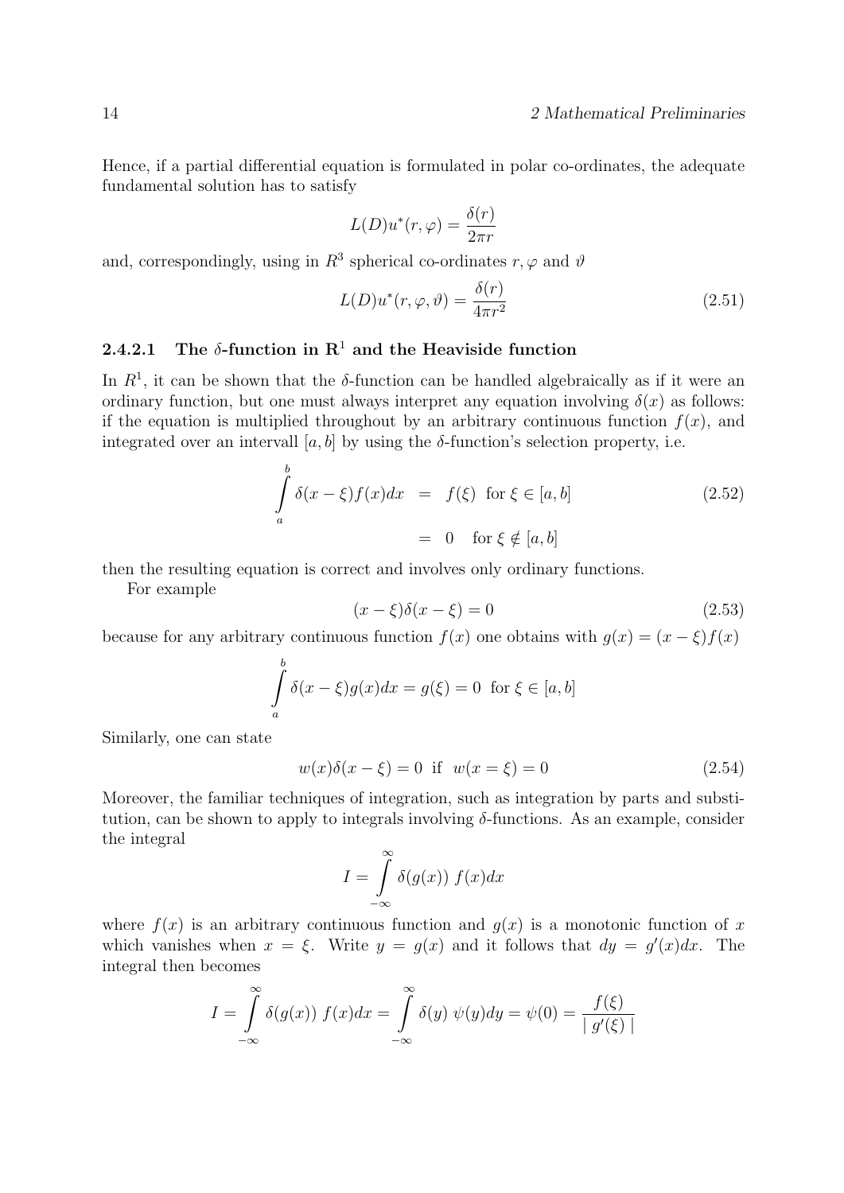Hence, if a partial differential equation is formulated in polar co-ordinates, the adequate fundamental solution has to satisfy

$$L(D)u^*(r,\varphi) = \frac{\delta(r)}{2\pi r}$$

and, correspondingly, using in $R^3$ spherical co-ordinates $r, \varphi$ and $\vartheta$

$$L(D)u^*(r,\varphi,\vartheta) = \frac{\delta(r)}{4\pi r^2} \tag{2.51}$$

#### 2.4.2.1 The $\delta$-function in $\mathbf{R}^1$ and the Heaviside function

In $R^1$, it can be shown that the $\delta$-function can be handled algebraically as if it were an ordinary function, but one must always interpret any equation involving $\delta(x)$ as follows: if the equation is multiplied throughout by an arbitrary continuous function $f(x)$, and integrated over an intervall $[a,b]$ by using the $\delta$-function's selection property, i.e.

$$\begin{aligned}\int\limits_a^b \delta(x-\xi)f(x)dx &= f(\xi) \;\; \text{for } \xi \in [a,b] \\ &= 0 \quad \text{for } \xi \notin [a,b]\end{aligned} \tag{2.52}$$

then the resulting equation is correct and involves only ordinary functions.

For example

$$(x-\xi)\delta(x-\xi) = 0 \tag{2.53}$$

because for any arbitrary continuous function $f(x)$ one obtains with $g(x) = (x-\xi)f(x)$

$$\int\limits_a^b \delta(x-\xi)g(x)dx = g(\xi) = 0 \;\; \text{for } \xi \in [a,b]$$

Similarly, one can state

$$w(x)\delta(x-\xi) = 0 \;\; \text{if} \;\; w(x=\xi) = 0 \tag{2.54}$$

Moreover, the familiar techniques of integration, such as integration by parts and substitution, can be shown to apply to integrals involving $\delta$-functions. As an example, consider the integral

$$I = \int\limits_{-\infty}^{\infty} \delta(g(x)) \; f(x)dx$$

where $f(x)$ is an arbitrary continuous function and $g(x)$ is a monotonic function of $x$ which vanishes when $x = \xi$. Write $y = g(x)$ and it follows that $dy = g'(x)dx$. The integral then becomes

$$I = \int\limits_{-\infty}^{\infty} \delta(g(x)) \; f(x)dx = \int\limits_{-\infty}^{\infty} \delta(y) \; \psi(y)dy = \psi(0) = \frac{f(\xi)}{\mid g'(\xi) \mid}$$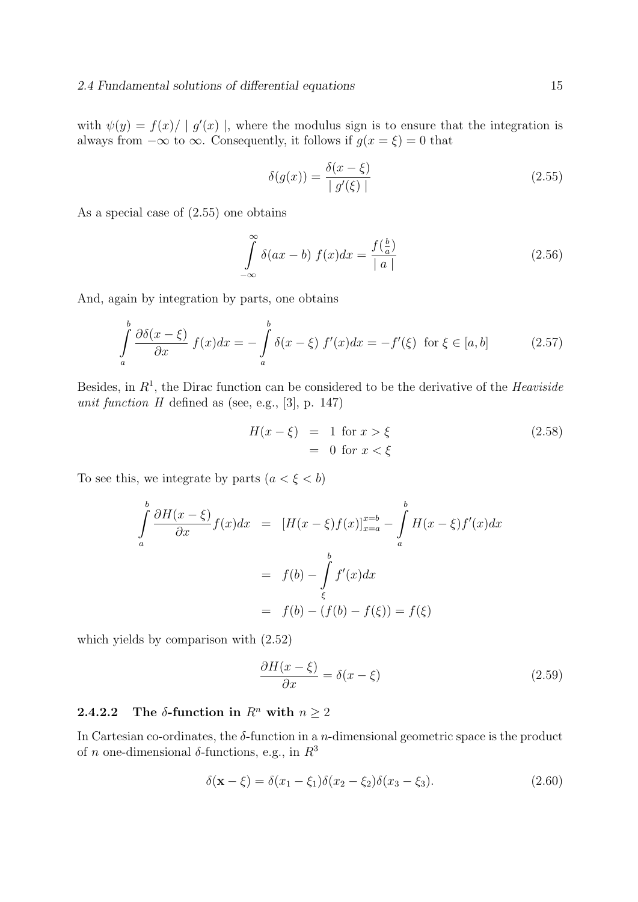with $\psi(y) = f(x)/ \mid g'(x) \mid$, where the modulus sign is to ensure that the integration is always from $-\infty$ to $\infty$. Consequently, it follows if $g(x = \xi) = 0$ that

$$\delta(g(x)) = \frac{\delta(x - \xi)}{\mid g'(\xi) \mid} \tag{2.55}$$

As a special case of (2.55) one obtains

$$\int_{-\infty}^{\infty} \delta(ax - b) \; f(x) dx = \frac{f(\frac{b}{a})}{\mid a \mid} \tag{2.56}$$

And, again by integration by parts, one obtains

$$\int_a^b \frac{\partial \delta(x - \xi)}{\partial x} \; f(x) dx = - \int_a^b \delta(x - \xi) \; f'(x) dx = -f'(\xi) \;\; \text{for } \xi \in [a, b] \tag{2.57}$$

Besides, in $R^1$, the Dirac function can be considered to be the derivative of the *Heaviside unit function* $H$ defined as (see, e.g., [3], p. 147)

$$\begin{aligned} H(x - \xi) &= 1 \text{ for } x > \xi \\ &= 0 \text{ for } x < \xi \end{aligned} \tag{2.58}$$

To see this, we integrate by parts ($a < \xi < b$)

$$\begin{aligned} \int_a^b \frac{\partial H(x - \xi)}{\partial x} f(x) dx &= [H(x - \xi) f(x)]_{x=a}^{x=b} - \int_a^b H(x - \xi) f'(x) dx \\ &= f(b) - \int_\xi^b f'(x) dx \\ &= f(b) - (f(b) - f(\xi)) = f(\xi) \end{aligned}$$

which yields by comparison with (2.52)

$$\frac{\partial H(x - \xi)}{\partial x} = \delta(x - \xi) \tag{2.59}$$

#### 2.4.2.2 The $\delta$-function in $R^n$ with $n \geq 2$

In Cartesian co-ordinates, the $\delta$-function in a $n$-dimensional geometric space is the product of $n$ one-dimensional $\delta$-functions, e.g., in $R^3$

$$\delta(\mathbf{x} - \xi) = \delta(x_1 - \xi_1) \delta(x_2 - \xi_2) \delta(x_3 - \xi_3). \tag{2.60}$$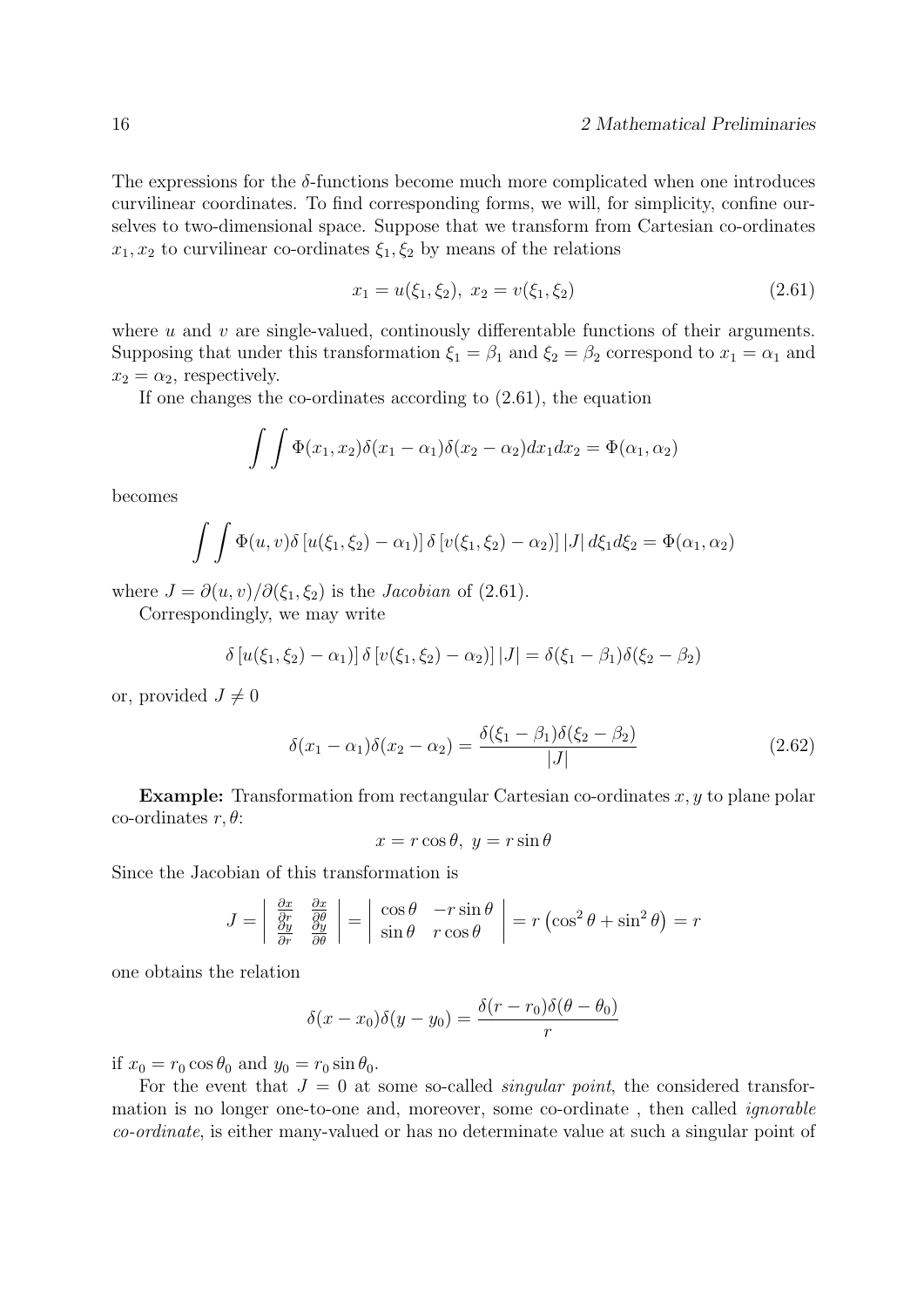The expressions for the $\delta$-functions become much more complicated when one introduces curvilinear coordinates. To find corresponding forms, we will, for simplicity, confine ourselves to two-dimensional space. Suppose that we transform from Cartesian co-ordinates $x_1, x_2$ to curvilinear co-ordinates $\xi_1, \xi_2$ by means of the relations

$$x_1 = u(\xi_1, \xi_2), \; x_2 = v(\xi_1, \xi_2) \tag{2.61}$$

where $u$ and $v$ are single-valued, continously differentable functions of their arguments. Supposing that under this transformation $\xi_1 = \beta_1$ and $\xi_2 = \beta_2$ correspond to $x_1 = \alpha_1$ and $x_2 = \alpha_2$, respectively.

If one changes the co-ordinates according to (2.61), the equation

$$\int\int \Phi(x_1, x_2)\delta(x_1 - \alpha_1)\delta(x_2 - \alpha_2)dx_1dx_2 = \Phi(\alpha_1, \alpha_2)$$

becomes

$$\int\int \Phi(u, v)\delta\left[u(\xi_1, \xi_2) - \alpha_1)\right]\delta\left[v(\xi_1, \xi_2) - \alpha_2)\right]|J|\, d\xi_1 d\xi_2 = \Phi(\alpha_1, \alpha_2)$$

where $J = \partial(u, v)/\partial(\xi_1, \xi_2)$ is the *Jacobian* of (2.61).

Correspondingly, we may write

$$\delta\left[u(\xi_1, \xi_2) - \alpha_1)\right]\delta\left[v(\xi_1, \xi_2) - \alpha_2)\right]|J| = \delta(\xi_1 - \beta_1)\delta(\xi_2 - \beta_2)$$

or, provided $J \neq 0$

$$\delta(x_1 - \alpha_1)\delta(x_2 - \alpha_2) = \frac{\delta(\xi_1 - \beta_1)\delta(\xi_2 - \beta_2)}{|J|} \tag{2.62}$$

**Example:** Transformation from rectangular Cartesian co-ordinates $x, y$ to plane polar co-ordinates $r, \theta$:

$$x = r\cos\theta, \; y = r\sin\theta$$

Since the Jacobian of this transformation is

$$J = \begin{vmatrix} \frac{\partial x}{\partial r} & \frac{\partial x}{\partial \theta} \\ \frac{\partial y}{\partial r} & \frac{\partial y}{\partial \theta} \end{vmatrix} = \begin{vmatrix} \cos\theta & -r\sin\theta \\ \sin\theta & r\cos\theta \end{vmatrix} = r\left(\cos^2\theta + \sin^2\theta\right) = r$$

one obtains the relation

$$\delta(x - x_0)\delta(y - y_0) = \frac{\delta(r - r_0)\delta(\theta - \theta_0)}{r}$$

if $x_0 = r_0\cos\theta_0$ and $y_0 = r_0\sin\theta_0$.

For the event that $J = 0$ at some so-called *singular point*, the considered transformation is no longer one-to-one and, moreover, some co-ordinate , then called *ignorable co-ordinate*, is either many-valued or has no determinate value at such a singular point of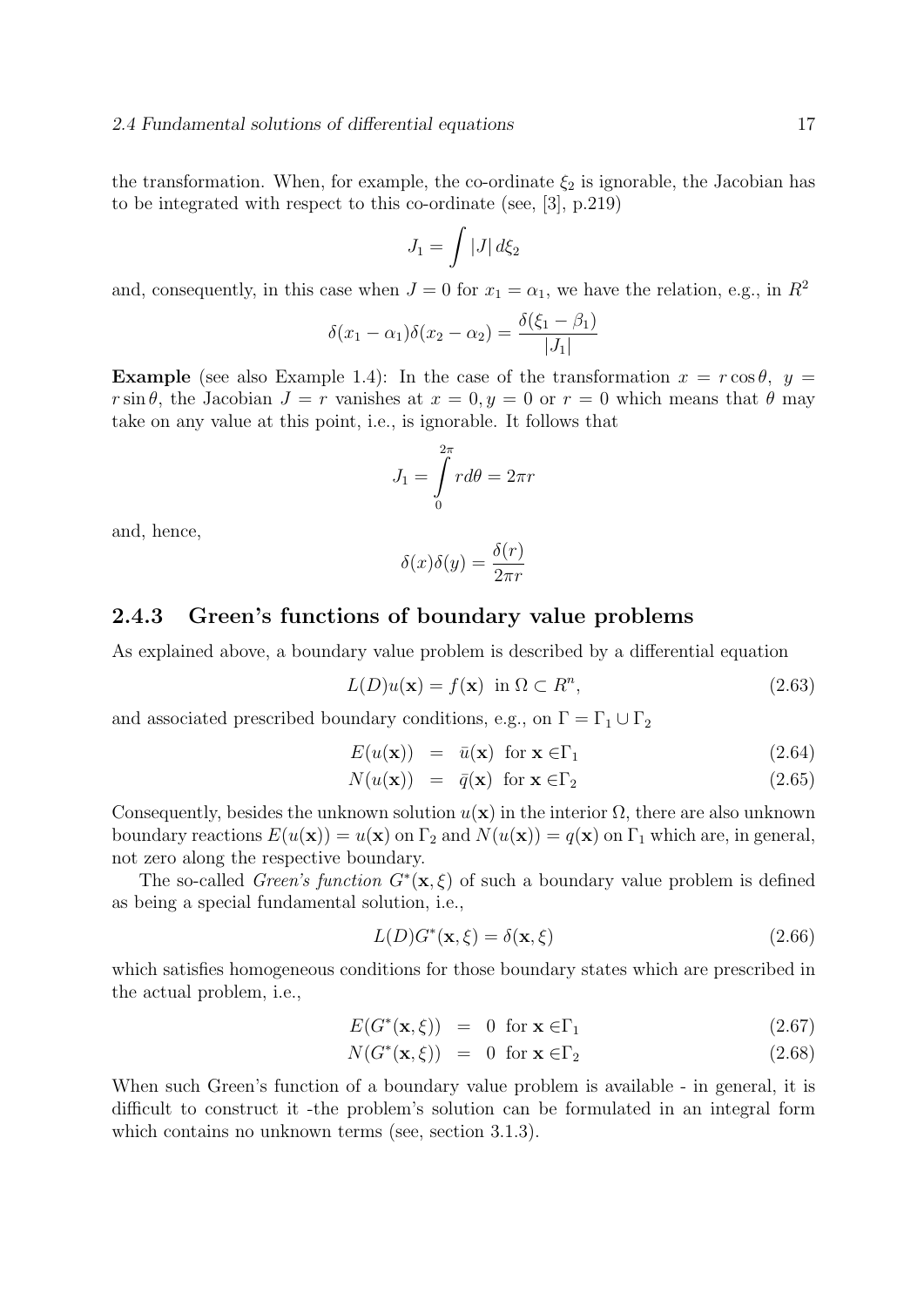the transformation. When, for example, the co-ordinate $\xi_2$ is ignorable, the Jacobian has to be integrated with respect to this co-ordinate (see, [3], p.219)

$$J_1 = \int |J| \, d\xi_2$$

and, consequently, in this case when $J = 0$ for $x_1 = \alpha_1$, we have the relation, e.g., in $R^2$

$$\delta(x_1 - \alpha_1)\delta(x_2 - \alpha_2) = \frac{\delta(\xi_1 - \beta_1)}{|J_1|}$$

**Example** (see also Example 1.4): In the case of the transformation $x = r\cos\theta$, $y = r\sin\theta$, the Jacobian $J = r$ vanishes at $x = 0, y = 0$ or $r = 0$ which means that $\theta$ may take on any value at this point, i.e., is ignorable. It follows that

$$J_1 = \int_0^{2\pi} r d\theta = 2\pi r$$

and, hence,

$$\delta(x)\delta(y) = \frac{\delta(r)}{2\pi r}$$

### 2.4.3 Green's functions of boundary value problems

As explained above, a boundary value problem is described by a differential equation

$$L(D)u(\mathbf{x}) = f(\mathbf{x}) \;\; \text{in } \Omega \subset R^n, \tag{2.63}$$

and associated prescribed boundary conditions, e.g., on $\Gamma = \Gamma_1 \cup \Gamma_2$

$$E(u(\mathbf{x})) = \bar{u}(\mathbf{x}) \;\; \text{for } \mathbf{x} \in \Gamma_1 \tag{2.64}$$

$$N(u(\mathbf{x})) = \bar{q}(\mathbf{x}) \;\; \text{for } \mathbf{x} \in \Gamma_2 \tag{2.65}$$

Consequently, besides the unknown solution $u(\mathbf{x})$ in the interior $\Omega$, there are also unknown boundary reactions $E(u(\mathbf{x})) = u(\mathbf{x})$ on $\Gamma_2$ and $N(u(\mathbf{x})) = q(\mathbf{x})$ on $\Gamma_1$ which are, in general, not zero along the respective boundary.

The so-called *Green's function* $G^*(\mathbf{x}, \xi)$ of such a boundary value problem is defined as being a special fundamental solution, i.e.,

$$L(D)G^*(\mathbf{x}, \xi) = \delta(\mathbf{x}, \xi) \tag{2.66}$$

which satisfies homogeneous conditions for those boundary states which are prescribed in the actual problem, i.e.,

$$E(G^*(\mathbf{x}, \xi)) = 0 \;\; \text{for } \mathbf{x} \in \Gamma_1 \tag{2.67}$$

$$N(G^*(\mathbf{x}, \xi)) = 0 \;\; \text{for } \mathbf{x} \in \Gamma_2 \tag{2.68}$$

When such Green's function of a boundary value problem is available - in general, it is difficult to construct it -the problem's solution can be formulated in an integral form which contains no unknown terms (see, section 3.1.3).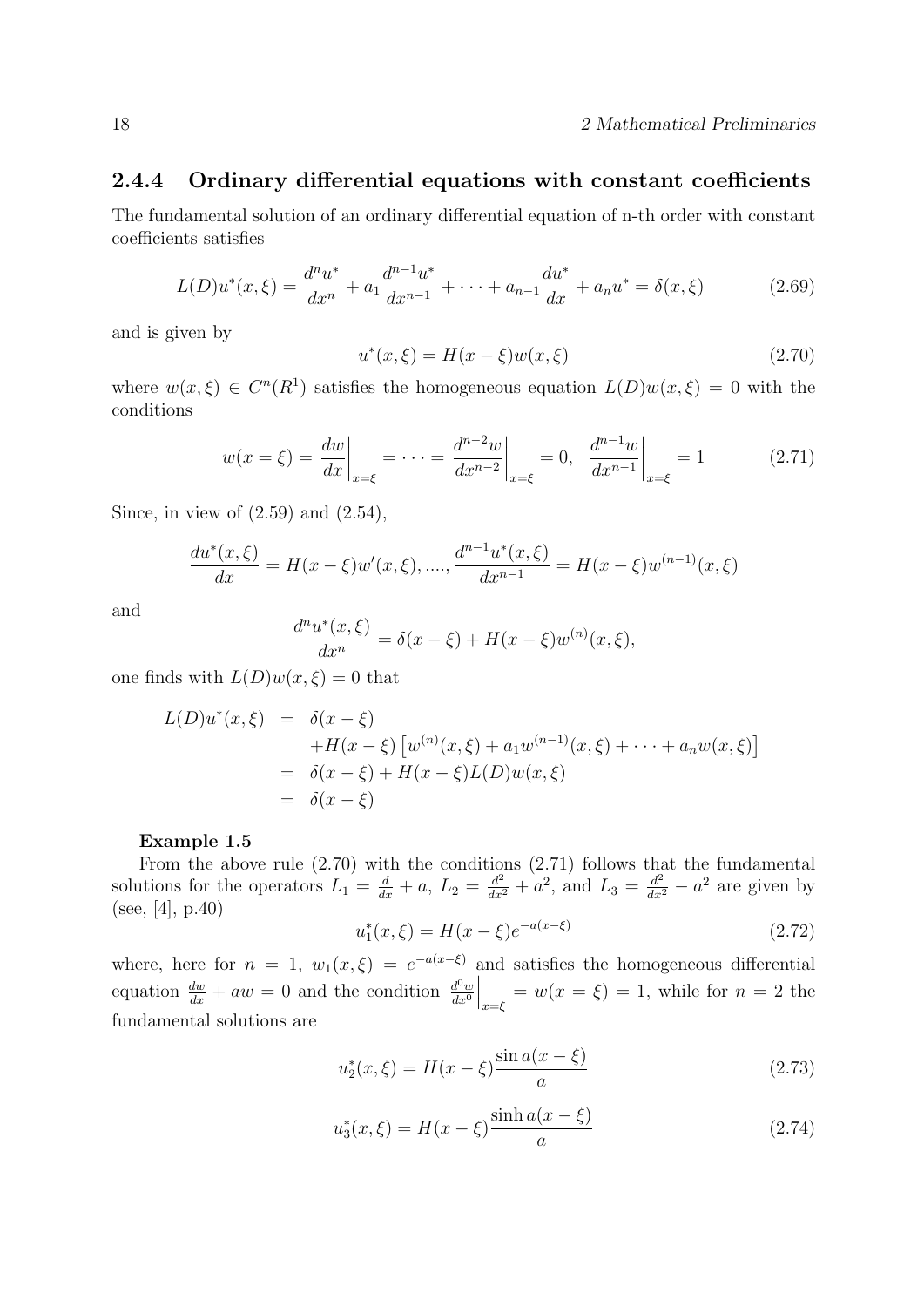### 2.4.4 Ordinary differential equations with constant coefficients

The fundamental solution of an ordinary differential equation of n-th order with constant coefficients satisfies

$$L(D)u^*(x,\xi) = \frac{d^n u^*}{dx^n} + a_1 \frac{d^{n-1}u^*}{dx^{n-1}} + \cdots + a_{n-1}\frac{du^*}{dx} + a_n u^* = \delta(x,\xi) \tag{2.69}$$

and is given by

$$u^*(x,\xi) = H(x-\xi)w(x,\xi) \tag{2.70}$$

where $w(x,\xi) \in C^n(R^1)$ satisfies the homogeneous equation $L(D)w(x,\xi) = 0$ with the conditions

$$w(x=\xi) = \left.\frac{dw}{dx}\right|_{x=\xi} = \cdots = \left.\frac{d^{n-2}w}{dx^{n-2}}\right|_{x=\xi} = 0, \quad \left.\frac{d^{n-1}w}{dx^{n-1}}\right|_{x=\xi} = 1 \tag{2.71}$$

Since, in view of (2.59) and (2.54),

$$\frac{du^*(x,\xi)}{dx} = H(x-\xi)w'(x,\xi), ...., \frac{d^{n-1}u^*(x,\xi)}{dx^{n-1}} = H(x-\xi)w^{(n-1)}(x,\xi)$$

and

$$\frac{d^n u^*(x,\xi)}{dx^n} = \delta(x-\xi) + H(x-\xi)w^{(n)}(x,\xi),$$

one finds with $L(D)w(x,\xi) = 0$ that

$$\begin{aligned}
L(D)u^*(x,\xi) &= \delta(x-\xi) \\
&\quad + H(x-\xi)\left[w^{(n)}(x,\xi) + a_1 w^{(n-1)}(x,\xi) + \cdots + a_n w(x,\xi)\right] \\
&= \delta(x-\xi) + H(x-\xi)L(D)w(x,\xi) \\
&= \delta(x-\xi)
\end{aligned}$$

**Example 1.5**

From the above rule (2.70) with the conditions (2.71) follows that the fundamental solutions for the operators $L_1 = \frac{d}{dx} + a$, $L_2 = \frac{d^2}{dx^2} + a^2$, and $L_3 = \frac{d^2}{dx^2} - a^2$ are given by (see, [4], p.40)

$$u_1^*(x,\xi) = H(x-\xi)e^{-a(x-\xi)} \tag{2.72}$$

where, here for $n = 1$, $w_1(x,\xi) = e^{-a(x-\xi)}$ and satisfies the homogeneous differential equation $\frac{dw}{dx} + aw = 0$ and the condition $\left.\frac{d^0 w}{dx^0}\right|_{x=\xi} = w(x=\xi) = 1$, while for $n = 2$ the fundamental solutions are

$$u_2^*(x,\xi) = H(x-\xi)\frac{\sin a(x-\xi)}{a} \tag{2.73}$$

$$u_3^*(x,\xi) = H(x-\xi)\frac{\sinh a(x-\xi)}{a} \tag{2.74}$$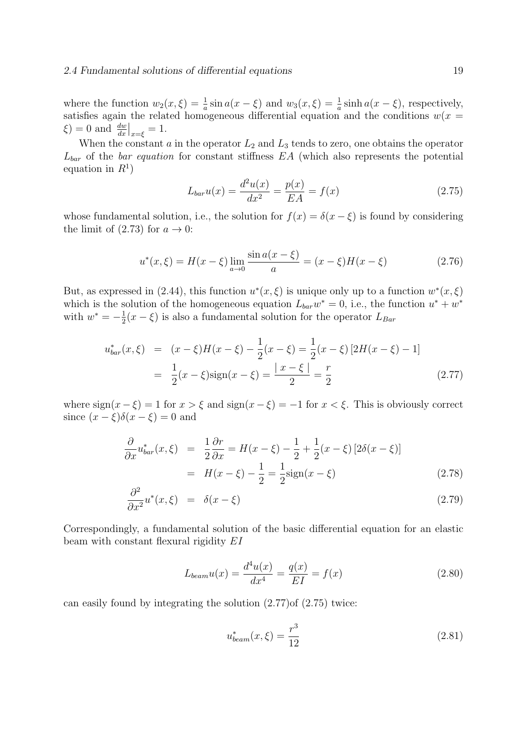where the function $w_2(x, \xi) = \frac{1}{a} \sin a(x - \xi)$ and $w_3(x, \xi) = \frac{1}{a} \sinh a(x - \xi)$, respectively, satisfies again the related homogeneous differential equation and the conditions $w(x = \xi) = 0$ and $\left.\frac{dw}{dx}\right|_{x=\xi} = 1$.

When the constant $a$ in the operator $L_2$ and $L_3$ tends to zero, one obtains the operator $L_{bar}$ of the *bar equation* for constant stiffness $EA$ (which also represents the potential equation in $R^1$)

$$L_{bar} u(x) = \frac{d^2 u(x)}{dx^2} = \frac{p(x)}{EA} = f(x) \tag{2.75}$$

whose fundamental solution, i.e., the solution for $f(x) = \delta(x - \xi)$ is found by considering the limit of (2.73) for $a \to 0$:

$$u^*(x, \xi) = H(x - \xi) \lim_{a \to 0} \frac{\sin a(x - \xi)}{a} = (x - \xi) H(x - \xi) \tag{2.76}$$

But, as expressed in (2.44), this function $u^*(x, \xi)$ is unique only up to a function $w^*(x, \xi)$ which is the solution of the homogeneous equation $L_{bar} w^* = 0$, i.e., the function $u^* + w^*$ with $w^* = -\frac{1}{2}(x - \xi)$ is also a fundamental solution for the operator $L_{Bar}$

$$\begin{aligned} u^*_{bar}(x, \xi) &= (x - \xi) H(x - \xi) - \frac{1}{2}(x - \xi) = \frac{1}{2}(x - \xi) \left[ 2H(x - \xi) - 1 \right] \\ &= \frac{1}{2}(x - \xi) \mathrm{sign}(x - \xi) = \frac{\mid x - \xi \mid}{2} = \frac{r}{2} \end{aligned} \tag{2.77}$$

where $\mathrm{sign}(x - \xi) = 1$ for $x > \xi$ and $\mathrm{sign}(x - \xi) = -1$ for $x < \xi$. This is obviously correct since $(x - \xi)\delta(x - \xi) = 0$ and

$$\begin{aligned} \frac{\partial}{\partial x} u^*_{bar}(x, \xi) &= \frac{1}{2} \frac{\partial r}{\partial x} = H(x - \xi) - \frac{1}{2} + \frac{1}{2}(x - \xi) \left[ 2\delta(x - \xi) \right] \\ &= H(x - \xi) - \frac{1}{2} = \frac{1}{2} \mathrm{sign}(x - \xi) \end{aligned} \tag{2.78}$$

$$\frac{\partial^2}{\partial x^2} u^*(x, \xi) = \delta(x - \xi) \tag{2.79}$$

Correspondingly, a fundamental solution of the basic differential equation for an elastic beam with constant flexural rigidity $EI$

$$L_{beam} u(x) = \frac{d^4 u(x)}{dx^4} = \frac{q(x)}{EI} = f(x) \tag{2.80}$$

can easily found by integrating the solution (2.77)of (2.75) twice:

$$u^*_{beam}(x, \xi) = \frac{r^3}{12} \tag{2.81}$$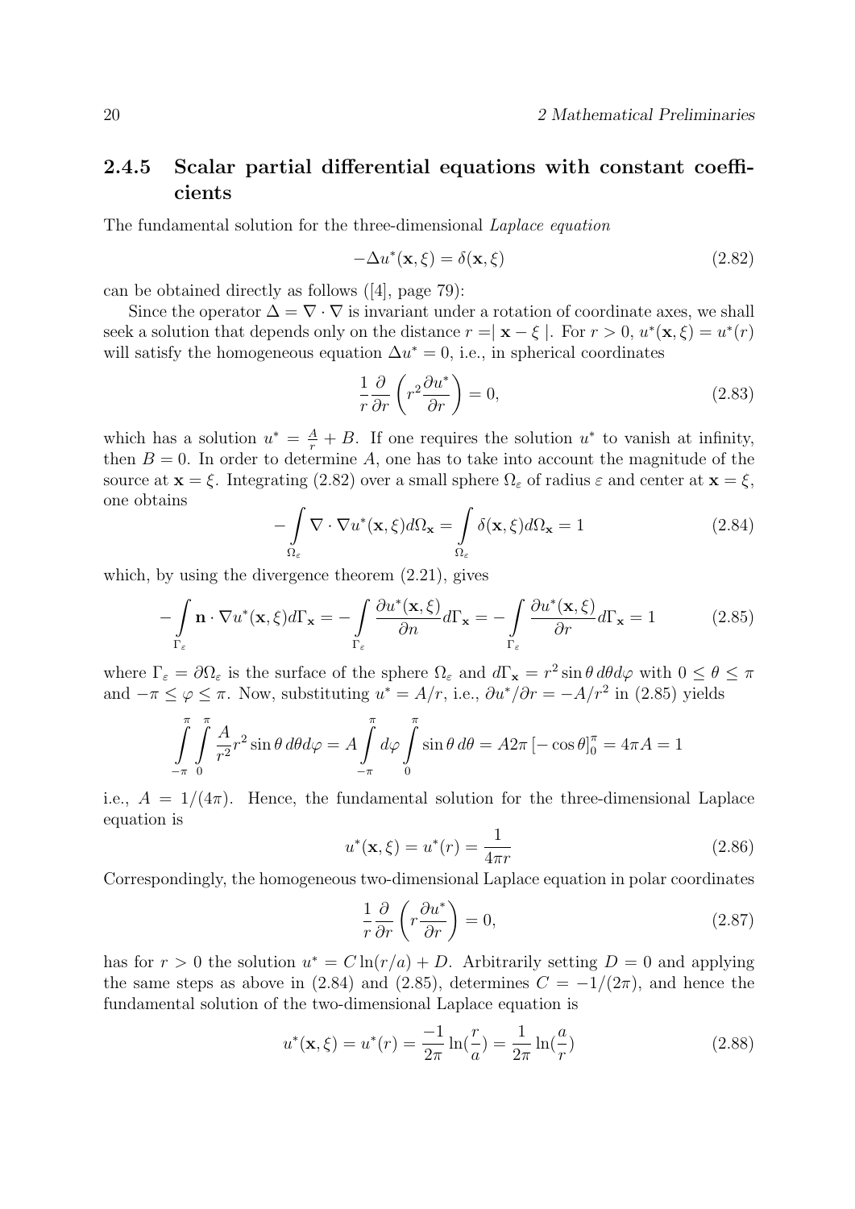### 2.4.5 Scalar partial differential equations with constant coefficients

The fundamental solution for the three-dimensional *Laplace equation*

$$-\Delta u^*(\mathbf{x}, \xi) = \delta(\mathbf{x}, \xi) \tag{2.82}$$

can be obtained directly as follows ([4], page 79):

Since the operator $\Delta = \nabla \cdot \nabla$ is invariant under a rotation of coordinate axes, we shall seek a solution that depends only on the distance $r = | \mathbf{x} - \xi |$. For $r > 0$, $u^*(\mathbf{x}, \xi) = u^*(r)$ will satisfy the homogeneous equation $\Delta u^* = 0$, i.e., in spherical coordinates

$$\frac{1}{r} \frac{\partial}{\partial r} \left( r^2 \frac{\partial u^*}{\partial r} \right) = 0, \tag{2.83}$$

which has a solution $u^* = \frac{A}{r} + B$. If one requires the solution $u^*$ to vanish at infinity, then $B = 0$. In order to determine $A$, one has to take into account the magnitude of the source at $\mathbf{x} = \xi$. Integrating (2.82) over a small sphere $\Omega_\varepsilon$ of radius $\varepsilon$ and center at $\mathbf{x} = \xi$, one obtains

$$-\int_{\Omega_\varepsilon} \nabla \cdot \nabla u^*(\mathbf{x}, \xi) d\Omega_{\mathbf{x}} = \int_{\Omega_\varepsilon} \delta(\mathbf{x}, \xi) d\Omega_{\mathbf{x}} = 1 \tag{2.84}$$

which, by using the divergence theorem (2.21), gives

$$-\int_{\Gamma_\varepsilon} \mathbf{n} \cdot \nabla u^*(\mathbf{x}, \xi) d\Gamma_{\mathbf{x}} = -\int_{\Gamma_\varepsilon} \frac{\partial u^*(\mathbf{x}, \xi)}{\partial n} d\Gamma_{\mathbf{x}} = -\int_{\Gamma_\varepsilon} \frac{\partial u^*(\mathbf{x}, \xi)}{\partial r} d\Gamma_{\mathbf{x}} = 1 \tag{2.85}$$

where $\Gamma_\varepsilon = \partial \Omega_\varepsilon$ is the surface of the sphere $\Omega_\varepsilon$ and $d\Gamma_{\mathbf{x}} = r^2 \sin\theta \, d\theta d\varphi$ with $0 \leq \theta \leq \pi$ and $-\pi \leq \varphi \leq \pi$. Now, substituting $u^* = A/r$, i.e., $\partial u^*/\partial r = -A/r^2$ in (2.85) yields

$$\int_{-\pi}^{\pi} \int_{0}^{\pi} \frac{A}{r^2} r^2 \sin\theta \, d\theta d\varphi = A \int_{-\pi}^{\pi} d\varphi \int_{0}^{\pi} \sin\theta \, d\theta = A 2\pi \left[ -\cos\theta \right]_0^\pi = 4\pi A = 1$$

i.e., $A = 1/(4\pi)$. Hence, the fundamental solution for the three-dimensional Laplace equation is

$$u^*(\mathbf{x}, \xi) = u^*(r) = \frac{1}{4\pi r} \tag{2.86}$$

Correspondingly, the homogeneous two-dimensional Laplace equation in polar coordinates

$$\frac{1}{r} \frac{\partial}{\partial r} \left( r \frac{\partial u^*}{\partial r} \right) = 0, \tag{2.87}$$

has for $r > 0$ the solution $u^* = C \ln(r/a) + D$. Arbitrarily setting $D = 0$ and applying the same steps as above in (2.84) and (2.85), determines $C = -1/(2\pi)$, and hence the fundamental solution of the two-dimensional Laplace equation is

$$u^*(\mathbf{x}, \xi) = u^*(r) = \frac{-1}{2\pi} \ln(\frac{r}{a}) = \frac{1}{2\pi} \ln(\frac{a}{r}) \tag{2.88}$$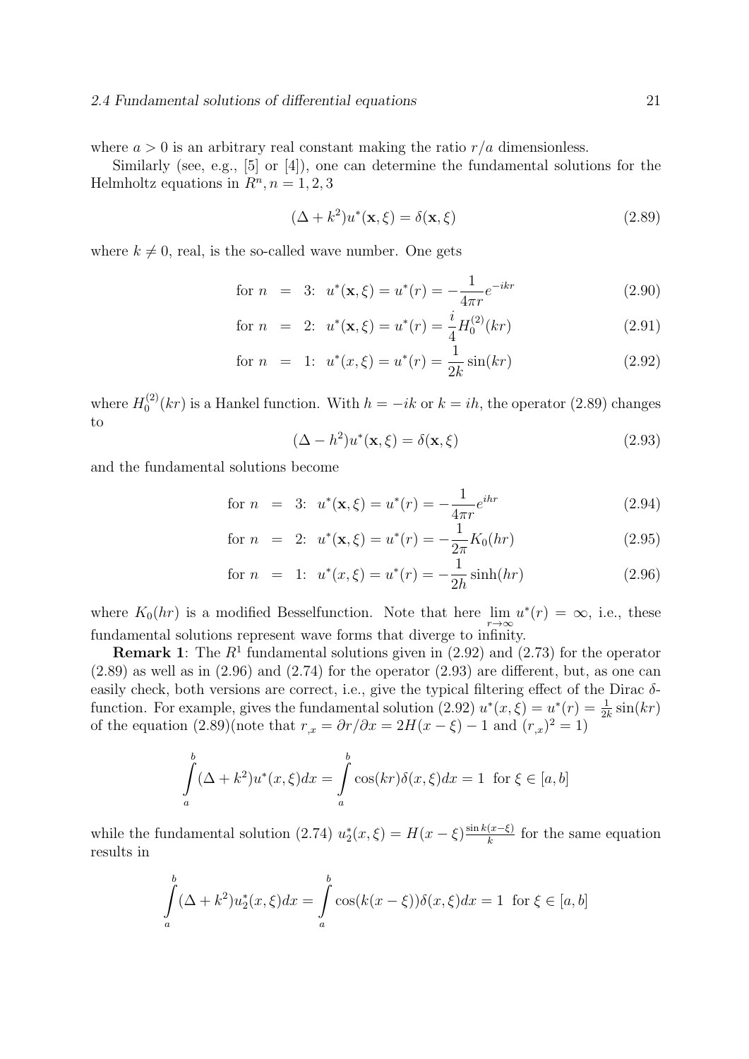where $a > 0$ is an arbitrary real constant making the ratio $r/a$ dimensionless.

Similarly (see, e.g., [5] or [4]), one can determine the fundamental solutions for the Helmholtz equations in $R^n, n = 1, 2, 3$

$$(\Delta + k^2)u^*(\mathbf{x}, \xi) = \delta(\mathbf{x}, \xi) \tag{2.89}$$

where $k \neq 0$, real, is the so-called wave number. One gets

$$\text{for } n = 3: \;\; u^*(\mathbf{x}, \xi) = u^*(r) = -\frac{1}{4\pi r} e^{-ikr} \tag{2.90}$$

$$\text{for } n = 2: \;\; u^*(\mathbf{x}, \xi) = u^*(r) = \frac{i}{4} H_0^{(2)}(kr) \tag{2.91}$$

$$\text{for } n = 1: \;\; u^*(x, \xi) = u^*(r) = \frac{1}{2k} \sin(kr) \tag{2.92}$$

where $H_0^{(2)}(kr)$ is a Hankel function. With $h = -ik$ or $k = ih$, the operator (2.89) changes to

$$(\Delta - h^2)u^*(\mathbf{x}, \xi) = \delta(\mathbf{x}, \xi) \tag{2.93}$$

and the fundamental solutions become

$$\text{for } n = 3: \;\; u^*(\mathbf{x}, \xi) = u^*(r) = -\frac{1}{4\pi r} e^{ihr} \tag{2.94}$$

$$\text{for } n = 2: \;\; u^*(\mathbf{x}, \xi) = u^*(r) = -\frac{1}{2\pi} K_0(hr) \tag{2.95}$$

$$\text{for } n = 1: \;\; u^*(x, \xi) = u^*(r) = -\frac{1}{2h} \sinh(hr) \tag{2.96}$$

where $K_0(hr)$ is a modified Besselfunction. Note that here $\lim\limits_{r \to \infty} u^*(r) = \infty$, i.e., these fundamental solutions represent wave forms that diverge to infinity.

**Remark 1**: The $R^1$ fundamental solutions given in (2.92) and (2.73) for the operator (2.89) as well as in (2.96) and (2.74) for the operator (2.93) are different, but, as one can easily check, both versions are correct, i.e., give the typical filtering effect of the Dirac $\delta$-function. For example, gives the fundamental solution (2.92) $u^*(x, \xi) = u^*(r) = \frac{1}{2k} \sin(kr)$ of the equation (2.89)(note that $r_{,x} = \partial r / \partial x = 2H(x - \xi) - 1$ and $(r_{,x})^2 = 1$)

$$\int_a^b (\Delta + k^2) u^*(x, \xi) dx = \int_a^b \cos(kr) \delta(x, \xi) dx = 1 \;\; \text{for } \xi \in [a, b]$$

while the fundamental solution (2.74) $u_2^*(x, \xi) = H(x - \xi) \frac{\sin k(x - \xi)}{k}$ for the same equation results in

$$\int_a^b (\Delta + k^2) u_2^*(x, \xi) dx = \int_a^b \cos(k(x - \xi)) \delta(x, \xi) dx = 1 \;\; \text{for } \xi \in [a, b]$$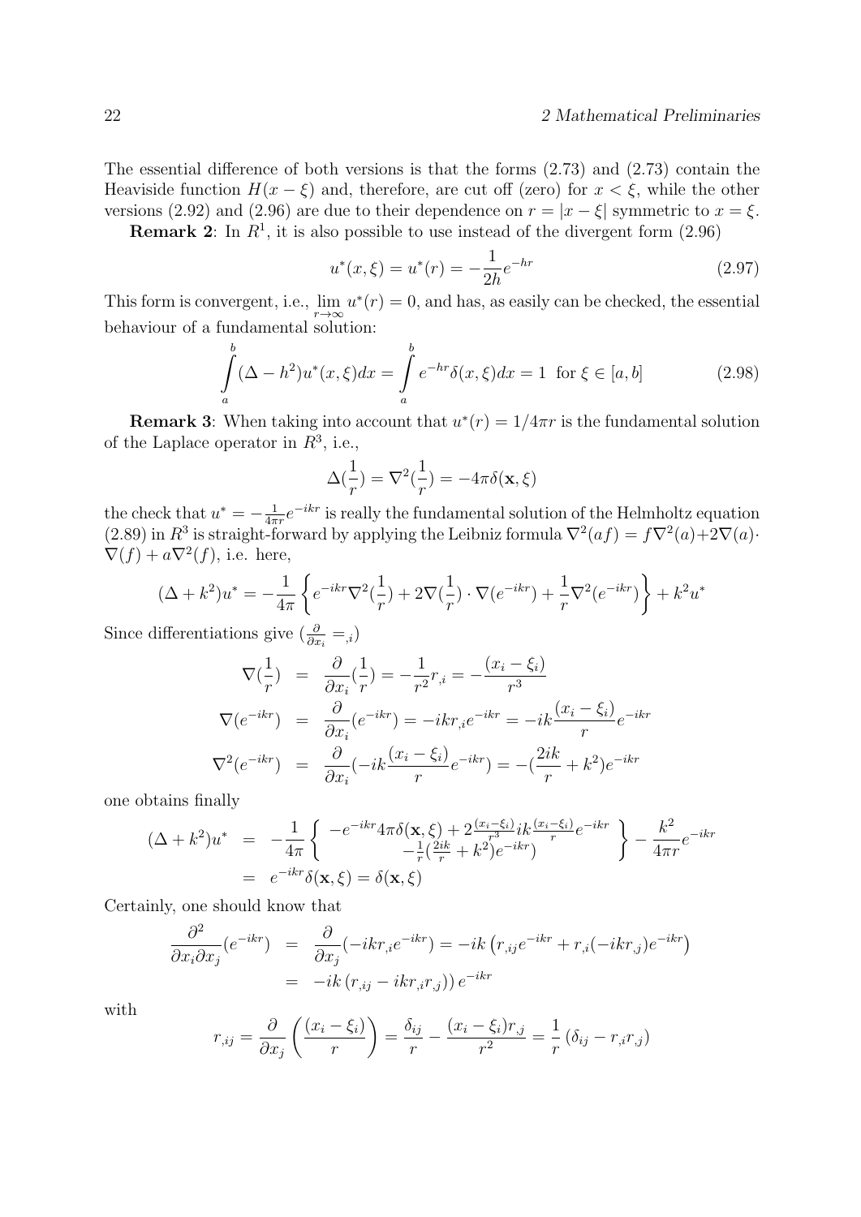The essential difference of both versions is that the forms (2.73) and (2.73) contain the Heaviside function $H(x-\xi)$ and, therefore, are cut off (zero) for $x<\xi$, while the other versions (2.92) and (2.96) are due to their dependence on $r=|x-\xi|$ symmetric to $x=\xi$.

**Remark 2**: In $R^1$, it is also possible to use instead of the divergent form (2.96)

$$u^*(x,\xi)=u^*(r)=-\frac{1}{2h}e^{-hr} \tag{2.97}$$

This form is convergent, i.e., $\lim\limits_{r\to\infty}u^*(r)=0$, and has, as easily can be checked, the essential behaviour of a fundamental solution:

$$\int_a^b(\Delta-h^2)u^*(x,\xi)dx=\int_a^b e^{-hr}\delta(x,\xi)dx=1 \;\text{ for } \xi\in[a,b] \tag{2.98}$$

**Remark 3**: When taking into account that $u^*(r)=1/4\pi r$ is the fundamental solution of the Laplace operator in $R^3$, i.e.,

$$\Delta(\frac{1}{r})=\nabla^2(\frac{1}{r})=-4\pi\delta(\mathbf{x},\xi)$$

the check that $u^*=-\frac{1}{4\pi r}e^{-ikr}$ is really the fundamental solution of the Helmholtz equation (2.89) in $R^3$ is straight-forward by applying the Leibniz formula $\nabla^2(af)=f\nabla^2(a)+2\nabla(a)\cdot\nabla(f)+a\nabla^2(f)$, i.e. here,

$$(\Delta+k^2)u^*=-\frac{1}{4\pi}\left\{e^{-ikr}\nabla^2(\frac{1}{r})+2\nabla(\frac{1}{r})\cdot\nabla(e^{-ikr})+\frac{1}{r}\nabla^2(e^{-ikr})\right\}+k^2u^*$$

Since differentiations give ($\frac{\partial}{\partial x_i}={}_{,i}$)

$$\begin{aligned}
\nabla(\frac{1}{r}) &= \frac{\partial}{\partial x_i}(\frac{1}{r})=-\frac{1}{r^2}r_{,i}=-\frac{(x_i-\xi_i)}{r^3}\\
\nabla(e^{-ikr}) &= \frac{\partial}{\partial x_i}(e^{-ikr})=-ikr_{,i}e^{-ikr}=-ik\frac{(x_i-\xi_i)}{r}e^{-ikr}\\
\nabla^2(e^{-ikr}) &= \frac{\partial}{\partial x_i}(-ik\frac{(x_i-\xi_i)}{r}e^{-ikr})=-(\frac{2ik}{r}+k^2)e^{-ikr}
\end{aligned}$$

one obtains finally

$$\begin{aligned}
(\Delta+k^2)u^* &= -\frac{1}{4\pi}\left\{\begin{array}{c}-e^{-ikr}4\pi\delta(\mathbf{x},\xi)+2\frac{(x_i-\xi_i)}{r^3}ik\frac{(x_i-\xi_i)}{r}e^{-ikr}\\ -\frac{1}{r}(\frac{2ik}{r}+k^2)e^{-ikr})\end{array}\right\}-\frac{k^2}{4\pi r}e^{-ikr}\\
&= e^{-ikr}\delta(\mathbf{x},\xi)=\delta(\mathbf{x},\xi)
\end{aligned}$$

Certainly, one should know that

$$\begin{aligned}
\frac{\partial^2}{\partial x_i\partial x_j}(e^{-ikr}) &= \frac{\partial}{\partial x_j}(-ikr_{,i}e^{-ikr})=-ik\left(r_{,ij}e^{-ikr}+r_{,i}(-ikr_{,j})e^{-ikr}\right)\\
&= -ik\left(r_{,ij}-ikr_{,i}r_{,j})\right)e^{-ikr}
\end{aligned}$$

with

$$r_{,ij}=\frac{\partial}{\partial x_j}\left(\frac{(x_i-\xi_i)}{r}\right)=\frac{\delta_{ij}}{r}-\frac{(x_i-\xi_i)r_{,j}}{r^2}=\frac{1}{r}\left(\delta_{ij}-r_{,i}r_{,j}\right)$$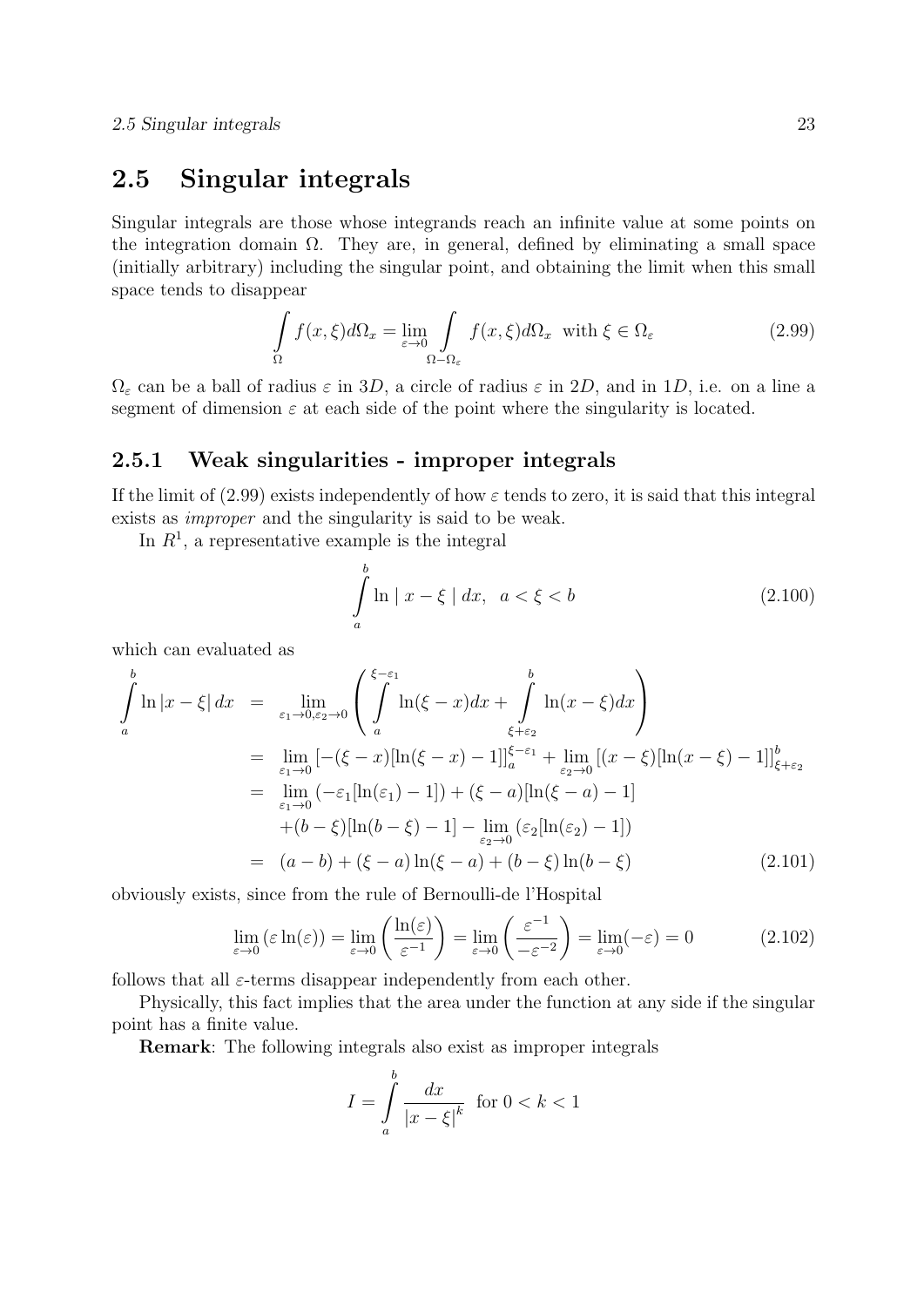## 2.5 Singular integrals

Singular integrals are those whose integrands reach an infinite value at some points on the integration domain $\Omega$. They are, in general, defined by eliminating a small space (initially arbitrary) including the singular point, and obtaining the limit when this small space tends to disappear

$$\int\limits_{\Omega} f(x,\xi)d\Omega_x = \lim_{\varepsilon\to 0} \int\limits_{\Omega-\Omega_\varepsilon} f(x,\xi)d\Omega_x \;\; \text{with } \xi \in \Omega_\varepsilon \tag{2.99}$$

$\Omega_\varepsilon$ can be a ball of radius $\varepsilon$ in $3D$, a circle of radius $\varepsilon$ in $2D$, and in $1D$, i.e. on a line a segment of dimension $\varepsilon$ at each side of the point where the singularity is located.

### 2.5.1 Weak singularities - improper integrals

If the limit of (2.99) exists independently of how $\varepsilon$ tends to zero, it is said that this integral exists as *improper* and the singularity is said to be weak.

In $R^1$, a representative example is the integral

$$\int\limits_a^b \ln \mid x-\xi \mid dx, \;\; a < \xi < b \tag{2.100}$$

which can evaluated as

$$\begin{aligned}
\int\limits_a^b \ln|x-\xi|\, dx &= \lim_{\varepsilon_1\to 0, \varepsilon_2\to 0} \left( \int\limits_a^{\xi-\varepsilon_1} \ln(\xi-x)dx + \int\limits_{\xi+\varepsilon_2}^b \ln(x-\xi)dx \right) \\
&= \lim_{\varepsilon_1\to 0} [-(\xi-x)[\ln(\xi-x)-1]]_a^{\xi-\varepsilon_1} + \lim_{\varepsilon_2\to 0} [(x-\xi)[\ln(x-\xi)-1]]_{\xi+\varepsilon_2}^b \\
&= \lim_{\varepsilon_1\to 0} (-\varepsilon_1[\ln(\varepsilon_1)-1]) + (\xi-a)[\ln(\xi-a)-1] \\
&\quad + (b-\xi)[\ln(b-\xi)-1] - \lim_{\varepsilon_2\to 0} (\varepsilon_2[\ln(\varepsilon_2)-1]) \\
&= (a-b) + (\xi-a)\ln(\xi-a) + (b-\xi)\ln(b-\xi)
\end{aligned} \tag{2.101}$$

obviously exists, since from the rule of Bernoulli-de l'Hospital

$$\lim_{\varepsilon\to 0} (\varepsilon \ln(\varepsilon)) = \lim_{\varepsilon\to 0} \left( \frac{\ln(\varepsilon)}{\varepsilon^{-1}} \right) = \lim_{\varepsilon\to 0} \left( \frac{\varepsilon^{-1}}{-\varepsilon^{-2}} \right) = \lim_{\varepsilon\to 0} (-\varepsilon) = 0 \tag{2.102}$$

follows that all $\varepsilon$-terms disappear independently from each other.

Physically, this fact implies that the area under the function at any side if the singular point has a finite value.

**Remark**: The following integrals also exist as improper integrals

$$I = \int\limits_a^b \frac{dx}{|x-\xi|^k} \;\; \text{for } 0 < k < 1$$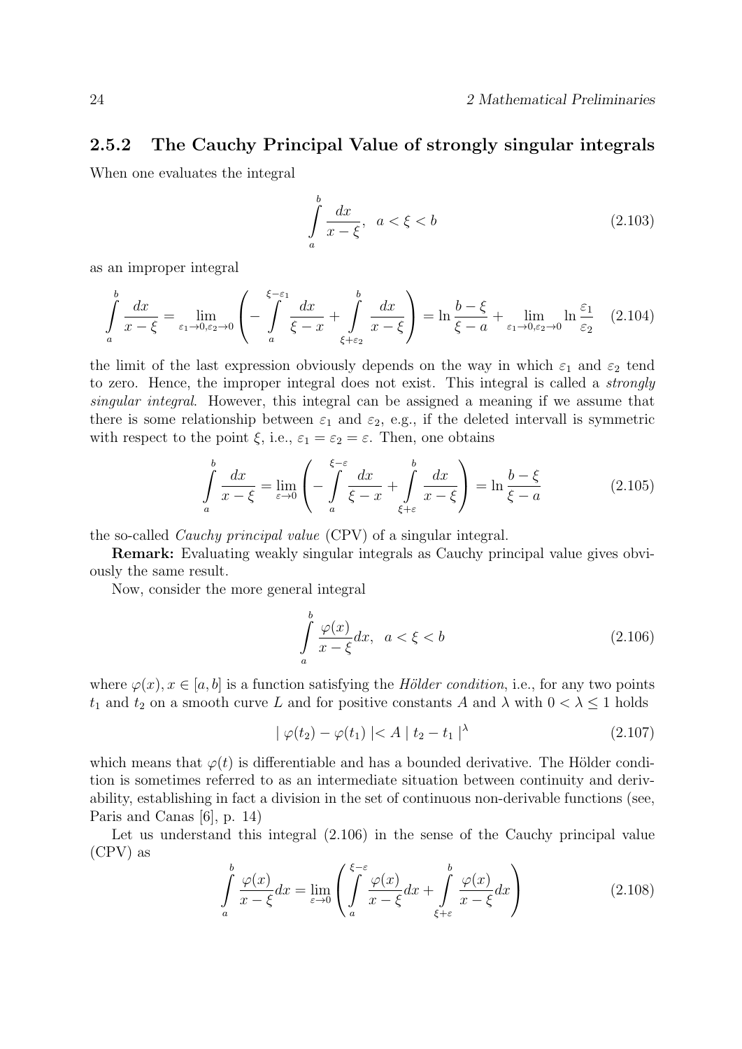### 2.5.2 The Cauchy Principal Value of strongly singular integrals

When one evaluates the integral

$$\int_a^b \frac{dx}{x-\xi}, \quad a < \xi < b \tag{2.103}$$

as an improper integral

$$\int_a^b \frac{dx}{x-\xi} = \lim_{\varepsilon_1 \to 0, \varepsilon_2 \to 0} \left( -\int_a^{\xi-\varepsilon_1} \frac{dx}{\xi - x} + \int_{\xi+\varepsilon_2}^b \frac{dx}{x-\xi} \right) = \ln \frac{b-\xi}{\xi-a} + \lim_{\varepsilon_1 \to 0, \varepsilon_2 \to 0} \ln \frac{\varepsilon_1}{\varepsilon_2} \tag{2.104}$$

the limit of the last expression obviously depends on the way in which $\varepsilon_1$ and $\varepsilon_2$ tend to zero. Hence, the improper integral does not exist. This integral is called a *strongly singular integral*. However, this integral can be assigned a meaning if we assume that there is some relationship between $\varepsilon_1$ and $\varepsilon_2$, e.g., if the deleted intervall is symmetric with respect to the point $\xi$, i.e., $\varepsilon_1 = \varepsilon_2 = \varepsilon$. Then, one obtains

$$\int_a^b \frac{dx}{x-\xi} = \lim_{\varepsilon \to 0} \left( -\int_a^{\xi-\varepsilon} \frac{dx}{\xi - x} + \int_{\xi+\varepsilon}^b \frac{dx}{x-\xi} \right) = \ln \frac{b-\xi}{\xi-a} \tag{2.105}$$

the so-called *Cauchy principal value* (CPV) of a singular integral.

**Remark:** Evaluating weakly singular integrals as Cauchy principal value gives obviously the same result.

Now, consider the more general integral

$$\int_a^b \frac{\varphi(x)}{x-\xi} dx, \quad a < \xi < b \tag{2.106}$$

where $\varphi(x), x \in [a, b]$ is a function satisfying the *Hölder condition*, i.e., for any two points $t_1$ and $t_2$ on a smooth curve $L$ and for positive constants $A$ and $\lambda$ with $0 < \lambda \leq 1$ holds

$$| \varphi(t_2) - \varphi(t_1) | < A \, | t_2 - t_1 |^\lambda \tag{2.107}$$

which means that $\varphi(t)$ is differentiable and has a bounded derivative. The Hölder condition is sometimes referred to as an intermediate situation between continuity and derivability, establishing in fact a division in the set of continuous non-derivable functions (see, Paris and Canas [6], p. 14)

Let us understand this integral (2.106) in the sense of the Cauchy principal value (CPV) as

$$\int_a^b \frac{\varphi(x)}{x-\xi} dx = \lim_{\varepsilon \to 0} \left( \int_a^{\xi-\varepsilon} \frac{\varphi(x)}{x-\xi} dx + \int_{\xi+\varepsilon}^b \frac{\varphi(x)}{x-\xi} dx \right) \tag{2.108}$$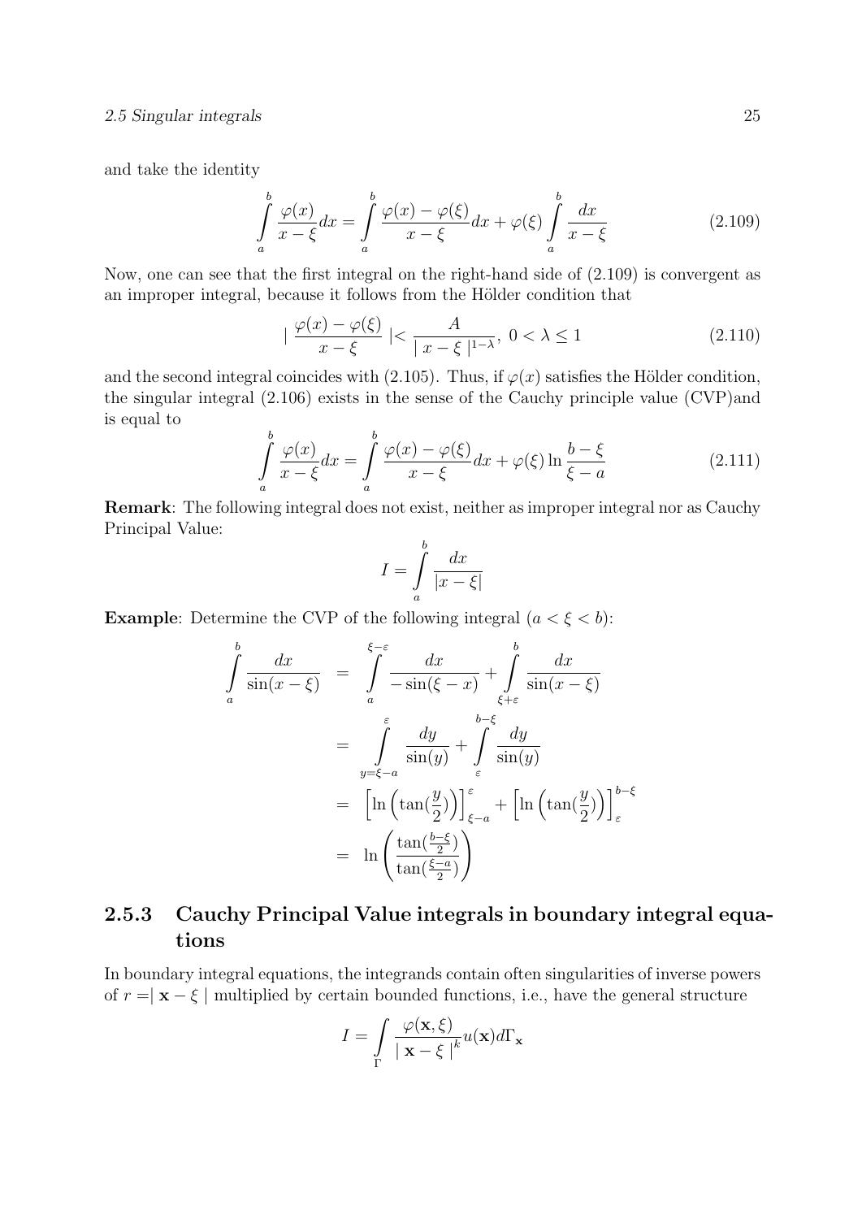and take the identity

$$\int_a^b \frac{\varphi(x)}{x-\xi}dx = \int_a^b \frac{\varphi(x)-\varphi(\xi)}{x-\xi}dx + \varphi(\xi)\int_a^b \frac{dx}{x-\xi} \tag{2.109}$$

Now, one can see that the first integral on the right-hand side of (2.109) is convergent as an improper integral, because it follows from the Hölder condition that

$$\left| \frac{\varphi(x)-\varphi(\xi)}{x-\xi} \right| < \frac{A}{|x-\xi|^{1-\lambda}},\ 0 < \lambda \leq 1 \tag{2.110}$$

and the second integral coincides with (2.105). Thus, if $\varphi(x)$ satisfies the Hölder condition, the singular integral (2.106) exists in the sense of the Cauchy principle value (CVP)and is equal to

$$\int_a^b \frac{\varphi(x)}{x-\xi}dx = \int_a^b \frac{\varphi(x)-\varphi(\xi)}{x-\xi}dx + \varphi(\xi)\ln\frac{b-\xi}{\xi-a} \tag{2.111}$$

**Remark**: The following integral does not exist, neither as improper integral nor as Cauchy Principal Value:

$$I = \int_a^b \frac{dx}{|x-\xi|}$$

**Example**: Determine the CVP of the following integral $(a < \xi < b)$:

$$\begin{aligned}
\int_a^b \frac{dx}{\sin(x-\xi)} &= \int_a^{\xi-\varepsilon} \frac{dx}{-\sin(\xi-x)} + \int_{\xi+\varepsilon}^b \frac{dx}{\sin(x-\xi)} \\
&= \int_{y=\xi-a}^{\varepsilon} \frac{dy}{\sin(y)} + \int_{\varepsilon}^{b-\xi} \frac{dy}{\sin(y)} \\
&= \left[\ln\left(\tan(\frac{y}{2})\right)\right]_{\xi-a}^{\varepsilon} + \left[\ln\left(\tan(\frac{y}{2})\right)\right]_{\varepsilon}^{b-\xi} \\
&= \ln\left(\frac{\tan(\frac{b-\xi}{2})}{\tan(\frac{\xi-a}{2})}\right)
\end{aligned}$$

### 2.5.3 Cauchy Principal Value integrals in boundary integral equations

In boundary integral equations, the integrands contain often singularities of inverse powers of $r = |\mathbf{x}-\xi|$ multiplied by certain bounded functions, i.e., have the general structure

$$I = \int_\Gamma \frac{\varphi(\mathbf{x},\xi)}{|\mathbf{x}-\xi|^k} u(\mathbf{x}) d\Gamma_{\mathbf{x}}$$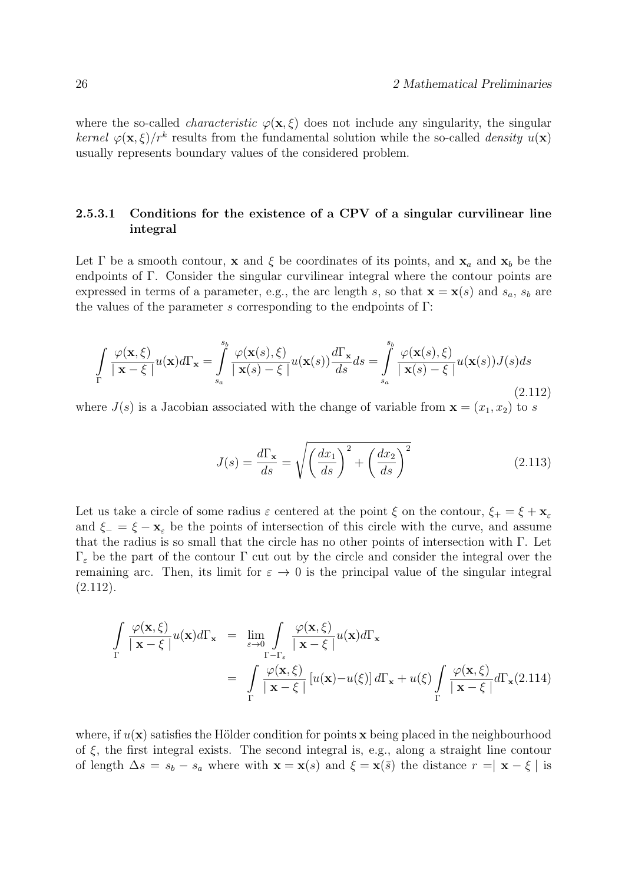where the so-called *characteristic* $\varphi(\mathbf{x}, \xi)$ does not include any singularity, the singular *kernel* $\varphi(\mathbf{x}, \xi)/r^k$ results from the fundamental solution while the so-called *density* $u(\mathbf{x})$ usually represents boundary values of the considered problem.

#### 2.5.3.1 Conditions for the existence of a CPV of a singular curvilinear line integral

Let $\Gamma$ be a smooth contour, $\mathbf{x}$ and $\xi$ be coordinates of its points, and $\mathbf{x}_a$ and $\mathbf{x}_b$ be the endpoints of $\Gamma$. Consider the singular curvilinear integral where the contour points are expressed in terms of a parameter, e.g., the arc length $s$, so that $\mathbf{x} = \mathbf{x}(s)$ and $s_a$, $s_b$ are the values of the parameter $s$ corresponding to the endpoints of $\Gamma$:

$$\int\limits_{\Gamma} \frac{\varphi(\mathbf{x}, \xi)}{\mid \mathbf{x} - \xi \mid} u(\mathbf{x}) d\Gamma_{\mathbf{x}} = \int\limits_{s_a}^{s_b} \frac{\varphi(\mathbf{x}(s), \xi)}{\mid \mathbf{x}(s) - \xi \mid} u(\mathbf{x}(s)) \frac{d\Gamma_{\mathbf{x}}}{ds} ds = \int\limits_{s_a}^{s_b} \frac{\varphi(\mathbf{x}(s), \xi)}{\mid \mathbf{x}(s) - \xi \mid} u(\mathbf{x}(s)) J(s) ds \tag{2.112}$$

where $J(s)$ is a Jacobian associated with the change of variable from $\mathbf{x} = (x_1, x_2)$ to $s$

$$J(s) = \frac{d\Gamma_{\mathbf{x}}}{ds} = \sqrt{\left(\frac{dx_1}{ds}\right)^2 + \left(\frac{dx_2}{ds}\right)^2} \tag{2.113}$$

Let us take a circle of some radius $\varepsilon$ centered at the point $\xi$ on the contour, $\xi_+ = \xi + \mathbf{x}_\varepsilon$ and $\xi_- = \xi - \mathbf{x}_\varepsilon$ be the points of intersection of this circle with the curve, and assume that the radius is so small that the circle has no other points of intersection with $\Gamma$. Let $\Gamma_\varepsilon$ be the part of the contour $\Gamma$ cut out by the circle and consider the integral over the remaining arc. Then, its limit for $\varepsilon \to 0$ is the principal value of the singular integral (2.112).

$$\begin{aligned}
\int\limits_{\Gamma} \frac{\varphi(\mathbf{x}, \xi)}{\mid \mathbf{x} - \xi \mid} u(\mathbf{x}) d\Gamma_{\mathbf{x}} &= \lim_{\varepsilon \to 0} \int\limits_{\Gamma - \Gamma_\varepsilon} \frac{\varphi(\mathbf{x}, \xi)}{\mid \mathbf{x} - \xi \mid} u(\mathbf{x}) d\Gamma_{\mathbf{x}} \\
&= \int\limits_{\Gamma} \frac{\varphi(\mathbf{x}, \xi)}{\mid \mathbf{x} - \xi \mid} \left[ u(\mathbf{x}) - u(\xi) \right] d\Gamma_{\mathbf{x}} + u(\xi) \int\limits_{\Gamma} \frac{\varphi(\mathbf{x}, \xi)}{\mid \mathbf{x} - \xi \mid} d\Gamma_{\mathbf{x}}
\end{aligned} \tag{2.114}$$

where, if $u(\mathbf{x})$ satisfies the Hölder condition for points $\mathbf{x}$ being placed in the neighbourhood of $\xi$, the first integral exists. The second integral is, e.g., along a straight line contour of length $\Delta s = s_b - s_a$ where with $\mathbf{x} = \mathbf{x}(s)$ and $\xi = \mathbf{x}(\bar{s})$ the distance $r = \mid \mathbf{x} - \xi \mid$ is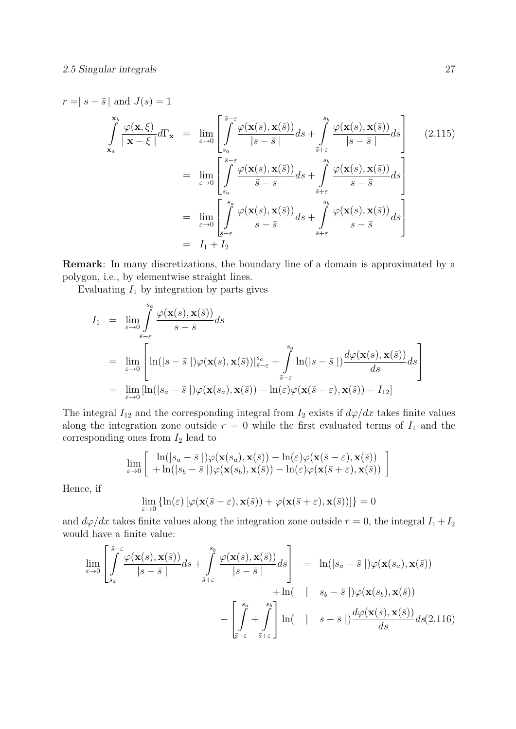$r = \mid s - \bar{s} \mid$ and $J(s) = 1$

$$
\begin{aligned}
\int\limits_{\mathbf{x}_a}^{\mathbf{x}_b} \frac{\varphi(\mathbf{x}, \xi)}{\mid \mathbf{x} - \xi \mid} d\Gamma_{\mathbf{x}} &= \lim_{\varepsilon \to 0} \left[ \int\limits_{s_a}^{\bar{s}-\varepsilon} \frac{\varphi(\mathbf{x}(s), \mathbf{x}(\bar{s}))}{|s - \bar{s} \mid} ds + \int\limits_{\bar{s}+\varepsilon}^{s_b} \frac{\varphi(\mathbf{x}(s), \mathbf{x}(\bar{s}))}{|s - \bar{s} \mid} ds \right] \qquad (2.115) \\
&= \lim_{\varepsilon \to 0} \left[ \int\limits_{s_a}^{\bar{s}-\varepsilon} \frac{\varphi(\mathbf{x}(s), \mathbf{x}(\bar{s}))}{\bar{s} - s} ds + \int\limits_{\bar{s}+\varepsilon}^{s_b} \frac{\varphi(\mathbf{x}(s), \mathbf{x}(\bar{s}))}{s - \bar{s}} ds \right] \\
&= \lim_{\varepsilon \to 0} \left[ \int\limits_{\bar{s}-\varepsilon}^{s_a} \frac{\varphi(\mathbf{x}(s), \mathbf{x}(\bar{s}))}{s - \bar{s}} ds + \int\limits_{\bar{s}+\varepsilon}^{s_b} \frac{\varphi(\mathbf{x}(s), \mathbf{x}(\bar{s}))}{s - \bar{s}} ds \right] \\
&= I_1 + I_2
\end{aligned}
$$

**Remark**: In many discretizations, the boundary line of a domain is approximated by a polygon, i.e., by elementwise straight lines.

Evaluating $I_1$ by integration by parts gives

$$
\begin{aligned}
I_1 &= \lim_{\varepsilon \to 0} \int\limits_{\bar{s}-\varepsilon}^{s_a} \frac{\varphi(\mathbf{x}(s), \mathbf{x}(\bar{s}))}{s - \bar{s}} ds \\
&= \lim_{\varepsilon \to 0} \left[ \ln(|s - \bar{s} \mid) \varphi(\mathbf{x}(s), \mathbf{x}(\bar{s})) |_{\bar{s}-\varepsilon}^{s_a} - \int\limits_{\bar{s}-\varepsilon}^{s_a} \ln(|s - \bar{s} \mid) \frac{d\varphi(\mathbf{x}(s), \mathbf{x}(\bar{s}))}{ds} ds \right] \\
&= \lim_{\varepsilon \to 0} \left[ \ln(|s_a - \bar{s} \mid) \varphi(\mathbf{x}(s_a), \mathbf{x}(\bar{s})) - \ln(\varepsilon) \varphi(\mathbf{x}(\bar{s} - \varepsilon), \mathbf{x}(\bar{s})) - I_{12} \right]
\end{aligned}
$$

The integral $I_{12}$ and the corresponding integral from $I_2$ exists if $d\varphi/dx$ takes finite values along the integration zone outside $r = 0$ while the first evaluated terms of $I_1$ and the corresponding ones from $I_2$ lead to

$$
\lim_{\varepsilon \to 0} \left[ \begin{array}{l} \ln(|s_a - \bar{s} \mid) \varphi(\mathbf{x}(s_a), \mathbf{x}(\bar{s})) - \ln(\varepsilon) \varphi(\mathbf{x}(\bar{s} - \varepsilon), \mathbf{x}(\bar{s})) \\ + \ln(|s_b - \bar{s} \mid) \varphi(\mathbf{x}(s_b), \mathbf{x}(\bar{s})) - \ln(\varepsilon) \varphi(\mathbf{x}(\bar{s} + \varepsilon), \mathbf{x}(\bar{s})) \end{array} \right]
$$

Hence, if

$$
\lim_{\varepsilon \to 0} \left\{ \ln(\varepsilon) \left[ \varphi(\mathbf{x}(\bar{s} - \varepsilon), \mathbf{x}(\bar{s})) + \varphi(\mathbf{x}(\bar{s} + \varepsilon), \mathbf{x}(\bar{s})) \right] \right\} = 0
$$

and $d\varphi/dx$ takes finite values along the integration zone outside $r = 0$, the integral $I_1 + I_2$ would have a finite value:

$$
\begin{aligned}
\lim_{\varepsilon \to 0} \left[ \int\limits_{s_a}^{\bar{s}-\varepsilon} \frac{\varphi(\mathbf{x}(s), \mathbf{x}(\bar{s}))}{|s - \bar{s} \mid} ds + \int\limits_{\bar{s}+\varepsilon}^{s_b} \frac{\varphi(\mathbf{x}(s), \mathbf{x}(\bar{s}))}{|s - \bar{s} \mid} ds \right] &= \ln(|s_a - \bar{s} \mid) \varphi(\mathbf{x}(s_a), \mathbf{x}(\bar{s})) \\
&\quad + \ln(|s_b - \bar{s} \mid) \varphi(\mathbf{x}(s_b), \mathbf{x}(\bar{s})) \\
&\quad - \left[ \int\limits_{\bar{s}-\varepsilon}^{s_a} + \int\limits_{\bar{s}+\varepsilon}^{s_b} \right] \ln(|s - \bar{s} \mid) \frac{d\varphi(\mathbf{x}(s), \mathbf{x}(\bar{s}))}{ds} ds \qquad (2.116)
\end{aligned}
$$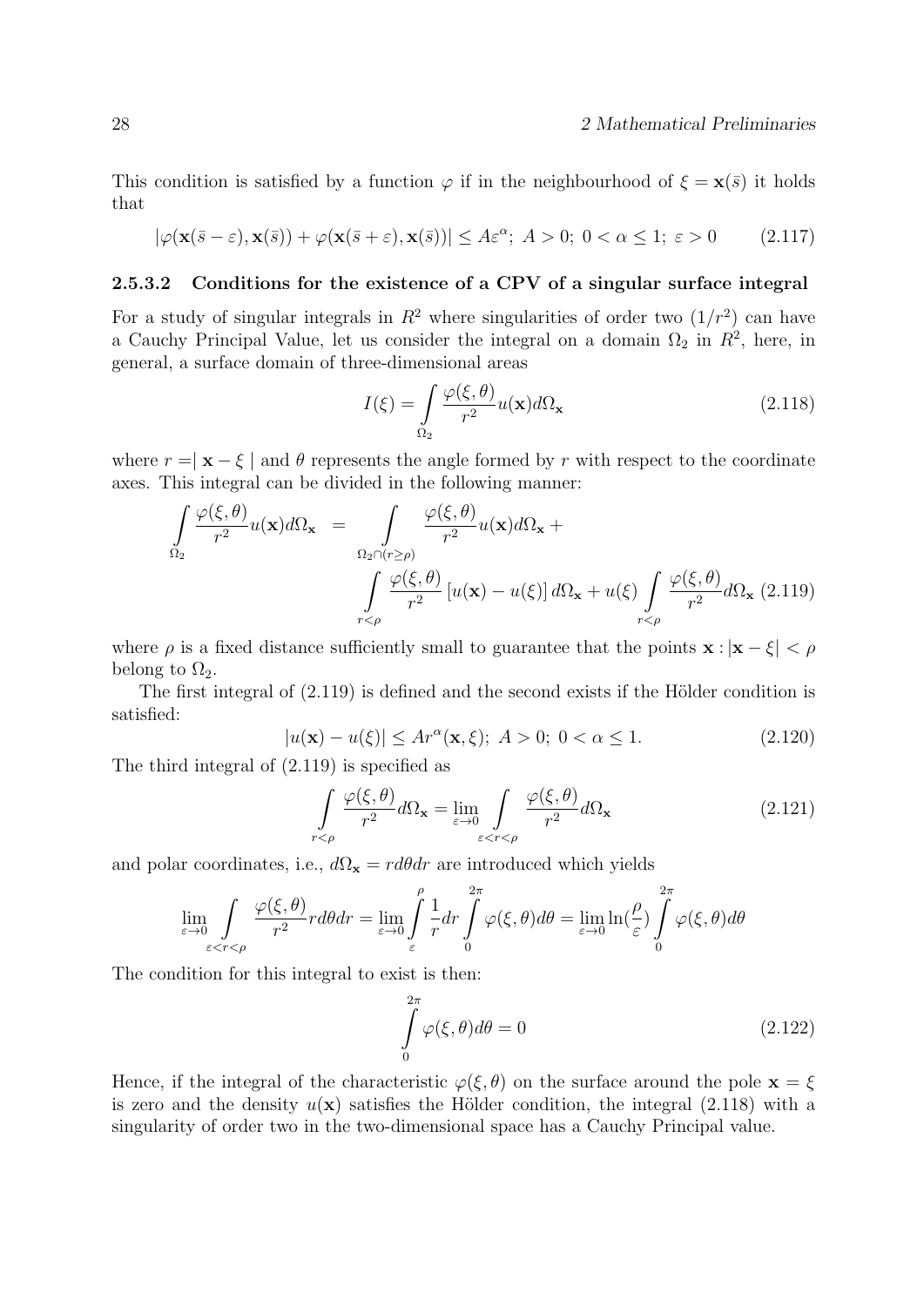This condition is satisfied by a function $\varphi$ if in the neighbourhood of $\xi = \mathbf{x}(\bar{s})$ it holds that

$$|\varphi(\mathbf{x}(\bar{s}-\varepsilon), \mathbf{x}(\bar{s})) + \varphi(\mathbf{x}(\bar{s}+\varepsilon), \mathbf{x}(\bar{s}))| \leq A\varepsilon^{\alpha};\ A > 0;\ 0 < \alpha \leq 1;\ \varepsilon > 0 \tag{2.117}$$

### 2.5.3.2 Conditions for the existence of a CPV of a singular surface integral

For a study of singular integrals in $R^2$ where singularities of order two $(1/r^2)$ can have a Cauchy Principal Value, let us consider the integral on a domain $\Omega_2$ in $R^2$, here, in general, a surface domain of three-dimensional areas

$$I(\xi) = \int\limits_{\Omega_2} \frac{\varphi(\xi,\theta)}{r^2} u(\mathbf{x}) d\Omega_{\mathbf{x}} \tag{2.118}$$

where $r = \mid \mathbf{x} - \xi \mid$ and $\theta$ represents the angle formed by $r$ with respect to the coordinate axes. This integral can be divided in the following manner:

$$\int\limits_{\Omega_2} \frac{\varphi(\xi,\theta)}{r^2} u(\mathbf{x}) d\Omega_{\mathbf{x}} = \int\limits_{\Omega_2 \cap (r \geq \rho)} \frac{\varphi(\xi,\theta)}{r^2} u(\mathbf{x}) d\Omega_{\mathbf{x}} + \int\limits_{r<\rho} \frac{\varphi(\xi,\theta)}{r^2} \left[u(\mathbf{x}) - u(\xi)\right] d\Omega_{\mathbf{x}} + u(\xi) \int\limits_{r<\rho} \frac{\varphi(\xi,\theta)}{r^2} d\Omega_{\mathbf{x}} \tag{2.119}$$

where $\rho$ is a fixed distance sufficiently small to guarantee that the points $\mathbf{x} : |\mathbf{x} - \xi| < \rho$ belong to $\Omega_2$.

The first integral of (2.119) is defined and the second exists if the Hölder condition is satisfied:

$$|u(\mathbf{x}) - u(\xi)| \leq A r^{\alpha}(\mathbf{x}, \xi);\ A > 0;\ 0 < \alpha \leq 1. \tag{2.120}$$

The third integral of (2.119) is specified as

$$\int\limits_{r<\rho} \frac{\varphi(\xi,\theta)}{r^2} d\Omega_{\mathbf{x}} = \lim_{\varepsilon \to 0} \int\limits_{\varepsilon<r<\rho} \frac{\varphi(\xi,\theta)}{r^2} d\Omega_{\mathbf{x}} \tag{2.121}$$

and polar coordinates, i.e., $d\Omega_{\mathbf{x}} = r d\theta dr$ are introduced which yields

$$\lim_{\varepsilon \to 0} \int\limits_{\varepsilon<r<\rho} \frac{\varphi(\xi,\theta)}{r^2} r d\theta dr = \lim_{\varepsilon \to 0} \int\limits_{\varepsilon}^{\rho} \frac{1}{r} dr \int\limits_{0}^{2\pi} \varphi(\xi,\theta) d\theta = \lim_{\varepsilon \to 0} \ln(\frac{\rho}{\varepsilon}) \int\limits_{0}^{2\pi} \varphi(\xi,\theta) d\theta$$

The condition for this integral to exist is then:

$$\int\limits_{0}^{2\pi} \varphi(\xi,\theta) d\theta = 0 \tag{2.122}$$

Hence, if the integral of the characteristic $\varphi(\xi,\theta)$ on the surface around the pole $\mathbf{x} = \xi$ is zero and the density $u(\mathbf{x})$ satisfies the Hölder condition, the integral (2.118) with a singularity of order two in the two-dimensional space has a Cauchy Principal value.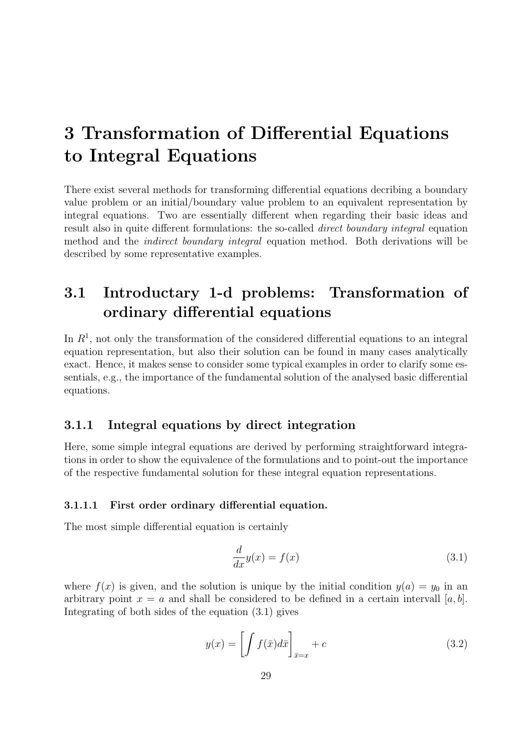# 3 Transformation of Differential Equations to Integral Equations

There exist several methods for transforming differential equations decribing a boundary value problem or an initial/boundary value problem to an equivalent representation by integral equations. Two are essentially different when regarding their basic ideas and result also in quite different formulations: the so-called *direct boundary integral* equation method and the *indirect boundary integral* equation method. Both derivations will be described by some representative examples.

## 3.1 Introductary 1-d problems: Transformation of ordinary differential equations

In $R^1$, not only the transformation of the considered differential equations to an integral equation representation, but also their solution can be found in many cases analytically exact. Hence, it makes sense to consider some typical examples in order to clarify some essentials, e.g., the importance of the fundamental solution of the analysed basic differential equations.

### 3.1.1 Integral equations by direct integration

Here, some simple integral equations are derived by performing straightforward integrations in order to show the equivalence of the formulations and to point-out the importance of the respective fundamental solution for these integral equation representations.

#### 3.1.1.1 First order ordinary differential equation.

The most simple differential equation is certainly

$$\frac{d}{dx}y(x) = f(x) \tag{3.1}$$

where $f(x)$ is given, and the solution is unique by the initial condition $y(a) = y_0$ in an arbitrary point $x = a$ and shall be considered to be defined in a certain intervall $[a, b]$. Integrating of both sides of the equation (3.1) gives

$$y(x) = \left[\int f(\bar{x})d\bar{x}\right]_{\bar{x}=x} + c \tag{3.2}$$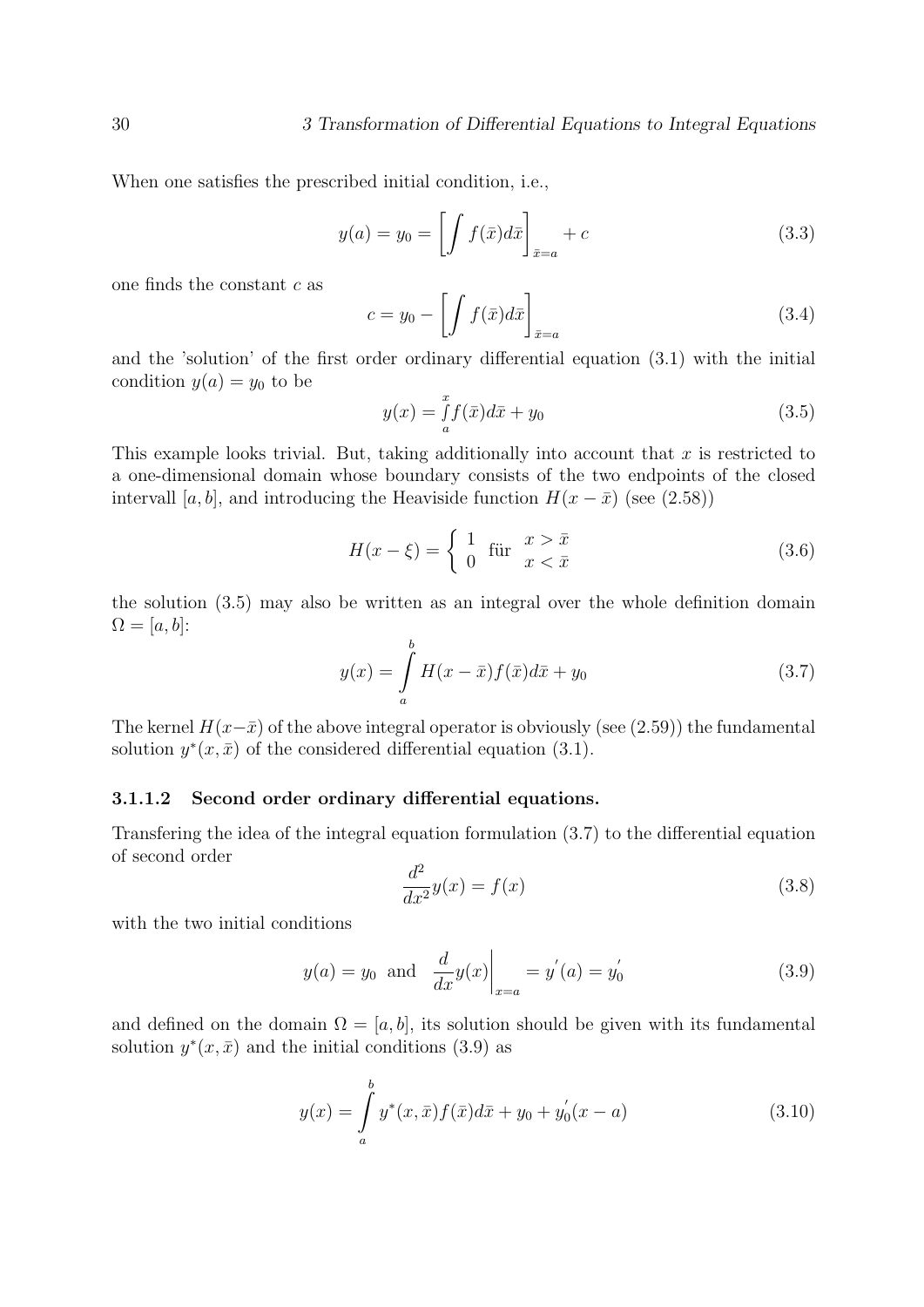When one satisfies the prescribed initial condition, i.e.,

$$y(a) = y_0 = \left[\int f(\bar{x})d\bar{x}\right]_{\bar{x}=a} + c \tag{3.3}$$

one finds the constant $c$ as

$$c = y_0 - \left[\int f(\bar{x})d\bar{x}\right]_{\bar{x}=a} \tag{3.4}$$

and the 'solution' of the first order ordinary differential equation (3.1) with the initial condition $y(a) = y_0$ to be

$$y(x) = \int_a^x f(\bar{x})d\bar{x} + y_0 \tag{3.5}$$

This example looks trivial. But, taking additionally into account that $x$ is restricted to a one-dimensional domain whose boundary consists of the two endpoints of the closed intervall $[a, b]$, and introducing the Heaviside function $H(x - \bar{x})$ (see (2.58))

$$H(x - \xi) = \begin{cases} 1 & \text{für} \quad x > \bar{x} \\ 0 & \phantom{\text{für}} \quad x < \bar{x} \end{cases} \tag{3.6}$$

the solution (3.5) may also be written as an integral over the whole definition domain $\Omega = [a, b]$:

$$y(x) = \int_a^b H(x - \bar{x})f(\bar{x})d\bar{x} + y_0 \tag{3.7}$$

The kernel $H(x-\bar{x})$ of the above integral operator is obviously (see (2.59)) the fundamental solution $y^*(x, \bar{x})$ of the considered differential equation (3.1).

#### 3.1.1.2 Second order ordinary differential equations.

Transfering the idea of the integral equation formulation (3.7) to the differential equation of second order

$$\frac{d^2}{dx^2}y(x) = f(x) \tag{3.8}$$

with the two initial conditions

$$y(a) = y_0 \text{ and } \left.\frac{d}{dx}y(x)\right|_{x=a} = y'(a) = y_0' \tag{3.9}$$

and defined on the domain $\Omega = [a, b]$, its solution should be given with its fundamental solution $y^*(x, \bar{x})$ and the initial conditions (3.9) as

$$y(x) = \int_a^b y^*(x, \bar{x})f(\bar{x})d\bar{x} + y_0 + y_0'(x - a) \tag{3.10}$$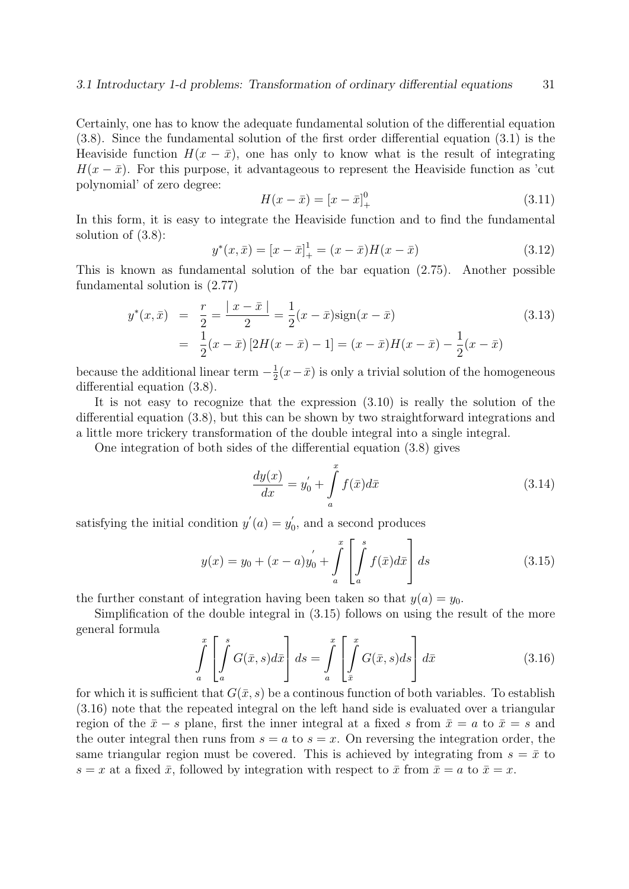Certainly, one has to know the adequate fundamental solution of the differential equation (3.8). Since the fundamental solution of the first order differential equation (3.1) is the Heaviside function $H(x-\bar{x})$, one has only to know what is the result of integrating $H(x-\bar{x})$. For this purpose, it advantageous to represent the Heaviside function as 'cut polynomial' of zero degree:

$$H(x-\bar{x}) = [x-\bar{x}]_+^0 \tag{3.11}$$

In this form, it is easy to integrate the Heaviside function and to find the fundamental solution of (3.8):

$$y^*(x,\bar{x}) = [x-\bar{x}]_+^1 = (x-\bar{x})H(x-\bar{x}) \tag{3.12}$$

This is known as fundamental solution of the bar equation (2.75). Another possible fundamental solution is (2.77)

$$\begin{aligned} y^*(x,\bar{x}) &= \frac{r}{2} = \frac{\mid x-\bar{x} \mid}{2} = \frac{1}{2}(x-\bar{x})\text{sign}(x-\bar{x}) \\ &= \frac{1}{2}(x-\bar{x})\left[2H(x-\bar{x})-1\right] = (x-\bar{x})H(x-\bar{x}) - \frac{1}{2}(x-\bar{x}) \end{aligned} \tag{3.13}$$

because the additional linear term $-\frac{1}{2}(x-\bar{x})$ is only a trivial solution of the homogeneous differential equation (3.8).

It is not easy to recognize that the expression (3.10) is really the solution of the differential equation (3.8), but this can be shown by two straightforward integrations and a little more trickery transformation of the double integral into a single integral.

One integration of both sides of the differential equation (3.8) gives

$$\frac{dy(x)}{dx} = y_0^{'} + \int_a^x f(\bar{x})d\bar{x} \tag{3.14}$$

satisfying the initial condition $y^{'}(a) = y_0^{'}$, and a second produces

$$y(x) = y_0 + (x-a)y_0^{'} + \int_a^x \left[ \int_a^s f(\bar{x})d\bar{x} \right] ds \tag{3.15}$$

the further constant of integration having been taken so that $y(a) = y_0$.

Simplification of the double integral in (3.15) follows on using the result of the more general formula

$$\int_a^x \left[ \int_a^s G(\bar{x},s)d\bar{x} \right] ds = \int_a^x \left[ \int_{\bar{x}}^x G(\bar{x},s)ds \right] d\bar{x} \tag{3.16}$$

for which it is sufficient that $G(\bar{x},s)$ be a continous function of both variables. To establish (3.16) note that the repeated integral on the left hand side is evaluated over a triangular region of the $\bar{x}-s$ plane, first the inner integral at a fixed $s$ from $\bar{x}=a$ to $\bar{x}=s$ and the outer integral then runs from $s=a$ to $s=x$. On reversing the integration order, the same triangular region must be covered. This is achieved by integrating from $s=\bar{x}$ to $s=x$ at a fixed $\bar{x}$, followed by integration with respect to $\bar{x}$ from $\bar{x}=a$ to $\bar{x}=x$.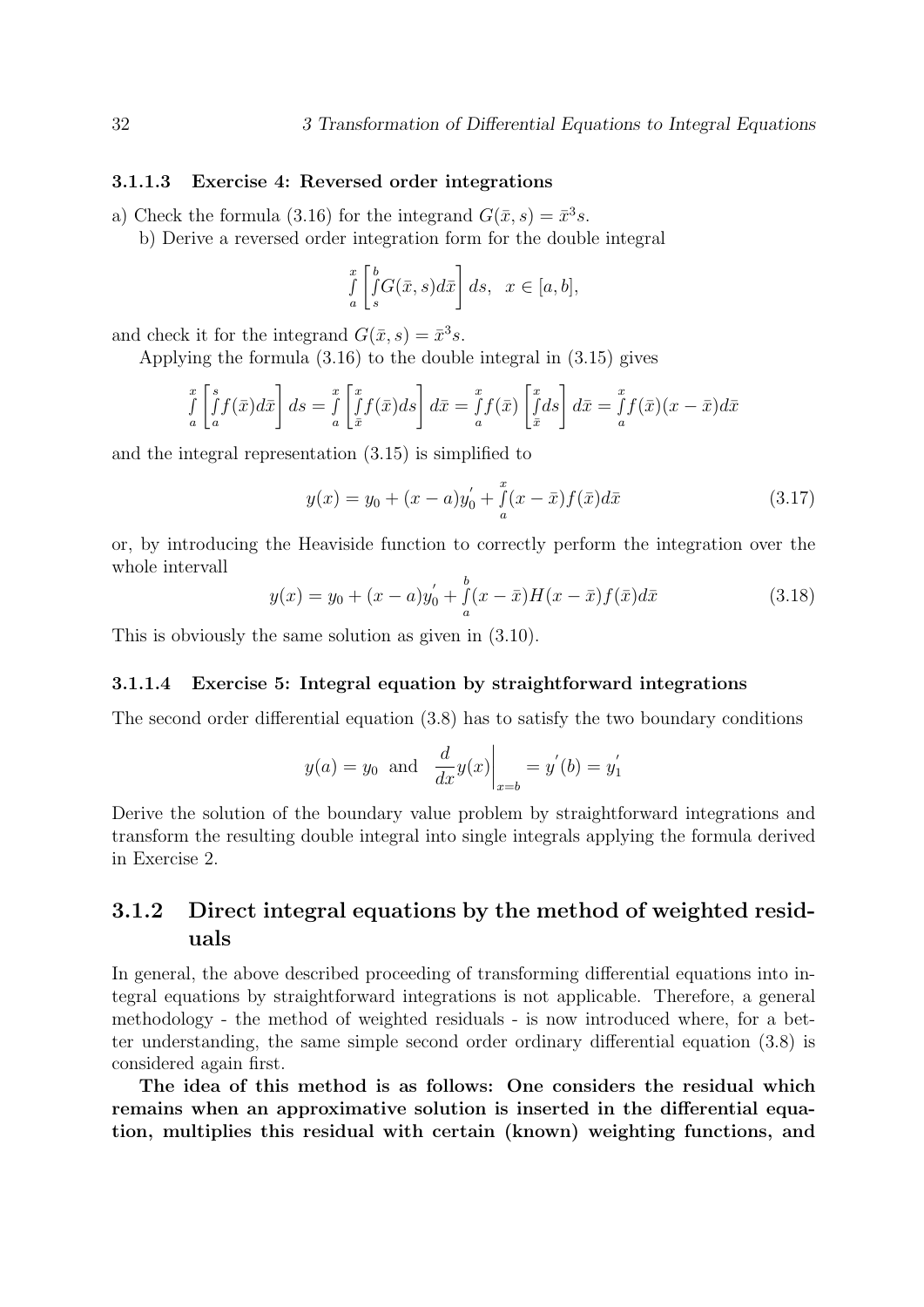#### 3.1.1.3 Exercise 4: Reversed order integrations

a) Check the formula (3.16) for the integrand $G(\bar{x}, s) = \bar{x}^3 s$.

b) Derive a reversed order integration form for the double integral

$$\int_a^x \left[ \int_s^b G(\bar{x}, s) d\bar{x} \right] ds, \quad x \in [a, b],$$

and check it for the integrand $G(\bar{x}, s) = \bar{x}^3 s$.

Applying the formula (3.16) to the double integral in (3.15) gives

$$\int_a^x \left[ \int_a^s f(\bar{x}) d\bar{x} \right] ds = \int_a^x \left[ \int_{\bar{x}}^x f(\bar{x}) ds \right] d\bar{x} = \int_a^x f(\bar{x}) \left[ \int_{\bar{x}}^x ds \right] d\bar{x} = \int_a^x f(\bar{x})(x - \bar{x}) d\bar{x}$$

and the integral representation (3.15) is simplified to

$$y(x) = y_0 + (x - a) y_0' + \int_a^x (x - \bar{x}) f(\bar{x}) d\bar{x} \tag{3.17}$$

or, by introducing the Heaviside function to correctly perform the integration over the whole intervall

$$y(x) = y_0 + (x - a) y_0' + \int_a^b (x - \bar{x}) H(x - \bar{x}) f(\bar{x}) d\bar{x} \tag{3.18}$$

This is obviously the same solution as given in (3.10).

#### 3.1.1.4 Exercise 5: Integral equation by straightforward integrations

The second order differential equation (3.8) has to satisfy the two boundary conditions

$$y(a) = y_0 \text{ and } \left. \frac{d}{dx} y(x) \right|_{x=b} = y'(b) = y_1'$$

Derive the solution of the boundary value problem by straightforward integrations and transform the resulting double integral into single integrals applying the formula derived in Exercise 2.

### 3.1.2 Direct integral equations by the method of weighted residuals

In general, the above described proceeding of transforming differential equations into integral equations by straightforward integrations is not applicable. Therefore, a general methodology - the method of weighted residuals - is now introduced where, for a better understanding, the same simple second order ordinary differential equation (3.8) is considered again first.

**The idea of this method is as follows: One considers the residual which remains when an approximative solution is inserted in the differential equation, multiplies this residual with certain (known) weighting functions, and**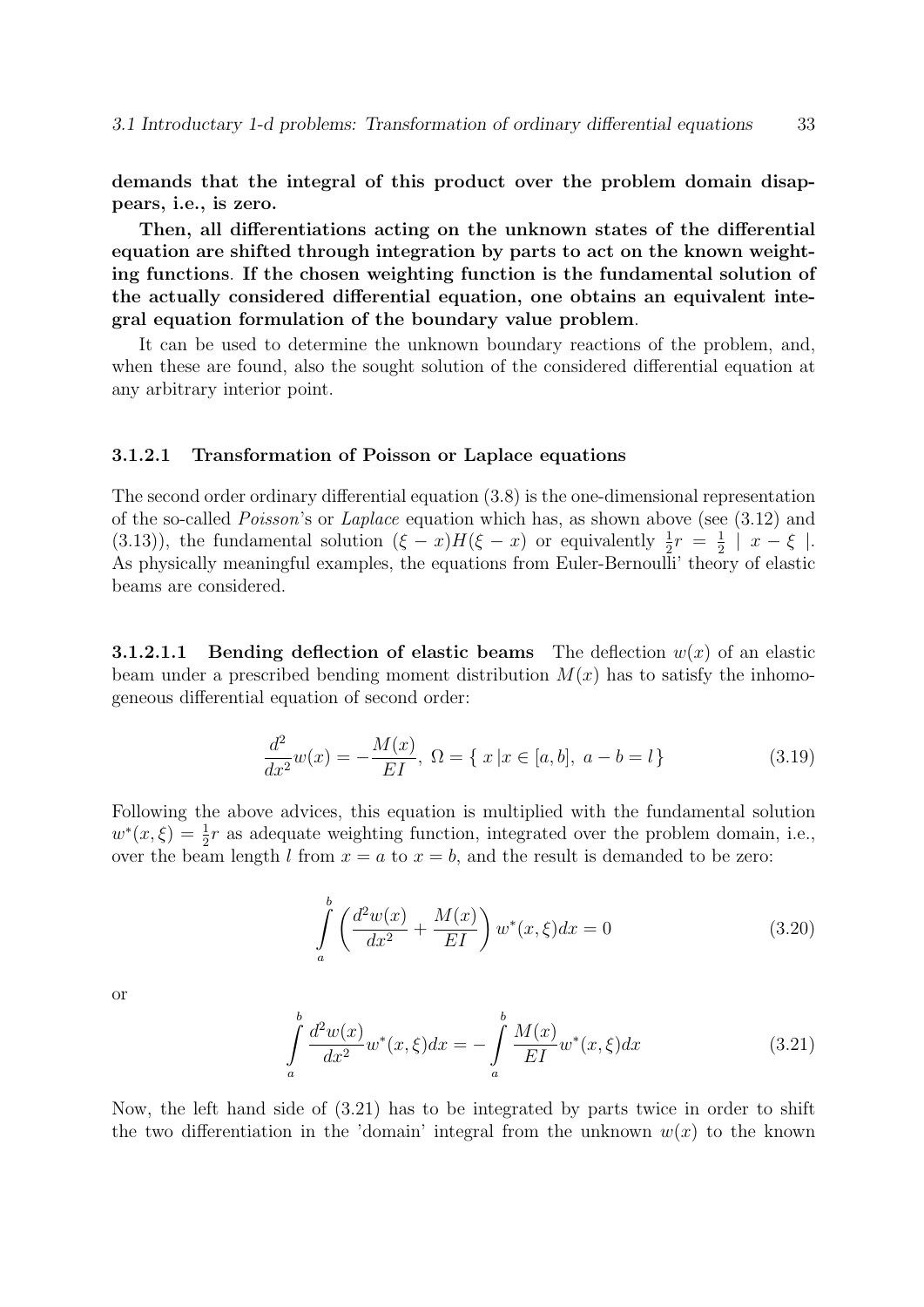**demands that the integral of this product over the problem domain disappears, i.e., is zero.**

**Then, all differentiations acting on the unknown states of the differential equation are shifted through integration by parts to act on the known weighting functions**. **If the chosen weighting function is the fundamental solution of the actually considered differential equation, one obtains an equivalent integral equation formulation of the boundary value problem**.

It can be used to determine the unknown boundary reactions of the problem, and, when these are found, also the sought solution of the considered differential equation at any arbitrary interior point.

#### 3.1.2.1 Transformation of Poisson or Laplace equations

The second order ordinary differential equation (3.8) is the one-dimensional representation of the so-called *Poisson*'s or *Laplace* equation which has, as shown above (see (3.12) and (3.13)), the fundamental solution $(\xi - x)H(\xi - x)$ or equivalently $\frac{1}{2}r = \frac{1}{2} \mid x - \xi \mid$. As physically meaningful examples, the equations from Euler-Bernoulli' theory of elastic beams are considered.

**3.1.2.1.1 Bending deflection of elastic beams** The deflection $w(x)$ of an elastic beam under a prescribed bending moment distribution $M(x)$ has to satisfy the inhomogeneous differential equation of second order:

$$\frac{d^2}{dx^2}w(x) = -\frac{M(x)}{EI},\ \Omega = \{\ x\,|x \in [a,b],\ a - b = l\,\} \tag{3.19}$$

Following the above advices, this equation is multiplied with the fundamental solution $w^*(x,\xi) = \frac{1}{2}r$ as adequate weighting function, integrated over the problem domain, i.e., over the beam length $l$ from $x = a$ to $x = b$, and the result is demanded to be zero:

$$\int\limits_a^b \left(\frac{d^2w(x)}{dx^2} + \frac{M(x)}{EI}\right) w^*(x,\xi)dx = 0 \tag{3.20}$$

or

$$\int\limits_a^b \frac{d^2w(x)}{dx^2} w^*(x,\xi)dx = -\int\limits_a^b \frac{M(x)}{EI} w^*(x,\xi)dx \tag{3.21}$$

Now, the left hand side of (3.21) has to be integrated by parts twice in order to shift the two differentiation in the 'domain' integral from the unknown $w(x)$ to the known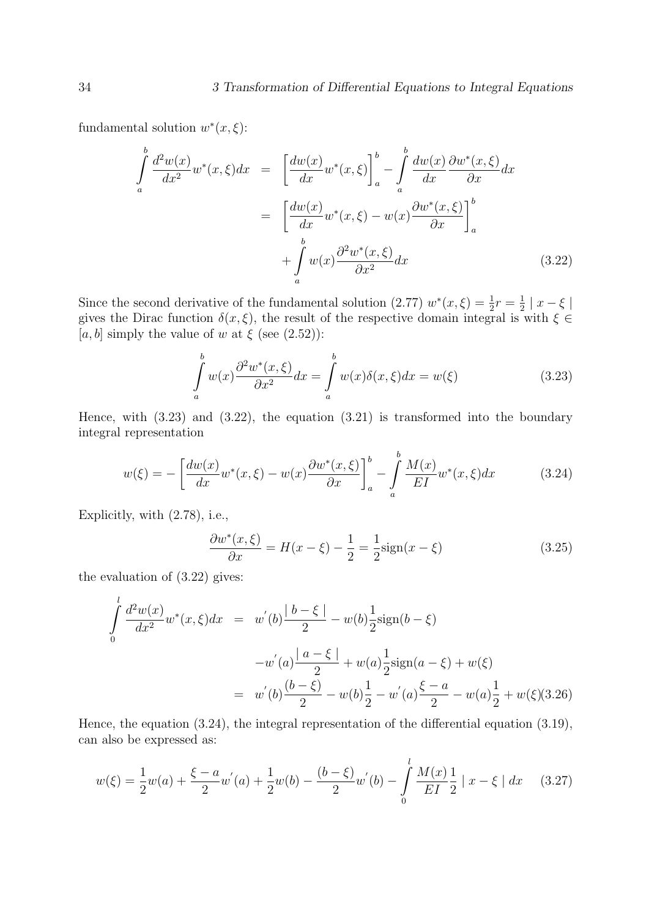fundamental solution $w^*(x,\xi)$:

$$
\begin{aligned}
\int\limits_a^b \frac{d^2w(x)}{dx^2} w^*(x,\xi) dx &= \left[\frac{dw(x)}{dx} w^*(x,\xi)\right]_a^b - \int\limits_a^b \frac{dw(x)}{dx}\frac{\partial w^*(x,\xi)}{\partial x} dx \\
&= \left[\frac{dw(x)}{dx} w^*(x,\xi) - w(x)\frac{\partial w^*(x,\xi)}{\partial x}\right]_a^b \\
&\quad + \int\limits_a^b w(x)\frac{\partial^2 w^*(x,\xi)}{\partial x^2} dx
\end{aligned} \tag{3.22}
$$

Since the second derivative of the fundamental solution (2.77) $w^*(x,\xi) = \frac{1}{2}r = \frac{1}{2} \mid x - \xi \mid$ gives the Dirac function $\delta(x,\xi)$, the result of the respective domain integral is with $\xi \in [a,b]$ simply the value of $w$ at $\xi$ (see (2.52)):

$$
\int\limits_a^b w(x)\frac{\partial^2 w^*(x,\xi)}{\partial x^2} dx = \int\limits_a^b w(x)\delta(x,\xi) dx = w(\xi) \tag{3.23}
$$

Hence, with (3.23) and (3.22), the equation (3.21) is transformed into the boundary integral representation

$$
w(\xi) = -\left[\frac{dw(x)}{dx} w^*(x,\xi) - w(x)\frac{\partial w^*(x,\xi)}{\partial x}\right]_a^b - \int\limits_a^b \frac{M(x)}{EI} w^*(x,\xi) dx \tag{3.24}
$$

Explicitly, with (2.78), i.e.,

$$
\frac{\partial w^*(x,\xi)}{\partial x} = H(x-\xi) - \frac{1}{2} = \frac{1}{2}\text{sign}(x-\xi) \tag{3.25}
$$

the evaluation of (3.22) gives:

$$
\begin{aligned}
\int\limits_0^l \frac{d^2w(x)}{dx^2} w^*(x,\xi) dx &= w'(b)\frac{\mid b-\xi \mid}{2} - w(b)\frac{1}{2}\text{sign}(b-\xi) \\
&\quad - w'(a)\frac{\mid a-\xi \mid}{2} + w(a)\frac{1}{2}\text{sign}(a-\xi) + w(\xi) \\
&= w'(b)\frac{(b-\xi)}{2} - w(b)\frac{1}{2} - w'(a)\frac{\xi - a}{2} - w(a)\frac{1}{2} + w(\xi)
\end{aligned} \tag{3.26}
$$

Hence, the equation (3.24), the integral representation of the differential equation (3.19), can also be expressed as:

$$
w(\xi) = \frac{1}{2}w(a) + \frac{\xi - a}{2}w'(a) + \frac{1}{2}w(b) - \frac{(b-\xi)}{2}w'(b) - \int\limits_0^l \frac{M(x)}{EI}\frac{1}{2} \mid x - \xi \mid dx \tag{3.27}
$$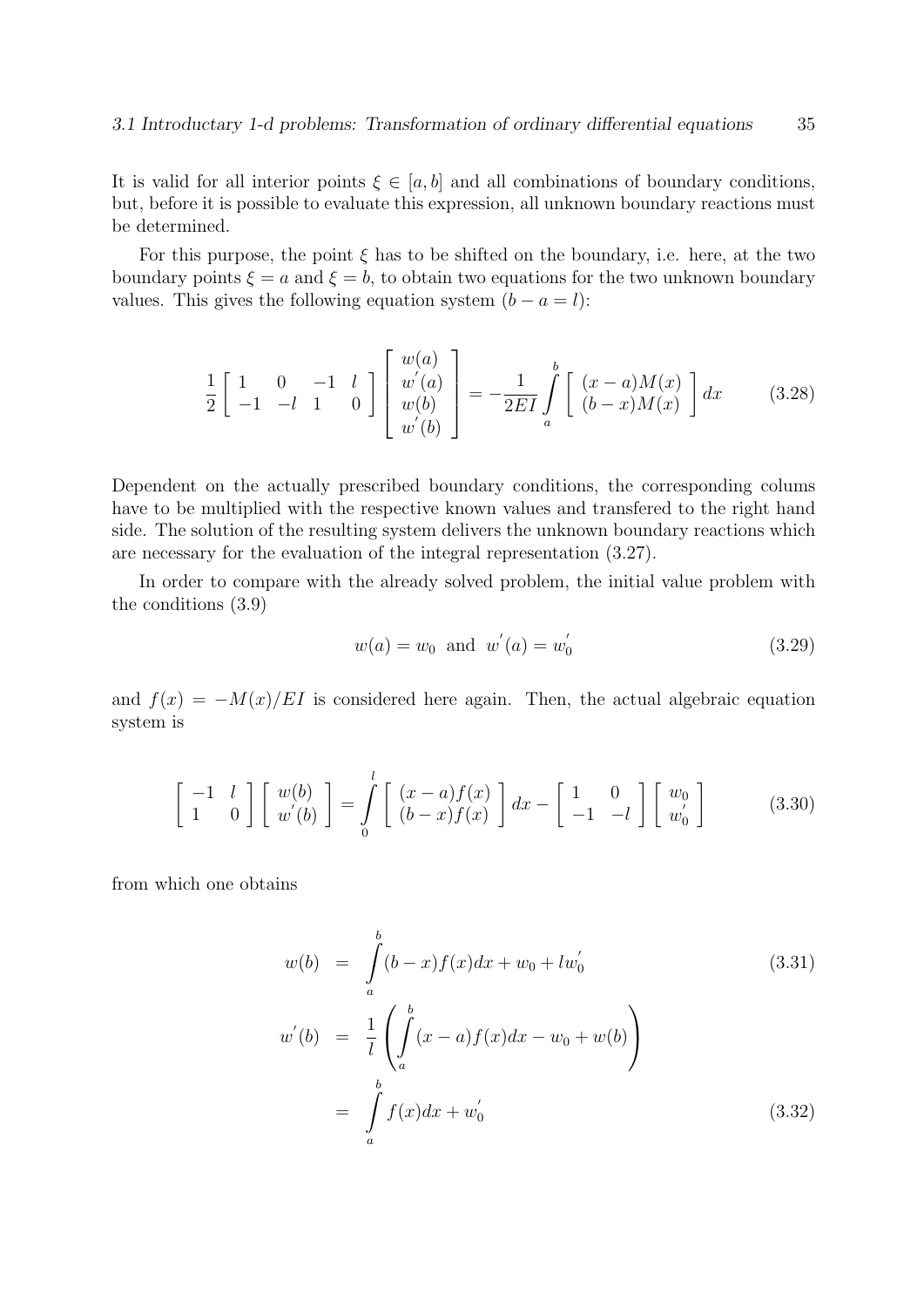It is valid for all interior points $\xi \in [a, b]$ and all combinations of boundary conditions, but, before it is possible to evaluate this expression, all unknown boundary reactions must be determined.

For this purpose, the point $\xi$ has to be shifted on the boundary, i.e. here, at the two boundary points $\xi = a$ and $\xi = b$, to obtain two equations for the two unknown boundary values. This gives the following equation system ($b - a = l$):

$$\frac{1}{2}\begin{bmatrix} 1 & 0 & -1 & l \\ -1 & -l & 1 & 0 \end{bmatrix}\begin{bmatrix} w(a) \\ w^{'}(a) \\ w(b) \\ w^{'}(b) \end{bmatrix} = -\frac{1}{2EI}\int_a^b \begin{bmatrix} (x-a)M(x) \\ (b-x)M(x) \end{bmatrix} dx \tag{3.28}$$

Dependent on the actually prescribed boundary conditions, the corresponding colums have to be multiplied with the respective known values and transfered to the right hand side. The solution of the resulting system delivers the unknown boundary reactions which are necessary for the evaluation of the integral representation (3.27).

In order to compare with the already solved problem, the initial value problem with the conditions (3.9)

$$w(a) = w_0 \text{ and } w^{'}(a) = w_0^{'} \tag{3.29}$$

and $f(x) = -M(x)/EI$ is considered here again. Then, the actual algebraic equation system is

$$\begin{bmatrix} -1 & l \\ 1 & 0 \end{bmatrix}\begin{bmatrix} w(b) \\ w^{'}(b) \end{bmatrix} = \int_0^l \begin{bmatrix} (x-a)f(x) \\ (b-x)f(x) \end{bmatrix} dx - \begin{bmatrix} 1 & 0 \\ -1 & -l \end{bmatrix}\begin{bmatrix} w_0 \\ w_0^{'} \end{bmatrix} \tag{3.30}$$

from which one obtains

$$w(b) = \int_a^b (b-x)f(x)dx + w_0 + lw_0^{'} \tag{3.31}$$

$$\begin{aligned} w^{'}(b) &= \frac{1}{l}\left(\int_a^b (x-a)f(x)dx - w_0 + w(b)\right) \\ &= \int_a^b f(x)dx + w_0^{'} \end{aligned} \tag{3.32}$$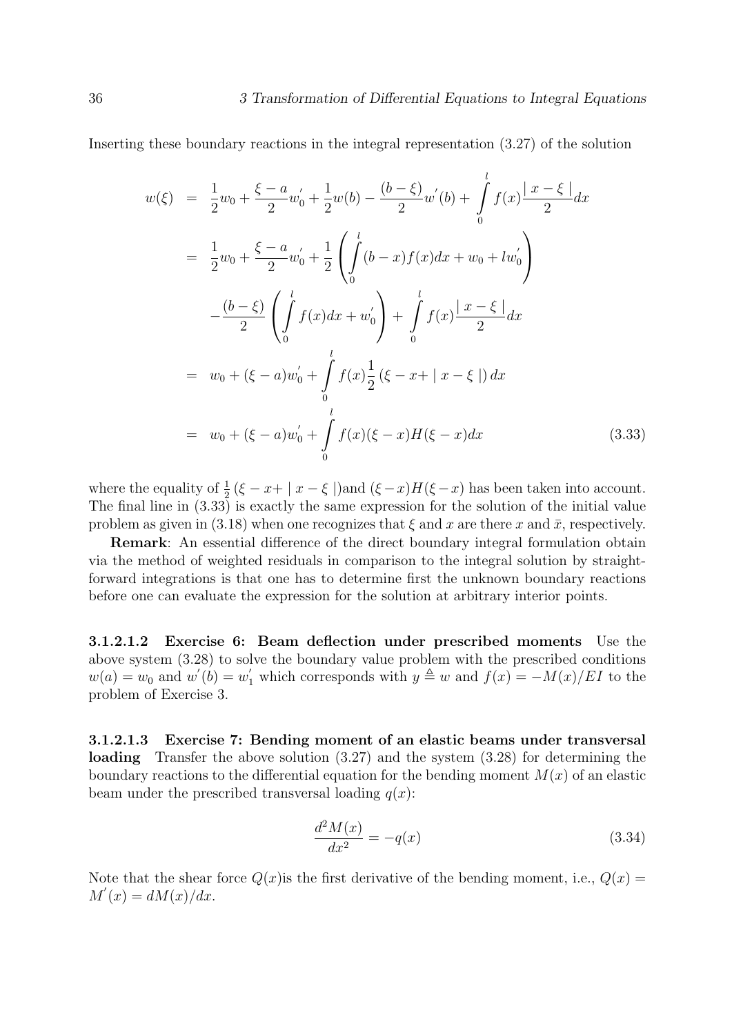Inserting these boundary reactions in the integral representation (3.27) of the solution

$$
\begin{aligned}
w(\xi) &= \frac{1}{2}w_0 + \frac{\xi - a}{2}w_0' + \frac{1}{2}w(b) - \frac{(b-\xi)}{2}w'(b) + \int_0^l f(x)\frac{|\,x-\xi\,|}{2}dx \\
&= \frac{1}{2}w_0 + \frac{\xi - a}{2}w_0' + \frac{1}{2}\left(\int_0^l (b-x)f(x)dx + w_0 + lw_0'\right) \\
&\quad - \frac{(b-\xi)}{2}\left(\int_0^l f(x)dx + w_0'\right) + \int_0^l f(x)\frac{|\,x-\xi\,|}{2}dx \\
&= w_0 + (\xi - a)w_0' + \int_0^l f(x)\frac{1}{2}\left(\xi - x + |\,x-\xi\,|\right)dx \\
&= w_0 + (\xi - a)w_0' + \int_0^l f(x)(\xi - x)H(\xi - x)dx
\end{aligned}
\tag{3.33}
$$

where the equality of $\frac{1}{2}\left(\xi - x + |\,x-\xi\,|\right)$and $(\xi - x)H(\xi - x)$ has been taken into account. The final line in (3.33) is exactly the same expression for the solution of the initial value problem as given in (3.18) when one recognizes that $\xi$ and $x$ are there $x$ and $\bar{x}$, respectively.

**Remark**: An essential difference of the direct boundary integral formulation obtain via the method of weighted residuals in comparison to the integral solution by straightforward integrations is that one has to determine first the unknown boundary reactions before one can evaluate the expression for the solution at arbitrary interior points.

**3.1.2.1.2 Exercise 6: Beam deflection under prescribed moments** Use the above system (3.28) to solve the boundary value problem with the prescribed conditions $w(a) = w_0$ and $w'(b) = w_1'$ which corresponds with $y \triangleq w$ and $f(x) = -M(x)/EI$ to the problem of Exercise 3.

**3.1.2.1.3 Exercise 7: Bending moment of an elastic beams under transversal loading** Transfer the above solution (3.27) and the system (3.28) for determining the boundary reactions to the differential equation for the bending moment $M(x)$ of an elastic beam under the prescribed transversal loading $q(x)$:

$$
\frac{d^2M(x)}{dx^2} = -q(x)
\tag{3.34}
$$

Note that the shear force $Q(x)$is the first derivative of the bending moment, i.e., $Q(x) = M'(x) = dM(x)/dx$.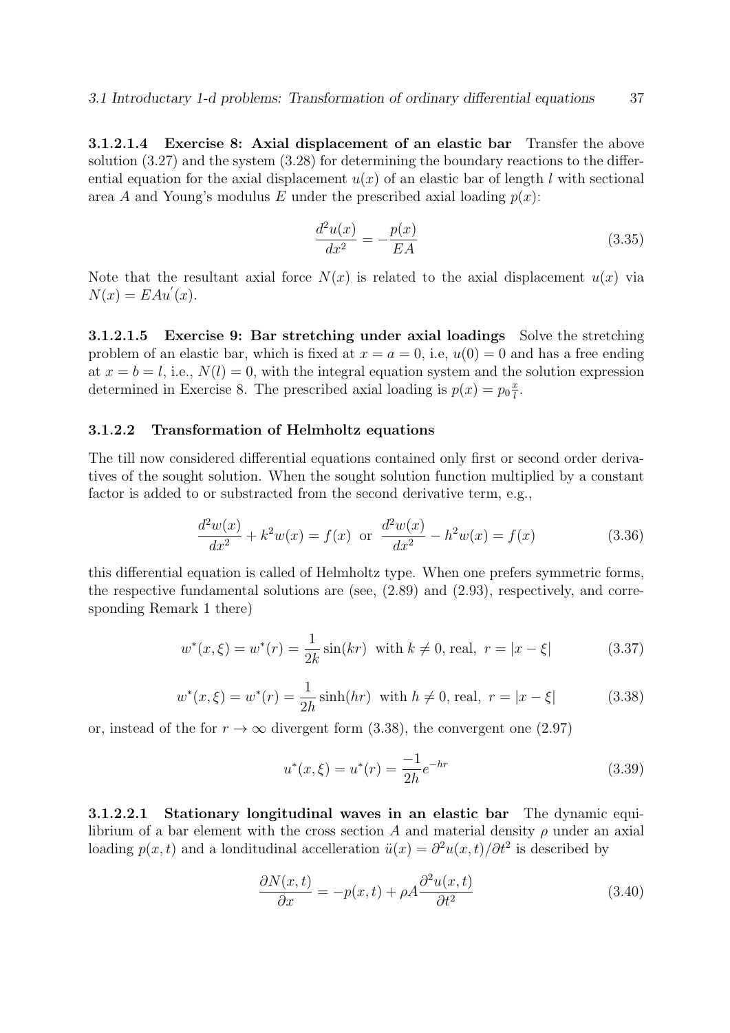#### 3.1.2.1.4 Exercise 8: Axial displacement of an elastic bar

Transfer the above solution (3.27) and the system (3.28) for determining the boundary reactions to the differential equation for the axial displacement $u(x)$ of an elastic bar of length $l$ with sectional area $A$ and Young's modulus $E$ under the prescribed axial loading $p(x)$:

$$\frac{d^2u(x)}{dx^2} = -\frac{p(x)}{EA} \tag{3.35}$$

Note that the resultant axial force $N(x)$ is related to the axial displacement $u(x)$ via $N(x) = EAu^{'}(x)$.

#### 3.1.2.1.5 Exercise 9: Bar stretching under axial loadings

Solve the stretching problem of an elastic bar, which is fixed at $x = a = 0$, i.e, $u(0) = 0$ and has a free ending at $x = b = l$, i.e., $N(l) = 0$, with the integral equation system and the solution expression determined in Exercise 8. The prescribed axial loading is $p(x) = p_0 \frac{x}{l}$.

### 3.1.2.2 Transformation of Helmholtz equations

The till now considered differential equations contained only first or second order derivatives of the sought solution. When the sought solution function multiplied by a constant factor is added to or substracted from the second derivative term, e.g.,

$$\frac{d^2w(x)}{dx^2} + k^2 w(x) = f(x) \text{ or } \frac{d^2w(x)}{dx^2} - h^2 w(x) = f(x) \tag{3.36}$$

this differential equation is called of Helmholtz type. When one prefers symmetric forms, the respective fundamental solutions are (see, (2.89) and (2.93), respectively, and corresponding Remark 1 there)

$$w^*(x,\xi) = w^*(r) = \frac{1}{2k}\sin(kr) \text{ with } k \neq 0, \text{ real, } r = |x - \xi| \tag{3.37}$$

$$w^*(x,\xi) = w^*(r) = \frac{1}{2h}\sinh(hr) \text{ with } h \neq 0, \text{ real, } r = |x - \xi| \tag{3.38}$$

or, instead of the for $r \to \infty$ divergent form (3.38), the convergent one (2.97)

$$u^*(x,\xi) = u^*(r) = \frac{-1}{2h}e^{-hr} \tag{3.39}$$

#### 3.1.2.2.1 Stationary longitudinal waves in an elastic bar

The dynamic equilibrium of a bar element with the cross section $A$ and material density $\rho$ under an axial loading $p(x,t)$ and a londitudinal accelleration $\ddot{u}(x) = \partial^2 u(x,t)/\partial t^2$ is described by

$$\frac{\partial N(x,t)}{\partial x} = -p(x,t) + \rho A \frac{\partial^2 u(x,t)}{\partial t^2} \tag{3.40}$$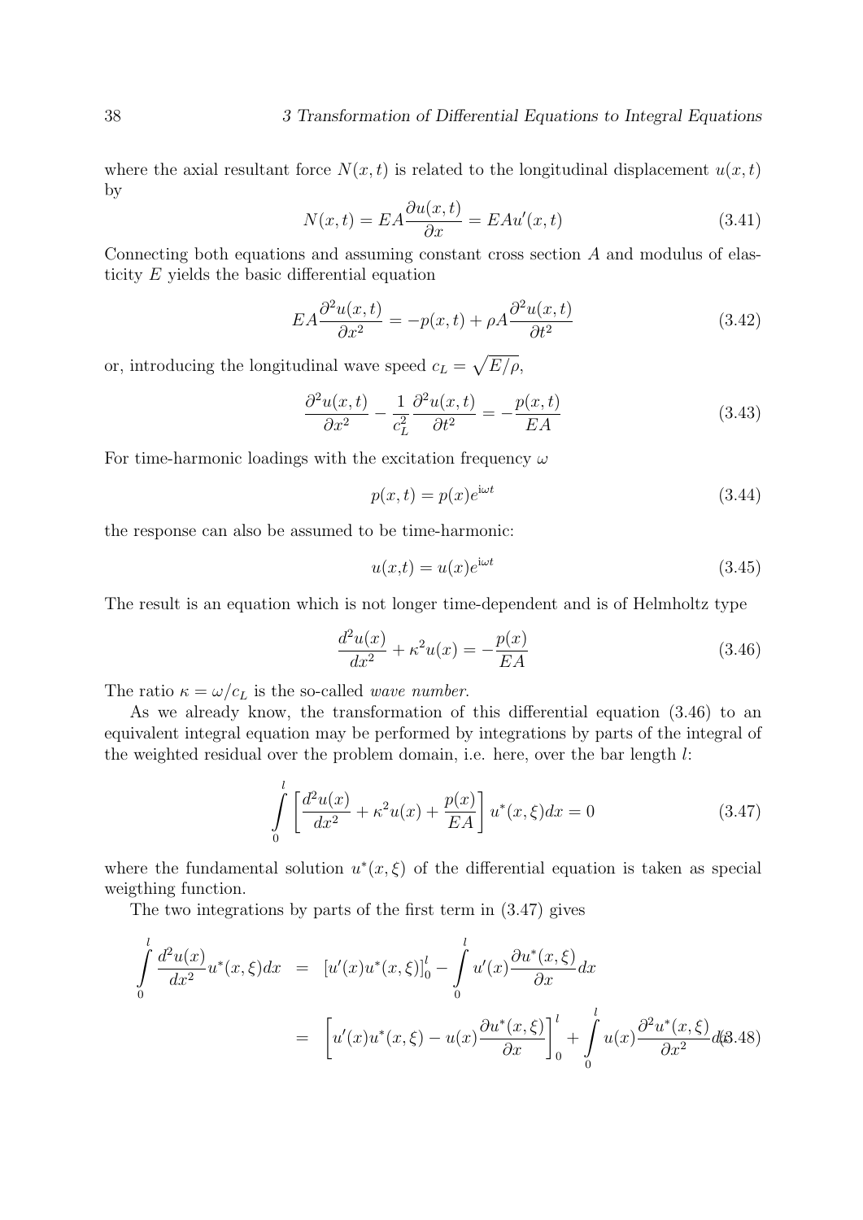where the axial resultant force $N(x,t)$ is related to the longitudinal displacement $u(x,t)$ by

$$N(x,t) = EA\frac{\partial u(x,t)}{\partial x} = EAu'(x,t) \tag{3.41}$$

Connecting both equations and assuming constant cross section $A$ and modulus of elasticity $E$ yields the basic differential equation

$$EA\frac{\partial^2 u(x,t)}{\partial x^2} = -p(x,t) + \rho A\frac{\partial^2 u(x,t)}{\partial t^2} \tag{3.42}$$

or, introducing the longitudinal wave speed $c_L = \sqrt{E/\rho}$,

$$\frac{\partial^2 u(x,t)}{\partial x^2} - \frac{1}{c_L^2}\frac{\partial^2 u(x,t)}{\partial t^2} = -\frac{p(x,t)}{EA} \tag{3.43}$$

For time-harmonic loadings with the excitation frequency $\omega$

$$p(x,t) = p(x)e^{\mathrm{i}\omega t} \tag{3.44}$$

the response can also be assumed to be time-harmonic:

$$u(x,t) = u(x)e^{\mathrm{i}\omega t} \tag{3.45}$$

The result is an equation which is not longer time-dependent and is of Helmholtz type

$$\frac{d^2 u(x)}{dx^2} + \kappa^2 u(x) = -\frac{p(x)}{EA} \tag{3.46}$$

The ratio $\kappa = \omega/c_L$ is the so-called *wave number*.

As we already know, the transformation of this differential equation (3.46) to an equivalent integral equation may be performed by integrations by parts of the integral of the weighted residual over the problem domain, i.e. here, over the bar length $l$:

$$\int_0^l \left[\frac{d^2 u(x)}{dx^2} + \kappa^2 u(x) + \frac{p(x)}{EA}\right] u^*(x,\xi)dx = 0 \tag{3.47}$$

where the fundamental solution $u^*(x,\xi)$ of the differential equation is taken as special weigthing function.

The two integrations by parts of the first term in (3.47) gives

$$\begin{aligned}\int_0^l \frac{d^2 u(x)}{dx^2}u^*(x,\xi)dx &= \left[u'(x)u^*(x,\xi)\right]_0^l - \int_0^l u'(x)\frac{\partial u^*(x,\xi)}{\partial x}dx \\ &= \left[u'(x)u^*(x,\xi) - u(x)\frac{\partial u^*(x,\xi)}{\partial x}\right]_0^l + \int_0^l u(x)\frac{\partial^2 u^*(x,\xi)}{\partial x^2}dx\end{aligned} \tag{3.48}$$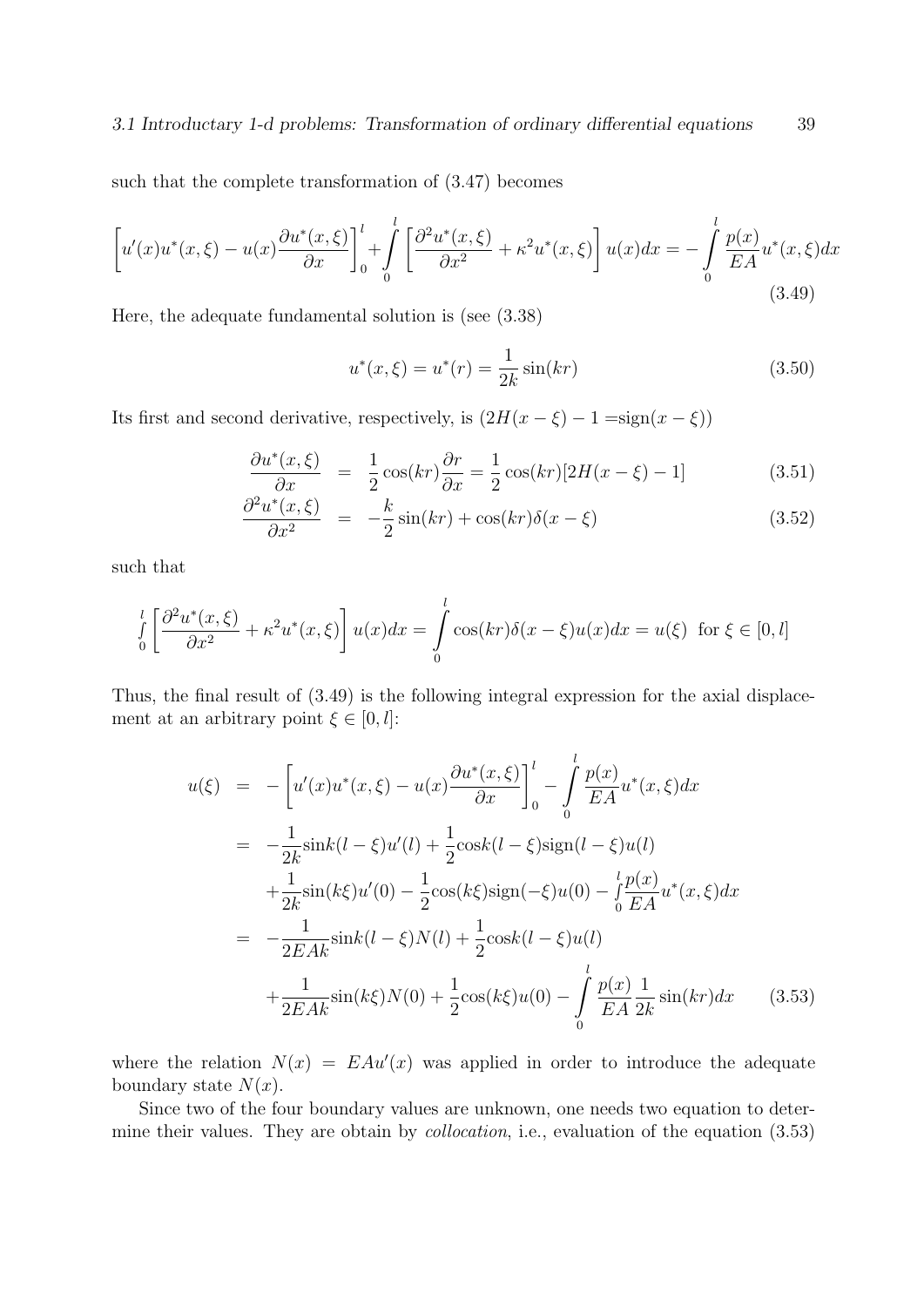such that the complete transformation of (3.47) becomes

$$\left[u'(x)u^*(x,\xi) - u(x)\frac{\partial u^*(x,\xi)}{\partial x}\right]_0^l + \int\limits_0^l \left[\frac{\partial^2 u^*(x,\xi)}{\partial x^2} + \kappa^2 u^*(x,\xi)\right] u(x)dx = -\int\limits_0^l \frac{p(x)}{EA} u^*(x,\xi)dx \tag{3.49}$$

Here, the adequate fundamental solution is (see (3.38)

$$u^*(x,\xi) = u^*(r) = \frac{1}{2k}\sin(kr) \tag{3.50}$$

Its first and second derivative, respectively, is ($2H(x-\xi)-1 = \text{sign}(x-\xi)$)

$$\frac{\partial u^*(x,\xi)}{\partial x} = \frac{1}{2}\cos(kr)\frac{\partial r}{\partial x} = \frac{1}{2}\cos(kr)[2H(x-\xi)-1] \tag{3.51}$$

$$\frac{\partial^2 u^*(x,\xi)}{\partial x^2} = -\frac{k}{2}\sin(kr) + \cos(kr)\delta(x-\xi) \tag{3.52}$$

such that

$$\int\limits_0^l \left[\frac{\partial^2 u^*(x,\xi)}{\partial x^2} + \kappa^2 u^*(x,\xi)\right] u(x)dx = \int\limits_0^l \cos(kr)\delta(x-\xi)u(x)dx = u(\xi) \text{ for } \xi \in [0,l]$$

Thus, the final result of (3.49) is the following integral expression for the axial displacement at an arbitrary point $\xi \in [0,l]$:

$$\begin{aligned}
u(\xi) &= -\left[u'(x)u^*(x,\xi) - u(x)\frac{\partial u^*(x,\xi)}{\partial x}\right]_0^l - \int\limits_0^l \frac{p(x)}{EA}u^*(x,\xi)dx \\
&= -\frac{1}{2k}\sin k(l-\xi)u'(l) + \frac{1}{2}\cos k(l-\xi)\text{sign}(l-\xi)u(l) \\
&\quad + \frac{1}{2k}\sin(k\xi)u'(0) - \frac{1}{2}\cos(k\xi)\text{sign}(-\xi)u(0) - \int\limits_0^l \frac{p(x)}{EA}u^*(x,\xi)dx \\
&= -\frac{1}{2EAk}\sin k(l-\xi)N(l) + \frac{1}{2}\cos k(l-\xi)u(l) \\
&\quad + \frac{1}{2EAk}\sin(k\xi)N(0) + \frac{1}{2}\cos(k\xi)u(0) - \int\limits_0^l \frac{p(x)}{EA}\frac{1}{2k}\sin(kr)dx
\end{aligned} \tag{3.53}$$

where the relation $N(x) = EAu'(x)$ was applied in order to introduce the adequate boundary state $N(x)$.

Since two of the four boundary values are unknown, one needs two equation to determine their values. They are obtain by *collocation*, i.e., evaluation of the equation (3.53)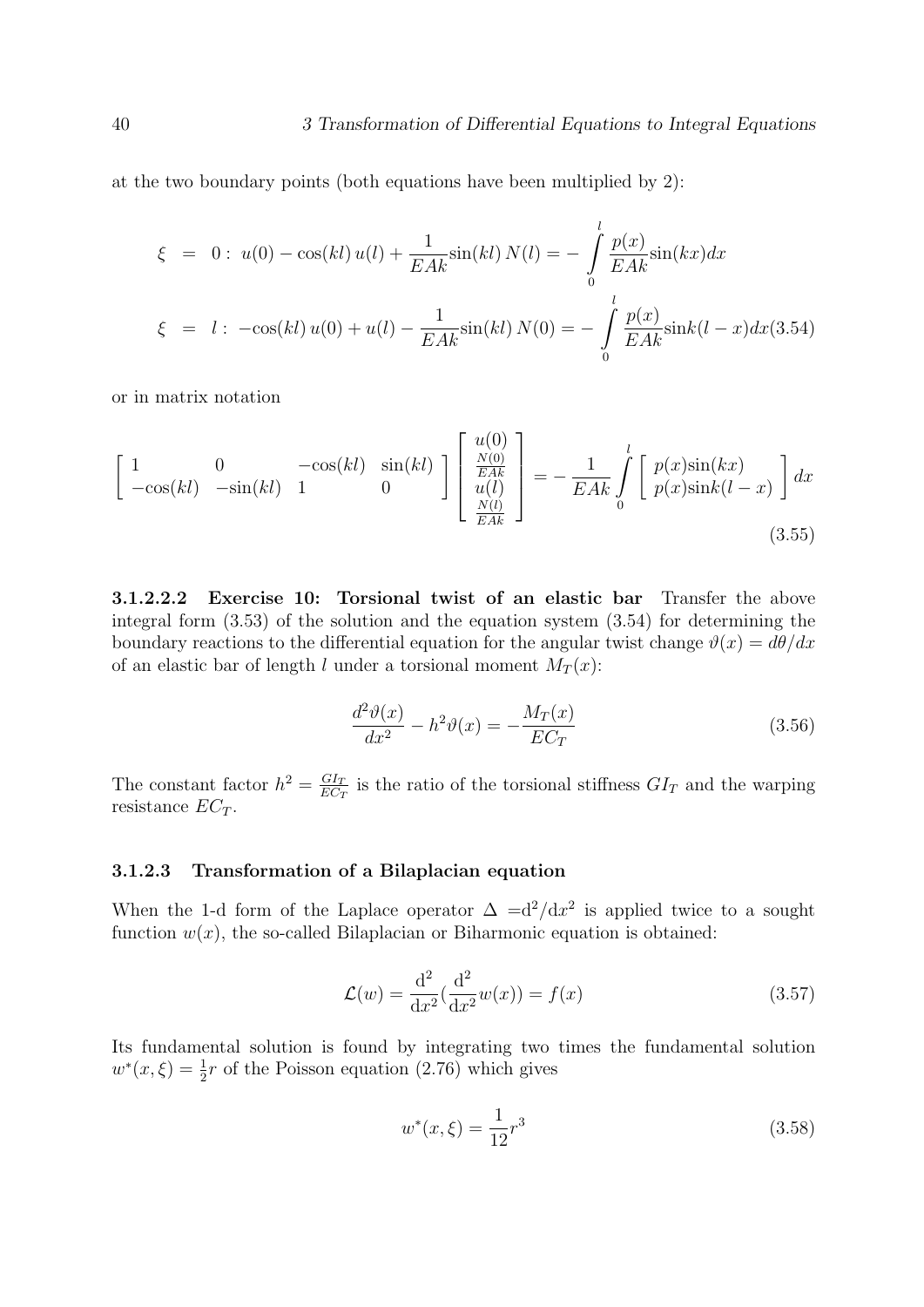at the two boundary points (both equations have been multiplied by 2):

$$\xi = 0: \; u(0) - \cos(kl)\, u(l) + \frac{1}{EAk}\sin(kl)\, N(l) = -\int_0^l \frac{p(x)}{EAk}\sin(kx)dx$$

$$\xi = l: \; -\cos(kl)\, u(0) + u(l) - \frac{1}{EAk}\sin(kl)\, N(0) = -\int_0^l \frac{p(x)}{EAk}\sin k(l-x)dx \quad (3.54)$$

or in matrix notation

$$\begin{bmatrix} 1 & 0 & -\cos(kl) & \sin(kl) \\ -\cos(kl) & -\sin(kl) & 1 & 0 \end{bmatrix} \begin{bmatrix} u(0) \\ \frac{N(0)}{EAk} \\ u(l) \\ \frac{N(l)}{EAk} \end{bmatrix} = -\frac{1}{EAk}\int_0^l \begin{bmatrix} p(x)\sin(kx) \\ p(x)\sin k(l-x) \end{bmatrix} dx \tag{3.55}$$

**3.1.2.2.2 Exercise 10: Torsional twist of an elastic bar** Transfer the above integral form (3.53) of the solution and the equation system (3.54) for determining the boundary reactions to the differential equation for the angular twist change $\vartheta(x) = d\theta/dx$ of an elastic bar of length $l$ under a torsional moment $M_T(x)$:

$$\frac{d^2\vartheta(x)}{dx^2} - h^2\vartheta(x) = -\frac{M_T(x)}{EC_T} \tag{3.56}$$

The constant factor $h^2 = \frac{GI_T}{EC_T}$ is the ratio of the torsional stiffness $GI_T$ and the warping resistance $EC_T$.

### 3.1.2.3 Transformation of a Bilaplacian equation

When the 1-d form of the Laplace operator $\Delta = \mathrm{d}^2/\mathrm{d}x^2$ is applied twice to a sought function $w(x)$, the so-called Bilaplacian or Biharmonic equation is obtained:

$$\mathcal{L}(w) = \frac{\mathrm{d}^2}{\mathrm{d}x^2}\left(\frac{\mathrm{d}^2}{\mathrm{d}x^2}w(x)\right) = f(x) \tag{3.57}$$

Its fundamental solution is found by integrating two times the fundamental solution $w^*(x, \xi) = \frac{1}{2}r$ of the Poisson equation (2.76) which gives

$$w^*(x, \xi) = \frac{1}{12}r^3 \tag{3.58}$$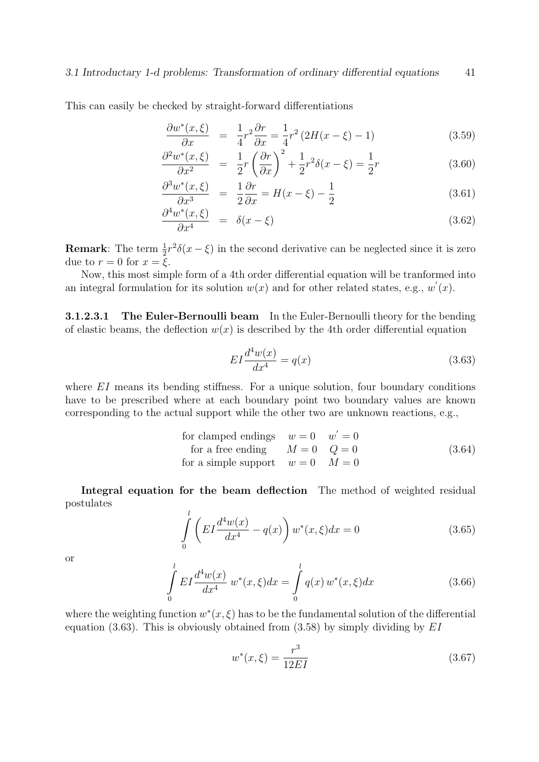This can easily be checked by straight-forward differentiations

$$\frac{\partial w^*(x,\xi)}{\partial x} = \frac{1}{4}r^2\frac{\partial r}{\partial x} = \frac{1}{4}r^2\left(2H(x-\xi)-1\right) \tag{3.59}$$

$$\frac{\partial^2 w^*(x,\xi)}{\partial x^2} = \frac{1}{2}r\left(\frac{\partial r}{\partial x}\right)^2 + \frac{1}{2}r^2\delta(x-\xi) = \frac{1}{2}r \tag{3.60}$$

$$\frac{\partial^3 w^*(x,\xi)}{\partial x^3} = \frac{1}{2}\frac{\partial r}{\partial x} = H(x-\xi) - \frac{1}{2} \tag{3.61}$$

$$\frac{\partial^4 w^*(x,\xi)}{\partial x^4} = \delta(x-\xi) \tag{3.62}$$

**Remark**: The term $\frac{1}{2}r^2\delta(x-\xi)$ in the second derivative can be neglected since it is zero due to $r=0$ for $x=\xi$.

Now, this most simple form of a 4th order differential equation will be tranformed into an integral formulation for its solution $w(x)$ and for other related states, e.g., $w^{'}(x)$.

#### 3.1.2.3.1 The Euler-Bernoulli beam

In the Euler-Bernoulli theory for the bending of elastic beams, the deflection $w(x)$ is described by the 4th order differential equation

$$EI\frac{d^4w(x)}{dx^4} = q(x) \tag{3.63}$$

where $EI$ means its bending stiffness. For a unique solution, four boundary conditions have to be prescribed where at each boundary point two boundary values are known corresponding to the actual support while the other two are unknown reactions, e.g.,

$$\begin{array}{lll} \text{for clamped endings} & w=0 & w^{'}=0 \\ \text{for a free ending} & M=0 & Q=0 \\ \text{for a simple support} & w=0 & M=0 \end{array} \tag{3.64}$$

**Integral equation for the beam deflection** The method of weighted residual postulates

$$\int_0^l \left(EI\frac{d^4w(x)}{dx^4} - q(x)\right) w^*(x,\xi)dx = 0 \tag{3.65}$$

or

$$\int_0^l EI\frac{d^4w(x)}{dx^4}\, w^*(x,\xi)dx = \int_0^l q(x)\, w^*(x,\xi)dx \tag{3.66}$$

where the weighting function $w^*(x,\xi)$ has to be the fundamental solution of the differential equation (3.63). This is obviously obtained from (3.58) by simply dividing by $EI$

$$w^*(x,\xi) = \frac{r^3}{12EI} \tag{3.67}$$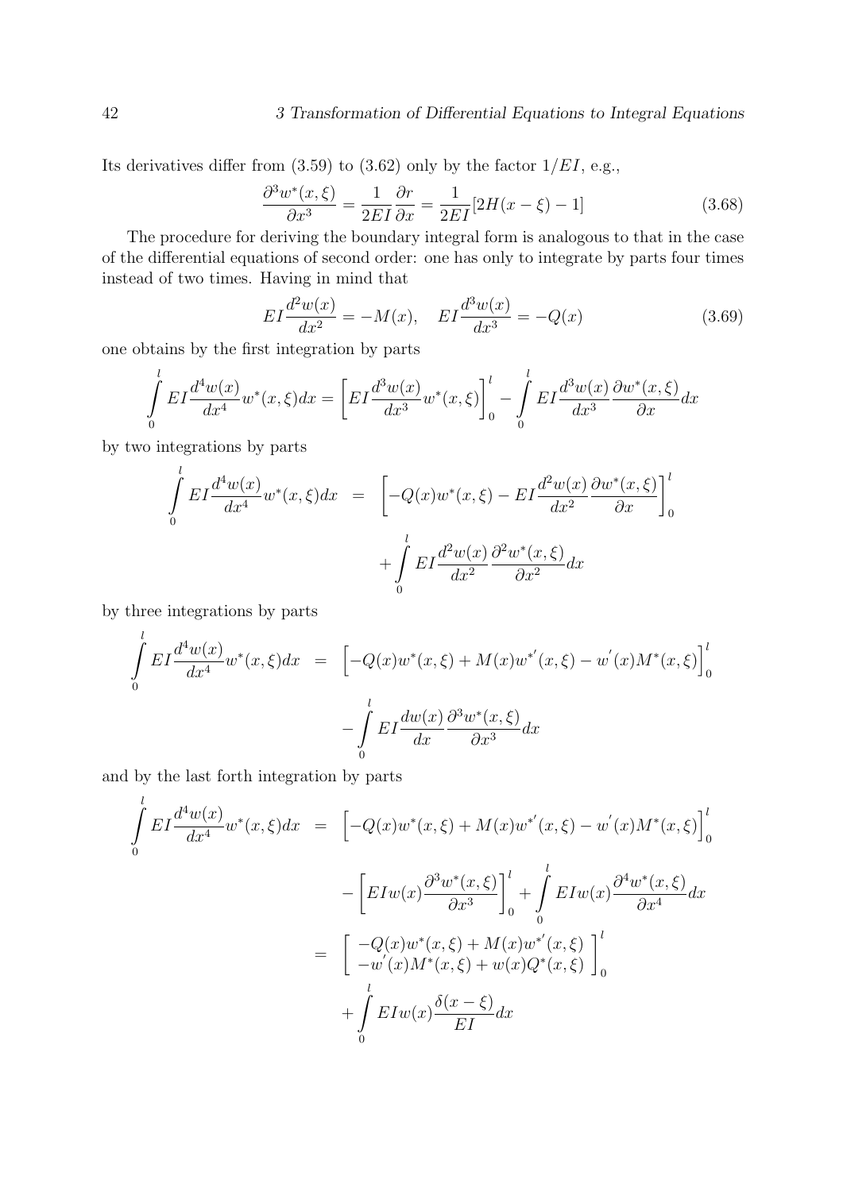Its derivatives differ from (3.59) to (3.62) only by the factor $1/EI$, e.g.,

$$\frac{\partial^3 w^*(x,\xi)}{\partial x^3} = \frac{1}{2EI}\frac{\partial r}{\partial x} = \frac{1}{2EI}[2H(x-\xi)-1] \tag{3.68}$$

The procedure for deriving the boundary integral form is analogous to that in the case of the differential equations of second order: one has only to integrate by parts four times instead of two times. Having in mind that

$$EI\frac{d^2w(x)}{dx^2} = -M(x), \quad EI\frac{d^3w(x)}{dx^3} = -Q(x) \tag{3.69}$$

one obtains by the first integration by parts

$$\int_0^l EI\frac{d^4w(x)}{dx^4}w^*(x,\xi)dx = \left[EI\frac{d^3w(x)}{dx^3}w^*(x,\xi)\right]_0^l - \int_0^l EI\frac{d^3w(x)}{dx^3}\frac{\partial w^*(x,\xi)}{\partial x}dx$$

by two integrations by parts

$$\begin{aligned}\int_0^l EI\frac{d^4w(x)}{dx^4}w^*(x,\xi)dx &= \left[-Q(x)w^*(x,\xi) - EI\frac{d^2w(x)}{dx^2}\frac{\partial w^*(x,\xi)}{\partial x}\right]_0^l \\ &\quad + \int_0^l EI\frac{d^2w(x)}{dx^2}\frac{\partial^2 w^*(x,\xi)}{\partial x^2}dx\end{aligned}$$

by three integrations by parts

$$\begin{aligned}\int_0^l EI\frac{d^4w(x)}{dx^4}w^*(x,\xi)dx &= \left[-Q(x)w^*(x,\xi) + M(x)w^{*'}(x,\xi) - w'(x)M^*(x,\xi)\right]_0^l \\ &\quad - \int_0^l EI\frac{dw(x)}{dx}\frac{\partial^3 w^*(x,\xi)}{\partial x^3}dx\end{aligned}$$

and by the last forth integration by parts

$$\begin{aligned}\int_0^l EI\frac{d^4w(x)}{dx^4}w^*(x,\xi)dx &= \left[-Q(x)w^*(x,\xi) + M(x)w^{*'}(x,\xi) - w'(x)M^*(x,\xi)\right]_0^l \\ &\quad - \left[EIw(x)\frac{\partial^3 w^*(x,\xi)}{\partial x^3}\right]_0^l + \int_0^l EIw(x)\frac{\partial^4 w^*(x,\xi)}{\partial x^4}dx \\ &= \left[\begin{array}{c} -Q(x)w^*(x,\xi) + M(x)w^{*'}(x,\xi) \\ -w'(x)M^*(x,\xi) + w(x)Q^*(x,\xi) \end{array}\right]_0^l \\ &\quad + \int_0^l EIw(x)\frac{\delta(x-\xi)}{EI}dx\end{aligned}$$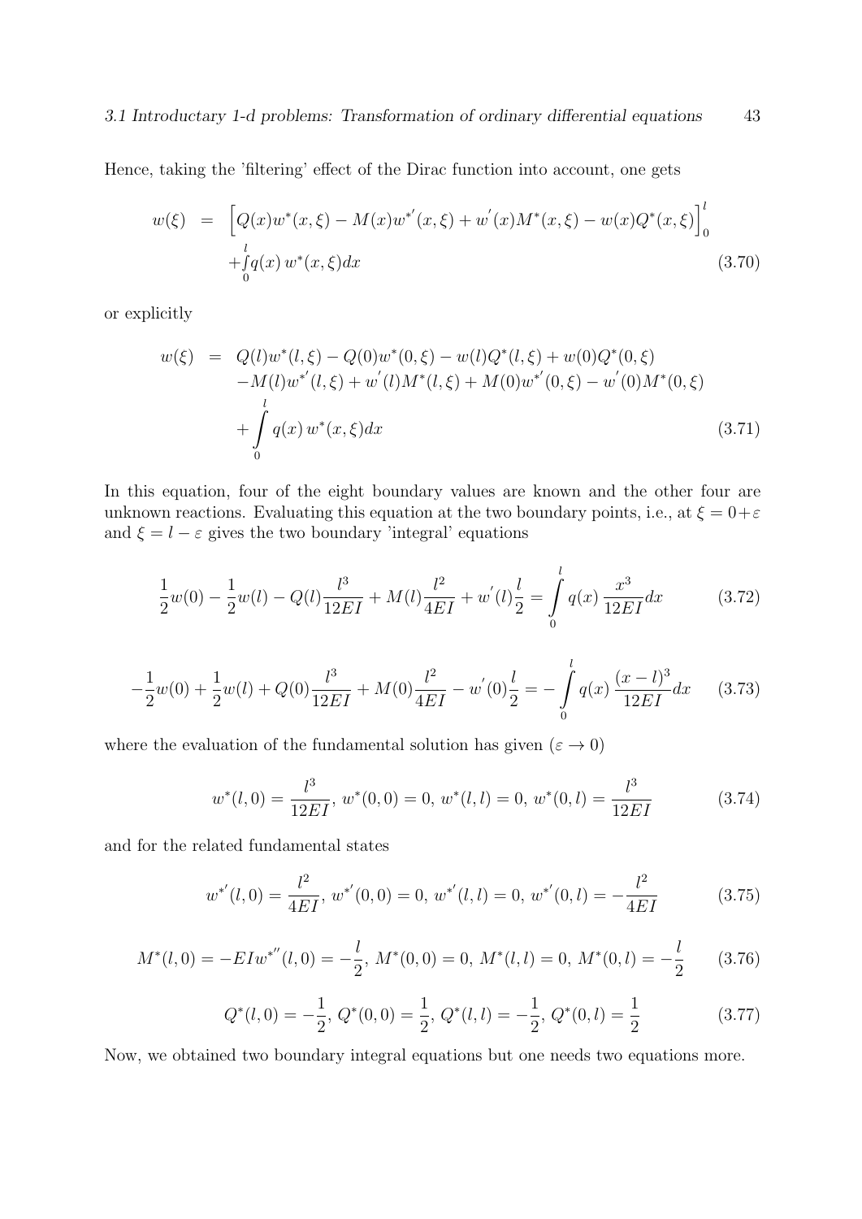Hence, taking the 'filtering' effect of the Dirac function into account, one gets

$$
\begin{aligned}
w(\xi) &= \Big[Q(x)w^*(x,\xi) - M(x)w^{*'}(x,\xi) + w'(x)M^*(x,\xi) - w(x)Q^*(x,\xi)\Big]_0^l \\
&\quad + \int_0^l q(x)\, w^*(x,\xi)dx
\end{aligned}
\tag{3.70}
$$

or explicitly

$$
\begin{aligned}
w(\xi) &= Q(l)w^*(l,\xi) - Q(0)w^*(0,\xi) - w(l)Q^*(l,\xi) + w(0)Q^*(0,\xi) \\
&\quad - M(l)w^{*'}(l,\xi) + w'(l)M^*(l,\xi) + M(0)w^{*'}(0,\xi) - w'(0)M^*(0,\xi) \\
&\quad + \int_0^l q(x)\, w^*(x,\xi)dx
\end{aligned}
\tag{3.71}
$$

In this equation, four of the eight boundary values are known and the other four are unknown reactions. Evaluating this equation at the two boundary points, i.e., at $\xi = 0+\varepsilon$ and $\xi = l-\varepsilon$ gives the two boundary 'integral' equations

$$
\frac{1}{2}w(0) - \frac{1}{2}w(l) - Q(l)\frac{l^3}{12EI} + M(l)\frac{l^2}{4EI} + w'(l)\frac{l}{2} = \int_0^l q(x)\,\frac{x^3}{12EI}dx \tag{3.72}
$$

$$
-\frac{1}{2}w(0) + \frac{1}{2}w(l) + Q(0)\frac{l^3}{12EI} + M(0)\frac{l^2}{4EI} - w'(0)\frac{l}{2} = -\int_0^l q(x)\,\frac{(x-l)^3}{12EI}dx \tag{3.73}
$$

where the evaluation of the fundamental solution has given ($\varepsilon \to 0$)

$$
w^*(l,0) = \frac{l^3}{12EI},\ w^*(0,0) = 0,\ w^*(l,l) = 0,\ w^*(0,l) = \frac{l^3}{12EI} \tag{3.74}
$$

and for the related fundamental states

$$
w^{*'}(l,0) = \frac{l^2}{4EI},\ w^{*'}(0,0) = 0,\ w^{*'}(l,l) = 0,\ w^{*'}(0,l) = -\frac{l^2}{4EI} \tag{3.75}
$$

$$
M^*(l,0) = -EIw^{*''}(l,0) = -\frac{l}{2},\ M^*(0,0) = 0,\ M^*(l,l) = 0,\ M^*(0,l) = -\frac{l}{2} \tag{3.76}
$$

$$
Q^*(l,0) = -\frac{1}{2},\ Q^*(0,0) = \frac{1}{2},\ Q^*(l,l) = -\frac{1}{2},\ Q^*(0,l) = \frac{1}{2} \tag{3.77}
$$

Now, we obtained two boundary integral equations but one needs two equations more.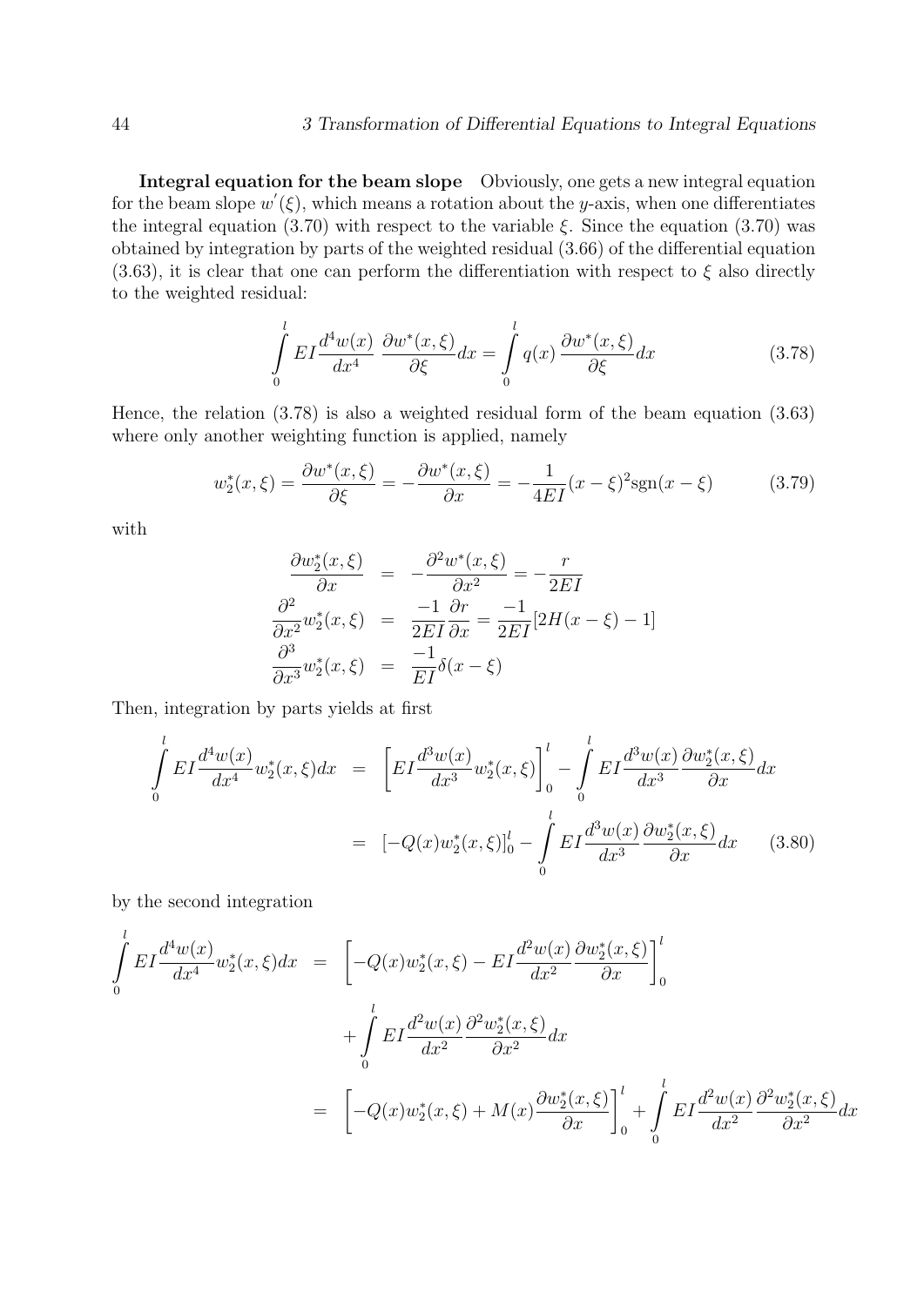**Integral equation for the beam slope** Obviously, one gets a new integral equation for the beam slope $w^{'}(\xi)$, which means a rotation about the $y$-axis, when one differentiates the integral equation (3.70) with respect to the variable $\xi$. Since the equation (3.70) was obtained by integration by parts of the weighted residual (3.66) of the differential equation (3.63), it is clear that one can perform the differentiation with respect to $\xi$ also directly to the weighted residual:

$$\int_0^l EI\frac{d^4w(x)}{dx^4}\;\frac{\partial w^*(x,\xi)}{\partial \xi}dx = \int_0^l q(x)\,\frac{\partial w^*(x,\xi)}{\partial \xi}dx \tag{3.78}$$

Hence, the relation (3.78) is also a weighted residual form of the beam equation (3.63) where only another weighting function is applied, namely

$$w_2^*(x,\xi) = \frac{\partial w^*(x,\xi)}{\partial \xi} = -\frac{\partial w^*(x,\xi)}{\partial x} = -\frac{1}{4EI}(x-\xi)^2\mathrm{sgn}(x-\xi) \tag{3.79}$$

with

$$\begin{aligned}
\frac{\partial w_2^*(x,\xi)}{\partial x} &= -\frac{\partial^2 w^*(x,\xi)}{\partial x^2} = -\frac{r}{2EI} \\
\frac{\partial^2}{\partial x^2}w_2^*(x,\xi) &= \frac{-1}{2EI}\frac{\partial r}{\partial x} = \frac{-1}{2EI}[2H(x-\xi)-1] \\
\frac{\partial^3}{\partial x^3}w_2^*(x,\xi) &= \frac{-1}{EI}\delta(x-\xi)
\end{aligned}$$

Then, integration by parts yields at first

$$\begin{aligned}
\int_0^l EI\frac{d^4w(x)}{dx^4}w_2^*(x,\xi)dx &= \left[EI\frac{d^3w(x)}{dx^3}w_2^*(x,\xi)\right]_0^l - \int_0^l EI\frac{d^3w(x)}{dx^3}\frac{\partial w_2^*(x,\xi)}{\partial x}dx \\
&= \left[-Q(x)w_2^*(x,\xi)\right]_0^l - \int_0^l EI\frac{d^3w(x)}{dx^3}\frac{\partial w_2^*(x,\xi)}{\partial x}dx
\end{aligned} \tag{3.80}$$

by the second integration

$$\begin{aligned}
\int_0^l EI\frac{d^4w(x)}{dx^4}w_2^*(x,\xi)dx &= \left[-Q(x)w_2^*(x,\xi) - EI\frac{d^2w(x)}{dx^2}\frac{\partial w_2^*(x,\xi)}{\partial x}\right]_0^l \\
&\quad + \int_0^l EI\frac{d^2w(x)}{dx^2}\frac{\partial^2 w_2^*(x,\xi)}{\partial x^2}dx \\
&= \left[-Q(x)w_2^*(x,\xi) + M(x)\frac{\partial w_2^*(x,\xi)}{\partial x}\right]_0^l + \int_0^l EI\frac{d^2w(x)}{dx^2}\frac{\partial^2 w_2^*(x,\xi)}{\partial x^2}dx
\end{aligned}$$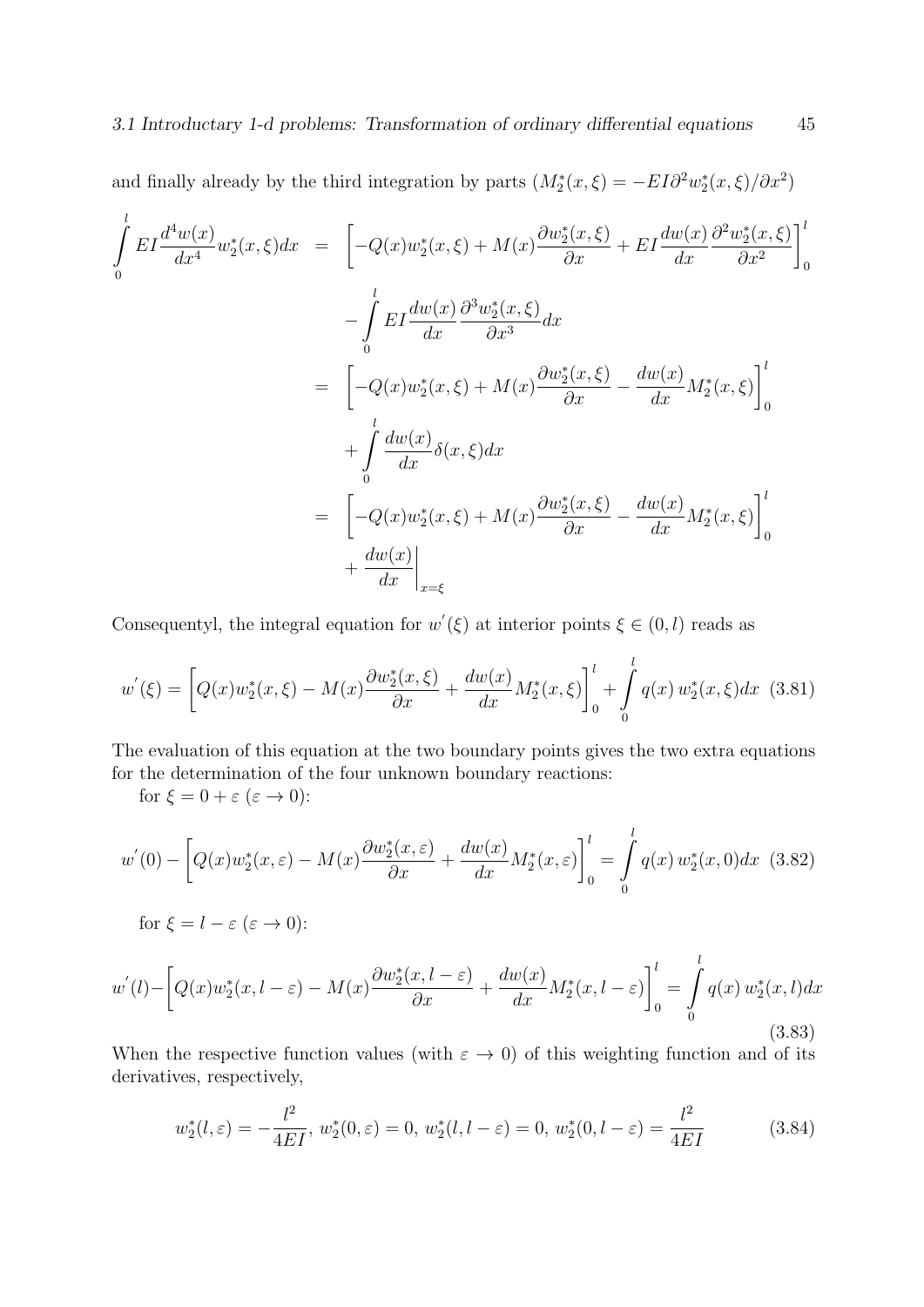and finally already by the third integration by parts ($M_2^*(x,\xi) = -EI\partial^2 w_2^*(x,\xi)/\partial x^2$)

$$
\begin{aligned}
\int_0^l EI\frac{d^4w(x)}{dx^4}w_2^*(x,\xi)dx &= \left[-Q(x)w_2^*(x,\xi) + M(x)\frac{\partial w_2^*(x,\xi)}{\partial x} + EI\frac{dw(x)}{dx}\frac{\partial^2 w_2^*(x,\xi)}{\partial x^2}\right]_0^l \\
&\quad - \int_0^l EI\frac{dw(x)}{dx}\frac{\partial^3 w_2^*(x,\xi)}{\partial x^3}dx \\
&= \left[-Q(x)w_2^*(x,\xi) + M(x)\frac{\partial w_2^*(x,\xi)}{\partial x} - \frac{dw(x)}{dx}M_2^*(x,\xi)\right]_0^l \\
&\quad + \int_0^l \frac{dw(x)}{dx}\delta(x,\xi)dx \\
&= \left[-Q(x)w_2^*(x,\xi) + M(x)\frac{\partial w_2^*(x,\xi)}{\partial x} - \frac{dw(x)}{dx}M_2^*(x,\xi)\right]_0^l \\
&\quad + \left.\frac{dw(x)}{dx}\right|_{x=\xi}
\end{aligned}
$$

Consequentyl, the integral equation for $w'(\xi)$ at interior points $\xi \in (0,l)$ reads as

$$
w'(\xi) = \left[Q(x)w_2^*(x,\xi) - M(x)\frac{\partial w_2^*(x,\xi)}{\partial x} + \frac{dw(x)}{dx}M_2^*(x,\xi)\right]_0^l + \int_0^l q(x)\, w_2^*(x,\xi)dx \quad (3.81)
$$

The evaluation of this equation at the two boundary points gives the two extra equations for the determination of the four unknown boundary reactions:

for $\xi = 0 + \varepsilon$ ($\varepsilon \to 0$):

$$
w'(0) - \left[Q(x)w_2^*(x,\varepsilon) - M(x)\frac{\partial w_2^*(x,\varepsilon)}{\partial x} + \frac{dw(x)}{dx}M_2^*(x,\varepsilon)\right]_0^l = \int_0^l q(x)\, w_2^*(x,0)dx \quad (3.82)
$$

for $\xi = l - \varepsilon$ ($\varepsilon \to 0$):

$$
w'(l) - \left[Q(x)w_2^*(x,l-\varepsilon) - M(x)\frac{\partial w_2^*(x,l-\varepsilon)}{\partial x} + \frac{dw(x)}{dx}M_2^*(x,l-\varepsilon)\right]_0^l = \int_0^l q(x)\, w_2^*(x,l)dx \quad (3.83)
$$

When the respective function values (with $\varepsilon \to 0$) of this weighting function and of its derivatives, respectively,

$$
w_2^*(l,\varepsilon) = -\frac{l^2}{4EI},\; w_2^*(0,\varepsilon) = 0,\; w_2^*(l,l-\varepsilon) = 0,\; w_2^*(0,l-\varepsilon) = \frac{l^2}{4EI} \quad (3.84)
$$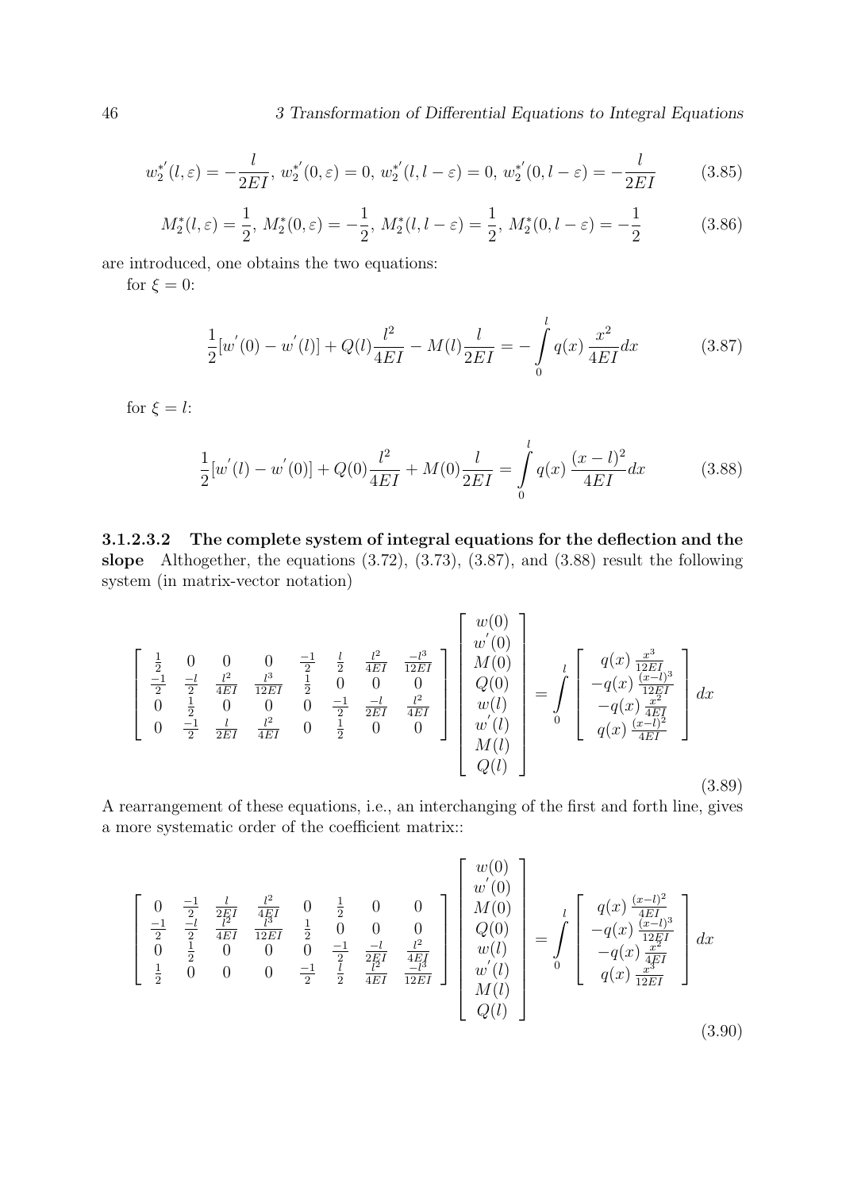$$w_2^{*'}(l,\varepsilon) = -\frac{l}{2EI},\; w_2^{*'}(0,\varepsilon) = 0,\; w_2^{*'}(l,l-\varepsilon) = 0,\; w_2^{*'}(0,l-\varepsilon) = -\frac{l}{2EI} \tag{3.85}$$

$$M_2^*(l,\varepsilon) = \frac{1}{2},\; M_2^*(0,\varepsilon) = -\frac{1}{2},\; M_2^*(l,l-\varepsilon) = \frac{1}{2},\; M_2^*(0,l-\varepsilon) = -\frac{1}{2} \tag{3.86}$$

are introduced, one obtains the two equations:

for $\xi = 0$:

$$\frac{1}{2}[w'(0) - w'(l)] + Q(l)\frac{l^2}{4EI} - M(l)\frac{l}{2EI} = -\int_0^l q(x)\,\frac{x^2}{4EI}dx \tag{3.87}$$

for $\xi = l$:

$$\frac{1}{2}[w'(l) - w'(0)] + Q(0)\frac{l^2}{4EI} + M(0)\frac{l}{2EI} = \int_0^l q(x)\,\frac{(x-l)^2}{4EI}dx \tag{3.88}$$

#### 3.1.2.3.2 The complete system of integral equations for the deflection and the slope

Althogether, the equations (3.72), (3.73), (3.87), and (3.88) result the following system (in matrix-vector notation)

$$\begin{bmatrix} \frac{1}{2} & 0 & 0 & 0 & \frac{-1}{2} & \frac{l}{2} & \frac{l^2}{4EI} & \frac{-l^3}{12EI} \\ \frac{-1}{2} & \frac{-l}{2} & \frac{l^2}{4EI} & \frac{l^3}{12EI} & \frac{1}{2} & 0 & 0 & 0 \\ 0 & \frac{1}{2} & 0 & 0 & 0 & \frac{-1}{2} & \frac{-l}{2EI} & \frac{l^2}{4EI} \\ 0 & \frac{-1}{2} & \frac{l}{2EI} & \frac{l^2}{4EI} & 0 & \frac{1}{2} & 0 & 0 \end{bmatrix} \begin{bmatrix} w(0) \\ w'(0) \\ M(0) \\ Q(0) \\ w(l) \\ w'(l) \\ M(l) \\ Q(l) \end{bmatrix} = \int_0^l \begin{bmatrix} q(x)\,\frac{x^3}{12EI} \\ -q(x)\,\frac{(x-l)^3}{12EI} \\ -q(x)\,\frac{x^2}{4EI} \\ q(x)\,\frac{(x-l)^2}{4EI} \end{bmatrix} dx \tag{3.89}$$

A rearrangement of these equations, i.e., an interchanging of the first and forth line, gives a more systematic order of the coefficient matrix::

$$\begin{bmatrix} 0 & \frac{-1}{2} & \frac{l}{2EI} & \frac{l^2}{4EI} & 0 & \frac{1}{2} & 0 & 0 \\ \frac{-1}{2} & \frac{-l}{2} & \frac{l^2}{4EI} & \frac{l^3}{12EI} & \frac{1}{2} & 0 & 0 & 0 \\ 0 & \frac{1}{2} & 0 & 0 & 0 & \frac{-1}{2} & \frac{-l}{2EI} & \frac{l^2}{4EI} \\ \frac{1}{2} & 0 & 0 & 0 & \frac{-1}{2} & \frac{l}{2} & \frac{l^2}{4EI} & \frac{-l^3}{12EI} \end{bmatrix} \begin{bmatrix} w(0) \\ w'(0) \\ M(0) \\ Q(0) \\ w(l) \\ w'(l) \\ M(l) \\ Q(l) \end{bmatrix} = \int_0^l \begin{bmatrix} q(x)\,\frac{(x-l)^2}{4EI} \\ -q(x)\,\frac{(x-l)^3}{12EI} \\ -q(x)\,\frac{x^2}{4EI} \\ q(x)\,\frac{x^3}{12EI} \end{bmatrix} dx \tag{3.90}$$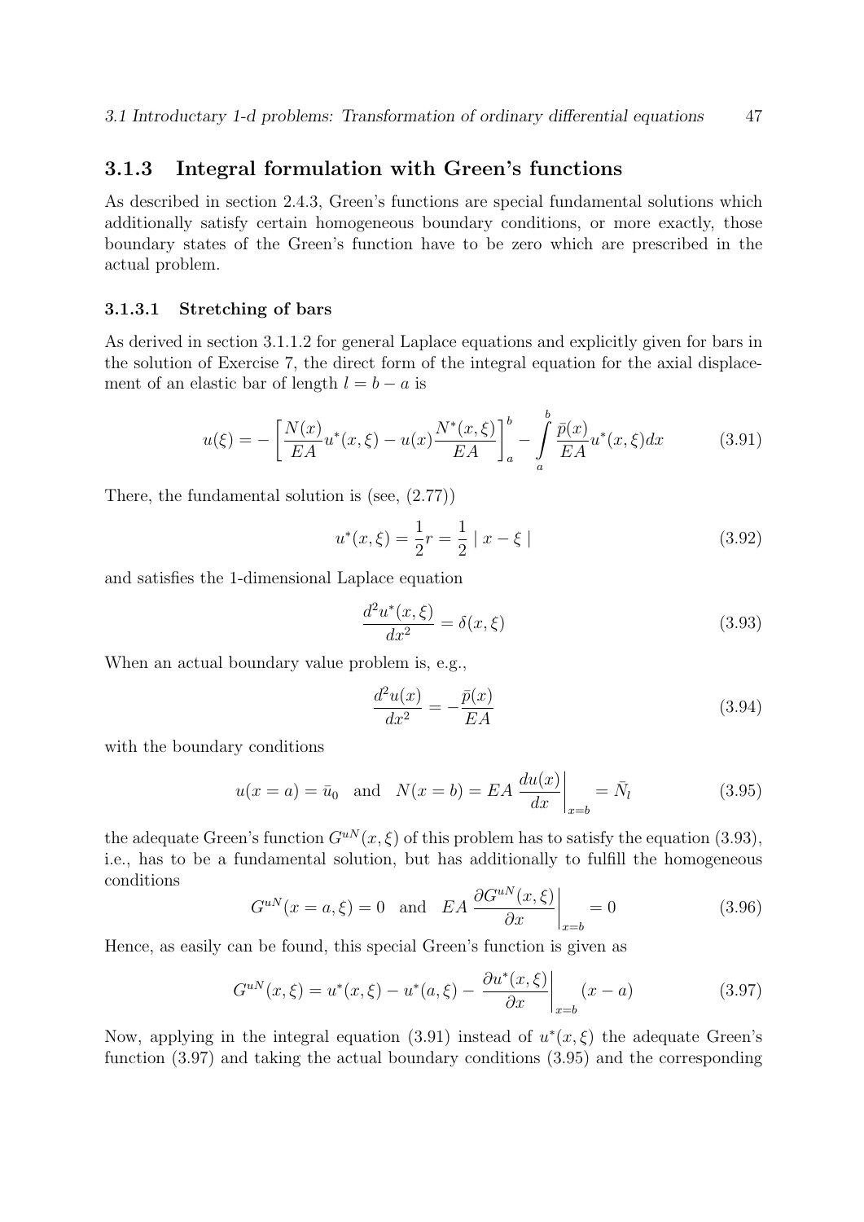### 3.1.3 Integral formulation with Green's functions

As described in section 2.4.3, Green's functions are special fundamental solutions which additionally satisfy certain homogeneous boundary conditions, or more exactly, those boundary states of the Green's function have to be zero which are prescribed in the actual problem.

#### 3.1.3.1 Stretching of bars

As derived in section 3.1.1.2 for general Laplace equations and explicitly given for bars in the solution of Exercise 7, the direct form of the integral equation for the axial displacement of an elastic bar of length $l = b - a$ is

$$u(\xi) = -\left[\frac{N(x)}{EA}u^*(x,\xi) - u(x)\frac{N^*(x,\xi)}{EA}\right]_a^b - \int_a^b \frac{\bar{p}(x)}{EA}u^*(x,\xi)dx \tag{3.91}$$

There, the fundamental solution is (see, (2.77))

$$u^*(x,\xi) = \frac{1}{2}r = \frac{1}{2} \mid x - \xi \mid \tag{3.92}$$

and satisfies the 1-dimensional Laplace equation

$$\frac{d^2u^*(x,\xi)}{dx^2} = \delta(x,\xi) \tag{3.93}$$

When an actual boundary value problem is, e.g.,

$$\frac{d^2u(x)}{dx^2} = -\frac{\bar{p}(x)}{EA} \tag{3.94}$$

with the boundary conditions

$$u(x=a) = \bar{u}_0 \quad \text{and} \quad N(x=b) = EA\left.\frac{du(x)}{dx}\right|_{x=b} = \bar{N}_l \tag{3.95}$$

the adequate Green's function $G^{uN}(x,\xi)$ of this problem has to satisfy the equation (3.93), i.e., has to be a fundamental solution, but has additionally to fulfill the homogeneous conditions

$$G^{uN}(x=a,\xi) = 0 \quad \text{and} \quad EA\left.\frac{\partial G^{uN}(x,\xi)}{\partial x}\right|_{x=b} = 0 \tag{3.96}$$

Hence, as easily can be found, this special Green's function is given as

$$G^{uN}(x,\xi) = u^*(x,\xi) - u^*(a,\xi) - \left.\frac{\partial u^*(x,\xi)}{\partial x}\right|_{x=b}(x-a) \tag{3.97}$$

Now, applying in the integral equation (3.91) instead of $u^*(x,\xi)$ the adequate Green's function (3.97) and taking the actual boundary conditions (3.95) and the corresponding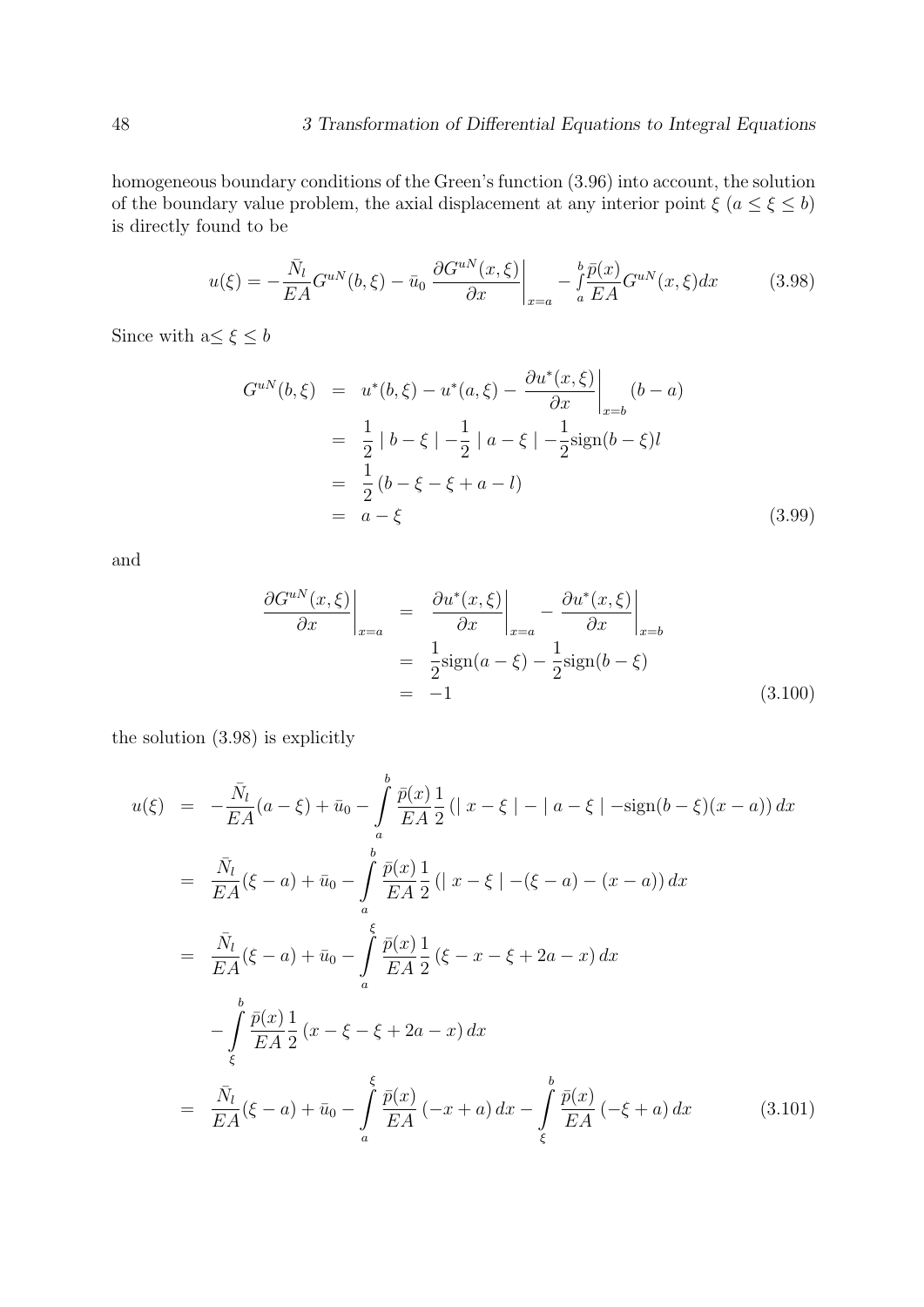homogeneous boundary conditions of the Green's function (3.96) into account, the solution of the boundary value problem, the axial displacement at any interior point $\xi$ ($a \leq \xi \leq b$) is directly found to be

$$u(\xi) = -\frac{\bar{N}_l}{EA} G^{uN}(b,\xi) - \bar{u}_0 \left. \frac{\partial G^{uN}(x,\xi)}{\partial x} \right|_{x=a} - \int_a^b \frac{\bar{p}(x)}{EA} G^{uN}(x,\xi) dx \tag{3.98}$$

Since with a$\leq \xi \leq b$

$$\begin{aligned}
G^{uN}(b,\xi) &= u^*(b,\xi) - u^*(a,\xi) - \left. \frac{\partial u^*(x,\xi)}{\partial x} \right|_{x=b} (b-a) \\
&= \frac{1}{2} \mid b - \xi \mid - \frac{1}{2} \mid a - \xi \mid - \frac{1}{2} \text{sign}(b-\xi) l \\
&= \frac{1}{2} (b - \xi - \xi + a - l) \\
&= a - \xi
\end{aligned} \tag{3.99}$$

and

$$\begin{aligned}
\left. \frac{\partial G^{uN}(x,\xi)}{\partial x} \right|_{x=a} &= \left. \frac{\partial u^*(x,\xi)}{\partial x} \right|_{x=a} - \left. \frac{\partial u^*(x,\xi)}{\partial x} \right|_{x=b} \\
&= \frac{1}{2} \text{sign}(a-\xi) - \frac{1}{2} \text{sign}(b-\xi) \\
&= -1
\end{aligned} \tag{3.100}$$

the solution (3.98) is explicitly

$$\begin{aligned}
u(\xi) &= -\frac{\bar{N}_l}{EA}(a-\xi) + \bar{u}_0 - \int_a^b \frac{\bar{p}(x)}{EA} \frac{1}{2} \left( \mid x - \xi \mid - \mid a - \xi \mid - \text{sign}(b-\xi)(x-a) \right) dx \\
&= \frac{\bar{N}_l}{EA}(\xi - a) + \bar{u}_0 - \int_a^b \frac{\bar{p}(x)}{EA} \frac{1}{2} \left( \mid x - \xi \mid - (\xi - a) - (x - a) \right) dx \\
&= \frac{\bar{N}_l}{EA}(\xi - a) + \bar{u}_0 - \int_a^\xi \frac{\bar{p}(x)}{EA} \frac{1}{2} \left( \xi - x - \xi + 2a - x \right) dx \\
&\quad - \int_\xi^b \frac{\bar{p}(x)}{EA} \frac{1}{2} \left( x - \xi - \xi + 2a - x \right) dx \\
&= \frac{\bar{N}_l}{EA}(\xi - a) + \bar{u}_0 - \int_a^\xi \frac{\bar{p}(x)}{EA} \left( -x + a \right) dx - \int_\xi^b \frac{\bar{p}(x)}{EA} \left( -\xi + a \right) dx
\end{aligned} \tag{3.101}$$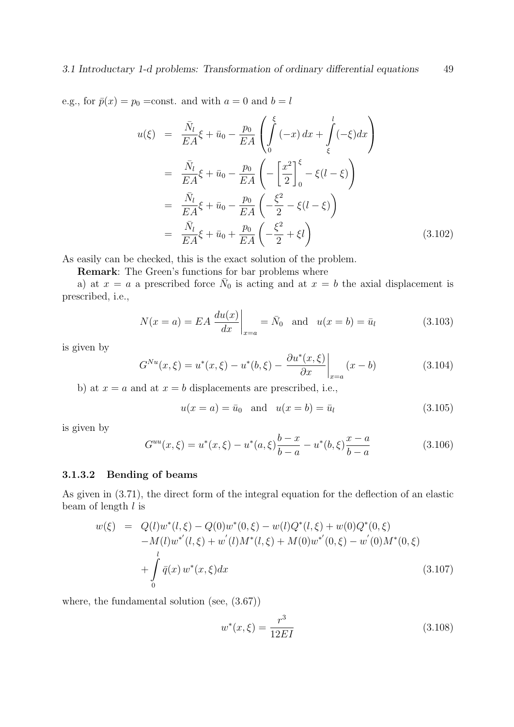e.g., for $\bar{p}(x) = p_0$ =const. and with $a = 0$ and $b = l$

$$
\begin{aligned}
u(\xi) &= \frac{\bar{N}_l}{EA}\xi + \bar{u}_0 - \frac{p_0}{EA}\left(\int\limits_0^{\xi}(-x)\,dx + \int\limits_{\xi}^{l}(-\xi)dx\right) \\
&= \frac{\bar{N}_l}{EA}\xi + \bar{u}_0 - \frac{p_0}{EA}\left(-\left[\frac{x^2}{2}\right]_0^{\xi} - \xi(l-\xi)\right) \\
&= \frac{\bar{N}_l}{EA}\xi + \bar{u}_0 - \frac{p_0}{EA}\left(-\frac{\xi^2}{2} - \xi(l-\xi)\right) \\
&= \frac{\bar{N}_l}{EA}\xi + \bar{u}_0 + \frac{p_0}{EA}\left(-\frac{\xi^2}{2} + \xi l\right)
\end{aligned}
\tag{3.102}
$$

As easily can be checked, this is the exact solution of the problem.

**Remark**: The Green's functions for bar problems where

a) at $x = a$ a prescribed force $\bar{N}_0$ is acting and at $x = b$ the axial displacement is prescribed, i.e.,

$$
N(x=a) = EA\left.\frac{du(x)}{dx}\right|_{x=a} = \bar{N}_0 \quad \text{and} \quad u(x=b) = \bar{u}_l \tag{3.103}
$$

is given by

$$
G^{Nu}(x,\xi) = u^*(x,\xi) - u^*(b,\xi) - \left.\frac{\partial u^*(x,\xi)}{\partial x}\right|_{x=a}(x-b) \tag{3.104}
$$

b) at $x = a$ and at $x = b$ displacements are prescribed, i.e.,

$$
u(x=a) = \bar{u}_0 \quad \text{and} \quad u(x=b) = \bar{u}_l \tag{3.105}
$$

is given by

$$
G^{uu}(x,\xi) = u^*(x,\xi) - u^*(a,\xi)\frac{b-x}{b-a} - u^*(b,\xi)\frac{x-a}{b-a} \tag{3.106}
$$

#### 3.1.3.2 Bending of beams

As given in (3.71), the direct form of the integral equation for the deflection of an elastic beam of length $l$ is

$$
\begin{aligned}
w(\xi) &= Q(l)w^*(l,\xi) - Q(0)w^*(0,\xi) - w(l)Q^*(l,\xi) + w(0)Q^*(0,\xi) \\
&\quad - M(l)w^{*'}(l,\xi) + w'(l)M^*(l,\xi) + M(0)w^{*'}(0,\xi) - w'(0)M^*(0,\xi) \\
&\quad + \int\limits_0^{l} \bar{q}(x)\,w^*(x,\xi)dx
\end{aligned}
\tag{3.107}
$$

where, the fundamental solution (see, (3.67))

$$
w^*(x,\xi) = \frac{r^3}{12EI} \tag{3.108}
$$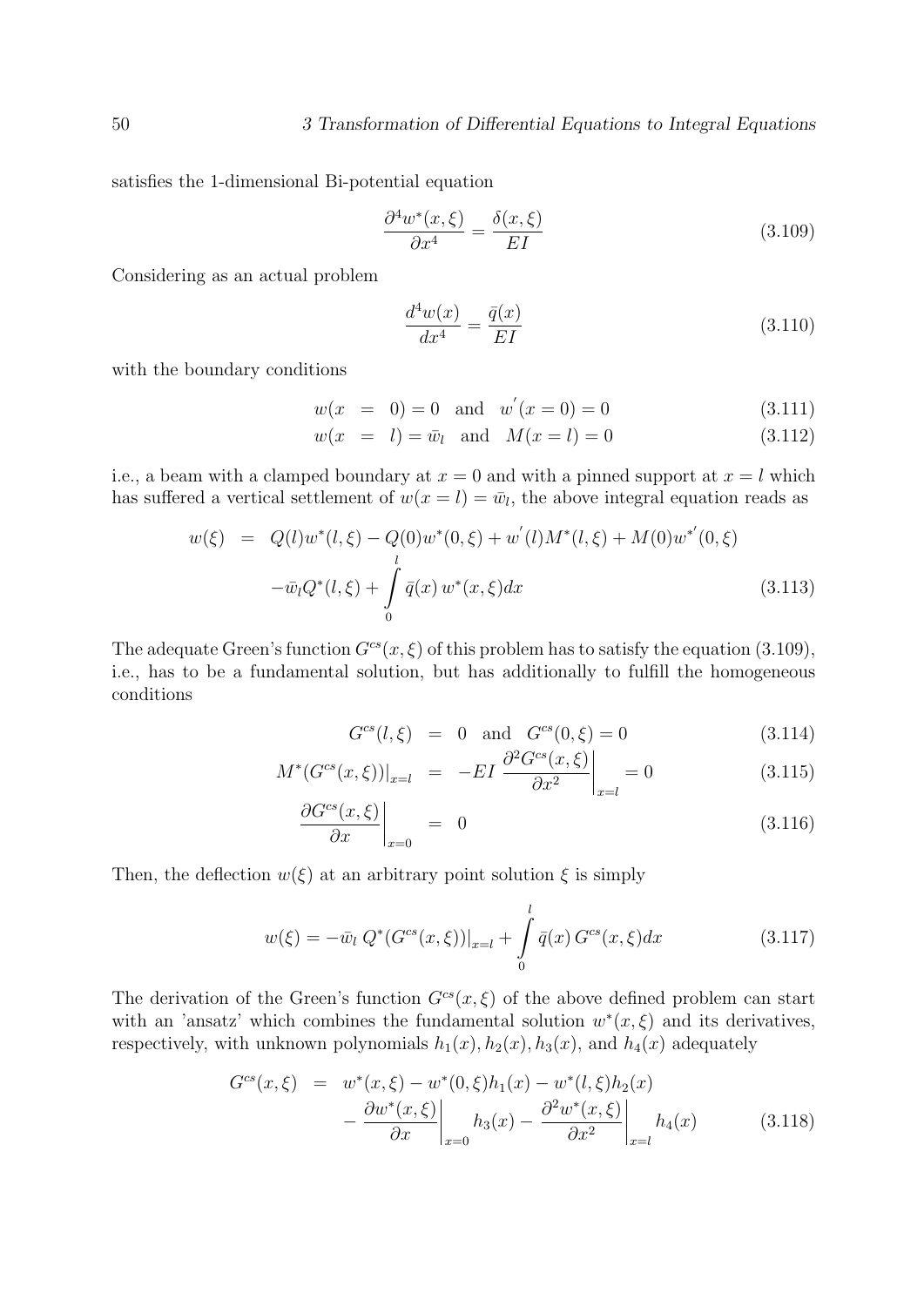satisfies the 1-dimensional Bi-potential equation

$$\frac{\partial^4 w^*(x,\xi)}{\partial x^4} = \frac{\delta(x,\xi)}{EI} \tag{3.109}$$

Considering as an actual problem

$$\frac{d^4 w(x)}{dx^4} = \frac{\bar{q}(x)}{EI} \tag{3.110}$$

with the boundary conditions

$$w(x = 0) = 0 \quad \text{and} \quad w^{'}(x=0) = 0 \tag{3.111}$$

$$w(x = l) = \bar{w}_l \quad \text{and} \quad M(x=l) = 0 \tag{3.112}$$

i.e., a beam with a clamped boundary at $x = 0$ and with a pinned support at $x = l$ which has suffered a vertical settlement of $w(x = l) = \bar{w}_l$, the above integral equation reads as

$$\begin{aligned} w(\xi) &= Q(l)w^*(l,\xi) - Q(0)w^*(0,\xi) + w^{'}(l)M^*(l,\xi) + M(0)w^{*'}(0,\xi) \\ &\quad - \bar{w}_l Q^*(l,\xi) + \int_0^l \bar{q}(x)\, w^*(x,\xi)dx \end{aligned} \tag{3.113}$$

The adequate Green's function $G^{cs}(x,\xi)$ of this problem has to satisfy the equation (3.109), i.e., has to be a fundamental solution, but has additionally to fulfill the homogeneous conditions

$$G^{cs}(l,\xi) = 0 \quad \text{and} \quad G^{cs}(0,\xi) = 0 \tag{3.114}$$

$$M^*(G^{cs}(x,\xi))\big|_{x=l} = -EI \left.\frac{\partial^2 G^{cs}(x,\xi)}{\partial x^2}\right|_{x=l} = 0 \tag{3.115}$$

$$\left.\frac{\partial G^{cs}(x,\xi)}{\partial x}\right|_{x=0} = 0 \tag{3.116}$$

Then, the deflection $w(\xi)$ at an arbitrary point solution $\xi$ is simply

$$w(\xi) = -\bar{w}_l\, Q^*(G^{cs}(x,\xi))\big|_{x=l} + \int_0^l \bar{q}(x)\, G^{cs}(x,\xi)dx \tag{3.117}$$

The derivation of the Green's function $G^{cs}(x,\xi)$ of the above defined problem can start with an 'ansatz' which combines the fundamental solution $w^*(x,\xi)$ and its derivatives, respectively, with unknown polynomials $h_1(x), h_2(x), h_3(x)$, and $h_4(x)$ adequately

$$\begin{aligned} G^{cs}(x,\xi) &= w^*(x,\xi) - w^*(0,\xi)h_1(x) - w^*(l,\xi)h_2(x) \\ &\quad - \left.\frac{\partial w^*(x,\xi)}{\partial x}\right|_{x=0} h_3(x) - \left.\frac{\partial^2 w^*(x,\xi)}{\partial x^2}\right|_{x=l} h_4(x) \end{aligned} \tag{3.118}$$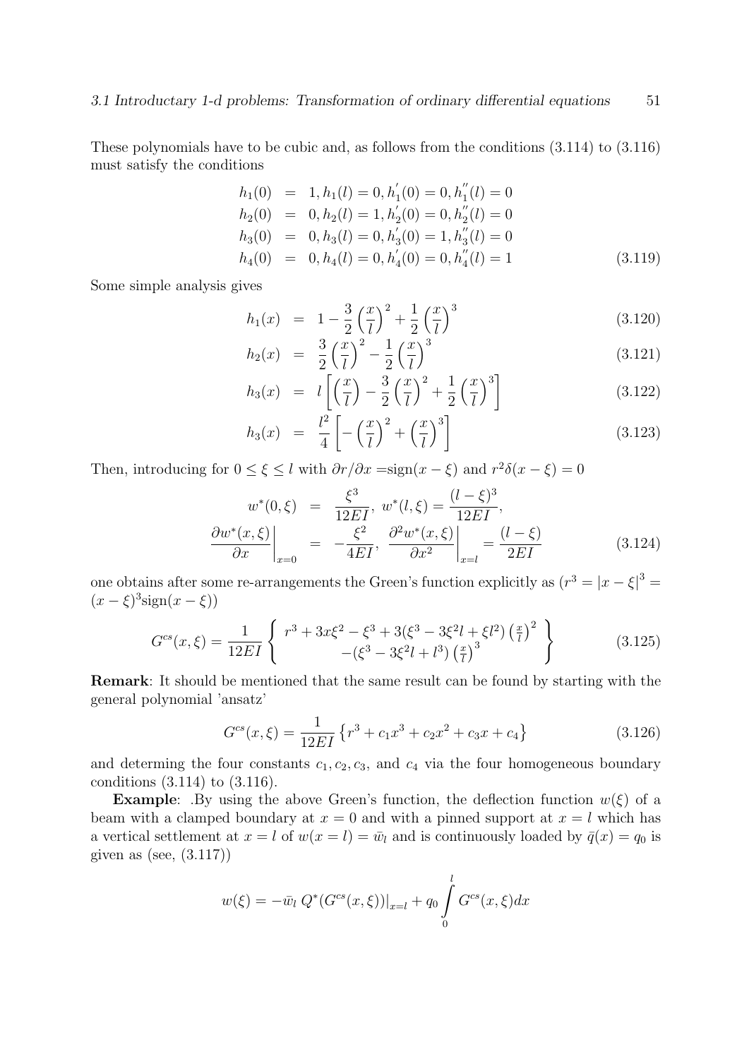These polynomials have to be cubic and, as follows from the conditions (3.114) to (3.116) must satisfy the conditions

$$
\begin{aligned}
h_1(0) &= 1, h_1(l) = 0, h_1^{'}(0) = 0, h_1^{''}(l) = 0 \\
h_2(0) &= 0, h_2(l) = 1, h_2^{'}(0) = 0, h_2^{''}(l) = 0 \\
h_3(0) &= 0, h_3(l) = 0, h_3^{'}(0) = 1, h_3^{''}(l) = 0 \\
h_4(0) &= 0, h_4(l) = 0, h_4^{'}(0) = 0, h_4^{''}(l) = 1
\end{aligned} \tag{3.119}
$$

Some simple analysis gives

$$
h_1(x) = 1 - \frac{3}{2}\left(\frac{x}{l}\right)^2 + \frac{1}{2}\left(\frac{x}{l}\right)^3 \tag{3.120}
$$

$$
h_2(x) = \frac{3}{2}\left(\frac{x}{l}\right)^2 - \frac{1}{2}\left(\frac{x}{l}\right)^3 \tag{3.121}
$$

$$
h_3(x) = l\left[\left(\frac{x}{l}\right) - \frac{3}{2}\left(\frac{x}{l}\right)^2 + \frac{1}{2}\left(\frac{x}{l}\right)^3\right] \tag{3.122}
$$

$$
h_3(x) = \frac{l^2}{4}\left[-\left(\frac{x}{l}\right)^2 + \left(\frac{x}{l}\right)^3\right] \tag{3.123}
$$

Then, introducing for $0 \leq \xi \leq l$ with $\partial r/\partial x = \text{sign}(x-\xi)$ and $r^2\delta(x-\xi) = 0$

$$
\begin{aligned}
w^*(0,\xi) &= \frac{\xi^3}{12EI},\ w^*(l,\xi) = \frac{(l-\xi)^3}{12EI}, \\
\left.\frac{\partial w^*(x,\xi)}{\partial x}\right|_{x=0} &= -\frac{\xi^2}{4EI},\ \left.\frac{\partial^2 w^*(x,\xi)}{\partial x^2}\right|_{x=l} = \frac{(l-\xi)}{2EI}
\end{aligned} \tag{3.124}
$$

one obtains after some re-arrangements the Green's function explicitly as ($r^3 = |x-\xi|^3 = (x-\xi)^3\text{sign}(x-\xi)$)

$$
G^{cs}(x,\xi) = \frac{1}{12EI}\left\{
\begin{array}{c}
r^3 + 3x\xi^2 - \xi^3 + 3(\xi^3 - 3\xi^2 l + \xi l^2)\left(\frac{x}{l}\right)^2 \\
-(\xi^3 - 3\xi^2 l + l^3)\left(\frac{x}{l}\right)^3
\end{array}
\right\} \tag{3.125}
$$

**Remark**: It should be mentioned that the same result can be found by starting with the general polynomial 'ansatz'

$$
G^{cs}(x,\xi) = \frac{1}{12EI}\left\{r^3 + c_1x^3 + c_2x^2 + c_3x + c_4\right\} \tag{3.126}
$$

and determing the four constants $c_1, c_2, c_3$, and $c_4$ via the four homogeneous boundary conditions (3.114) to (3.116).

**Example**: .By using the above Green's function, the deflection function $w(\xi)$ of a beam with a clamped boundary at $x = 0$ and with a pinned support at $x = l$ which has a vertical settlement at $x = l$ of $w(x = l) = \bar{w}_l$ and is continuously loaded by $\bar{q}(x) = q_0$ is given as (see, (3.117))

$$
w(\xi) = -\bar{w}_l\, Q^*(G^{cs}(x,\xi))\big|_{x=l} + q_0\int_0^l G^{cs}(x,\xi)dx
$$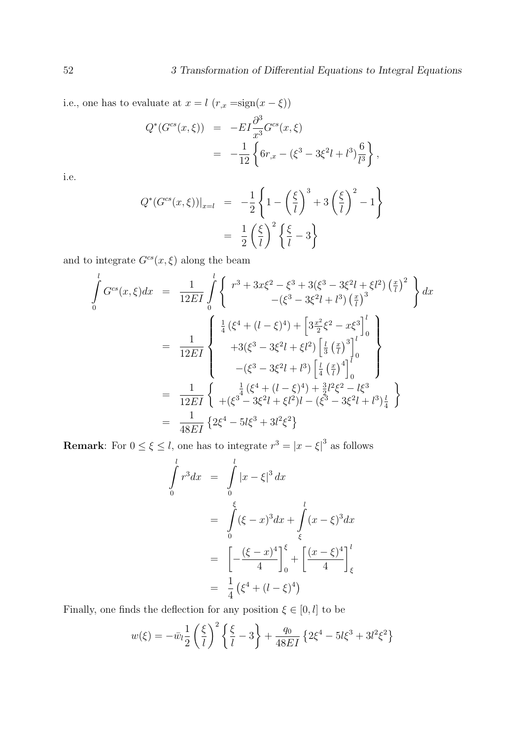i.e., one has to evaluate at $x = l$ ($r_{,x} = \text{sign}(x - \xi)$)

$$
\begin{aligned}
Q^*(G^{cs}(x,\xi)) &= -EI \frac{\partial^3}{x^3} G^{cs}(x,\xi) \\
&= -\frac{1}{12} \left\{ 6r_{,x} - (\xi^3 - 3\xi^2 l + l^3) \frac{6}{l^3} \right\},
\end{aligned}
$$

i.e.

$$
\begin{aligned}
Q^*(G^{cs}(x,\xi))\big|_{x=l} &= -\frac{1}{2} \left\{ 1 - \left(\frac{\xi}{l}\right)^3 + 3\left(\frac{\xi}{l}\right)^2 - 1 \right\} \\
&= \frac{1}{2} \left(\frac{\xi}{l}\right)^2 \left\{ \frac{\xi}{l} - 3 \right\}
\end{aligned}
$$

and to integrate $G^{cs}(x,\xi)$ along the beam

$$
\begin{aligned}
\int_0^l G^{cs}(x,\xi) dx &= \frac{1}{12EI} \int_0^l \left\{ \begin{array}{c} r^3 + 3x\xi^2 - \xi^3 + 3(\xi^3 - 3\xi^2 l + \xi l^2)\left(\frac{x}{l}\right)^2 \\ -(\xi^3 - 3\xi^2 l + l^3)\left(\frac{x}{l}\right)^3 \end{array} \right\} dx \\
&= \frac{1}{12EI} \left\{ \begin{array}{c} \frac{1}{4}\left(\xi^4 + (l-\xi)^4\right) + \left[3\frac{x^2}{2}\xi^2 - x\xi^3\right]_0^l \\ +3(\xi^3 - 3\xi^2 l + \xi l^2)\left[\frac{l}{3}\left(\frac{x}{l}\right)^3\right]_0^l \\ -(\xi^3 - 3\xi^2 l + l^3)\left[\frac{l}{4}\left(\frac{x}{l}\right)^4\right]_0^l \end{array} \right\} \\
&= \frac{1}{12EI} \left\{ \begin{array}{c} \frac{1}{4}\left(\xi^4 + (l-\xi)^4\right) + \frac{3}{2}l^2\xi^2 - l\xi^3 \\ +(\xi^3 - 3\xi^2 l + \xi l^2)l - (\xi^3 - 3\xi^2 l + l^3)\frac{l}{4} \end{array} \right\} \\
&= \frac{1}{48EI} \left\{ 2\xi^4 - 5l\xi^3 + 3l^2\xi^2 \right\}
\end{aligned}
$$

**Remark**: For $0 \leq \xi \leq l$, one has to integrate $r^3 = |x - \xi|^3$ as follows

$$
\begin{aligned}
\int_0^l r^3 dx &= \int_0^l |x - \xi|^3 dx \\
&= \int_0^\xi (\xi - x)^3 dx + \int_\xi^l (x - \xi)^3 dx \\
&= \left[ -\frac{(\xi - x)^4}{4} \right]_0^\xi + \left[ \frac{(x - \xi)^4}{4} \right]_\xi^l \\
&= \frac{1}{4}\left(\xi^4 + (l - \xi)^4\right)
\end{aligned}
$$

Finally, one finds the deflection for any position $\xi \in [0, l]$ to be

$$
w(\xi) = -\bar{w}_l \frac{1}{2} \left(\frac{\xi}{l}\right)^2 \left\{ \frac{\xi}{l} - 3 \right\} + \frac{q_0}{48EI} \left\{ 2\xi^4 - 5l\xi^3 + 3l^2\xi^2 \right\}
$$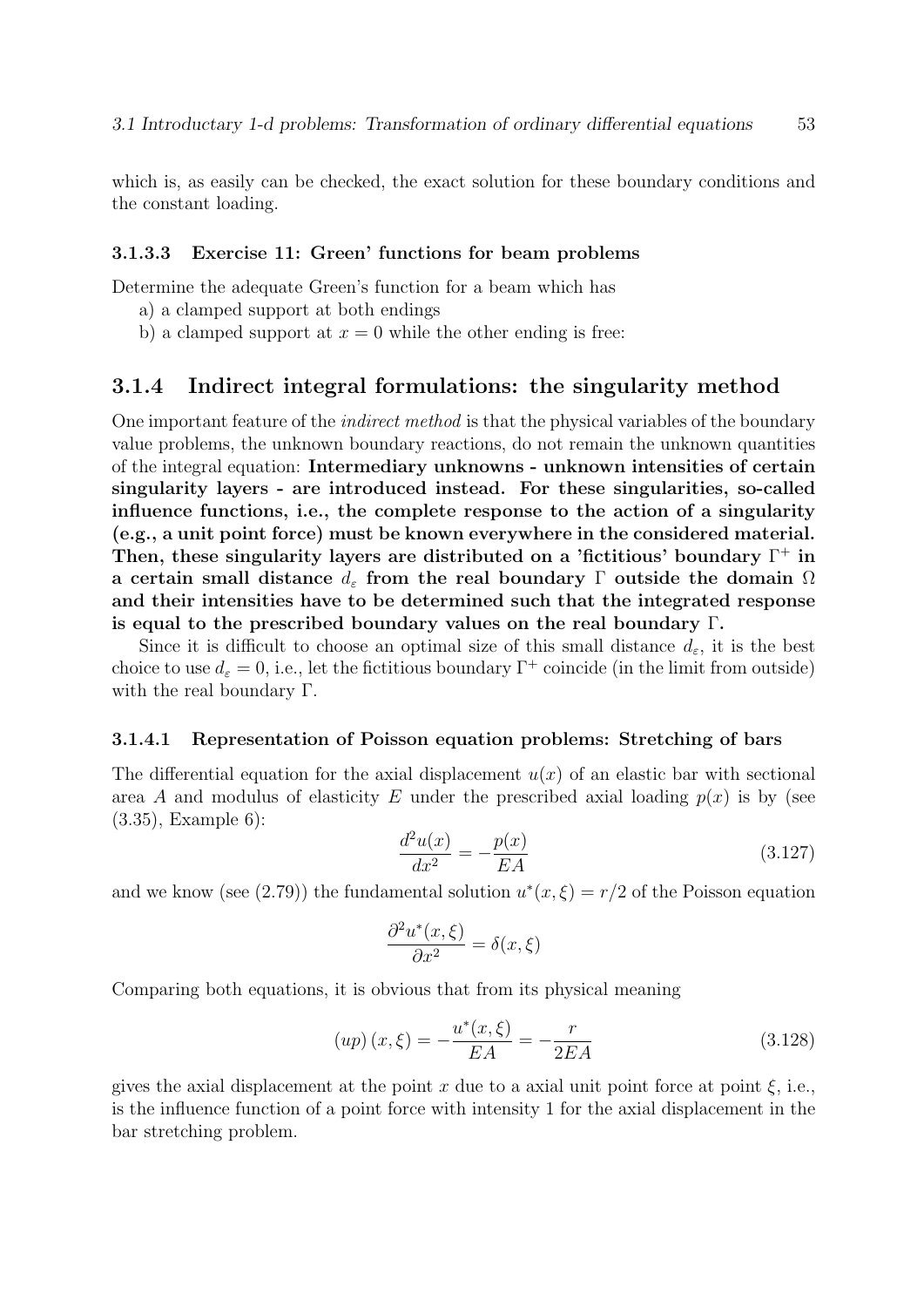which is, as easily can be checked, the exact solution for these boundary conditions and the constant loading.

#### 3.1.3.3 Exercise 11: Green' functions for beam problems

Determine the adequate Green's function for a beam which has

a) a clamped support at both endings

b) a clamped support at $x = 0$ while the other ending is free:

### 3.1.4 Indirect integral formulations: the singularity method

One important feature of the *indirect method* is that the physical variables of the boundary value problems, the unknown boundary reactions, do not remain the unknown quantities of the integral equation: **Intermediary unknowns - unknown intensities of certain singularity layers - are introduced instead. For these singularities, so-called influence functions, i.e., the complete response to the action of a singularity (e.g., a unit point force) must be known everywhere in the considered material. Then, these singularity layers are distributed on a 'fictitious' boundary $\Gamma^+$ in a certain small distance $d_\varepsilon$ from the real boundary $\Gamma$ outside the domain $\Omega$ and their intensities have to be determined such that the integrated response is equal to the prescribed boundary values on the real boundary $\Gamma$.**

Since it is difficult to choose an optimal size of this small distance $d_\varepsilon$, it is the best choice to use $d_\varepsilon = 0$, i.e., let the fictitious boundary $\Gamma^+$ coincide (in the limit from outside) with the real boundary $\Gamma$.

#### 3.1.4.1 Representation of Poisson equation problems: Stretching of bars

The differential equation for the axial displacement $u(x)$ of an elastic bar with sectional area $A$ and modulus of elasticity $E$ under the prescribed axial loading $p(x)$ is by (see (3.35), Example 6):

$$\frac{d^2u(x)}{dx^2} = -\frac{p(x)}{EA} \tag{3.127}$$

and we know (see (2.79)) the fundamental solution $u^*(x, \xi) = r/2$ of the Poisson equation

$$\frac{\partial^2 u^*(x, \xi)}{\partial x^2} = \delta(x, \xi)$$

Comparing both equations, it is obvious that from its physical meaning

$$(up)(x, \xi) = -\frac{u^*(x, \xi)}{EA} = -\frac{r}{2EA} \tag{3.128}$$

gives the axial displacement at the point $x$ due to a axial unit point force at point $\xi$, i.e., is the influence function of a point force with intensity 1 for the axial displacement in the bar stretching problem.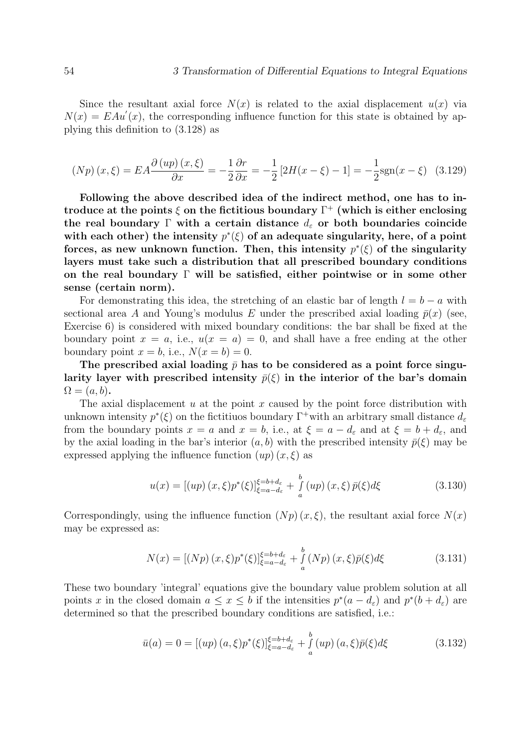Since the resultant axial force $N(x)$ is related to the axial displacement $u(x)$ via $N(x) = EAu'(x)$, the corresponding influence function for this state is obtained by applying this definition to (3.128) as

$$(Np)(x,\xi) = EA\frac{\partial (up)(x,\xi)}{\partial x} = -\frac{1}{2}\frac{\partial r}{\partial x} = -\frac{1}{2}\left[2H(x-\xi)-1\right] = -\frac{1}{2}\mathrm{sgn}(x-\xi) \quad (3.129)$$

**Following the above described idea of the indirect method, one has to introduce at the points $\xi$ on the fictitious boundary $\Gamma^+$ (which is either enclosing the real boundary $\Gamma$ with a certain distance $d_\varepsilon$ or both boundaries coincide with each other) the intensity $p^*(\xi)$ of an adequate singularity, here, of a point forces, as new unknown function. Then, this intensity $p^*(\xi)$ of the singularity layers must take such a distribution that all prescribed boundary conditions on the real boundary $\Gamma$ will be satisfied, either pointwise or in some other sense (certain norm).**

For demonstrating this idea, the stretching of an elastic bar of length $l = b - a$ with sectional area $A$ and Young's modulus $E$ under the prescribed axial loading $\bar{p}(x)$ (see, Exercise 6) is considered with mixed boundary conditions: the bar shall be fixed at the boundary point $x = a$, i.e., $u(x = a) = 0$, and shall have a free ending at the other boundary point $x = b$, i.e., $N(x = b) = 0$.

**The prescribed axial loading $\bar{p}$ has to be considered as a point force singularity layer with prescribed intensity $\bar{p}(\xi)$ in the interior of the bar's domain $\Omega = (a, b)$.**

The axial displacement $u$ at the point $x$ caused by the point force distribution with unknown intensity $p^*(\xi)$ on the fictitiuos boundary $\Gamma^+$with an arbitrary small distance $d_\varepsilon$ from the boundary points $x = a$ and $x = b$, i.e., at $\xi = a - d_\varepsilon$ and at $\xi = b + d_\varepsilon$, and by the axial loading in the bar's interior $(a, b)$ with the prescribed intensity $\bar{p}(\xi)$ may be expressed applying the influence function $(up)(x, \xi)$ as

$$u(x) = \left[(up)(x,\xi)p^*(\xi)\right]_{\xi=a-d_\varepsilon}^{\xi=b+d_\varepsilon} + \int_a^b (up)(x,\xi)\,\bar{p}(\xi)d\xi \quad (3.130)$$

Correspondingly, using the influence function $(Np)(x, \xi)$, the resultant axial force $N(x)$ may be expressed as:

$$N(x) = \left[(Np)(x,\xi)p^*(\xi)\right]_{\xi=a-d_\varepsilon}^{\xi=b+d_\varepsilon} + \int_a^b (Np)(x,\xi)\bar{p}(\xi)d\xi \quad (3.131)$$

These two boundary 'integral' equations give the boundary value problem solution at all points $x$ in the closed domain $a \le x \le b$ if the intensities $p^*(a - d_\varepsilon)$ and $p^*(b + d_\varepsilon)$ are determined so that the prescribed boundary conditions are satisfied, i.e.:

$$\bar{u}(a) = 0 = \left[(up)(a,\xi)p^*(\xi)\right]_{\xi=a-d_\varepsilon}^{\xi=b+d_\varepsilon} + \int_a^b (up)(a,\xi)\bar{p}(\xi)d\xi \quad (3.132)$$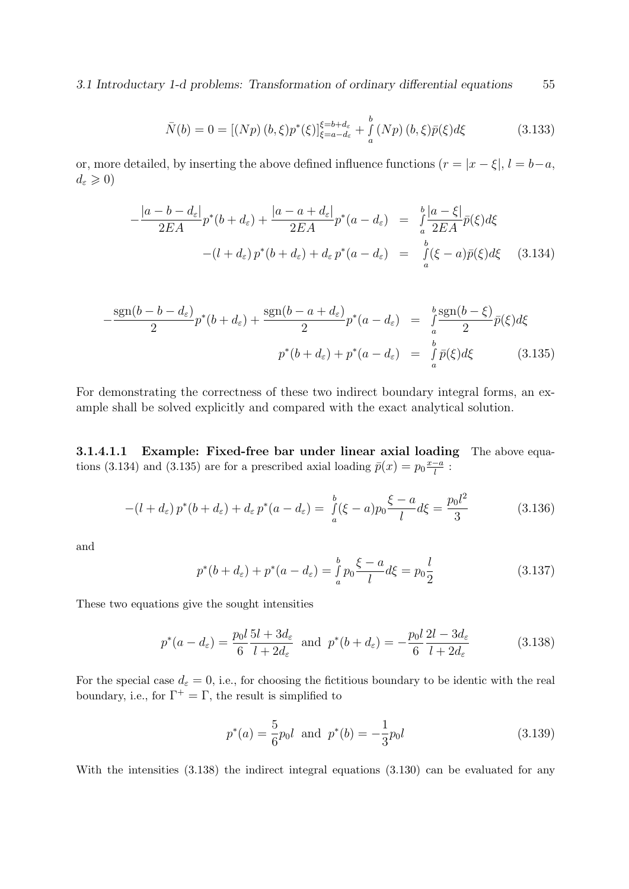$$\bar{N}(b) = 0 = [(Np)\,(b,\xi)p^*(\xi)]_{\xi=a-d_\varepsilon}^{\xi=b+d_\varepsilon} + \int\limits_a^b (Np)\,(b,\xi)\bar{p}(\xi)d\xi \tag{3.133}$$

or, more detailed, by inserting the above defined influence functions ($r = |x - \xi|$, $l = b - a$, $d_\varepsilon \geqslant 0$)

$$\begin{aligned}
-\frac{|a-b-d_\varepsilon|}{2EA}p^*(b+d_\varepsilon) + \frac{|a-a+d_\varepsilon|}{2EA}p^*(a-d_\varepsilon) &= \int\limits_a^b \frac{|a-\xi|}{2EA}\bar{p}(\xi)d\xi \\
-(l+d_\varepsilon)\,p^*(b+d_\varepsilon) + d_\varepsilon\,p^*(a-d_\varepsilon) &= \int\limits_a^b (\xi-a)\bar{p}(\xi)d\xi
\end{aligned} \tag{3.134}$$

$$\begin{aligned}
-\frac{\mathrm{sgn}(b-b-d_\varepsilon)}{2}p^*(b+d_\varepsilon) + \frac{\mathrm{sgn}(b-a+d_\varepsilon)}{2}p^*(a-d_\varepsilon) &= \int\limits_a^b \frac{\mathrm{sgn}(b-\xi)}{2}\bar{p}(\xi)d\xi \\
p^*(b+d_\varepsilon) + p^*(a-d_\varepsilon) &= \int\limits_a^b \bar{p}(\xi)d\xi
\end{aligned} \tag{3.135}$$

For demonstrating the correctness of these two indirect boundary integral forms, an example shall be solved explicitly and compared with the exact analytical solution.

#### 3.1.4.1.1 Example: Fixed-free bar under linear axial loading

The above equations (3.134) and (3.135) are for a prescribed axial loading $\bar{p}(x) = p_0\frac{x-a}{l}$ :

$$-(l+d_\varepsilon)\,p^*(b+d_\varepsilon) + d_\varepsilon\,p^*(a-d_\varepsilon) = \int\limits_a^b (\xi-a)p_0\frac{\xi-a}{l}d\xi = \frac{p_0 l^2}{3} \tag{3.136}$$

and

$$p^*(b+d_\varepsilon) + p^*(a-d_\varepsilon) = \int\limits_a^b p_0\frac{\xi-a}{l}d\xi = p_0\frac{l}{2} \tag{3.137}$$

These two equations give the sought intensities

$$p^*(a-d_\varepsilon) = \frac{p_0 l}{6}\frac{5l+3d_\varepsilon}{l+2d_\varepsilon} \;\text{ and }\; p^*(b+d_\varepsilon) = -\frac{p_0 l}{6}\frac{2l-3d_\varepsilon}{l+2d_\varepsilon} \tag{3.138}$$

For the special case $d_\varepsilon = 0$, i.e., for choosing the fictitious boundary to be identic with the real boundary, i.e., for $\Gamma^+ = \Gamma$, the result is simplified to

$$p^*(a) = \frac{5}{6}p_0 l \;\text{ and }\; p^*(b) = -\frac{1}{3}p_0 l \tag{3.139}$$

With the intensities (3.138) the indirect integral equations (3.130) can be evaluated for any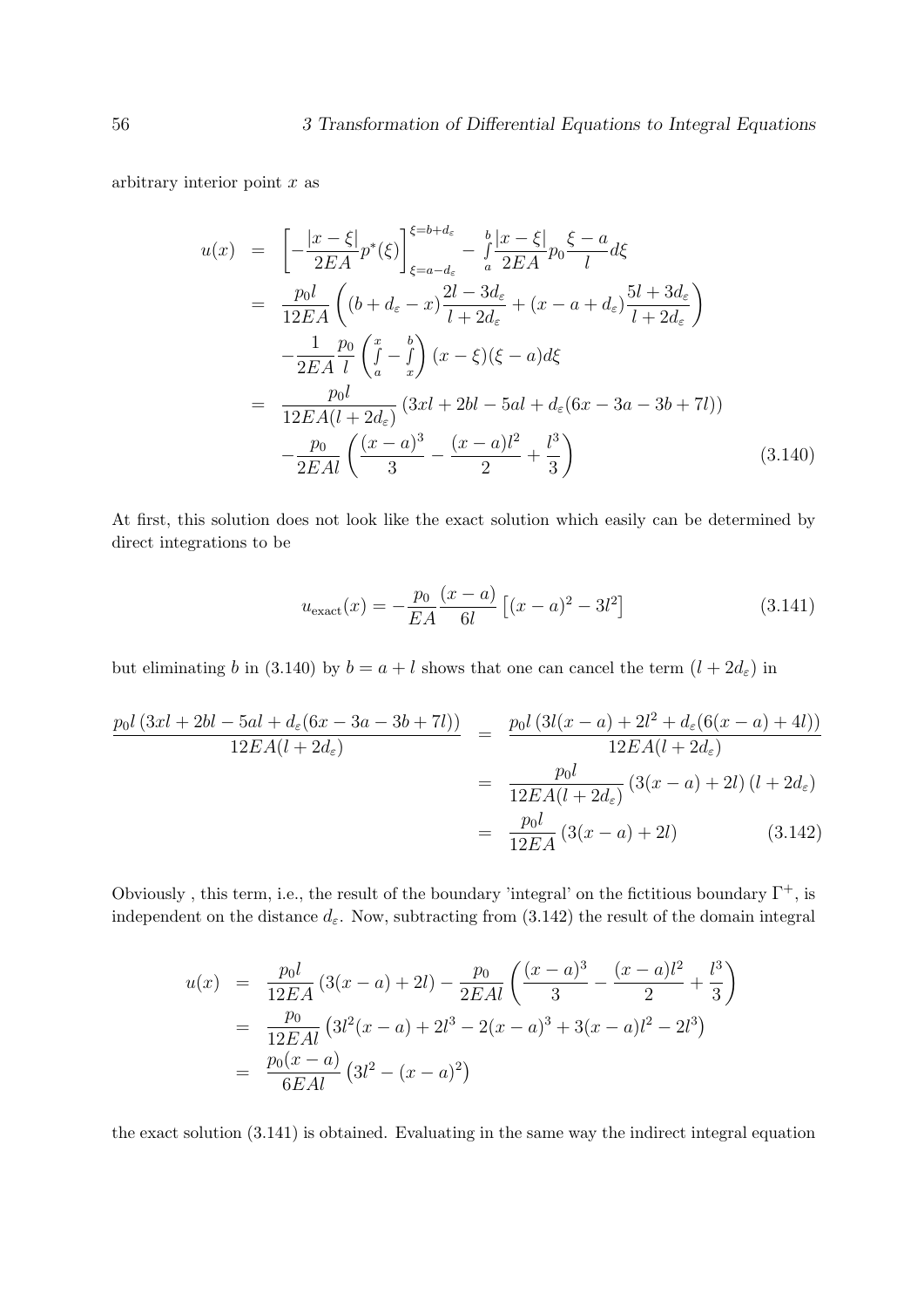arbitrary interior point $x$ as

$$
\begin{aligned}
u(x) &= \left[-\frac{|x-\xi|}{2EA}p^*(\xi)\right]_{\xi=a-d_\varepsilon}^{\xi=b+d_\varepsilon} - \int_a^b \frac{|x-\xi|}{2EA}p_0\frac{\xi-a}{l}d\xi \\
&= \frac{p_0 l}{12EA}\left((b+d_\varepsilon - x)\frac{2l-3d_\varepsilon}{l+2d_\varepsilon} + (x-a+d_\varepsilon)\frac{5l+3d_\varepsilon}{l+2d_\varepsilon}\right) \\
&\quad -\frac{1}{2EA}\frac{p_0}{l}\left(\int_a^x - \int_x^b\right)(x-\xi)(\xi-a)d\xi \\
&= \frac{p_0 l}{12EA(l+2d_\varepsilon)}\left(3xl+2bl-5al+d_\varepsilon(6x-3a-3b+7l)\right) \\
&\quad -\frac{p_0}{2EAl}\left(\frac{(x-a)^3}{3} - \frac{(x-a)l^2}{2} + \frac{l^3}{3}\right)
\end{aligned}
\tag{3.140}
$$

At first, this solution does not look like the exact solution which easily can be determined by direct integrations to be

$$
u_{\text{exact}}(x) = -\frac{p_0}{EA}\frac{(x-a)}{6l}\left[(x-a)^2 - 3l^2\right] \tag{3.141}
$$

but eliminating $b$ in (3.140) by $b = a + l$ shows that one can cancel the term $(l + 2d_\varepsilon)$ in

$$
\begin{aligned}
\frac{p_0 l\left(3xl+2bl-5al+d_\varepsilon(6x-3a-3b+7l)\right)}{12EA(l+2d_\varepsilon)} &= \frac{p_0 l\left(3l(x-a)+2l^2+d_\varepsilon(6(x-a)+4l)\right)}{12EA(l+2d_\varepsilon)} \\
&= \frac{p_0 l}{12EA(l+2d_\varepsilon)}\left(3(x-a)+2l\right)(l+2d_\varepsilon) \\
&= \frac{p_0 l}{12EA}\left(3(x-a)+2l\right)
\end{aligned}
\tag{3.142}
$$

Obviously , this term, i.e., the result of the boundary 'integral' on the fictitious boundary $\Gamma^+$, is independent on the distance $d_\varepsilon$. Now, subtracting from (3.142) the result of the domain integral

$$
\begin{aligned}
u(x) &= \frac{p_0 l}{12EA}\left(3(x-a)+2l\right) - \frac{p_0}{2EAl}\left(\frac{(x-a)^3}{3} - \frac{(x-a)l^2}{2} + \frac{l^3}{3}\right) \\
&= \frac{p_0}{12EAl}\left(3l^2(x-a) + 2l^3 - 2(x-a)^3 + 3(x-a)l^2 - 2l^3\right) \\
&= \frac{p_0(x-a)}{6EAl}\left(3l^2 - (x-a)^2\right)
\end{aligned}
$$

the exact solution (3.141) is obtained. Evaluating in the same way the indirect integral equation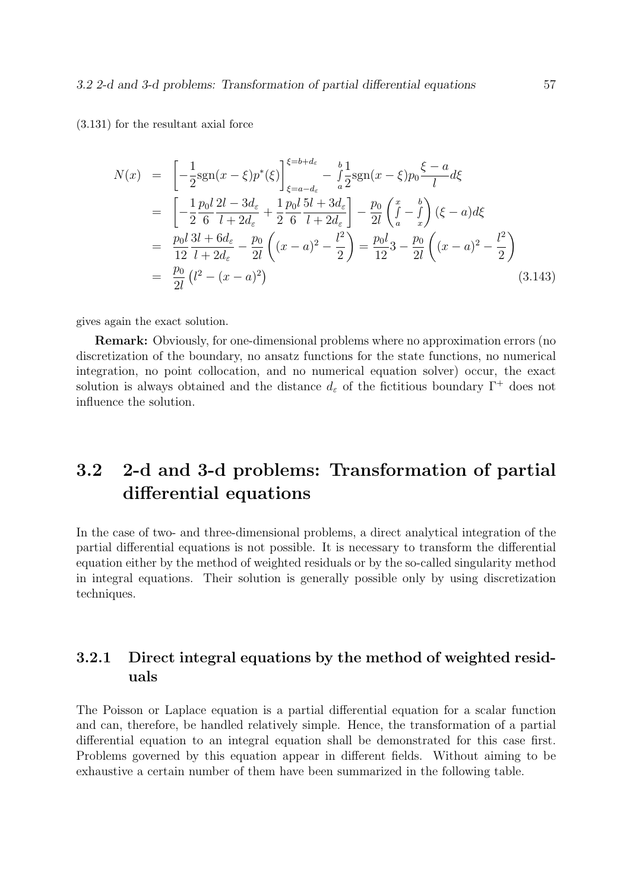(3.131) for the resultant axial force

$$
\begin{aligned}
N(x) &= \left[-\frac{1}{2}\text{sgn}(x-\xi)p^*(\xi)\right]_{\xi=a-d_\varepsilon}^{\xi=b+d_\varepsilon} - \int_a^b \frac{1}{2}\text{sgn}(x-\xi)p_0\frac{\xi-a}{l}d\xi \\
&= \left[-\frac{1}{2}\frac{p_0 l}{6}\frac{2l-3d_\varepsilon}{l+2d_\varepsilon} + \frac{1}{2}\frac{p_0 l}{6}\frac{5l+3d_\varepsilon}{l+2d_\varepsilon}\right] - \frac{p_0}{2l}\left(\int_a^x - \int_x^b\right)(\xi-a)d\xi \\
&= \frac{p_0 l}{12}\frac{3l+6d_\varepsilon}{l+2d_\varepsilon} - \frac{p_0}{2l}\left((x-a)^2 - \frac{l^2}{2}\right) = \frac{p_0 l}{12}3 - \frac{p_0}{2l}\left((x-a)^2 - \frac{l^2}{2}\right) \\
&= \frac{p_0}{2l}\left(l^2 - (x-a)^2\right)
\end{aligned}
\tag{3.143}
$$

gives again the exact solution.

**Remark:** Obviously, for one-dimensional problems where no approximation errors (no discretization of the boundary, no ansatz functions for the state functions, no numerical integration, no point collocation, and no numerical equation solver) occur, the exact solution is always obtained and the distance $d_\varepsilon$ of the fictitious boundary $\Gamma^+$ does not influence the solution.

## 3.2 2-d and 3-d problems: Transformation of partial differential equations

In the case of two- and three-dimensional problems, a direct analytical integration of the partial differential equations is not possible. It is necessary to transform the differential equation either by the method of weighted residuals or by the so-called singularity method in integral equations. Their solution is generally possible only by using discretization techniques.

### 3.2.1 Direct integral equations by the method of weighted residuals

The Poisson or Laplace equation is a partial differential equation for a scalar function and can, therefore, be handled relatively simple. Hence, the transformation of a partial differential equation to an integral equation shall be demonstrated for this case first. Problems governed by this equation appear in different fields. Without aiming to be exhaustive a certain number of them have been summarized in the following table.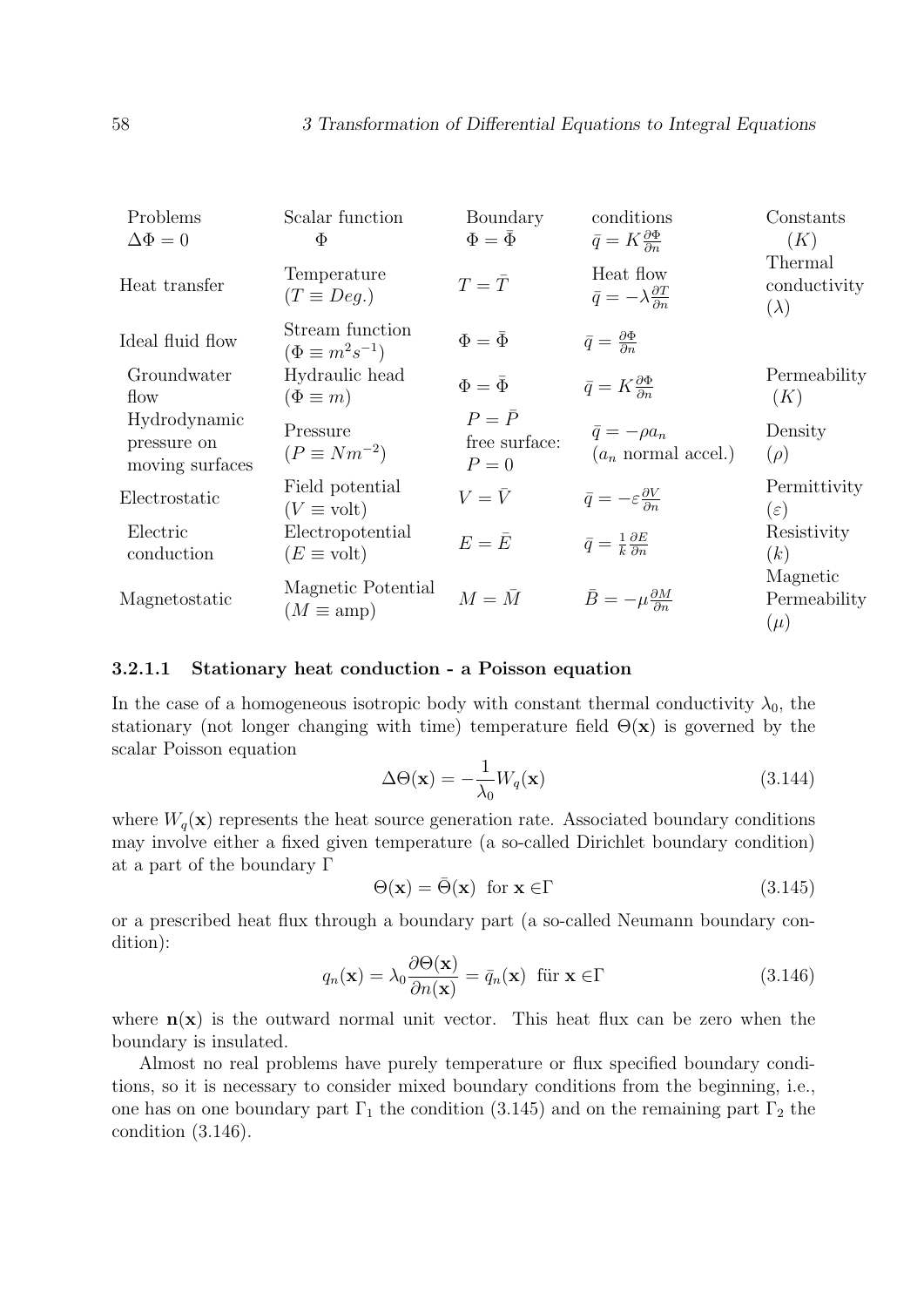| Problems $\Delta\Phi = 0$ | Scalar function $\Phi$ | Boundary $\Phi = \bar{\Phi}$ | conditions $\bar{q} = K\frac{\partial \Phi}{\partial n}$ | Constants $(K)$ |
|---|---|---|---|---|
| Heat transfer | Temperature ($T \equiv Deg.$) | $T = \bar{T}$ | Heat flow $\bar{q} = -\lambda\frac{\partial T}{\partial n}$ | Thermal conductivity ($\lambda$) |
| Ideal fluid flow | Stream function ($\Phi \equiv m^2s^{-1}$) | $\Phi = \bar{\Phi}$ | $\bar{q} = \frac{\partial \Phi}{\partial n}$ | |
| Groundwater flow | Hydraulic head ($\Phi \equiv m$) | $\Phi = \bar{\Phi}$ | $\bar{q} = K\frac{\partial \Phi}{\partial n}$ | Permeability ($K$) |
| Hydrodynamic pressure on moving surfaces | Pressure ($P \equiv Nm^{-2}$) | $P = \bar{P}$ free surface: $P = 0$ | $\bar{q} = -\rho a_n$ ($a_n$ normal accel.) | Density ($\rho$) |
| Electrostatic | Field potential ($V \equiv$ volt) | $V = \bar{V}$ | $\bar{q} = -\varepsilon\frac{\partial V}{\partial n}$ | Permittivity ($\varepsilon$) |
| Electric conduction | Electropotential ($E \equiv$ volt) | $E = \bar{E}$ | $\bar{q} = \frac{1}{k}\frac{\partial E}{\partial n}$ | Resistivity ($k$) |
| Magnetostatic | Magnetic Potential ($M \equiv$ amp) | $M = \bar{M}$ | $\bar{B} = -\mu\frac{\partial M}{\partial n}$ | Magnetic Permeability ($\mu$) |

#### 3.2.1.1 Stationary heat conduction - a Poisson equation

In the case of a homogeneous isotropic body with constant thermal conductivity $\lambda_0$, the stationary (not longer changing with time) temperature field $\Theta(\mathbf{x})$ is governed by the scalar Poisson equation

$$\Delta\Theta(\mathbf{x}) = -\frac{1}{\lambda_0}W_q(\mathbf{x}) \tag{3.144}$$

where $W_q(\mathbf{x})$ represents the heat source generation rate. Associated boundary conditions may involve either a fixed given temperature (a so-called Dirichlet boundary condition) at a part of the boundary $\Gamma$

$$\Theta(\mathbf{x}) = \bar{\Theta}(\mathbf{x}) \;\; \text{for } \mathbf{x} \in \Gamma \tag{3.145}$$

or a prescribed heat flux through a boundary part (a so-called Neumann boundary condition):

$$q_n(\mathbf{x}) = \lambda_0\frac{\partial\Theta(\mathbf{x})}{\partial n(\mathbf{x})} = \bar{q}_n(\mathbf{x}) \;\; \text{für } \mathbf{x} \in \Gamma \tag{3.146}$$

where $\mathbf{n}(\mathbf{x})$ is the outward normal unit vector. This heat flux can be zero when the boundary is insulated.

Almost no real problems have purely temperature or flux specified boundary conditions, so it is necessary to consider mixed boundary conditions from the beginning, i.e., one has on one boundary part $\Gamma_1$ the condition (3.145) and on the remaining part $\Gamma_2$ the condition (3.146).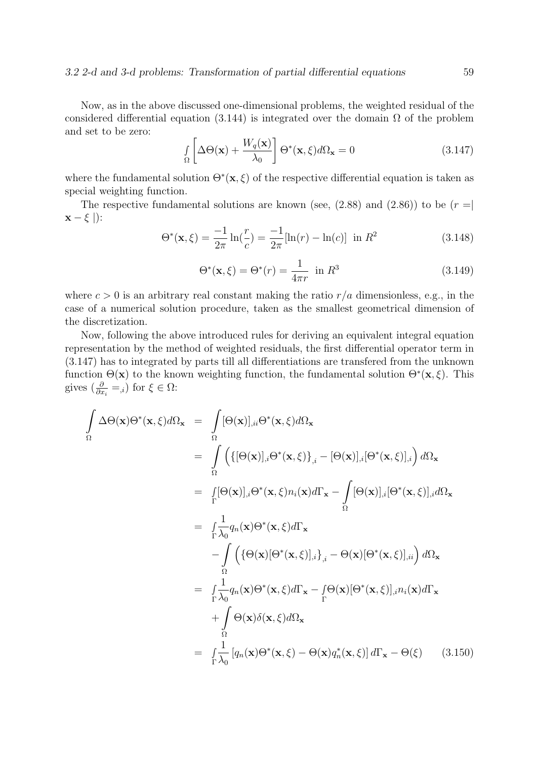Now, as in the above discussed one-dimensional problems, the weighted residual of the considered differential equation (3.144) is integrated over the domain $\Omega$ of the problem and set to be zero:

$$\int_{\Omega} \left[ \Delta\Theta(\mathbf{x}) + \frac{W_q(\mathbf{x})}{\lambda_0} \right] \Theta^*(\mathbf{x}, \xi) d\Omega_{\mathbf{x}} = 0 \tag{3.147}$$

where the fundamental solution $\Theta^*(\mathbf{x}, \xi)$ of the respective differential equation is taken as special weighting function.

The respective fundamental solutions are known (see, (2.88) and (2.86)) to be ($r = \mid \mathbf{x} - \xi \mid$):

$$\Theta^*(\mathbf{x}, \xi) = \frac{-1}{2\pi} \ln(\frac{r}{c}) = \frac{-1}{2\pi}[\ln(r) - \ln(c)] \text{ in } R^2 \tag{3.148}$$

$$\Theta^*(\mathbf{x}, \xi) = \Theta^*(r) = \frac{1}{4\pi r} \text{ in } R^3 \tag{3.149}$$

where $c > 0$ is an arbitrary real constant making the ratio $r/a$ dimensionless, e.g., in the case of a numerical solution procedure, taken as the smallest geometrical dimension of the discretization.

Now, following the above introduced rules for deriving an equivalent integral equation representation by the method of weighted residuals, the first differential operator term in (3.147) has to integrated by parts till all differentiations are transfered from the unknown function $\Theta(\mathbf{x})$ to the known weighting function, the fundamental solution $\Theta^*(\mathbf{x}, \xi)$. This gives ($\frac{\partial}{\partial x_i} =_{,i}$) for $\xi \in \Omega$:

$$\begin{aligned}
\int_{\Omega} \Delta\Theta(\mathbf{x})\Theta^*(\mathbf{x}, \xi) d\Omega_{\mathbf{x}} &= \int_{\Omega} [\Theta(\mathbf{x})]_{,ii} \Theta^*(\mathbf{x}, \xi) d\Omega_{\mathbf{x}} \\
&= \int_{\Omega} \Big( \{[\Theta(\mathbf{x})]_{,i} \Theta^*(\mathbf{x}, \xi)\}_{,i} - [\Theta(\mathbf{x})]_{,i} [\Theta^*(\mathbf{x}, \xi)]_{,i} \Big) d\Omega_{\mathbf{x}} \\
&= \int_{\Gamma} [\Theta(\mathbf{x})]_{,i} \Theta^*(\mathbf{x}, \xi) n_i(\mathbf{x}) d\Gamma_{\mathbf{x}} - \int_{\Omega} [\Theta(\mathbf{x})]_{,i} [\Theta^*(\mathbf{x}, \xi)]_{,i} d\Omega_{\mathbf{x}} \\
&= \int_{\Gamma} \frac{1}{\lambda_0} q_n(\mathbf{x}) \Theta^*(\mathbf{x}, \xi) d\Gamma_{\mathbf{x}} \\
&\quad - \int_{\Omega} \Big( \{\Theta(\mathbf{x})[\Theta^*(\mathbf{x}, \xi)]_{,i}\}_{,i} - \Theta(\mathbf{x})[\Theta^*(\mathbf{x}, \xi)]_{,ii} \Big) d\Omega_{\mathbf{x}} \\
&= \int_{\Gamma} \frac{1}{\lambda_0} q_n(\mathbf{x}) \Theta^*(\mathbf{x}, \xi) d\Gamma_{\mathbf{x}} - \int_{\Gamma} \Theta(\mathbf{x}) [\Theta^*(\mathbf{x}, \xi)]_{,i} n_i(\mathbf{x}) d\Gamma_{\mathbf{x}} \\
&\quad + \int_{\Omega} \Theta(\mathbf{x}) \delta(\mathbf{x}, \xi) d\Omega_{\mathbf{x}} \\
&= \int_{\Gamma} \frac{1}{\lambda_0} \left[ q_n(\mathbf{x}) \Theta^*(\mathbf{x}, \xi) - \Theta(\mathbf{x}) q_n^*(\mathbf{x}, \xi) \right] d\Gamma_{\mathbf{x}} - \Theta(\xi)
\end{aligned} \tag{3.150}$$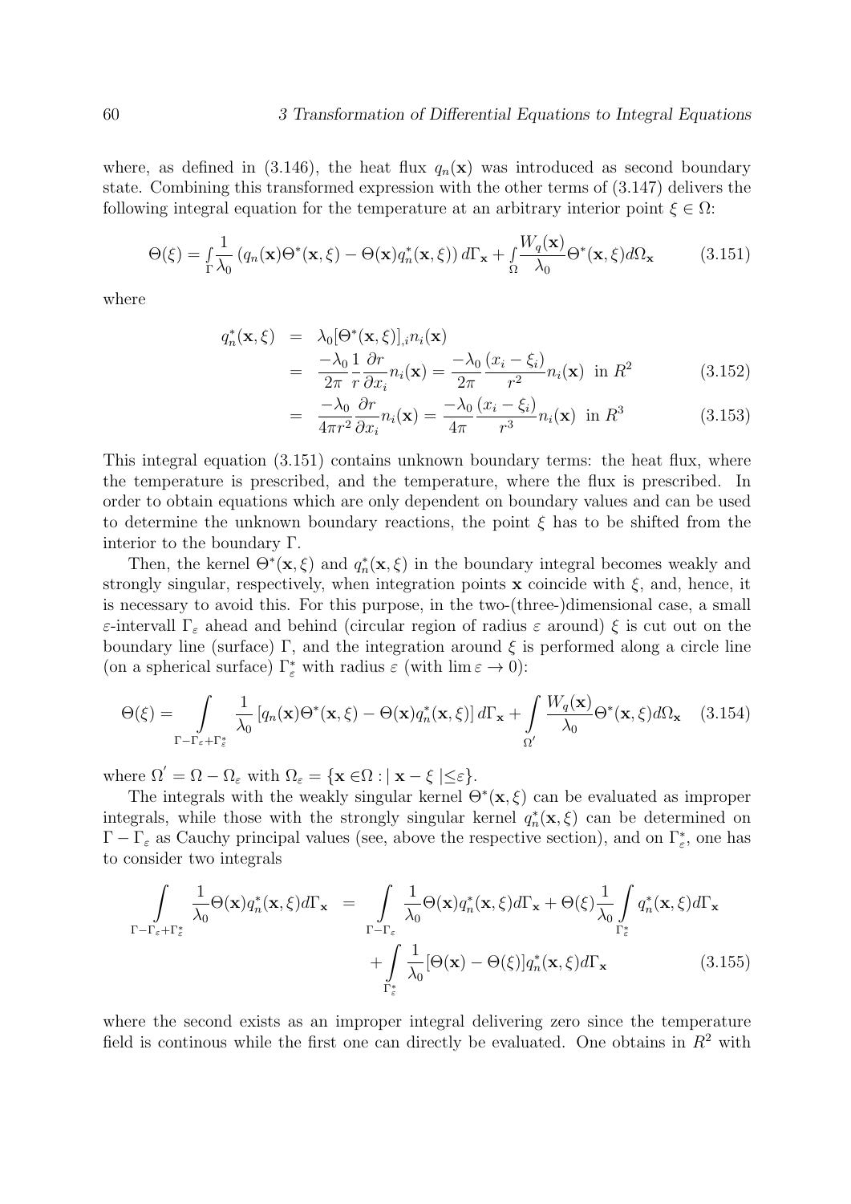where, as defined in (3.146), the heat flux $q_n(\mathbf{x})$ was introduced as second boundary state. Combining this transformed expression with the other terms of (3.147) delivers the following integral equation for the temperature at an arbitrary interior point $\xi \in \Omega$:

$$\Theta(\xi) = \int_{\Gamma} \frac{1}{\lambda_0} \left( q_n(\mathbf{x})\Theta^*(\mathbf{x}, \xi) - \Theta(\mathbf{x}) q_n^*(\mathbf{x}, \xi) \right) d\Gamma_{\mathbf{x}} + \int_{\Omega} \frac{W_q(\mathbf{x})}{\lambda_0} \Theta^*(\mathbf{x}, \xi) d\Omega_{\mathbf{x}} \tag{3.151}$$

where

$$\begin{aligned} q_n^*(\mathbf{x}, \xi) &= \lambda_0 [\Theta^*(\mathbf{x}, \xi)]_{,i} n_i(\mathbf{x}) \\ &= \frac{-\lambda_0}{2\pi} \frac{1}{r} \frac{\partial r}{\partial x_i} n_i(\mathbf{x}) = \frac{-\lambda_0}{2\pi} \frac{(x_i - \xi_i)}{r^2} n_i(\mathbf{x}) \text{ in } R^2 \qquad (3.152) \\ &= \frac{-\lambda_0}{4\pi r^2} \frac{\partial r}{\partial x_i} n_i(\mathbf{x}) = \frac{-\lambda_0}{4\pi} \frac{(x_i - \xi_i)}{r^3} n_i(\mathbf{x}) \text{ in } R^3 \qquad (3.153) \end{aligned}$$

This integral equation (3.151) contains unknown boundary terms: the heat flux, where the temperature is prescribed, and the temperature, where the flux is prescribed. In order to obtain equations which are only dependent on boundary values and can be used to determine the unknown boundary reactions, the point $\xi$ has to be shifted from the interior to the boundary $\Gamma$.

Then, the kernel $\Theta^*(\mathbf{x}, \xi)$ and $q_n^*(\mathbf{x}, \xi)$ in the boundary integral becomes weakly and strongly singular, respectively, when integration points $\mathbf{x}$ coincide with $\xi$, and, hence, it is necessary to avoid this. For this purpose, in the two-(three-)dimensional case, a small $\varepsilon$-intervall $\Gamma_\varepsilon$ ahead and behind (circular region of radius $\varepsilon$ around) $\xi$ is cut out on the boundary line (surface) $\Gamma$, and the integration around $\xi$ is performed along a circle line (on a spherical surface) $\Gamma_\varepsilon^*$ with radius $\varepsilon$ (with $\lim \varepsilon \to 0$):

$$\Theta(\xi) = \int_{\Gamma - \Gamma_\varepsilon + \Gamma_\varepsilon^*} \frac{1}{\lambda_0} \left[ q_n(\mathbf{x})\Theta^*(\mathbf{x}, \xi) - \Theta(\mathbf{x}) q_n^*(\mathbf{x}, \xi) \right] d\Gamma_{\mathbf{x}} + \int_{\Omega'} \frac{W_q(\mathbf{x})}{\lambda_0} \Theta^*(\mathbf{x}, \xi) d\Omega_{\mathbf{x}} \tag{3.154}$$

where $\Omega' = \Omega - \Omega_\varepsilon$ with $\Omega_\varepsilon = \{\mathbf{x} \in \Omega : |\, \mathbf{x} - \xi \,| \leq \varepsilon\}$.

The integrals with the weakly singular kernel $\Theta^*(\mathbf{x}, \xi)$ can be evaluated as improper integrals, while those with the strongly singular kernel $q_n^*(\mathbf{x}, \xi)$ can be determined on $\Gamma - \Gamma_\varepsilon$ as Cauchy principal values (see, above the respective section), and on $\Gamma_\varepsilon^*$, one has to consider two integrals

$$\begin{aligned} \int_{\Gamma - \Gamma_\varepsilon + \Gamma_\varepsilon^*} \frac{1}{\lambda_0} \Theta(\mathbf{x}) q_n^*(\mathbf{x}, \xi) d\Gamma_{\mathbf{x}} &= \int_{\Gamma - \Gamma_\varepsilon} \frac{1}{\lambda_0} \Theta(\mathbf{x}) q_n^*(\mathbf{x}, \xi) d\Gamma_{\mathbf{x}} + \Theta(\xi) \frac{1}{\lambda_0} \int_{\Gamma_\varepsilon^*} q_n^*(\mathbf{x}, \xi) d\Gamma_{\mathbf{x}} \\ &\quad + \int_{\Gamma_\varepsilon^*} \frac{1}{\lambda_0} [\Theta(\mathbf{x}) - \Theta(\xi)] q_n^*(\mathbf{x}, \xi) d\Gamma_{\mathbf{x}} \qquad (3.155) \end{aligned}$$

where the second exists as an improper integral delivering zero since the temperature field is continous while the first one can directly be evaluated. One obtains in $R^2$ with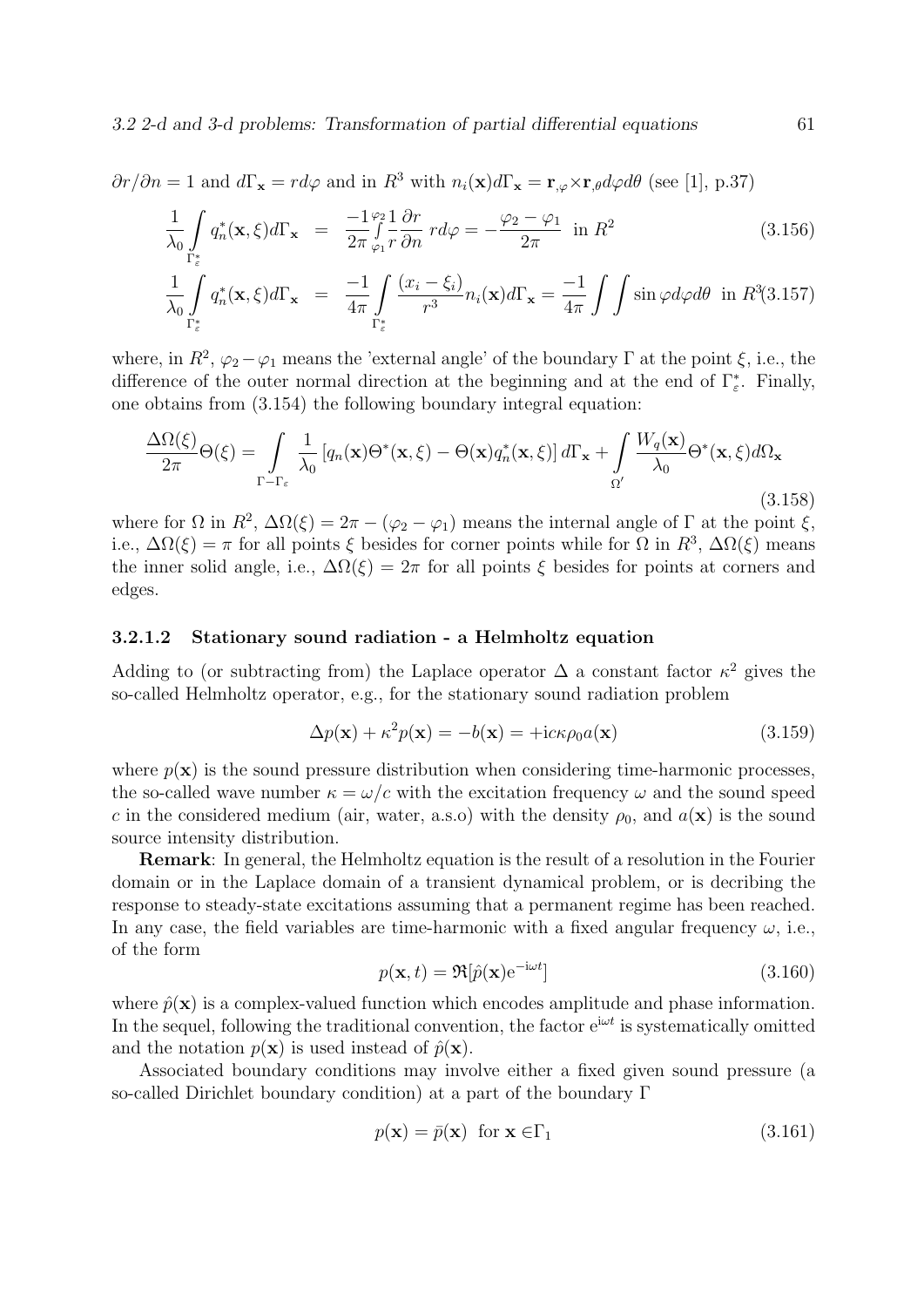$\partial r/\partial n = 1$ and $d\Gamma_{\mathbf{x}} = r d\varphi$ and in $R^3$ with $n_i(\mathbf{x})d\Gamma_{\mathbf{x}} = \mathbf{r}_{,\varphi}\times\mathbf{r}_{,\theta}d\varphi d\theta$ (see [1], p.37)

$$\frac{1}{\lambda_0}\int\limits_{\Gamma_\varepsilon^*} q_n^*(\mathbf{x},\xi)d\Gamma_{\mathbf{x}} = \frac{-1}{2\pi}\int\limits_{\varphi_1}^{\varphi_2}\frac{1}{r}\frac{\partial r}{\partial n}\, r d\varphi = -\frac{\varphi_2-\varphi_1}{2\pi} \;\text{ in } R^2 \tag{3.156}$$

$$\frac{1}{\lambda_0}\int\limits_{\Gamma_\varepsilon^*} q_n^*(\mathbf{x},\xi)d\Gamma_{\mathbf{x}} = \frac{-1}{4\pi}\int\limits_{\Gamma_\varepsilon^*}\frac{(x_i-\xi_i)}{r^3}n_i(\mathbf{x})d\Gamma_{\mathbf{x}} = \frac{-1}{4\pi}\int\int \sin\varphi d\varphi d\theta \;\text{ in } R^3 \tag{3.157}$$

where, in $R^2$, $\varphi_2 - \varphi_1$ means the 'external angle' of the boundary $\Gamma$ at the point $\xi$, i.e., the difference of the outer normal direction at the beginning and at the end of $\Gamma_\varepsilon^*$. Finally, one obtains from (3.154) the following boundary integral equation:

$$\frac{\Delta\Omega(\xi)}{2\pi}\Theta(\xi) = \int\limits_{\Gamma-\Gamma_\varepsilon}\frac{1}{\lambda_0}\left[q_n(\mathbf{x})\Theta^*(\mathbf{x},\xi) - \Theta(\mathbf{x})q_n^*(\mathbf{x},\xi)\right]d\Gamma_{\mathbf{x}} + \int\limits_{\Omega'}\frac{W_q(\mathbf{x})}{\lambda_0}\Theta^*(\mathbf{x},\xi)d\Omega_{\mathbf{x}} \tag{3.158}$$

where for $\Omega$ in $R^2$, $\Delta\Omega(\xi) = 2\pi - (\varphi_2 - \varphi_1)$ means the internal angle of $\Gamma$ at the point $\xi$, i.e., $\Delta\Omega(\xi) = \pi$ for all points $\xi$ besides for corner points while for $\Omega$ in $R^3$, $\Delta\Omega(\xi)$ means the inner solid angle, i.e., $\Delta\Omega(\xi) = 2\pi$ for all points $\xi$ besides for points at corners and edges.

#### 3.2.1.2 Stationary sound radiation - a Helmholtz equation

Adding to (or subtracting from) the Laplace operator $\Delta$ a constant factor $\kappa^2$ gives the so-called Helmholtz operator, e.g., for the stationary sound radiation problem

$$\Delta p(\mathbf{x}) + \kappa^2 p(\mathbf{x}) = -b(\mathbf{x}) = +\mathrm{i}c\kappa\rho_0 a(\mathbf{x}) \tag{3.159}$$

where $p(\mathbf{x})$ is the sound pressure distribution when considering time-harmonic processes, the so-called wave number $\kappa = \omega/c$ with the excitation frequency $\omega$ and the sound speed $c$ in the considered medium (air, water, a.s.o) with the density $\rho_0$, and $a(\mathbf{x})$ is the sound source intensity distribution.

**Remark**: In general, the Helmholtz equation is the result of a resolution in the Fourier domain or in the Laplace domain of a transient dynamical problem, or is decribing the response to steady-state excitations assuming that a permanent regime has been reached. In any case, the field variables are time-harmonic with a fixed angular frequency $\omega$, i.e., of the form

$$p(\mathbf{x},t) = \Re[\hat{p}(\mathbf{x})\mathrm{e}^{-\mathrm{i}\omega t}] \tag{3.160}$$

where $\hat{p}(\mathbf{x})$ is a complex-valued function which encodes amplitude and phase information. In the sequel, following the traditional convention, the factor $\mathrm{e}^{\mathrm{i}\omega t}$ is systematically omitted and the notation $p(\mathbf{x})$ is used instead of $\hat{p}(\mathbf{x})$.

Associated boundary conditions may involve either a fixed given sound pressure (a so-called Dirichlet boundary condition) at a part of the boundary $\Gamma$

$$p(\mathbf{x}) = \bar{p}(\mathbf{x}) \;\text{ for } \mathbf{x} \in \Gamma_1 \tag{3.161}$$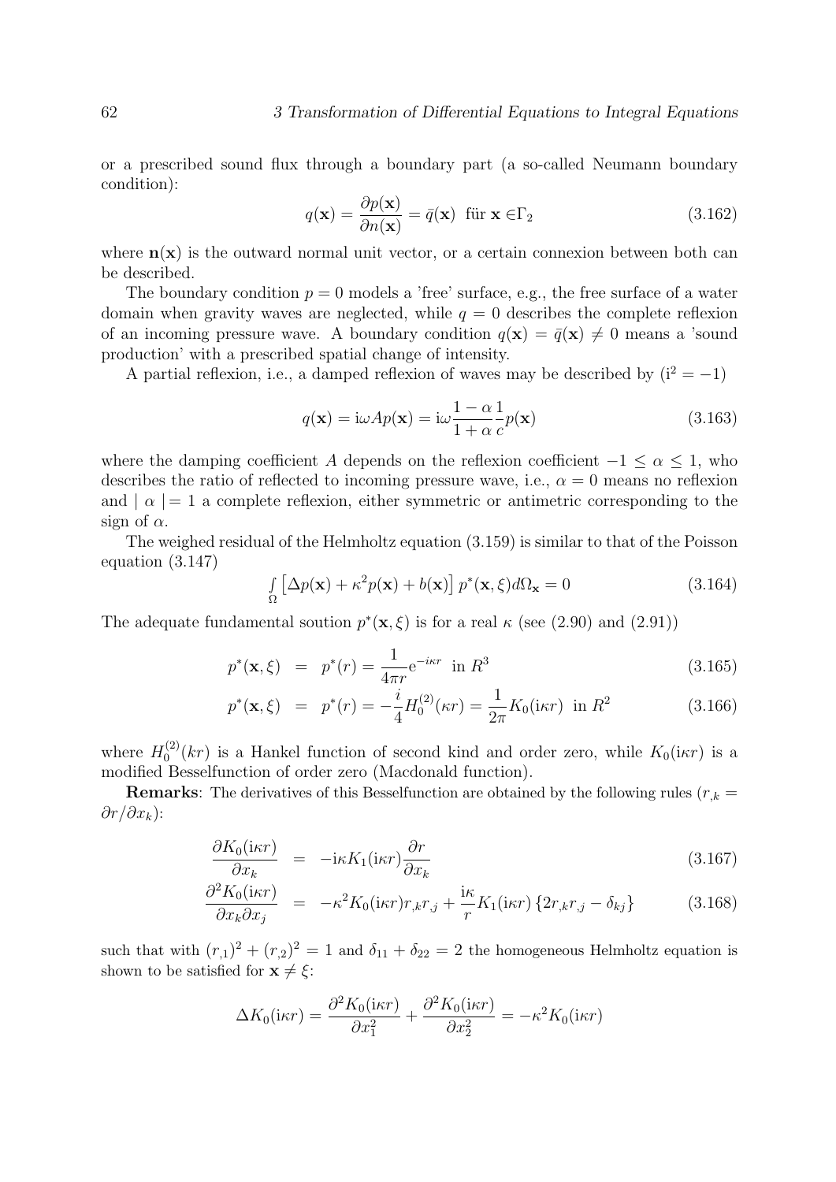or a prescribed sound flux through a boundary part (a so-called Neumann boundary condition):

$$q(\mathbf{x}) = \frac{\partial p(\mathbf{x})}{\partial n(\mathbf{x})} = \bar{q}(\mathbf{x}) \ \text{für } \mathbf{x} \in \Gamma_2 \tag{3.162}$$

where $\mathbf{n}(\mathbf{x})$ is the outward normal unit vector, or a certain connexion between both can be described.

The boundary condition $p = 0$ models a 'free' surface, e.g., the free surface of a water domain when gravity waves are neglected, while $q = 0$ describes the complete reflexion of an incoming pressure wave. A boundary condition $q(\mathbf{x}) = \bar{q}(\mathbf{x}) \neq 0$ means a 'sound production' with a prescribed spatial change of intensity.

A partial reflexion, i.e., a damped reflexion of waves may be described by ($\mathrm{i}^2 = -1$)

$$q(\mathbf{x}) = \mathrm{i}\omega A p(\mathbf{x}) = \mathrm{i}\omega \frac{1-\alpha}{1+\alpha}\frac{1}{c} p(\mathbf{x}) \tag{3.163}$$

where the damping coefficient $A$ depends on the reflexion coefficient $-1 \leq \alpha \leq 1$, who describes the ratio of reflected to incoming pressure wave, i.e., $\alpha = 0$ means no reflexion and $\mid \alpha \mid = 1$ a complete reflexion, either symmetric or antimetric corresponding to the sign of $\alpha$.

The weighed residual of the Helmholtz equation (3.159) is similar to that of the Poisson equation (3.147)

$$\int_\Omega \left[\Delta p(\mathbf{x}) + \kappa^2 p(\mathbf{x}) + b(\mathbf{x})\right] p^*(\mathbf{x}, \xi) d\Omega_{\mathbf{x}} = 0 \tag{3.164}$$

The adequate fundamental soution $p^*(\mathbf{x}, \xi)$ is for a real $\kappa$ (see (2.90) and (2.91))

$$p^*(\mathbf{x}, \xi) \ = \ p^*(r) = \frac{1}{4\pi r} \mathrm{e}^{-i\kappa r} \ \text{ in } R^3 \tag{3.165}$$

$$p^*(\mathbf{x}, \xi) \ = \ p^*(r) = -\frac{i}{4} H_0^{(2)}(\kappa r) = \frac{1}{2\pi} K_0(\mathrm{i}\kappa r) \ \text{ in } R^2 \tag{3.166}$$

where $H_0^{(2)}(kr)$ is a Hankel function of second kind and order zero, while $K_0(\mathrm{i}\kappa r)$ is a modified Besselfunction of order zero (Macdonald function).

**Remarks**: The derivatives of this Besselfunction are obtained by the following rules ($r_{,k} = \partial r / \partial x_k$):

$$\frac{\partial K_0(\mathrm{i}\kappa r)}{\partial x_k} \ = \ -\mathrm{i}\kappa K_1(\mathrm{i}\kappa r) \frac{\partial r}{\partial x_k} \tag{3.167}$$

$$\frac{\partial^2 K_0(\mathrm{i}\kappa r)}{\partial x_k \partial x_j} \ = \ -\kappa^2 K_0(\mathrm{i}\kappa r) r_{,k} r_{,j} + \frac{\mathrm{i}\kappa}{r} K_1(\mathrm{i}\kappa r) \left\{2 r_{,k} r_{,j} - \delta_{kj}\right\} \tag{3.168}$$

such that with $(r_{,1})^2 + (r_{,2})^2 = 1$ and $\delta_{11} + \delta_{22} = 2$ the homogeneous Helmholtz equation is shown to be satisfied for $\mathbf{x} \neq \xi$:

$$\Delta K_0(\mathrm{i}\kappa r) = \frac{\partial^2 K_0(\mathrm{i}\kappa r)}{\partial x_1^2} + \frac{\partial^2 K_0(\mathrm{i}\kappa r)}{\partial x_2^2} = -\kappa^2 K_0(\mathrm{i}\kappa r)$$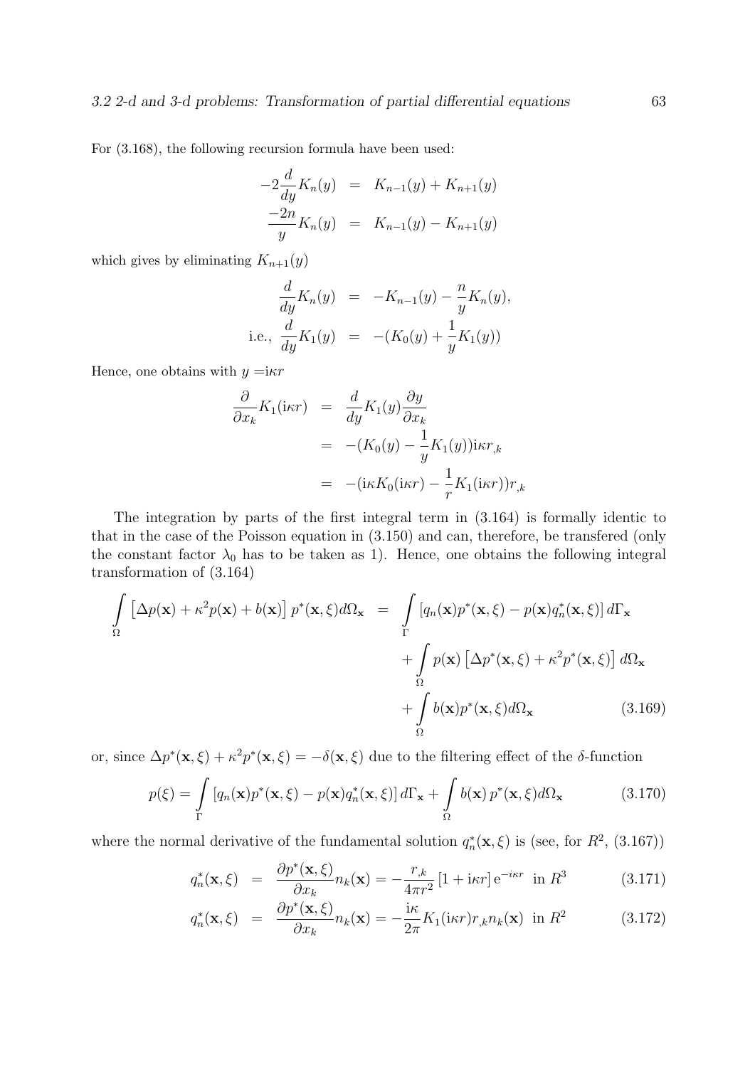For (3.168), the following recursion formula have been used:

$$
\begin{aligned}
-2\frac{d}{dy}K_n(y) &= K_{n-1}(y) + K_{n+1}(y) \\
\frac{-2n}{y}K_n(y) &= K_{n-1}(y) - K_{n+1}(y)
\end{aligned}
$$

which gives by eliminating $K_{n+1}(y)$

$$
\begin{aligned}
\frac{d}{dy}K_n(y) &= -K_{n-1}(y) - \frac{n}{y}K_n(y), \\
\text{i.e., } \frac{d}{dy}K_1(y) &= -(K_0(y) + \frac{1}{y}K_1(y))
\end{aligned}
$$

Hence, one obtains with $y = \mathrm{i}\kappa r$

$$
\begin{aligned}
\frac{\partial}{\partial x_k}K_1(\mathrm{i}\kappa r) &= \frac{d}{dy}K_1(y)\frac{\partial y}{\partial x_k} \\
&= -(K_0(y) - \frac{1}{y}K_1(y))\mathrm{i}\kappa r_{,k} \\
&= -(\mathrm{i}\kappa K_0(\mathrm{i}\kappa r) - \frac{1}{r}K_1(\mathrm{i}\kappa r))r_{,k}
\end{aligned}
$$

The integration by parts of the first integral term in (3.164) is formally identic to that in the case of the Poisson equation in (3.150) and can, therefore, be transfered (only the constant factor $\lambda_0$ has to be taken as 1). Hence, one obtains the following integral transformation of (3.164)

$$
\begin{aligned}
\int\limits_{\Omega} \left[\Delta p(\mathbf{x}) + \kappa^2 p(\mathbf{x}) + b(\mathbf{x})\right] p^*(\mathbf{x},\xi) d\Omega_{\mathbf{x}} &= \int\limits_{\Gamma} \left[q_n(\mathbf{x})p^*(\mathbf{x},\xi) - p(\mathbf{x})q_n^*(\mathbf{x},\xi)\right] d\Gamma_{\mathbf{x}} \\
&\quad + \int\limits_{\Omega} p(\mathbf{x})\left[\Delta p^*(\mathbf{x},\xi) + \kappa^2 p^*(\mathbf{x},\xi)\right] d\Omega_{\mathbf{x}} \\
&\quad + \int\limits_{\Omega} b(\mathbf{x})p^*(\mathbf{x},\xi) d\Omega_{\mathbf{x}} \qquad (3.169)
\end{aligned}
$$

or, since $\Delta p^*(\mathbf{x},\xi) + \kappa^2 p^*(\mathbf{x},\xi) = -\delta(\mathbf{x},\xi)$ due to the filtering effect of the $\delta$-function

$$
p(\xi) = \int\limits_{\Gamma} \left[q_n(\mathbf{x})p^*(\mathbf{x},\xi) - p(\mathbf{x})q_n^*(\mathbf{x},\xi)\right] d\Gamma_{\mathbf{x}} + \int\limits_{\Omega} b(\mathbf{x})\, p^*(\mathbf{x},\xi) d\Omega_{\mathbf{x}} \qquad (3.170)
$$

where the normal derivative of the fundamental solution $q_n^*(\mathbf{x},\xi)$ is (see, for $R^2$, (3.167))

$$
\begin{aligned}
q_n^*(\mathbf{x},\xi) &= \frac{\partial p^*(\mathbf{x},\xi)}{\partial x_k}n_k(\mathbf{x}) = -\frac{r_{,k}}{4\pi r^2}\left[1 + \mathrm{i}\kappa r\right] \mathrm{e}^{-i\kappa r} \;\text{ in } R^3 \qquad (3.171) \\
q_n^*(\mathbf{x},\xi) &= \frac{\partial p^*(\mathbf{x},\xi)}{\partial x_k}n_k(\mathbf{x}) = -\frac{\mathrm{i}\kappa}{2\pi}K_1(\mathrm{i}\kappa r)r_{,k}n_k(\mathbf{x}) \;\text{ in } R^2 \qquad (3.172)
\end{aligned}
$$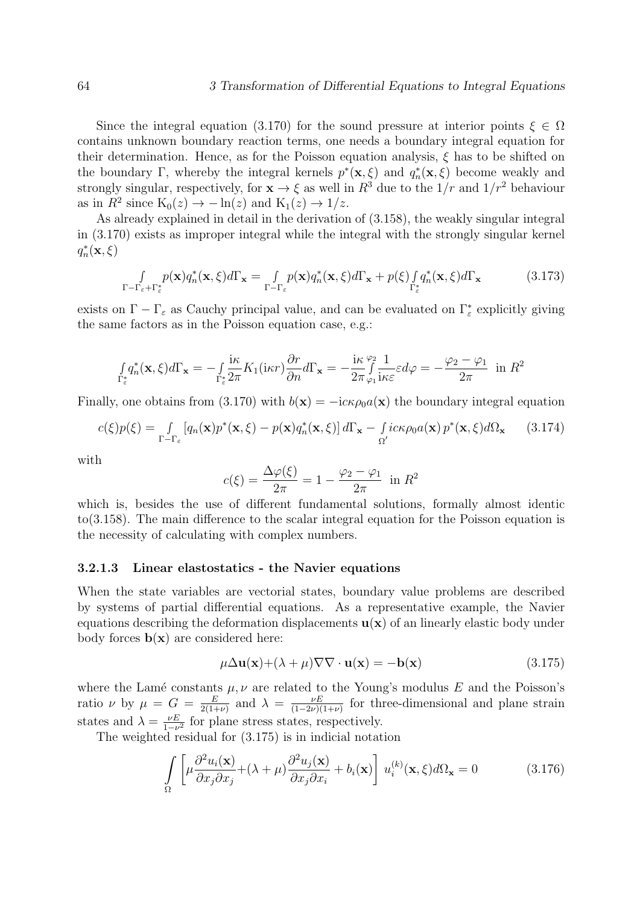Since the integral equation (3.170) for the sound pressure at interior points $\xi \in \Omega$ contains unknown boundary reaction terms, one needs a boundary integral equation for their determination. Hence, as for the Poisson equation analysis, $\xi$ has to be shifted on the boundary $\Gamma$, whereby the integral kernels $p^*(\mathbf{x}, \xi)$ and $q_n^*(\mathbf{x}, \xi)$ become weakly and strongly singular, respectively, for $\mathbf{x} \to \xi$ as well in $R^3$ due to the $1/r$ and $1/r^2$ behaviour as in $R^2$ since $\mathrm{K}_0(z) \to -\ln(z)$ and $\mathrm{K}_1(z) \to 1/z$.

As already explained in detail in the derivation of (3.158), the weakly singular integral in (3.170) exists as improper integral while the integral with the strongly singular kernel $q_n^*(\mathbf{x}, \xi)$

$$\int\limits_{\Gamma-\Gamma_\varepsilon+\Gamma_\varepsilon^*} p(\mathbf{x}) q_n^*(\mathbf{x}, \xi) d\Gamma_\mathbf{x} = \int\limits_{\Gamma-\Gamma_\varepsilon} p(\mathbf{x}) q_n^*(\mathbf{x}, \xi) d\Gamma_\mathbf{x} + p(\xi) \int\limits_{\Gamma_\varepsilon^*} q_n^*(\mathbf{x}, \xi) d\Gamma_\mathbf{x} \tag{3.173}$$

exists on $\Gamma - \Gamma_\varepsilon$ as Cauchy principal value, and can be evaluated on $\Gamma_\varepsilon^*$ explicitly giving the same factors as in the Poisson equation case, e.g.:

$$\int\limits_{\Gamma_\varepsilon^*} q_n^*(\mathbf{x}, \xi) d\Gamma_\mathbf{x} = -\int\limits_{\Gamma_\varepsilon^*} \frac{\mathrm{i}\kappa}{2\pi} K_1(\mathrm{i}\kappa r) \frac{\partial r}{\partial n} d\Gamma_\mathbf{x} = -\frac{\mathrm{i}\kappa}{2\pi} \int\limits_{\varphi_1}^{\varphi_2} \frac{1}{\mathrm{i}\kappa\varepsilon} \varepsilon d\varphi = -\frac{\varphi_2 - \varphi_1}{2\pi} \text{ in } R^2$$

Finally, one obtains from (3.170) with $b(\mathbf{x}) = -\mathrm{i}c\kappa\rho_0 a(\mathbf{x})$ the boundary integral equation

$$c(\xi) p(\xi) = \int\limits_{\Gamma-\Gamma_\varepsilon} \left[ q_n(\mathbf{x}) p^*(\mathbf{x}, \xi) - p(\mathbf{x}) q_n^*(\mathbf{x}, \xi) \right] d\Gamma_\mathbf{x} - \int\limits_{\Omega'} ic\kappa\rho_0 a(\mathbf{x})\, p^*(\mathbf{x}, \xi) d\Omega_\mathbf{x} \tag{3.174}$$

with

$$c(\xi) = \frac{\Delta\varphi(\xi)}{2\pi} = 1 - \frac{\varphi_2 - \varphi_1}{2\pi} \text{ in } R^2$$

which is, besides the use of different fundamental solutions, formally almost identic to(3.158). The main difference to the scalar integral equation for the Poisson equation is the necessity of calculating with complex numbers.

#### 3.2.1.3 Linear elastostatics - the Navier equations

When the state variables are vectorial states, boundary value problems are described by systems of partial differential equations. As a representative example, the Navier equations describing the deformation displacements $\mathbf{u}(\mathbf{x})$ of an linearly elastic body under body forces $\mathbf{b}(\mathbf{x})$ are considered here:

$$\mu \Delta \mathbf{u}(\mathbf{x}) + (\lambda + \mu) \nabla\nabla \cdot \mathbf{u}(\mathbf{x}) = -\mathbf{b}(\mathbf{x}) \tag{3.175}$$

where the Lamé constants $\mu, \nu$ are related to the Young's modulus $E$ and the Poisson's ratio $\nu$ by $\mu = G = \frac{E}{2(1+\nu)}$ and $\lambda = \frac{\nu E}{(1-2\nu)(1+\nu)}$ for three-dimensional and plane strain states and $\lambda = \frac{\nu E}{1-\nu^2}$ for plane stress states, respectively.

The weighted residual for (3.175) is in indicial notation

$$\int\limits_\Omega \left[ \mu \frac{\partial^2 u_i(\mathbf{x})}{\partial x_j \partial x_j} + (\lambda + \mu) \frac{\partial^2 u_j(\mathbf{x})}{\partial x_j \partial x_i} + b_i(\mathbf{x}) \right] u_i^{(k)}(\mathbf{x}, \xi) d\Omega_\mathbf{x} = 0 \tag{3.176}$$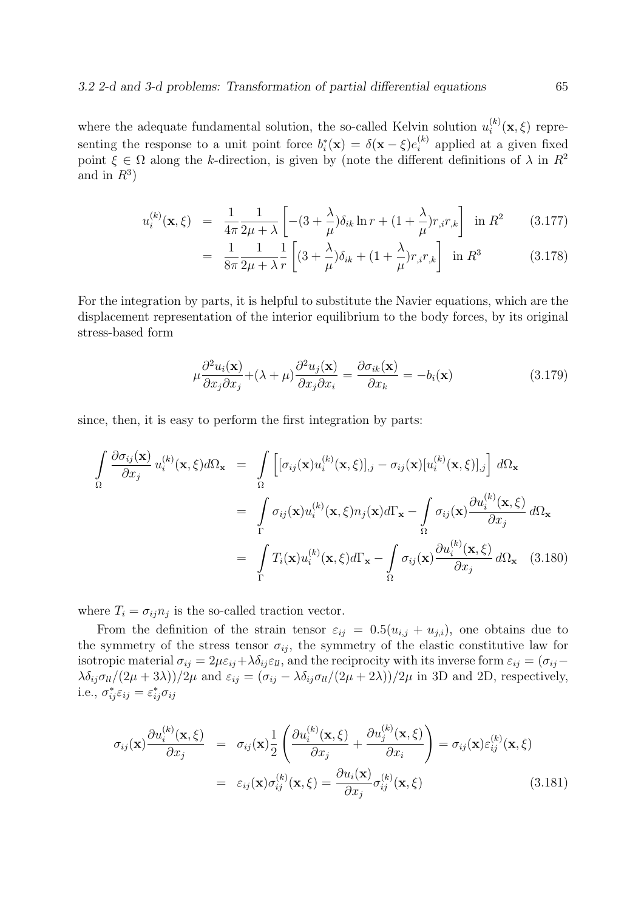where the adequate fundamental solution, the so-called Kelvin solution $u_i^{(k)}(\mathbf{x},\xi)$ representing the response to a unit point force $b_i^*(\mathbf{x}) = \delta(\mathbf{x}-\xi)e_i^{(k)}$ applied at a given fixed point $\xi \in \Omega$ along the $k$-direction, is given by (note the different definitions of $\lambda$ in $R^2$ and in $R^3$)

$$
\begin{aligned}
u_i^{(k)}(\mathbf{x},\xi) &= \frac{1}{4\pi}\frac{1}{2\mu+\lambda}\left[-(3+\frac{\lambda}{\mu})\delta_{ik}\ln r + (1+\frac{\lambda}{\mu})r_{,i}r_{,k}\right] \quad \text{in } R^2 \qquad (3.177)\\
&= \frac{1}{8\pi}\frac{1}{2\mu+\lambda}\frac{1}{r}\left[(3+\frac{\lambda}{\mu})\delta_{ik} + (1+\frac{\lambda}{\mu})r_{,i}r_{,k}\right] \quad \text{in } R^3 \qquad (3.178)
\end{aligned}
$$

For the integration by parts, it is helpful to substitute the Navier equations, which are the displacement representation of the interior equilibrium to the body forces, by its original stress-based form

$$
\mu\frac{\partial^2 u_i(\mathbf{x})}{\partial x_j \partial x_j} + (\lambda+\mu)\frac{\partial^2 u_j(\mathbf{x})}{\partial x_j \partial x_i} = \frac{\partial \sigma_{ik}(\mathbf{x})}{\partial x_k} = -b_i(\mathbf{x}) \qquad (3.179)
$$

since, then, it is easy to perform the first integration by parts:

$$
\begin{aligned}
\int_\Omega \frac{\partial \sigma_{ij}(\mathbf{x})}{\partial x_j}\, u_i^{(k)}(\mathbf{x},\xi) d\Omega_{\mathbf{x}} &= \int_\Omega \left[ [\sigma_{ij}(\mathbf{x}) u_i^{(k)}(\mathbf{x},\xi)]_{,j} - \sigma_{ij}(\mathbf{x})[u_i^{(k)}(\mathbf{x},\xi)]_{,j}\right] d\Omega_{\mathbf{x}} \\
&= \int_\Gamma \sigma_{ij}(\mathbf{x}) u_i^{(k)}(\mathbf{x},\xi) n_j(\mathbf{x}) d\Gamma_{\mathbf{x}} - \int_\Omega \sigma_{ij}(\mathbf{x}) \frac{\partial u_i^{(k)}(\mathbf{x},\xi)}{\partial x_j}\, d\Omega_{\mathbf{x}} \\
&= \int_\Gamma T_i(\mathbf{x}) u_i^{(k)}(\mathbf{x},\xi) d\Gamma_{\mathbf{x}} - \int_\Omega \sigma_{ij}(\mathbf{x}) \frac{\partial u_i^{(k)}(\mathbf{x},\xi)}{\partial x_j}\, d\Omega_{\mathbf{x}} \qquad (3.180)
\end{aligned}
$$

where $T_i = \sigma_{ij}n_j$ is the so-called traction vector.

From the definition of the strain tensor $\varepsilon_{ij} = 0.5(u_{i,j} + u_{j,i})$, one obtains due to the symmetry of the stress tensor $\sigma_{ij}$, the symmetry of the elastic constitutive law for isotropic material $\sigma_{ij} = 2\mu\varepsilon_{ij} + \lambda\delta_{ij}\varepsilon_{ll}$, and the reciprocity with its inverse form $\varepsilon_{ij} = (\sigma_{ij} - \lambda\delta_{ij}\sigma_{ll}/(2\mu+3\lambda))/2\mu$ and $\varepsilon_{ij} = (\sigma_{ij} - \lambda\delta_{ij}\sigma_{ll}/(2\mu+2\lambda))/2\mu$ in 3D and 2D, respectively, i.e., $\sigma_{ij}^*\varepsilon_{ij} = \varepsilon_{ij}^*\sigma_{ij}$

$$
\begin{aligned}
\sigma_{ij}(\mathbf{x})\frac{\partial u_i^{(k)}(\mathbf{x},\xi)}{\partial x_j} &= \sigma_{ij}(\mathbf{x})\frac{1}{2}\left(\frac{\partial u_i^{(k)}(\mathbf{x},\xi)}{\partial x_j} + \frac{\partial u_j^{(k)}(\mathbf{x},\xi)}{\partial x_i}\right) = \sigma_{ij}(\mathbf{x})\varepsilon_{ij}^{(k)}(\mathbf{x},\xi) \\
&= \varepsilon_{ij}(\mathbf{x})\sigma_{ij}^{(k)}(\mathbf{x},\xi) = \frac{\partial u_i(\mathbf{x})}{\partial x_j}\sigma_{ij}^{(k)}(\mathbf{x},\xi) \qquad (3.181)
\end{aligned}
$$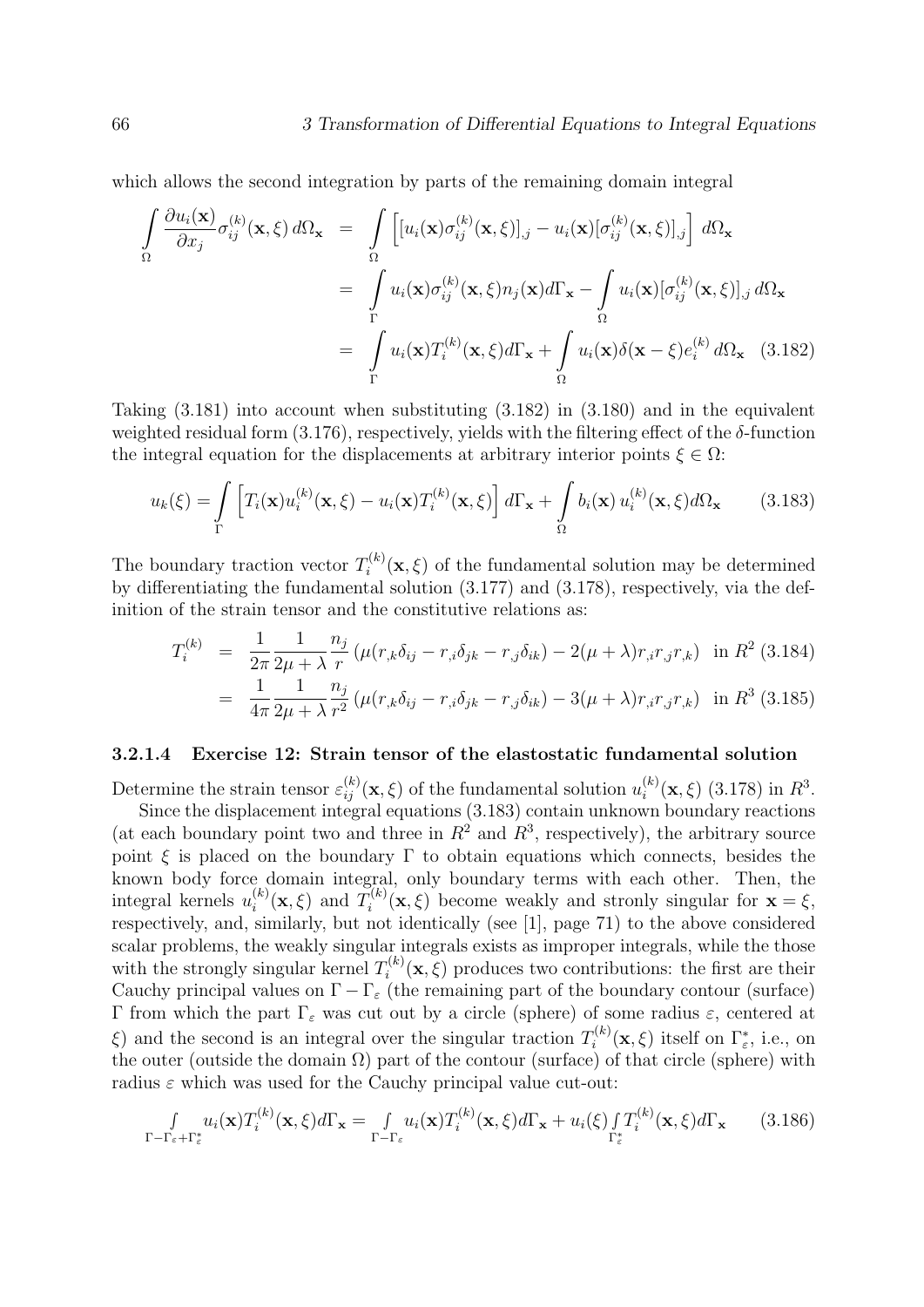which allows the second integration by parts of the remaining domain integral

$$
\begin{aligned}
\int\limits_{\Omega} \frac{\partial u_i(\mathbf{x})}{\partial x_j}\sigma_{ij}^{(k)}(\mathbf{x},\xi)\,d\Omega_{\mathbf{x}} &= \int\limits_{\Omega}\left[[u_i(\mathbf{x})\sigma_{ij}^{(k)}(\mathbf{x},\xi)]_{,j} - u_i(\mathbf{x})[\sigma_{ij}^{(k)}(\mathbf{x},\xi)]_{,j}\right]\,d\Omega_{\mathbf{x}} \\
&= \int\limits_{\Gamma} u_i(\mathbf{x})\sigma_{ij}^{(k)}(\mathbf{x},\xi)n_j(\mathbf{x})d\Gamma_{\mathbf{x}} - \int\limits_{\Omega} u_i(\mathbf{x})[\sigma_{ij}^{(k)}(\mathbf{x},\xi)]_{,j}\,d\Omega_{\mathbf{x}} \\
&= \int\limits_{\Gamma} u_i(\mathbf{x})T_i^{(k)}(\mathbf{x},\xi)d\Gamma_{\mathbf{x}} + \int\limits_{\Omega} u_i(\mathbf{x})\delta(\mathbf{x}-\xi)e_i^{(k)}\,d\Omega_{\mathbf{x}} \quad (3.182)
\end{aligned}
$$

Taking (3.181) into account when substituting (3.182) in (3.180) and in the equivalent weighted residual form (3.176), respectively, yields with the filtering effect of the $\delta$-function the integral equation for the displacements at arbitrary interior points $\xi \in \Omega$:

$$
u_k(\xi) = \int\limits_{\Gamma}\left[T_i(\mathbf{x})u_i^{(k)}(\mathbf{x},\xi) - u_i(\mathbf{x})T_i^{(k)}(\mathbf{x},\xi)\right]d\Gamma_{\mathbf{x}} + \int\limits_{\Omega} b_i(\mathbf{x})\,u_i^{(k)}(\mathbf{x},\xi)d\Omega_{\mathbf{x}} \qquad (3.183)
$$

The boundary traction vector $T_i^{(k)}(\mathbf{x},\xi)$ of the fundamental solution may be determined by differentiating the fundamental solution (3.177) and (3.178), respectively, via the definition of the strain tensor and the constitutive relations as:

$$
\begin{aligned}
T_i^{(k)} &= \frac{1}{2\pi}\frac{1}{2\mu+\lambda}\frac{n_j}{r}\left(\mu(r_{,k}\delta_{ij} - r_{,i}\delta_{jk} - r_{,j}\delta_{ik}) - 2(\mu+\lambda)r_{,i}r_{,j}r_{,k}\right) \quad \text{in } R^2 \; (3.184) \\
&= \frac{1}{4\pi}\frac{1}{2\mu+\lambda}\frac{n_j}{r^2}\left(\mu(r_{,k}\delta_{ij} - r_{,i}\delta_{jk} - r_{,j}\delta_{ik}) - 3(\mu+\lambda)r_{,i}r_{,j}r_{,k}\right) \quad \text{in } R^3 \; (3.185)
\end{aligned}
$$

#### 3.2.1.4 Exercise 12: Strain tensor of the elastostatic fundamental solution

Determine the strain tensor $\varepsilon_{ij}^{(k)}(\mathbf{x},\xi)$ of the fundamental solution $u_i^{(k)}(\mathbf{x},\xi)$ (3.178) in $R^3$.

Since the displacement integral equations (3.183) contain unknown boundary reactions (at each boundary point two and three in $R^2$ and $R^3$, respectively), the arbitrary source point $\xi$ is placed on the boundary $\Gamma$ to obtain equations which connects, besides the known body force domain integral, only boundary terms with each other. Then, the integral kernels $u_i^{(k)}(\mathbf{x},\xi)$ and $T_i^{(k)}(\mathbf{x},\xi)$ become weakly and stronly singular for $\mathbf{x} = \xi$, respectively, and, similarly, but not identically (see [1], page 71) to the above considered scalar problems, the weakly singular integrals exists as improper integrals, while the those with the strongly singular kernel $T_i^{(k)}(\mathbf{x},\xi)$ produces two contributions: the first are their Cauchy principal values on $\Gamma - \Gamma_\varepsilon$ (the remaining part of the boundary contour (surface) $\Gamma$ from which the part $\Gamma_\varepsilon$ was cut out by a circle (sphere) of some radius $\varepsilon$, centered at $\xi$) and the second is an integral over the singular traction $T_i^{(k)}(\mathbf{x},\xi)$ itself on $\Gamma_\varepsilon^*$, i.e., on the outer (outside the domain $\Omega$) part of the contour (surface) of that circle (sphere) with radius $\varepsilon$ which was used for the Cauchy principal value cut-out:

$$
\int\limits_{\Gamma-\Gamma_\varepsilon+\Gamma_\varepsilon^*} u_i(\mathbf{x})T_i^{(k)}(\mathbf{x},\xi)d\Gamma_{\mathbf{x}} = \int\limits_{\Gamma-\Gamma_\varepsilon} u_i(\mathbf{x})T_i^{(k)}(\mathbf{x},\xi)d\Gamma_{\mathbf{x}} + u_i(\xi)\int\limits_{\Gamma_\varepsilon^*} T_i^{(k)}(\mathbf{x},\xi)d\Gamma_{\mathbf{x}} \qquad (3.186)
$$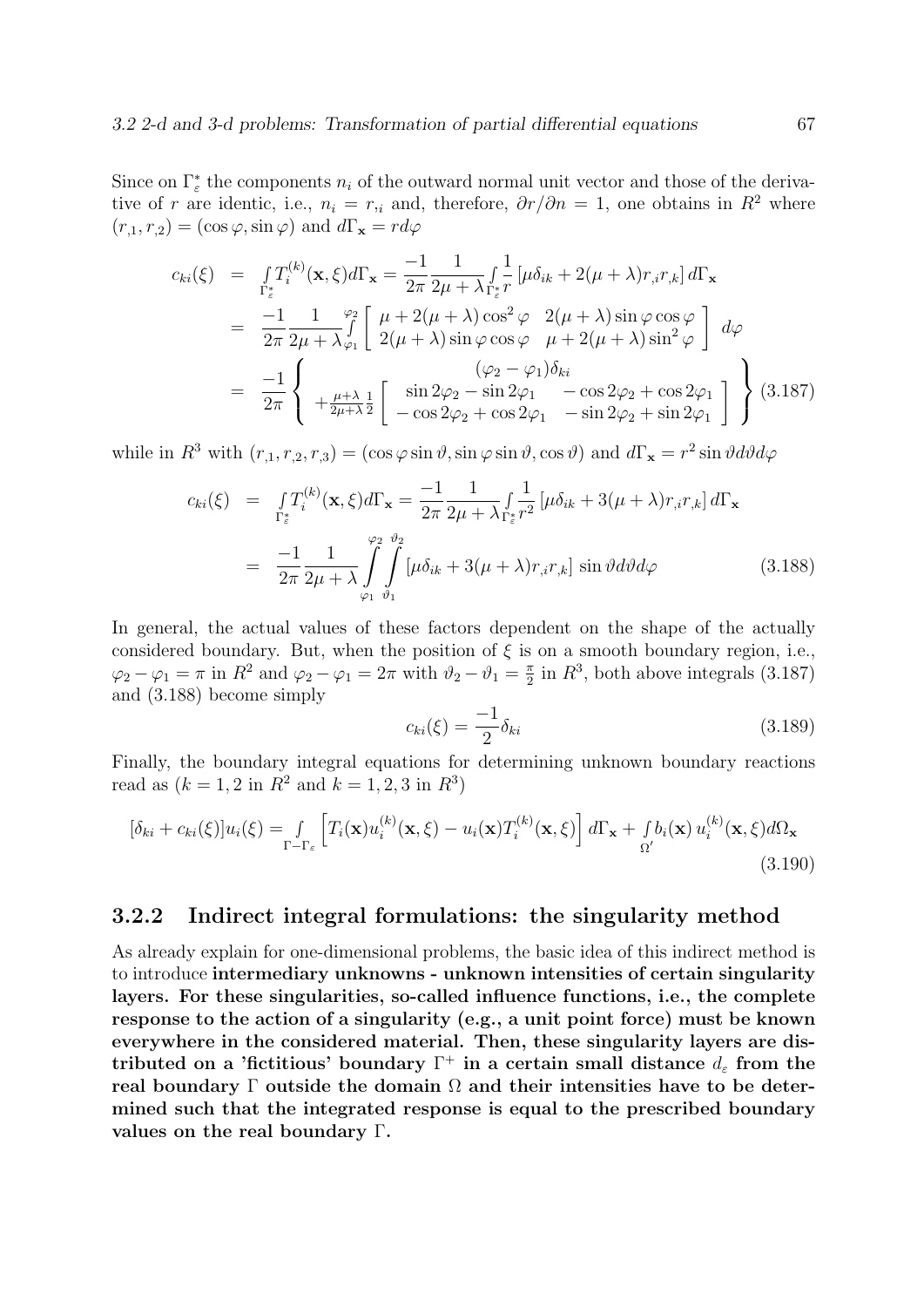Since on $\Gamma_\varepsilon^*$ the components $n_i$ of the outward normal unit vector and those of the derivative of $r$ are identic, i.e., $n_i = r_{,i}$ and, therefore, $\partial r/\partial n = 1$, one obtains in $R^2$ where $(r_{,1}, r_{,2}) = (\cos\varphi, \sin\varphi)$ and $d\Gamma_{\mathbf{x}} = r d\varphi$

$$
\begin{aligned}
c_{ki}(\xi) &= \int_{\Gamma_\varepsilon^*} T_i^{(k)}(\mathbf{x}, \xi) d\Gamma_{\mathbf{x}} = \frac{-1}{2\pi}\frac{1}{2\mu+\lambda}\int_{\Gamma_\varepsilon^*} \frac{1}{r}\left[\mu\delta_{ik} + 2(\mu+\lambda) r_{,i} r_{,k}\right] d\Gamma_{\mathbf{x}} \\
&= \frac{-1}{2\pi}\frac{1}{2\mu+\lambda}\int_{\varphi_1}^{\varphi_2} \left[\begin{array}{cc} \mu + 2(\mu+\lambda)\cos^2\varphi & 2(\mu+\lambda)\sin\varphi\cos\varphi \\ 2(\mu+\lambda)\sin\varphi\cos\varphi & \mu + 2(\mu+\lambda)\sin^2\varphi \end{array}\right] d\varphi \\
&= \frac{-1}{2\pi}\left\{\begin{array}{c} (\varphi_2 - \varphi_1)\delta_{ki} \\ +\frac{\mu+\lambda}{2\mu+\lambda}\frac{1}{2}\left[\begin{array}{cc} \sin 2\varphi_2 - \sin 2\varphi_1 & -\cos 2\varphi_2 + \cos 2\varphi_1 \\ -\cos 2\varphi_2 + \cos 2\varphi_1 & -\sin 2\varphi_2 + \sin 2\varphi_1 \end{array}\right] \end{array}\right\}
\end{aligned}
\tag{3.187}
$$

while in $R^3$ with $(r_{,1}, r_{,2}, r_{,3}) = (\cos\varphi\sin\vartheta, \sin\varphi\sin\vartheta, \cos\vartheta)$ and $d\Gamma_{\mathbf{x}} = r^2 \sin\vartheta d\vartheta d\varphi$

$$
\begin{aligned}
c_{ki}(\xi) &= \int_{\Gamma_\varepsilon^*} T_i^{(k)}(\mathbf{x}, \xi) d\Gamma_{\mathbf{x}} = \frac{-1}{2\pi}\frac{1}{2\mu+\lambda}\int_{\Gamma_\varepsilon^*} \frac{1}{r^2}\left[\mu\delta_{ik} + 3(\mu+\lambda) r_{,i} r_{,k}\right] d\Gamma_{\mathbf{x}} \\
&= \frac{-1}{2\pi}\frac{1}{2\mu+\lambda}\int_{\varphi_1}^{\varphi_2}\int_{\vartheta_1}^{\vartheta_2} \left[\mu\delta_{ik} + 3(\mu+\lambda) r_{,i} r_{,k}\right] \sin\vartheta d\vartheta d\varphi
\end{aligned}
\tag{3.188}
$$

In general, the actual values of these factors dependent on the shape of the actually considered boundary. But, when the position of $\xi$ is on a smooth boundary region, i.e., $\varphi_2 - \varphi_1 = \pi$ in $R^2$ and $\varphi_2 - \varphi_1 = 2\pi$ with $\vartheta_2 - \vartheta_1 = \frac{\pi}{2}$ in $R^3$, both above integrals (3.187) and (3.188) become simply

$$
c_{ki}(\xi) = \frac{-1}{2}\delta_{ki}
\tag{3.189}
$$

Finally, the boundary integral equations for determining unknown boundary reactions read as ($k = 1, 2$ in $R^2$ and $k = 1, 2, 3$ in $R^3$)

$$
[\delta_{ki} + c_{ki}(\xi)] u_i(\xi) = \int_{\Gamma - \Gamma_\varepsilon} \left[T_i(\mathbf{x}) u_i^{(k)}(\mathbf{x}, \xi) - u_i(\mathbf{x}) T_i^{(k)}(\mathbf{x}, \xi)\right] d\Gamma_{\mathbf{x}} + \int_{\Omega'} b_i(\mathbf{x})\, u_i^{(k)}(\mathbf{x}, \xi) d\Omega_{\mathbf{x}}
\tag{3.190}
$$

### 3.2.2 Indirect integral formulations: the singularity method

As already explain for one-dimensional problems, the basic idea of this indirect method is to introduce **intermediary unknowns - unknown intensities of certain singularity layers. For these singularities, so-called influence functions, i.e., the complete response to the action of a singularity (e.g., a unit point force) must be known everywhere in the considered material. Then, these singularity layers are distributed on a 'fictitious' boundary $\Gamma^+$ in a certain small distance $d_\varepsilon$ from the real boundary $\Gamma$ outside the domain $\Omega$ and their intensities have to be determined such that the integrated response is equal to the prescribed boundary values on the real boundary $\Gamma$.**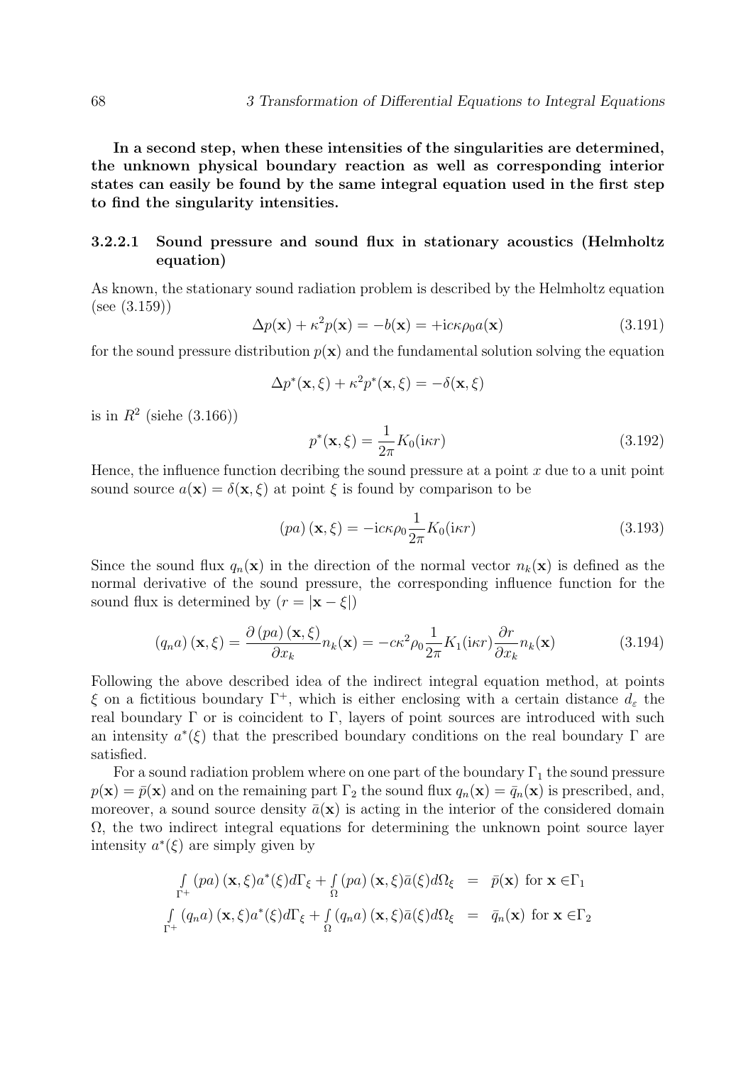**In a second step, when these intensities of the singularities are determined, the unknown physical boundary reaction as well as corresponding interior states can easily be found by the same integral equation used in the first step to find the singularity intensities.**

#### 3.2.2.1 Sound pressure and sound flux in stationary acoustics (Helmholtz equation)

As known, the stationary sound radiation problem is described by the Helmholtz equation (see (3.159))

$$\Delta p(\mathbf{x}) + \kappa^2 p(\mathbf{x}) = -b(\mathbf{x}) = +\mathrm{i}c\kappa\rho_0 a(\mathbf{x}) \tag{3.191}$$

for the sound pressure distribution $p(\mathbf{x})$ and the fundamental solution solving the equation

$$\Delta p^*(\mathbf{x},\xi) + \kappa^2 p^*(\mathbf{x},\xi) = -\delta(\mathbf{x},\xi)$$

is in $R^2$ (siehe (3.166))

$$p^*(\mathbf{x},\xi) = \frac{1}{2\pi} K_0(\mathrm{i}\kappa r) \tag{3.192}$$

Hence, the influence function decribing the sound pressure at a point $x$ due to a unit point sound source $a(\mathbf{x}) = \delta(\mathbf{x},\xi)$ at point $\xi$ is found by comparison to be

$$(pa)(\mathbf{x},\xi) = -\mathrm{i}c\kappa\rho_0 \frac{1}{2\pi} K_0(\mathrm{i}\kappa r) \tag{3.193}$$

Since the sound flux $q_n(\mathbf{x})$ in the direction of the normal vector $n_k(\mathbf{x})$ is defined as the normal derivative of the sound pressure, the corresponding influence function for the sound flux is determined by $(r = |\mathbf{x} - \xi|)$

$$(q_n a)(\mathbf{x},\xi) = \frac{\partial (pa)(\mathbf{x},\xi)}{\partial x_k} n_k(\mathbf{x}) = -c\kappa^2\rho_0 \frac{1}{2\pi} K_1(\mathrm{i}\kappa r) \frac{\partial r}{\partial x_k} n_k(\mathbf{x}) \tag{3.194}$$

Following the above described idea of the indirect integral equation method, at points $\xi$ on a fictitious boundary $\Gamma^+$, which is either enclosing with a certain distance $d_\varepsilon$ the real boundary $\Gamma$ or is coincident to $\Gamma$, layers of point sources are introduced with such an intensity $a^*(\xi)$ that the prescribed boundary conditions on the real boundary $\Gamma$ are satisfied.

For a sound radiation problem where on one part of the boundary $\Gamma_1$ the sound pressure $p(\mathbf{x}) = \bar{p}(\mathbf{x})$ and on the remaining part $\Gamma_2$ the sound flux $q_n(\mathbf{x}) = \bar{q}_n(\mathbf{x})$ is prescribed, and, moreover, a sound source density $\bar{a}(\mathbf{x})$ is acting in the interior of the considered domain $\Omega$, the two indirect integral equations for determining the unknown point source layer intensity $a^*(\xi)$ are simply given by

$$\begin{aligned}
\int_{\Gamma^+} (pa)(\mathbf{x},\xi) a^*(\xi) d\Gamma_\xi + \int_{\Omega} (pa)(\mathbf{x},\xi) \bar{a}(\xi) d\Omega_\xi &= \bar{p}(\mathbf{x}) \text{ for } \mathbf{x} \in \Gamma_1 \\
\int_{\Gamma^+} (q_n a)(\mathbf{x},\xi) a^*(\xi) d\Gamma_\xi + \int_{\Omega} (q_n a)(\mathbf{x},\xi) \bar{a}(\xi) d\Omega_\xi &= \bar{q}_n(\mathbf{x}) \text{ for } \mathbf{x} \in \Gamma_2
\end{aligned}$$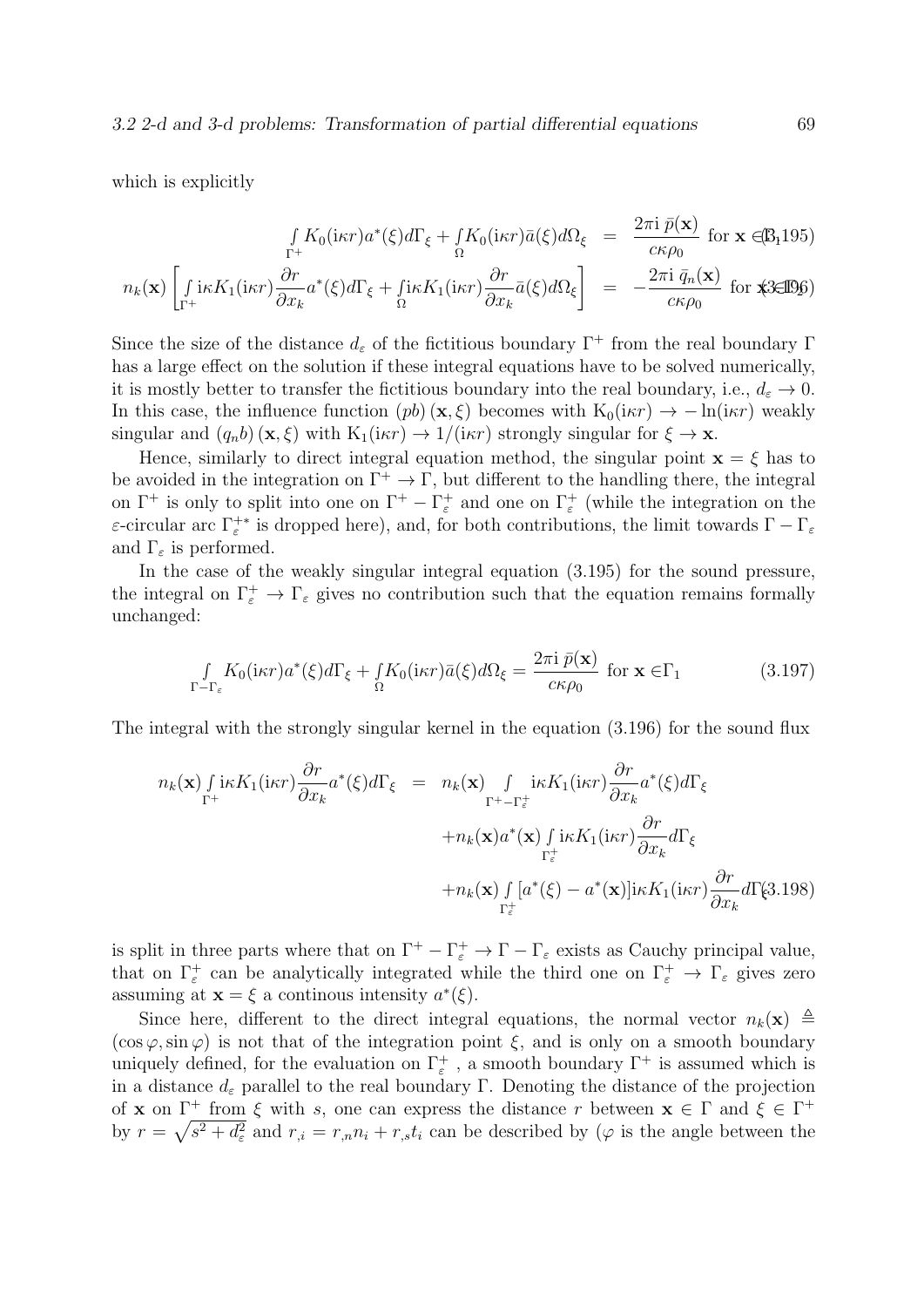which is explicitly

$$\int_{\Gamma^+} K_0(\mathrm{i}\kappa r) a^*(\xi) d\Gamma_\xi + \int_\Omega K_0(\mathrm{i}\kappa r)\bar{a}(\xi) d\Omega_\xi = \frac{2\pi \mathrm{i}\, \bar{p}(\mathbf{x})}{c\kappa\rho_0} \text{ for } \mathbf{x} \in \Gamma_1 \quad (3.195)$$

$$n_k(\mathbf{x})\left[\int_{\Gamma^+} \mathrm{i}\kappa K_1(\mathrm{i}\kappa r)\frac{\partial r}{\partial x_k} a^*(\xi) d\Gamma_\xi + \int_\Omega \mathrm{i}\kappa K_1(\mathrm{i}\kappa r)\frac{\partial r}{\partial x_k}\bar{a}(\xi) d\Omega_\xi\right] = -\frac{2\pi \mathrm{i}\, \bar{q}_n(\mathbf{x})}{c\kappa\rho_0} \text{ for } \mathbf{x} \in \Gamma_2 \quad (3.196)$$

Since the size of the distance $d_\varepsilon$ of the fictitious boundary $\Gamma^+$ from the real boundary $\Gamma$ has a large effect on the solution if these integral equations have to be solved numerically, it is mostly better to transfer the fictitious boundary into the real boundary, i.e., $d_\varepsilon \to 0$. In this case, the influence function $(pb)(\mathbf{x}, \xi)$ becomes with $\mathrm{K}_0(\mathrm{i}\kappa r) \to -\ln(\mathrm{i}\kappa r)$ weakly singular and $(q_n b)(\mathbf{x}, \xi)$ with $\mathrm{K}_1(\mathrm{i}\kappa r) \to 1/(\mathrm{i}\kappa r)$ strongly singular for $\xi \to \mathbf{x}$.

Hence, similarly to direct integral equation method, the singular point $\mathbf{x} = \xi$ has to be avoided in the integration on $\Gamma^+ \to \Gamma$, but different to the handling there, the integral on $\Gamma^+$ is only to split into one on $\Gamma^+ - \Gamma^+_\varepsilon$ and one on $\Gamma^+_\varepsilon$ (while the integration on the $\varepsilon$-circular arc $\Gamma^{+*}_\varepsilon$ is dropped here), and, for both contributions, the limit towards $\Gamma - \Gamma_\varepsilon$ and $\Gamma_\varepsilon$ is performed.

In the case of the weakly singular integral equation (3.195) for the sound pressure, the integral on $\Gamma^+_\varepsilon \to \Gamma_\varepsilon$ gives no contribution such that the equation remains formally unchanged:

$$\int_{\Gamma - \Gamma_\varepsilon} K_0(\mathrm{i}\kappa r) a^*(\xi) d\Gamma_\xi + \int_\Omega K_0(\mathrm{i}\kappa r)\bar{a}(\xi) d\Omega_\xi = \frac{2\pi \mathrm{i}\, \bar{p}(\mathbf{x})}{c\kappa\rho_0} \text{ for } \mathbf{x} \in \Gamma_1 \quad (3.197)$$

The integral with the strongly singular kernel in the equation (3.196) for the sound flux

$$\begin{aligned} n_k(\mathbf{x})\int_{\Gamma^+} \mathrm{i}\kappa K_1(\mathrm{i}\kappa r)\frac{\partial r}{\partial x_k} a^*(\xi) d\Gamma_\xi &= n_k(\mathbf{x})\int_{\Gamma^+ - \Gamma^+_\varepsilon} \mathrm{i}\kappa K_1(\mathrm{i}\kappa r)\frac{\partial r}{\partial x_k} a^*(\xi) d\Gamma_\xi \\ &+ n_k(\mathbf{x}) a^*(\mathbf{x})\int_{\Gamma^+_\varepsilon} \mathrm{i}\kappa K_1(\mathrm{i}\kappa r)\frac{\partial r}{\partial x_k} d\Gamma_\xi \\ &+ n_k(\mathbf{x})\int_{\Gamma^+_\varepsilon} [a^*(\xi) - a^*(\mathbf{x})]\mathrm{i}\kappa K_1(\mathrm{i}\kappa r)\frac{\partial r}{\partial x_k} d\Gamma_\xi \end{aligned} \quad (3.198)$$

is split in three parts where that on $\Gamma^+ - \Gamma^+_\varepsilon \to \Gamma - \Gamma_\varepsilon$ exists as Cauchy principal value, that on $\Gamma^+_\varepsilon$ can be analytically integrated while the third one on $\Gamma^+_\varepsilon \to \Gamma_\varepsilon$ gives zero assuming at $\mathbf{x} = \xi$ a continous intensity $a^*(\xi)$.

Since here, different to the direct integral equations, the normal vector $n_k(\mathbf{x}) \triangleq (\cos\varphi, \sin\varphi)$ is not that of the integration point $\xi$, and is only on a smooth boundary uniquely defined, for the evaluation on $\Gamma^+_\varepsilon$, a smooth boundary $\Gamma^+$ is assumed which is in a distance $d_\varepsilon$ parallel to the real boundary $\Gamma$. Denoting the distance of the projection of $\mathbf{x}$ on $\Gamma^+$ from $\xi$ with $s$, one can express the distance $r$ between $\mathbf{x} \in \Gamma$ and $\xi \in \Gamma^+$ by $r = \sqrt{s^2 + d^2_\varepsilon}$ and $r_{,i} = r_{,n} n_i + r_{,s} t_i$ can be described by ($\varphi$ is the angle between the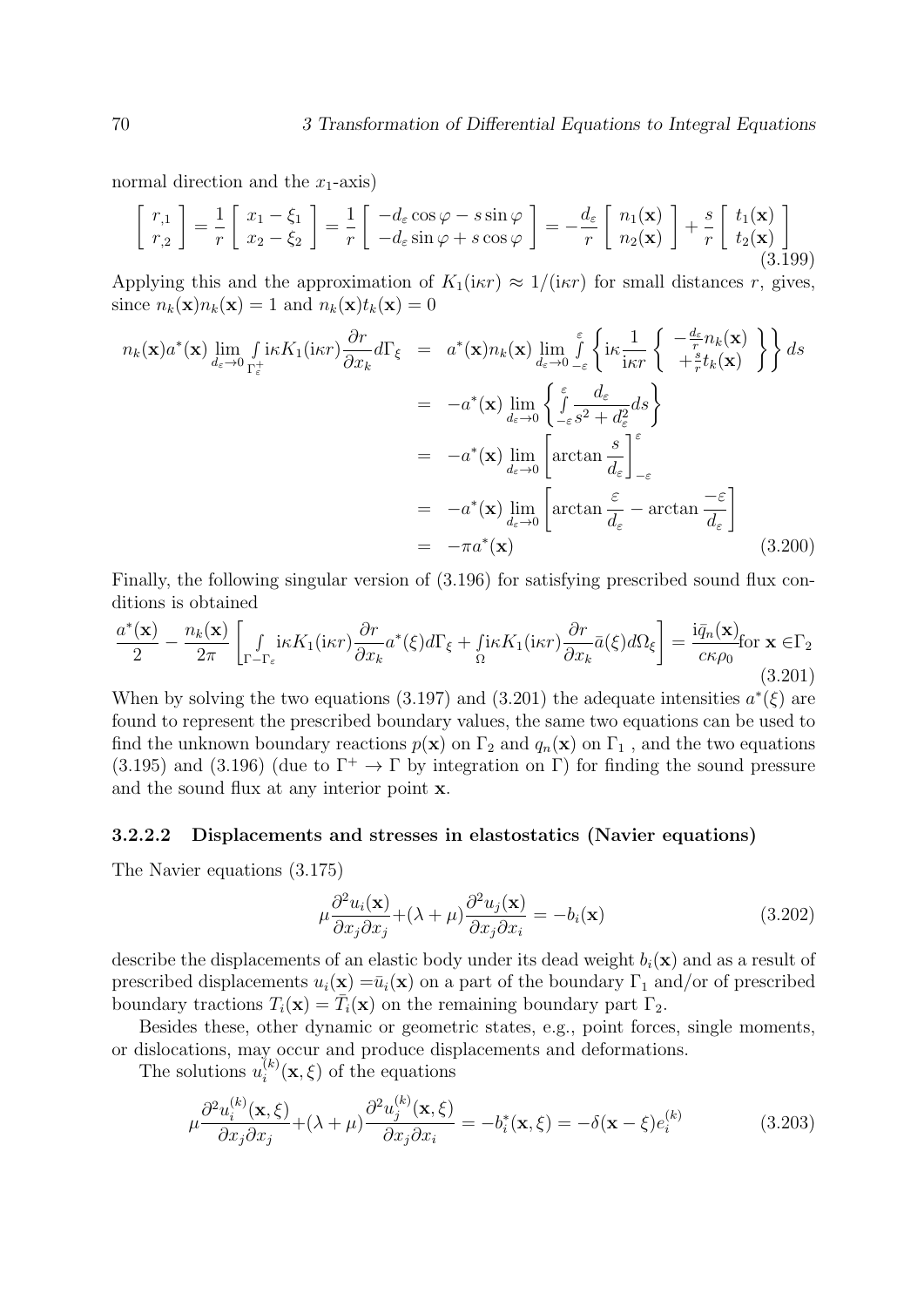normal direction and the $x_1$-axis)

$$\begin{bmatrix} r_{,1} \\ r_{,2} \end{bmatrix} = \frac{1}{r}\begin{bmatrix} x_1 - \xi_1 \\ x_2 - \xi_2 \end{bmatrix} = \frac{1}{r}\begin{bmatrix} -d_\varepsilon \cos\varphi - s\sin\varphi \\ -d_\varepsilon \sin\varphi + s\cos\varphi \end{bmatrix} = -\frac{d_\varepsilon}{r}\begin{bmatrix} n_1(\mathbf{x}) \\ n_2(\mathbf{x}) \end{bmatrix} + \frac{s}{r}\begin{bmatrix} t_1(\mathbf{x}) \\ t_2(\mathbf{x}) \end{bmatrix} \tag{3.199}$$

Applying this and the approximation of $K_1(\mathrm{i}\kappa r) \approx 1/(\mathrm{i}\kappa r)$ for small distances $r$, gives, since $n_k(\mathbf{x})n_k(\mathbf{x}) = 1$ and $n_k(\mathbf{x})t_k(\mathbf{x}) = 0$

$$\begin{aligned}
n_k(\mathbf{x})a^*(\mathbf{x}) \lim_{d_\varepsilon \to 0} \int_{\Gamma_\varepsilon^+} \mathrm{i}\kappa K_1(\mathrm{i}\kappa r)\frac{\partial r}{\partial x_k} d\Gamma_\xi &= a^*(\mathbf{x}) n_k(\mathbf{x}) \lim_{d_\varepsilon \to 0} \int_{-\varepsilon}^{\varepsilon} \left\{ \mathrm{i}\kappa \frac{1}{\mathrm{i}\kappa r} \left\{ \begin{array}{c} -\frac{d_\varepsilon}{r} n_k(\mathbf{x}) \\ +\frac{s}{r} t_k(\mathbf{x}) \end{array} \right\} \right\} ds \\
&= -a^*(\mathbf{x}) \lim_{d_\varepsilon \to 0} \left\{ \int_{-\varepsilon}^{\varepsilon} \frac{d_\varepsilon}{s^2 + d_\varepsilon^2} ds \right\} \\
&= -a^*(\mathbf{x}) \lim_{d_\varepsilon \to 0} \left[ \arctan \frac{s}{d_\varepsilon} \right]_{-\varepsilon}^{\varepsilon} \\
&= -a^*(\mathbf{x}) \lim_{d_\varepsilon \to 0} \left[ \arctan \frac{\varepsilon}{d_\varepsilon} - \arctan \frac{-\varepsilon}{d_\varepsilon} \right] \\
&= -\pi a^*(\mathbf{x})
\end{aligned} \tag{3.200}$$

Finally, the following singular version of (3.196) for satisfying prescribed sound flux conditions is obtained

$$\frac{a^*(\mathbf{x})}{2} - \frac{n_k(\mathbf{x})}{2\pi} \left[ \int_{\Gamma - \Gamma_\varepsilon} \mathrm{i}\kappa K_1(\mathrm{i}\kappa r) \frac{\partial r}{\partial x_k} a^*(\xi) d\Gamma_\xi + \int_\Omega \mathrm{i}\kappa K_1(\mathrm{i}\kappa r) \frac{\partial r}{\partial x_k} \bar{a}(\xi) d\Omega_\xi \right] = \frac{\mathrm{i}\bar{q}_n(\mathbf{x})}{c\kappa\rho_0} \text{for } \mathbf{x} \in \Gamma_2 \tag{3.201}$$

When by solving the two equations (3.197) and (3.201) the adequate intensities $a^*(\xi)$ are found to represent the prescribed boundary values, the same two equations can be used to find the unknown boundary reactions $p(\mathbf{x})$ on $\Gamma_2$ and $q_n(\mathbf{x})$ on $\Gamma_1$ , and the two equations (3.195) and (3.196) (due to $\Gamma^+ \to \Gamma$ by integration on $\Gamma$) for finding the sound pressure and the sound flux at any interior point $\mathbf{x}$.

#### 3.2.2.2 Displacements and stresses in elastostatics (Navier equations)

The Navier equations (3.175)

$$\mu \frac{\partial^2 u_i(\mathbf{x})}{\partial x_j \partial x_j} + (\lambda + \mu) \frac{\partial^2 u_j(\mathbf{x})}{\partial x_j \partial x_i} = -b_i(\mathbf{x}) \tag{3.202}$$

describe the displacements of an elastic body under its dead weight $b_i(\mathbf{x})$ and as a result of prescribed displacements $u_i(\mathbf{x}) = \bar{u}_i(\mathbf{x})$ on a part of the boundary $\Gamma_1$ and/or of prescribed boundary tractions $T_i(\mathbf{x}) = \bar{T}_i(\mathbf{x})$ on the remaining boundary part $\Gamma_2$.

Besides these, other dynamic or geometric states, e.g., point forces, single moments, or dislocations, may occur and produce displacements and deformations.

The solutions $u_i^{(k)}(\mathbf{x}, \xi)$ of the equations

$$\mu \frac{\partial^2 u_i^{(k)}(\mathbf{x}, \xi)}{\partial x_j \partial x_j} + (\lambda + \mu) \frac{\partial^2 u_j^{(k)}(\mathbf{x}, \xi)}{\partial x_j \partial x_i} = -b_i^*(\mathbf{x}, \xi) = -\delta(\mathbf{x} - \xi) e_i^{(k)} \tag{3.203}$$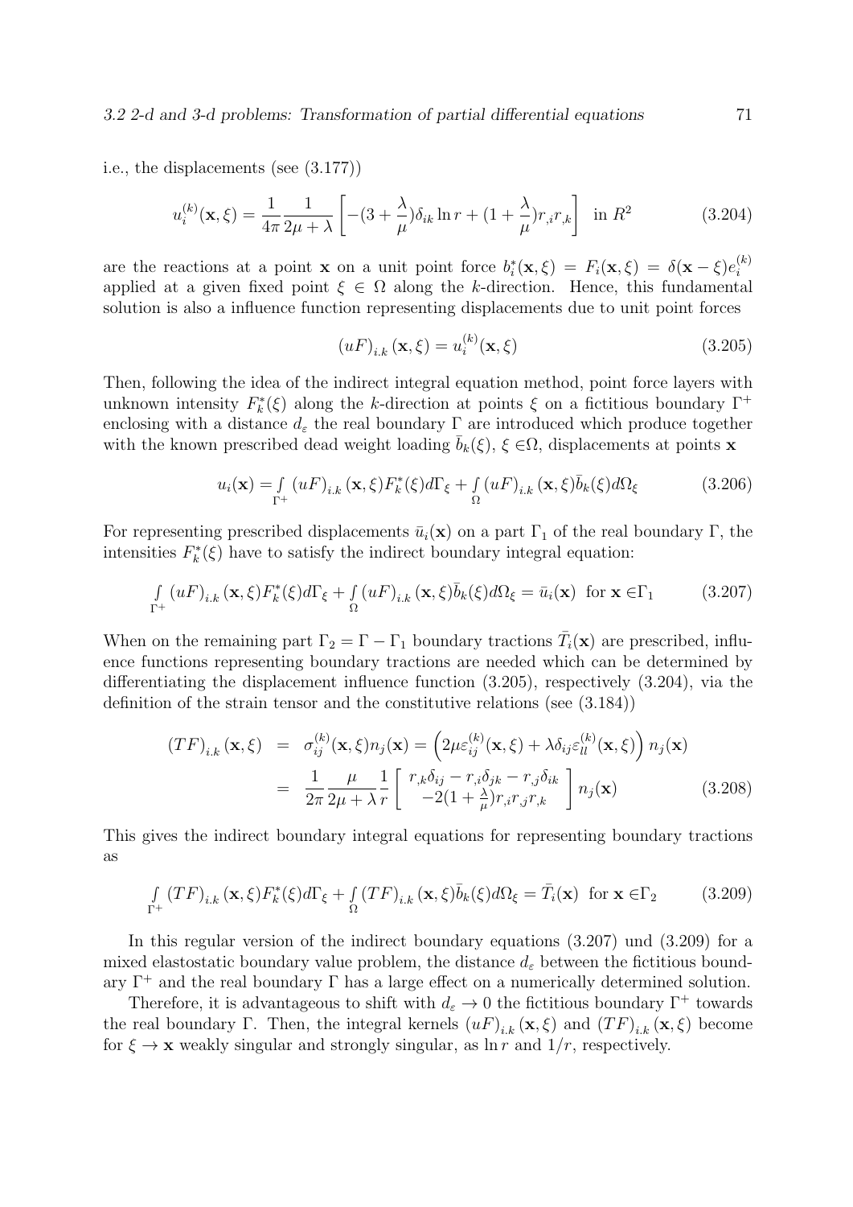i.e., the displacements (see (3.177))

$$u_i^{(k)}(\mathbf{x},\xi) = \frac{1}{4\pi}\frac{1}{2\mu+\lambda}\left[-(3+\frac{\lambda}{\mu})\delta_{ik}\ln r + (1+\frac{\lambda}{\mu})r_{,i}r_{,k}\right] \quad \text{in } R^2 \tag{3.204}$$

are the reactions at a point $\mathbf{x}$ on a unit point force $b_i^*(\mathbf{x},\xi) = F_i(\mathbf{x},\xi) = \delta(\mathbf{x}-\xi)e_i^{(k)}$ applied at a given fixed point $\xi \in \Omega$ along the $k$-direction. Hence, this fundamental solution is also a influence function representing displacements due to unit point forces

$$(uF)_{i.k}(\mathbf{x},\xi) = u_i^{(k)}(\mathbf{x},\xi) \tag{3.205}$$

Then, following the idea of the indirect integral equation method, point force layers with unknown intensity $F_k^*(\xi)$ along the $k$-direction at points $\xi$ on a fictitious boundary $\Gamma^+$ enclosing with a distance $d_\varepsilon$ the real boundary $\Gamma$ are introduced which produce together with the known prescribed dead weight loading $\bar{b}_k(\xi)$, $\xi \in \Omega$, displacements at points $\mathbf{x}$

$$u_i(\mathbf{x}) = \int_{\Gamma^+} (uF)_{i.k}(\mathbf{x},\xi)F_k^*(\xi)d\Gamma_\xi + \int_{\Omega} (uF)_{i.k}(\mathbf{x},\xi)\bar{b}_k(\xi)d\Omega_\xi \tag{3.206}$$

For representing prescribed displacements $\bar{u}_i(\mathbf{x})$ on a part $\Gamma_1$ of the real boundary $\Gamma$, the intensities $F_k^*(\xi)$ have to satisfy the indirect boundary integral equation:

$$\int_{\Gamma^+} (uF)_{i.k}(\mathbf{x},\xi)F_k^*(\xi)d\Gamma_\xi + \int_{\Omega} (uF)_{i.k}(\mathbf{x},\xi)\bar{b}_k(\xi)d\Omega_\xi = \bar{u}_i(\mathbf{x}) \;\; \text{for } \mathbf{x} \in \Gamma_1 \tag{3.207}$$

When on the remaining part $\Gamma_2 = \Gamma - \Gamma_1$ boundary tractions $\bar{T}_i(\mathbf{x})$ are prescribed, influence functions representing boundary tractions are needed which can be determined by differentiating the displacement influence function (3.205), respectively (3.204), via the definition of the strain tensor and the constitutive relations (see (3.184))

$$\begin{aligned}
(TF)_{i.k}(\mathbf{x},\xi) &= \sigma_{ij}^{(k)}(\mathbf{x},\xi)n_j(\mathbf{x}) = \left(2\mu\varepsilon_{ij}^{(k)}(\mathbf{x},\xi) + \lambda\delta_{ij}\varepsilon_{ll}^{(k)}(\mathbf{x},\xi)\right)n_j(\mathbf{x}) \\
&= \frac{1}{2\pi}\frac{\mu}{2\mu+\lambda}\frac{1}{r}\left[\begin{array}{c} r_{,k}\delta_{ij} - r_{,i}\delta_{jk} - r_{,j}\delta_{ik} \\ -2(1+\frac{\lambda}{\mu})r_{,i}r_{,j}r_{,k} \end{array}\right]n_j(\mathbf{x})
\end{aligned} \tag{3.208}$$

This gives the indirect boundary integral equations for representing boundary tractions as

$$\int_{\Gamma^+} (TF)_{i.k}(\mathbf{x},\xi)F_k^*(\xi)d\Gamma_\xi + \int_{\Omega} (TF)_{i.k}(\mathbf{x},\xi)\bar{b}_k(\xi)d\Omega_\xi = \bar{T}_i(\mathbf{x}) \;\; \text{for } \mathbf{x} \in \Gamma_2 \tag{3.209}$$

In this regular version of the indirect boundary equations (3.207) und (3.209) for a mixed elastostatic boundary value problem, the distance $d_\varepsilon$ between the fictitious boundary $\Gamma^+$ and the real boundary $\Gamma$ has a large effect on a numerically determined solution.

Therefore, it is advantageous to shift with $d_\varepsilon \to 0$ the fictitious boundary $\Gamma^+$ towards the real boundary $\Gamma$. Then, the integral kernels $(uF)_{i.k}(\mathbf{x},\xi)$ and $(TF)_{i.k}(\mathbf{x},\xi)$ become for $\xi \to \mathbf{x}$ weakly singular and strongly singular, as $\ln r$ and $1/r$, respectively.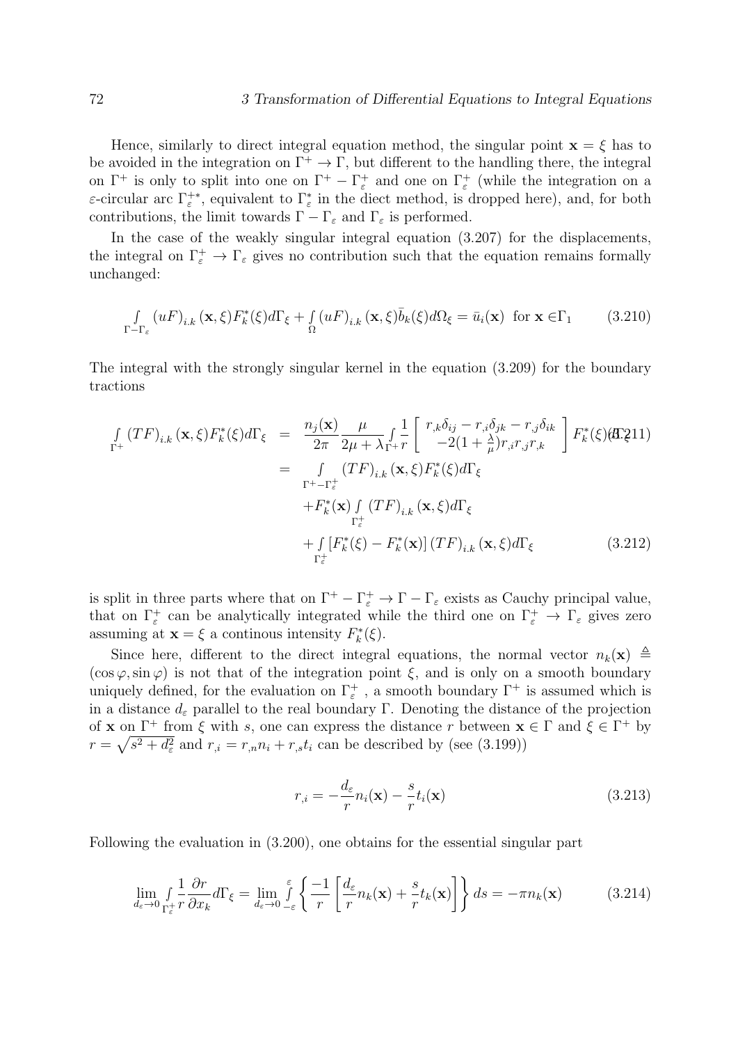Hence, similarly to direct integral equation method, the singular point $\mathbf{x} = \xi$ has to be avoided in the integration on $\Gamma^+ \to \Gamma$, but different to the handling there, the integral on $\Gamma^+$ is only to split into one on $\Gamma^+ - \Gamma_\varepsilon^+$ and one on $\Gamma_\varepsilon^+$ (while the integration on a $\varepsilon$-circular arc $\Gamma_\varepsilon^{+*}$, equivalent to $\Gamma_\varepsilon^*$ in the diect method, is dropped here), and, for both contributions, the limit towards $\Gamma - \Gamma_\varepsilon$ and $\Gamma_\varepsilon$ is performed.

In the case of the weakly singular integral equation (3.207) for the displacements, the integral on $\Gamma_\varepsilon^+ \to \Gamma_\varepsilon$ gives no contribution such that the equation remains formally unchanged:

$$\int\limits_{\Gamma-\Gamma_\varepsilon} (uF)_{i.k}(\mathbf{x},\xi) F_k^*(\xi) d\Gamma_\xi + \int\limits_{\Omega} (uF)_{i.k}(\mathbf{x},\xi) \bar{b}_k(\xi) d\Omega_\xi = \bar{u}_i(\mathbf{x}) \text{ for } \mathbf{x} \in \Gamma_1 \tag{3.210}$$

The integral with the strongly singular kernel in the equation (3.209) for the boundary tractions

$$\begin{aligned}
\int\limits_{\Gamma^+} (TF)_{i.k}(\mathbf{x},\xi) F_k^*(\xi) d\Gamma_\xi &= \frac{n_j(\mathbf{x})}{2\pi} \frac{\mu}{2\mu+\lambda} \int\limits_{\Gamma^+} \frac{1}{r} \left[ \begin{array}{c} r_{,k}\delta_{ij} - r_{,i}\delta_{jk} - r_{,j}\delta_{ik} \\ -2(1+\frac{\lambda}{\mu}) r_{,i} r_{,j} r_{,k} \end{array} \right] F_k^*(\xi) d\Gamma_\xi \qquad (3.211) \\
&= \int\limits_{\Gamma^+ - \Gamma_\varepsilon^+} (TF)_{i.k}(\mathbf{x},\xi) F_k^*(\xi) d\Gamma_\xi \\
&\quad + F_k^*(\mathbf{x}) \int\limits_{\Gamma_\varepsilon^+} (TF)_{i.k}(\mathbf{x},\xi) d\Gamma_\xi \\
&\quad + \int\limits_{\Gamma_\varepsilon^+} \left[ F_k^*(\xi) - F_k^*(\mathbf{x}) \right] (TF)_{i.k}(\mathbf{x},\xi) d\Gamma_\xi \qquad (3.212)
\end{aligned}$$

is split in three parts where that on $\Gamma^+ - \Gamma_\varepsilon^+ \to \Gamma - \Gamma_\varepsilon$ exists as Cauchy principal value, that on $\Gamma_\varepsilon^+$ can be analytically integrated while the third one on $\Gamma_\varepsilon^+ \to \Gamma_\varepsilon$ gives zero assuming at $\mathbf{x} = \xi$ a continous intensity $F_k^*(\xi)$.

Since here, different to the direct integral equations, the normal vector $n_k(\mathbf{x}) \triangleq (\cos\varphi, \sin\varphi)$ is not that of the integration point $\xi$, and is only on a smooth boundary uniquely defined, for the evaluation on $\Gamma_\varepsilon^+$, a smooth boundary $\Gamma^+$ is assumed which is in a distance $d_\varepsilon$ parallel to the real boundary $\Gamma$. Denoting the distance of the projection of $\mathbf{x}$ on $\Gamma^+$ from $\xi$ with $s$, one can express the distance $r$ between $\mathbf{x} \in \Gamma$ and $\xi \in \Gamma^+$ by $r = \sqrt{s^2 + d_\varepsilon^2}$ and $r_{,i} = r_{,n} n_i + r_{,s} t_i$ can be described by (see (3.199))

$$r_{,i} = -\frac{d_\varepsilon}{r} n_i(\mathbf{x}) - \frac{s}{r} t_i(\mathbf{x}) \tag{3.213}$$

Following the evaluation in (3.200), one obtains for the essential singular part

$$\lim_{d_\varepsilon \to 0} \int\limits_{\Gamma_\varepsilon^+} \frac{1}{r} \frac{\partial r}{\partial x_k} d\Gamma_\xi = \lim_{d_\varepsilon \to 0} \int\limits_{-\varepsilon}^{\varepsilon} \left\{ \frac{-1}{r} \left[ \frac{d_\varepsilon}{r} n_k(\mathbf{x}) + \frac{s}{r} t_k(\mathbf{x}) \right] \right\} ds = -\pi n_k(\mathbf{x}) \tag{3.214}$$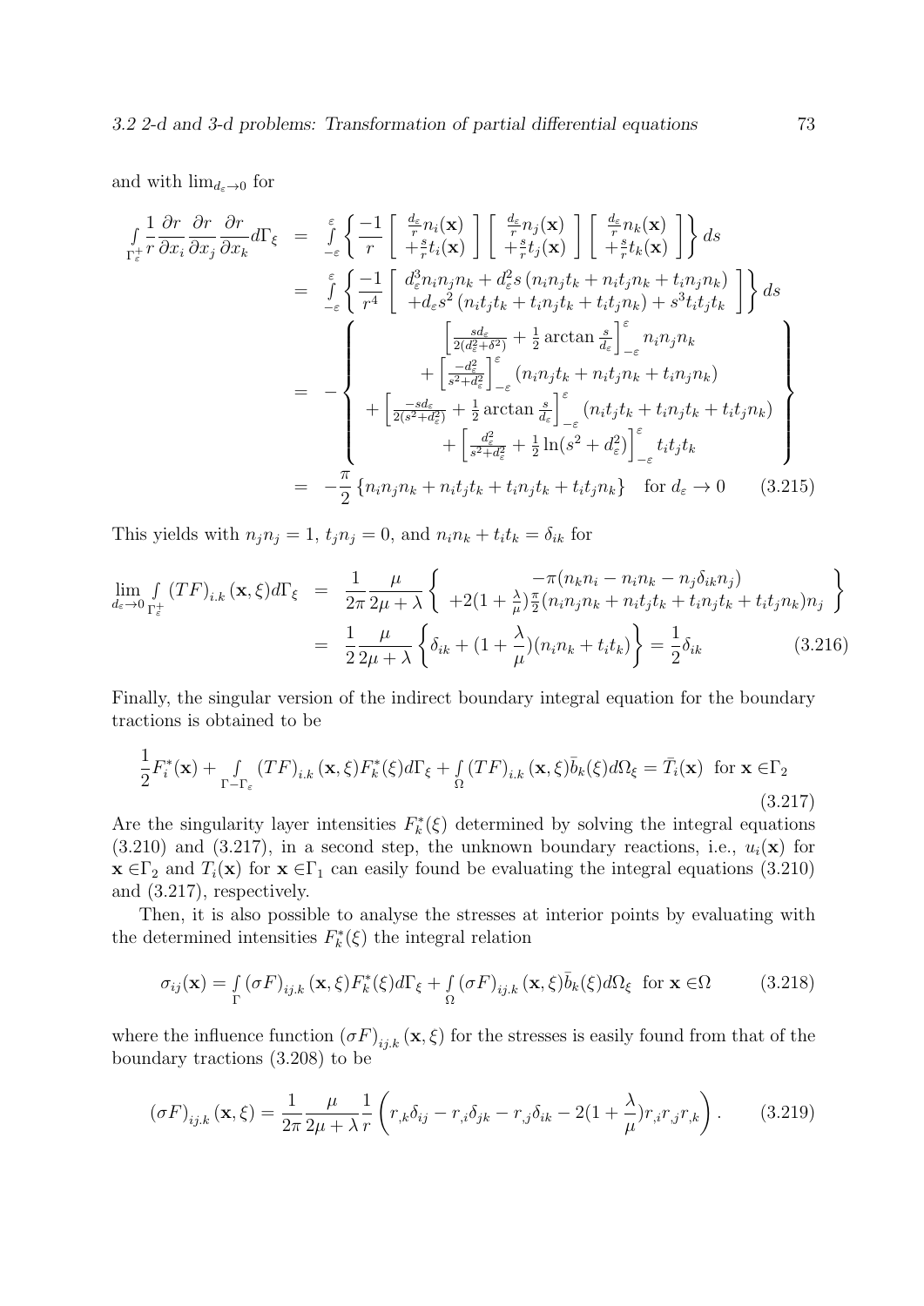and with $\lim_{d_\varepsilon \to 0}$ for

$$
\begin{aligned}
\int\limits_{\Gamma_\varepsilon^+} \frac{1}{r}\frac{\partial r}{\partial x_i}\frac{\partial r}{\partial x_j}\frac{\partial r}{\partial x_k} d\Gamma_\xi &= \int\limits_{-\varepsilon}^{\varepsilon} \left\{ \frac{-1}{r} \left[ \begin{array}{c} \frac{d_\varepsilon}{r} n_i(\mathbf{x}) \\ +\frac{s}{r} t_i(\mathbf{x}) \end{array} \right] \left[ \begin{array}{c} \frac{d_\varepsilon}{r} n_j(\mathbf{x}) \\ +\frac{s}{r} t_j(\mathbf{x}) \end{array} \right] \left[ \begin{array}{c} \frac{d_\varepsilon}{r} n_k(\mathbf{x}) \\ +\frac{s}{r} t_k(\mathbf{x}) \end{array} \right] \right\} ds \\
&= \int\limits_{-\varepsilon}^{\varepsilon} \left\{ \frac{-1}{r^4} \left[ \begin{array}{c} d_\varepsilon^3 n_i n_j n_k + d_\varepsilon^2 s \left( n_i n_j t_k + n_i t_j n_k + t_i n_j n_k \right) \\ + d_\varepsilon s^2 \left( n_i t_j t_k + t_i n_j t_k + t_i t_j n_k \right) + s^3 t_i t_j t_k \end{array} \right] \right\} ds \\
&= - \left\{ \begin{array}{c} \left[ \frac{s d_\varepsilon}{2(d_\varepsilon^2 + \delta^2)} + \frac{1}{2} \arctan \frac{s}{d_\varepsilon} \right]_{-\varepsilon}^{\varepsilon} n_i n_j n_k \\ + \left[ \frac{-d_\varepsilon^2}{s^2 + d_\varepsilon^2} \right]_{-\varepsilon}^{\varepsilon} \left( n_i n_j t_k + n_i t_j n_k + t_i n_j n_k \right) \\ + \left[ \frac{-s d_\varepsilon}{2(s^2 + d_\varepsilon^2)} + \frac{1}{2} \arctan \frac{s}{d_\varepsilon} \right]_{-\varepsilon}^{\varepsilon} \left( n_i t_j t_k + t_i n_j t_k + t_i t_j n_k \right) \\ + \left[ \frac{d_\varepsilon^2}{s^2 + d_\varepsilon^2} + \frac{1}{2} \ln(s^2 + d_\varepsilon^2) \right]_{-\varepsilon}^{\varepsilon} t_i t_j t_k \end{array} \right\} \\
&= -\frac{\pi}{2} \left\{ n_i n_j n_k + n_i t_j t_k + t_i n_j t_k + t_i t_j n_k \right\} \quad \text{for } d_\varepsilon \to 0 \qquad (3.215)
\end{aligned}
$$

This yields with $n_j n_j = 1$, $t_j n_j = 0$, and $n_i n_k + t_i t_k = \delta_{ik}$ for

$$
\begin{aligned}
\lim_{d_\varepsilon \to 0} \int\limits_{\Gamma_\varepsilon^+} (TF)_{i.k}(\mathbf{x}, \xi) d\Gamma_\xi &= \frac{1}{2\pi} \frac{\mu}{2\mu + \lambda} \left\{ \begin{array}{c} -\pi (n_k n_i - n_i n_k - n_j \delta_{ik} n_j) \\ +2(1 + \frac{\lambda}{\mu}) \frac{\pi}{2} (n_i n_j n_k + n_i t_j t_k + t_i n_j t_k + t_i t_j n_k) n_j \end{array} \right\} \\
&= \frac{1}{2} \frac{\mu}{2\mu + \lambda} \left\{ \delta_{ik} + (1 + \frac{\lambda}{\mu})(n_i n_k + t_i t_k) \right\} = \frac{1}{2} \delta_{ik} \qquad (3.216)
\end{aligned}
$$

Finally, the singular version of the indirect boundary integral equation for the boundary tractions is obtained to be

$$
\frac{1}{2} F_i^*(\mathbf{x}) + \int\limits_{\Gamma - \Gamma_\varepsilon} (TF)_{i.k}(\mathbf{x}, \xi) F_k^*(\xi) d\Gamma_\xi + \int\limits_{\Omega} (TF)_{i.k}(\mathbf{x}, \xi) \bar{b}_k(\xi) d\Omega_\xi = \bar{T}_i(\mathbf{x}) \ \text{ for } \mathbf{x} \in \Gamma_2 \qquad (3.217)
$$

Are the singularity layer intensities $F_k^*(\xi)$ determined by solving the integral equations (3.210) and (3.217), in a second step, the unknown boundary reactions, i.e., $u_i(\mathbf{x})$ for $\mathbf{x} \in \Gamma_2$ and $T_i(\mathbf{x})$ for $\mathbf{x} \in \Gamma_1$ can easily found be evaluating the integral equations (3.210) and (3.217), respectively.

Then, it is also possible to analyse the stresses at interior points by evaluating with the determined intensities $F_k^*(\xi)$ the integral relation

$$
\sigma_{ij}(\mathbf{x}) = \int\limits_{\Gamma} (\sigma F)_{ij.k}(\mathbf{x}, \xi) F_k^*(\xi) d\Gamma_\xi + \int\limits_{\Omega} (\sigma F)_{ij.k}(\mathbf{x}, \xi) \bar{b}_k(\xi) d\Omega_\xi \ \text{ for } \mathbf{x} \in \Omega \qquad (3.218)
$$

where the influence function $(\sigma F)_{ij.k}(\mathbf{x}, \xi)$ for the stresses is easily found from that of the boundary tractions (3.208) to be

$$
(\sigma F)_{ij.k}(\mathbf{x}, \xi) = \frac{1}{2\pi} \frac{\mu}{2\mu + \lambda} \frac{1}{r} \left( r_{,k} \delta_{ij} - r_{,i} \delta_{jk} - r_{,j} \delta_{ik} - 2(1 + \frac{\lambda}{\mu}) r_{,i} r_{,j} r_{,k} \right). \qquad (3.219)
$$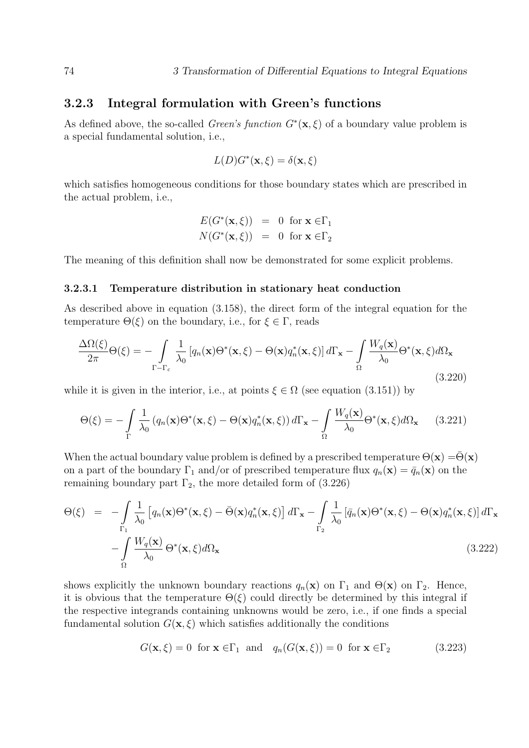### 3.2.3 Integral formulation with Green's functions

As defined above, the so-called *Green's function* $G^*(\mathbf{x}, \xi)$ of a boundary value problem is a special fundamental solution, i.e.,

$$L(D)G^*(\mathbf{x}, \xi) = \delta(\mathbf{x}, \xi)$$

which satisfies homogeneous conditions for those boundary states which are prescribed in the actual problem, i.e.,

$$\begin{aligned} E(G^*(\mathbf{x}, \xi)) &= 0 \;\text{ for } \mathbf{x} \in \Gamma_1 \\ N(G^*(\mathbf{x}, \xi)) &= 0 \;\text{ for } \mathbf{x} \in \Gamma_2 \end{aligned}$$

The meaning of this definition shall now be demonstrated for some explicit problems.

#### 3.2.3.1 Temperature distribution in stationary heat conduction

As described above in equation (3.158), the direct form of the integral equation for the temperature $\Theta(\xi)$ on the boundary, i.e., for $\xi \in \Gamma$, reads

$$\frac{\Delta\Omega(\xi)}{2\pi}\Theta(\xi) = -\int\limits_{\Gamma-\Gamma_\varepsilon} \frac{1}{\lambda_0}\left[q_n(\mathbf{x})\Theta^*(\mathbf{x}, \xi) - \Theta(\mathbf{x})q_n^*(\mathbf{x}, \xi)\right] d\Gamma_\mathbf{x} - \int\limits_\Omega \frac{W_q(\mathbf{x})}{\lambda_0}\Theta^*(\mathbf{x}, \xi) d\Omega_\mathbf{x} \tag{3.220}$$

while it is given in the interior, i.e., at points $\xi \in \Omega$ (see equation (3.151)) by

$$\Theta(\xi) = -\int\limits_\Gamma \frac{1}{\lambda_0}\left(q_n(\mathbf{x})\Theta^*(\mathbf{x}, \xi) - \Theta(\mathbf{x})q_n^*(\mathbf{x}, \xi)\right) d\Gamma_\mathbf{x} - \int\limits_\Omega \frac{W_q(\mathbf{x})}{\lambda_0}\Theta^*(\mathbf{x}, \xi) d\Omega_\mathbf{x} \tag{3.221}$$

When the actual boundary value problem is defined by a prescribed temperature $\Theta(\mathbf{x}) = \bar{\Theta}(\mathbf{x})$ on a part of the boundary $\Gamma_1$ and/or of prescribed temperature flux $q_n(\mathbf{x}) = \bar{q}_n(\mathbf{x})$ on the remaining boundary part $\Gamma_2$, the more detailed form of (3.226)

$$\begin{aligned} \Theta(\xi) \;=\; & -\int\limits_{\Gamma_1} \frac{1}{\lambda_0}\left[q_n(\mathbf{x})\Theta^*(\mathbf{x}, \xi) - \bar{\Theta}(\mathbf{x})q_n^*(\mathbf{x}, \xi)\right] d\Gamma_\mathbf{x} - \int\limits_{\Gamma_2} \frac{1}{\lambda_0}\left[\bar{q}_n(\mathbf{x})\Theta^*(\mathbf{x}, \xi) - \Theta(\mathbf{x})q_n^*(\mathbf{x}, \xi)\right] d\Gamma_\mathbf{x} \\ & - \int\limits_\Omega \frac{W_q(\mathbf{x})}{\lambda_0}\,\Theta^*(\mathbf{x}, \xi) d\Omega_\mathbf{x} \end{aligned} \tag{3.222}$$

shows explicitly the unknown boundary reactions $q_n(\mathbf{x})$ on $\Gamma_1$ and $\Theta(\mathbf{x})$ on $\Gamma_2$. Hence, it is obvious that the temperature $\Theta(\xi)$ could directly be determined by this integral if the respective integrands containing unknowns would be zero, i.e., if one finds a special fundamental solution $G(\mathbf{x}, \xi)$ which satisfies additionally the conditions

$$G(\mathbf{x}, \xi) = 0 \;\text{ for } \mathbf{x} \in \Gamma_1 \;\text{ and }\; q_n(G(\mathbf{x}, \xi)) = 0 \;\text{ for } \mathbf{x} \in \Gamma_2 \tag{3.223}$$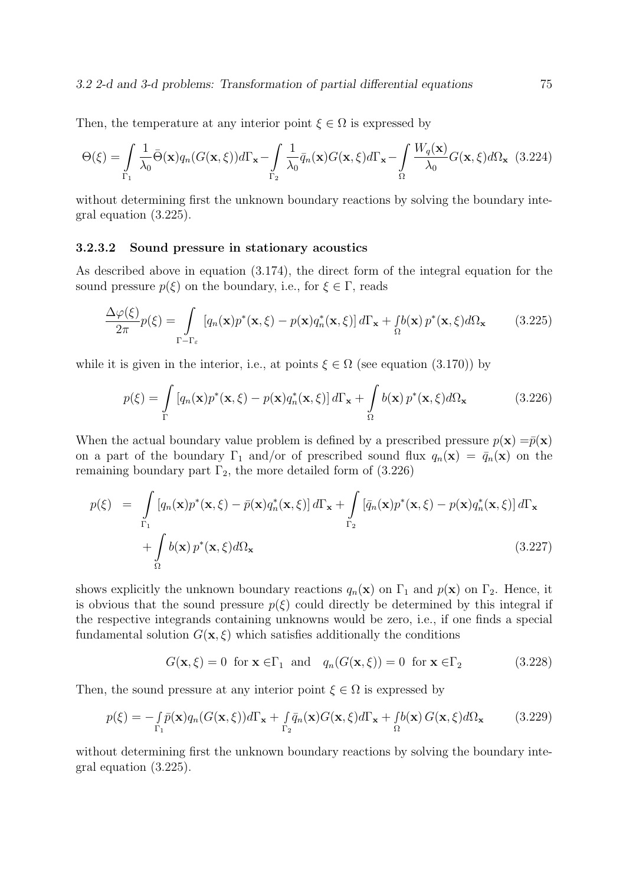Then, the temperature at any interior point $\xi \in \Omega$ is expressed by

$$\Theta(\xi) = \int\limits_{\Gamma_1} \frac{1}{\lambda_0}\bar{\Theta}(\mathbf{x})q_n(G(\mathbf{x},\xi))d\Gamma_{\mathbf{x}} - \int\limits_{\Gamma_2} \frac{1}{\lambda_0}\bar{q}_n(\mathbf{x})G(\mathbf{x},\xi)d\Gamma_{\mathbf{x}} - \int\limits_{\Omega} \frac{W_q(\mathbf{x})}{\lambda_0}G(\mathbf{x},\xi)d\Omega_{\mathbf{x}} \quad (3.224)$$

without determining first the unknown boundary reactions by solving the boundary integral equation (3.225).

### 3.2.3.2 Sound pressure in stationary acoustics

As described above in equation (3.174), the direct form of the integral equation for the sound pressure $p(\xi)$ on the boundary, i.e., for $\xi \in \Gamma$, reads

$$\frac{\Delta\varphi(\xi)}{2\pi}p(\xi) = \int\limits_{\Gamma-\Gamma_\varepsilon} \left[q_n(\mathbf{x})p^*(\mathbf{x},\xi) - p(\mathbf{x})q_n^*(\mathbf{x},\xi)\right]d\Gamma_{\mathbf{x}} + \int\limits_{\Omega} b(\mathbf{x})\, p^*(\mathbf{x},\xi)d\Omega_{\mathbf{x}} \quad (3.225)$$

while it is given in the interior, i.e., at points $\xi \in \Omega$ (see equation (3.170)) by

$$p(\xi) = \int\limits_{\Gamma} \left[q_n(\mathbf{x})p^*(\mathbf{x},\xi) - p(\mathbf{x})q_n^*(\mathbf{x},\xi)\right]d\Gamma_{\mathbf{x}} + \int\limits_{\Omega} b(\mathbf{x})\, p^*(\mathbf{x},\xi)d\Omega_{\mathbf{x}} \quad (3.226)$$

When the actual boundary value problem is defined by a prescribed pressure $p(\mathbf{x}) = \bar{p}(\mathbf{x})$ on a part of the boundary $\Gamma_1$ and/or of prescribed sound flux $q_n(\mathbf{x}) = \bar{q}_n(\mathbf{x})$ on the remaining boundary part $\Gamma_2$, the more detailed form of (3.226)

$$\begin{aligned} p(\xi) \;=\; & \int\limits_{\Gamma_1} \left[q_n(\mathbf{x})p^*(\mathbf{x},\xi) - \bar{p}(\mathbf{x})q_n^*(\mathbf{x},\xi)\right]d\Gamma_{\mathbf{x}} + \int\limits_{\Gamma_2} \left[\bar{q}_n(\mathbf{x})p^*(\mathbf{x},\xi) - p(\mathbf{x})q_n^*(\mathbf{x},\xi)\right]d\Gamma_{\mathbf{x}} \\ & + \int\limits_{\Omega} b(\mathbf{x})\, p^*(\mathbf{x},\xi)d\Omega_{\mathbf{x}} \end{aligned} \quad (3.227)$$

shows explicitly the unknown boundary reactions $q_n(\mathbf{x})$ on $\Gamma_1$ and $p(\mathbf{x})$ on $\Gamma_2$. Hence, it is obvious that the sound pressure $p(\xi)$ could directly be determined by this integral if the respective integrands containing unknowns would be zero, i.e., if one finds a special fundamental solution $G(\mathbf{x},\xi)$ which satisfies additionally the conditions

$$G(\mathbf{x},\xi) = 0 \;\text{ for } \mathbf{x} \in \Gamma_1 \;\text{ and }\; q_n(G(\mathbf{x},\xi)) = 0 \;\text{ for } \mathbf{x} \in \Gamma_2 \quad (3.228)$$

Then, the sound pressure at any interior point $\xi \in \Omega$ is expressed by

$$p(\xi) = -\int\limits_{\Gamma_1} \bar{p}(\mathbf{x})q_n(G(\mathbf{x},\xi))d\Gamma_{\mathbf{x}} + \int\limits_{\Gamma_2} \bar{q}_n(\mathbf{x})G(\mathbf{x},\xi)d\Gamma_{\mathbf{x}} + \int\limits_{\Omega} b(\mathbf{x})\, G(\mathbf{x},\xi)d\Omega_{\mathbf{x}} \quad (3.229)$$

without determining first the unknown boundary reactions by solving the boundary integral equation (3.225).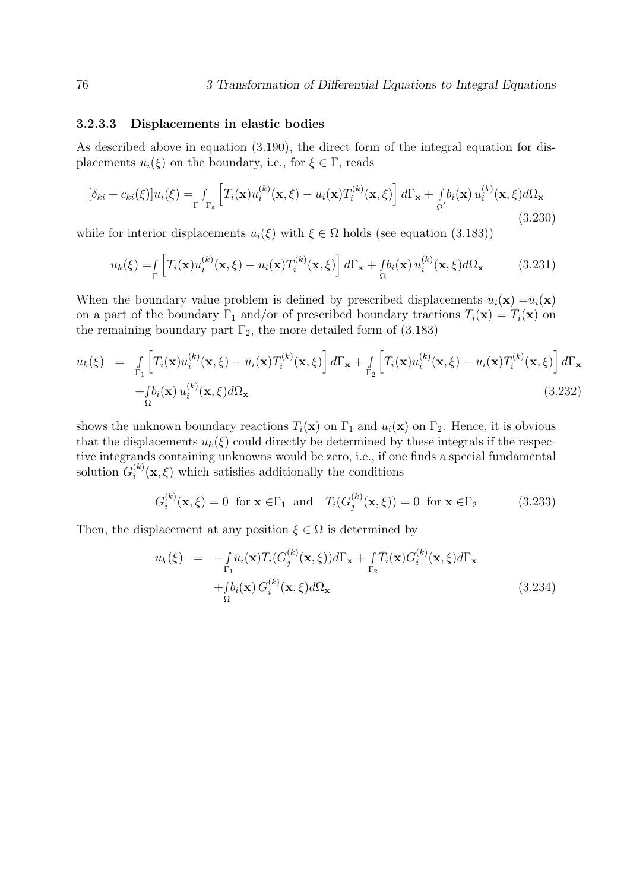#### 3.2.3.3 Displacements in elastic bodies

As described above in equation (3.190), the direct form of the integral equation for displacements $u_i(\xi)$ on the boundary, i.e., for $\xi \in \Gamma$, reads

$$[\delta_{ki} + c_{ki}(\xi)]u_i(\xi) = \int\limits_{\Gamma - \Gamma_\varepsilon} \left[ T_i(\mathbf{x}) u_i^{(k)}(\mathbf{x}, \xi) - u_i(\mathbf{x}) T_i^{(k)}(\mathbf{x}, \xi) \right] d\Gamma_\mathbf{x} + \int\limits_{\Omega'} b_i(\mathbf{x})\, u_i^{(k)}(\mathbf{x}, \xi) d\Omega_\mathbf{x} \tag{3.230}$$

while for interior displacements $u_i(\xi)$ with $\xi \in \Omega$ holds (see equation (3.183))

$$u_k(\xi) = \int\limits_{\Gamma} \left[ T_i(\mathbf{x}) u_i^{(k)}(\mathbf{x}, \xi) - u_i(\mathbf{x}) T_i^{(k)}(\mathbf{x}, \xi) \right] d\Gamma_\mathbf{x} + \int\limits_{\Omega} b_i(\mathbf{x})\, u_i^{(k)}(\mathbf{x}, \xi) d\Omega_\mathbf{x} \tag{3.231}$$

When the boundary value problem is defined by prescribed displacements $u_i(\mathbf{x}) = \bar{u}_i(\mathbf{x})$ on a part of the boundary $\Gamma_1$ and/or of prescribed boundary tractions $T_i(\mathbf{x}) = \bar{T}_i(\mathbf{x})$ on the remaining boundary part $\Gamma_2$, the more detailed form of (3.183)

$$\begin{aligned} u_k(\xi) \;=\; & \int\limits_{\Gamma_1} \left[ T_i(\mathbf{x}) u_i^{(k)}(\mathbf{x}, \xi) - \bar{u}_i(\mathbf{x}) T_i^{(k)}(\mathbf{x}, \xi) \right] d\Gamma_\mathbf{x} + \int\limits_{\Gamma_2} \left[ \bar{T}_i(\mathbf{x}) u_i^{(k)}(\mathbf{x}, \xi) - u_i(\mathbf{x}) T_i^{(k)}(\mathbf{x}, \xi) \right] d\Gamma_\mathbf{x} \\ & + \int\limits_{\Omega} b_i(\mathbf{x})\, u_i^{(k)}(\mathbf{x}, \xi) d\Omega_\mathbf{x} \end{aligned} \tag{3.232}$$

shows the unknown boundary reactions $T_i(\mathbf{x})$ on $\Gamma_1$ and $u_i(\mathbf{x})$ on $\Gamma_2$. Hence, it is obvious that the displacements $u_k(\xi)$ could directly be determined by these integrals if the respective integrands containing unknowns would be zero, i.e., if one finds a special fundamental solution $G_i^{(k)}(\mathbf{x}, \xi)$ which satisfies additionally the conditions

$$G_i^{(k)}(\mathbf{x}, \xi) = 0 \;\; \text{for } \mathbf{x} \in \Gamma_1 \;\; \text{and} \quad T_i(G_j^{(k)}(\mathbf{x}, \xi)) = 0 \;\; \text{for } \mathbf{x} \in \Gamma_2 \tag{3.233}$$

Then, the displacement at any position $\xi \in \Omega$ is determined by

$$\begin{aligned} u_k(\xi) \;=\; & -\int\limits_{\Gamma_1} \bar{u}_i(\mathbf{x}) T_i(G_j^{(k)}(\mathbf{x}, \xi)) d\Gamma_\mathbf{x} + \int\limits_{\Gamma_2} \bar{T}_i(\mathbf{x}) G_i^{(k)}(\mathbf{x}, \xi) d\Gamma_\mathbf{x} \\ & + \int\limits_{\Omega} b_i(\mathbf{x})\, G_i^{(k)}(\mathbf{x}, \xi) d\Omega_\mathbf{x} \end{aligned} \tag{3.234}$$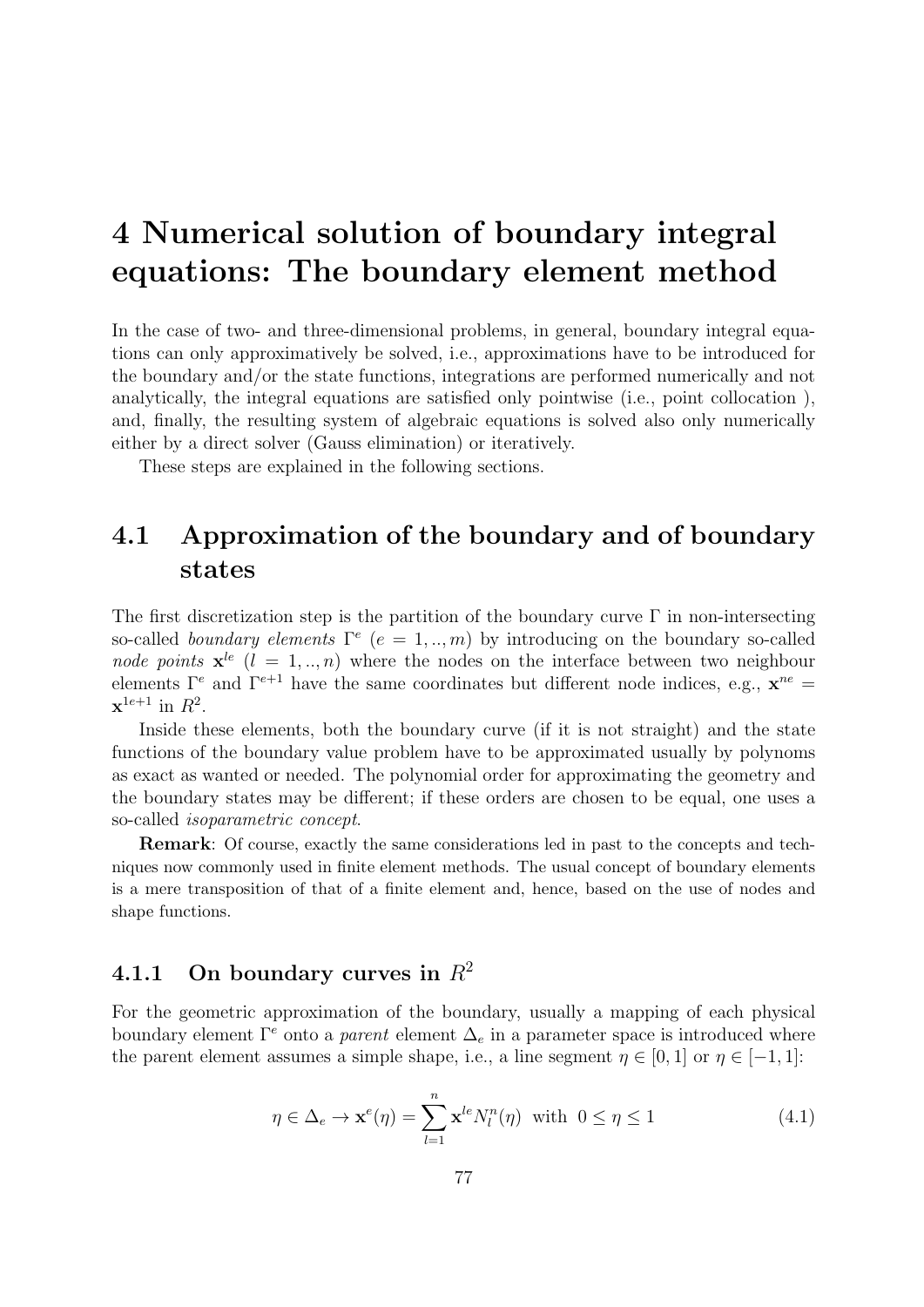# 4 Numerical solution of boundary integral equations: The boundary element method

In the case of two- and three-dimensional problems, in general, boundary integral equations can only approximatively be solved, i.e., approximations have to be introduced for the boundary and/or the state functions, integrations are performed numerically and not analytically, the integral equations are satisfied only pointwise (i.e., point collocation ), and, finally, the resulting system of algebraic equations is solved also only numerically either by a direct solver (Gauss elimination) or iteratively.

These steps are explained in the following sections.

## 4.1 Approximation of the boundary and of boundary states

The first discretization step is the partition of the boundary curve $\Gamma$ in non-intersecting so-called *boundary elements* $\Gamma^e$ $(e = 1, .., m)$ by introducing on the boundary so-called *node points* $\mathbf{x}^{le}$ $(l = 1, .., n)$ where the nodes on the interface between two neighbour elements $\Gamma^e$ and $\Gamma^{e+1}$ have the same coordinates but different node indices, e.g., $\mathbf{x}^{ne} = \mathbf{x}^{1e+1}$ in $R^2$.

Inside these elements, both the boundary curve (if it is not straight) and the state functions of the boundary value problem have to be approximated usually by polynoms as exact as wanted or needed. The polynomial order for approximating the geometry and the boundary states may be different; if these orders are chosen to be equal, one uses a so-called *isoparametric concept*.

**Remark**: Of course, exactly the same considerations led in past to the concepts and techniques now commonly used in finite element methods. The usual concept of boundary elements is a mere transposition of that of a finite element and, hence, based on the use of nodes and shape functions.

### 4.1.1 On boundary curves in $R^2$

For the geometric approximation of the boundary, usually a mapping of each physical boundary element $\Gamma^e$ onto a *parent* element $\Delta_e$ in a parameter space is introduced where the parent element assumes a simple shape, i.e., a line segment $\eta \in [0, 1]$ or $\eta \in [-1, 1]$:

$$\eta \in \Delta_e \rightarrow \mathbf{x}^e(\eta) = \sum_{l=1}^{n} \mathbf{x}^{le} N_l^n(\eta) \;\; \text{with} \;\; 0 \leq \eta \leq 1 \tag{4.1}$$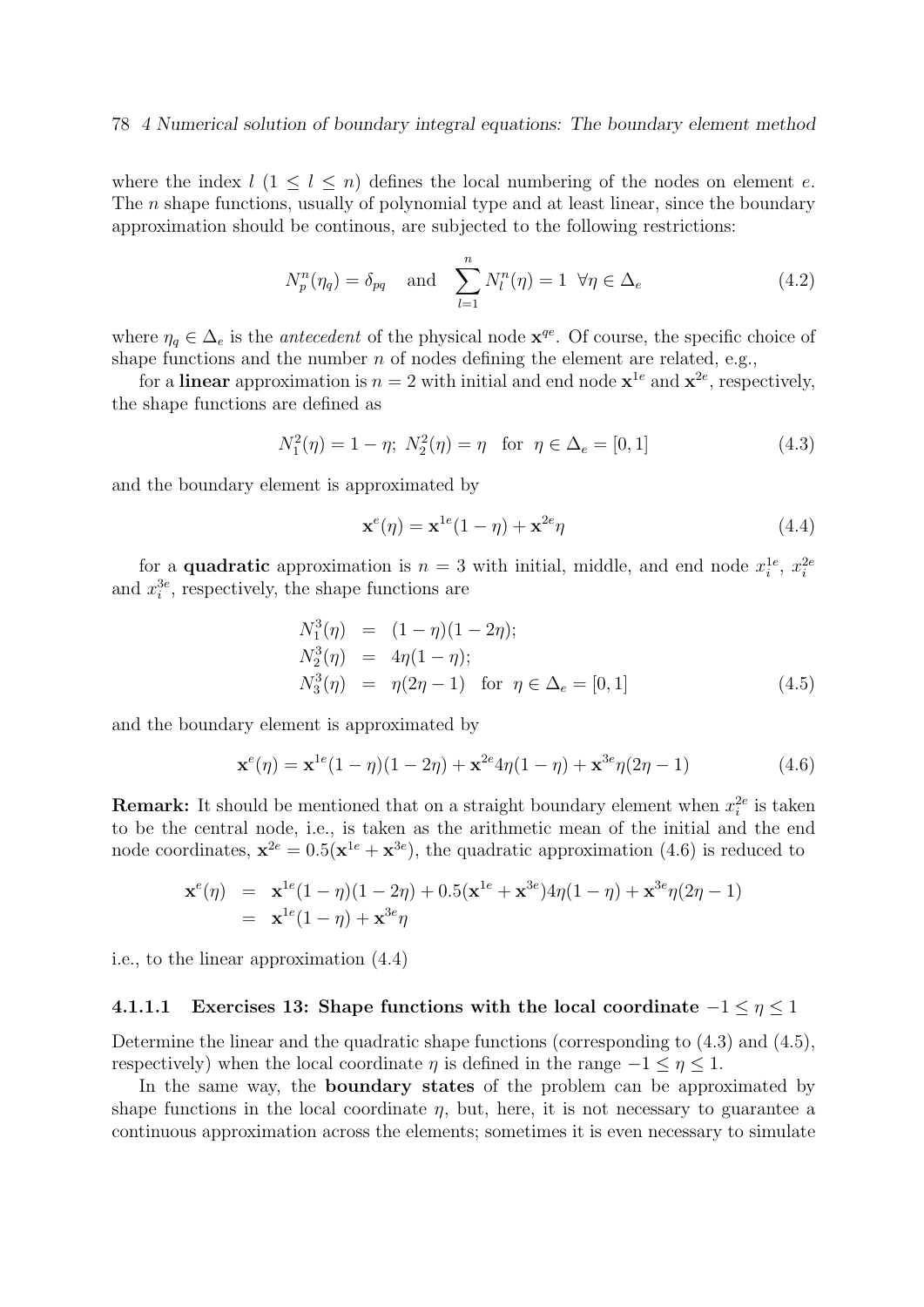where the index $l$ ($1 \leq l \leq n$) defines the local numbering of the nodes on element $e$. The $n$ shape functions, usually of polynomial type and at least linear, since the boundary approximation should be continous, are subjected to the following restrictions:

$$N_p^n(\eta_q) = \delta_{pq} \quad \text{and} \quad \sum_{l=1}^{n} N_l^n(\eta) = 1 \;\; \forall \eta \in \Delta_e \tag{4.2}$$

where $\eta_q \in \Delta_e$ is the *antecedent* of the physical node $\mathbf{x}^{qe}$. Of course, the specific choice of shape functions and the number $n$ of nodes defining the element are related, e.g.,

for a **linear** approximation is $n = 2$ with initial and end node $\mathbf{x}^{1e}$ and $\mathbf{x}^{2e}$, respectively, the shape functions are defined as

$$N_1^2(\eta) = 1 - \eta; \; N_2^2(\eta) = \eta \quad \text{for} \;\; \eta \in \Delta_e = [0, 1] \tag{4.3}$$

and the boundary element is approximated by

$$\mathbf{x}^e(\eta) = \mathbf{x}^{1e}(1 - \eta) + \mathbf{x}^{2e}\eta \tag{4.4}$$

for a **quadratic** approximation is $n = 3$ with initial, middle, and end node $x_i^{1e}$, $x_i^{2e}$ and $x_i^{3e}$, respectively, the shape functions are

$$\begin{aligned}
N_1^3(\eta) &= (1 - \eta)(1 - 2\eta); \\
N_2^3(\eta) &= 4\eta(1 - \eta); \\
N_3^3(\eta) &= \eta(2\eta - 1) \quad \text{for} \;\; \eta \in \Delta_e = [0, 1]
\end{aligned} \tag{4.5}$$

and the boundary element is approximated by

$$\mathbf{x}^e(\eta) = \mathbf{x}^{1e}(1 - \eta)(1 - 2\eta) + \mathbf{x}^{2e}4\eta(1 - \eta) + \mathbf{x}^{3e}\eta(2\eta - 1) \tag{4.6}$$

**Remark:** It should be mentioned that on a straight boundary element when $x_i^{2e}$ is taken to be the central node, i.e., is taken as the arithmetic mean of the initial and the end node coordinates, $\mathbf{x}^{2e} = 0.5(\mathbf{x}^{1e} + \mathbf{x}^{3e})$, the quadratic approximation (4.6) is reduced to

$$\begin{aligned}
\mathbf{x}^e(\eta) &= \mathbf{x}^{1e}(1 - \eta)(1 - 2\eta) + 0.5(\mathbf{x}^{1e} + \mathbf{x}^{3e})4\eta(1 - \eta) + \mathbf{x}^{3e}\eta(2\eta - 1) \\
&= \mathbf{x}^{1e}(1 - \eta) + \mathbf{x}^{3e}\eta
\end{aligned}$$

i.e., to the linear approximation (4.4)

#### 4.1.1.1 Exercises 13: Shape functions with the local coordinate $-1 \leq \eta \leq 1$

Determine the linear and the quadratic shape functions (corresponding to (4.3) and (4.5), respectively) when the local coordinate $\eta$ is defined in the range $-1 \leq \eta \leq 1$.

In the same way, the **boundary states** of the problem can be approximated by shape functions in the local coordinate $\eta$, but, here, it is not necessary to guarantee a continuous approximation across the elements; sometimes it is even necessary to simulate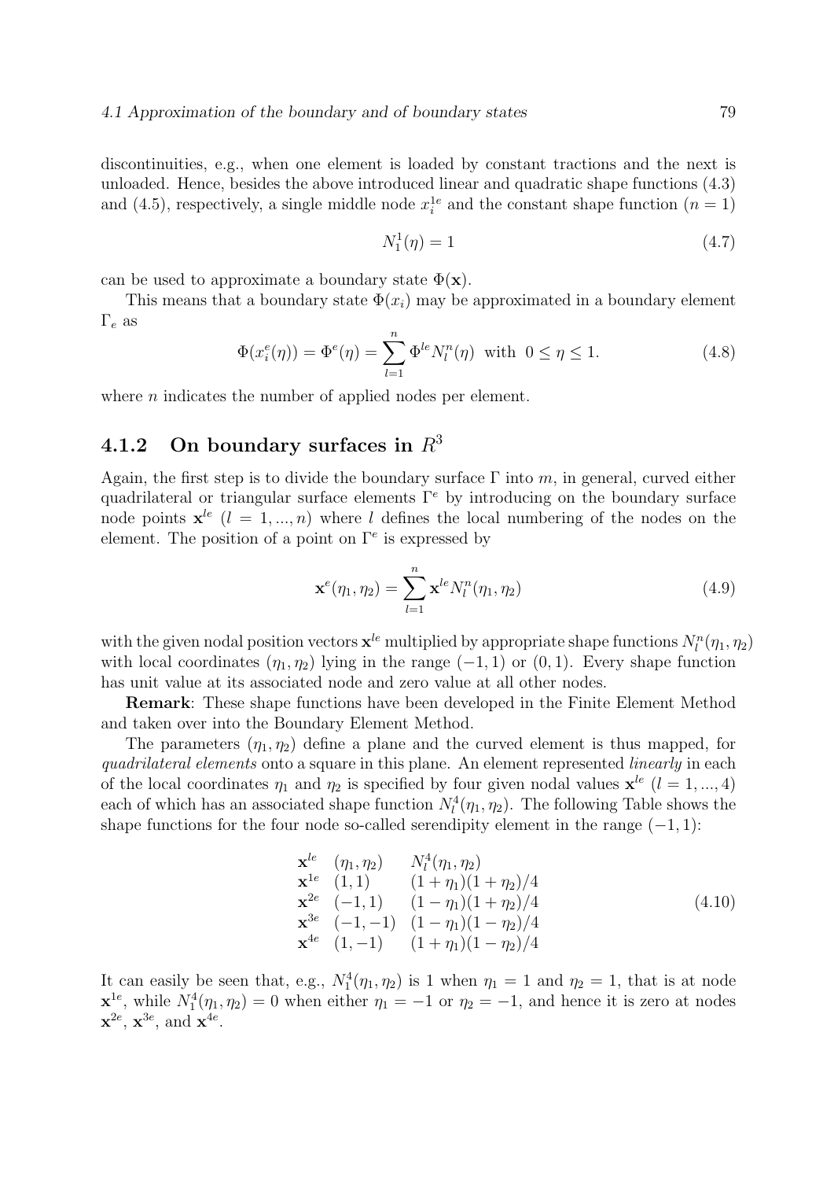discontinuities, e.g., when one element is loaded by constant tractions and the next is unloaded. Hence, besides the above introduced linear and quadratic shape functions (4.3) and (4.5), respectively, a single middle node $x_i^{1e}$ and the constant shape function ($n = 1$)

$$N_1^1(\eta) = 1 \tag{4.7}$$

can be used to approximate a boundary state $\Phi(\mathbf{x})$.

This means that a boundary state $\Phi(x_i)$ may be approximated in a boundary element $\Gamma_e$ as

$$\Phi(x_i^e(\eta)) = \Phi^e(\eta) = \sum_{l=1}^{n} \Phi^{le} N_l^n(\eta) \;\text{ with }\; 0 \leq \eta \leq 1. \tag{4.8}$$

where $n$ indicates the number of applied nodes per element.

### 4.1.2 On boundary surfaces in $R^3$

Again, the first step is to divide the boundary surface $\Gamma$ into $m$, in general, curved either quadrilateral or triangular surface elements $\Gamma^e$ by introducing on the boundary surface node points $\mathbf{x}^{le}$ ($l = 1, ..., n$) where $l$ defines the local numbering of the nodes on the element. The position of a point on $\Gamma^e$ is expressed by

$$\mathbf{x}^e(\eta_1, \eta_2) = \sum_{l=1}^{n} \mathbf{x}^{le} N_l^n(\eta_1, \eta_2) \tag{4.9}$$

with the given nodal position vectors $\mathbf{x}^{le}$ multiplied by appropriate shape functions $N_l^n(\eta_1, \eta_2)$ with local coordinates $(\eta_1, \eta_2)$ lying in the range $(-1, 1)$ or $(0, 1)$. Every shape function has unit value at its associated node and zero value at all other nodes.

**Remark**: These shape functions have been developed in the Finite Element Method and taken over into the Boundary Element Method.

The parameters $(\eta_1, \eta_2)$ define a plane and the curved element is thus mapped, for *quadrilateral elements* onto a square in this plane. An element represented *linearly* in each of the local coordinates $\eta_1$ and $\eta_2$ is specified by four given nodal values $\mathbf{x}^{le}$ ($l = 1, ..., 4$) each of which has an associated shape function $N_l^4(\eta_1, \eta_2)$. The following Table shows the shape functions for the four node so-called serendipity element in the range $(-1, 1)$:

| $\mathbf{x}^{le}$ | $(\eta_1, \eta_2)$ | $N_l^4(\eta_1, \eta_2)$ |
|---|---|---|
| $\mathbf{x}^{1e}$ | $(1, 1)$ | $(1 + \eta_1)(1 + \eta_2)/4$ |
| $\mathbf{x}^{2e}$ | $(-1, 1)$ | $(1 - \eta_1)(1 + \eta_2)/4$ |
| $\mathbf{x}^{3e}$ | $(-1, -1)$ | $(1 - \eta_1)(1 - \eta_2)/4$ |
| $\mathbf{x}^{4e}$ | $(1, -1)$ | $(1 + \eta_1)(1 - \eta_2)/4$ |

(4.10)

It can easily be seen that, e.g., $N_1^4(\eta_1, \eta_2)$ is 1 when $\eta_1 = 1$ and $\eta_2 = 1$, that is at node $\mathbf{x}^{1e}$, while $N_1^4(\eta_1, \eta_2) = 0$ when either $\eta_1 = -1$ or $\eta_2 = -1$, and hence it is zero at nodes $\mathbf{x}^{2e}$, $\mathbf{x}^{3e}$, and $\mathbf{x}^{4e}$.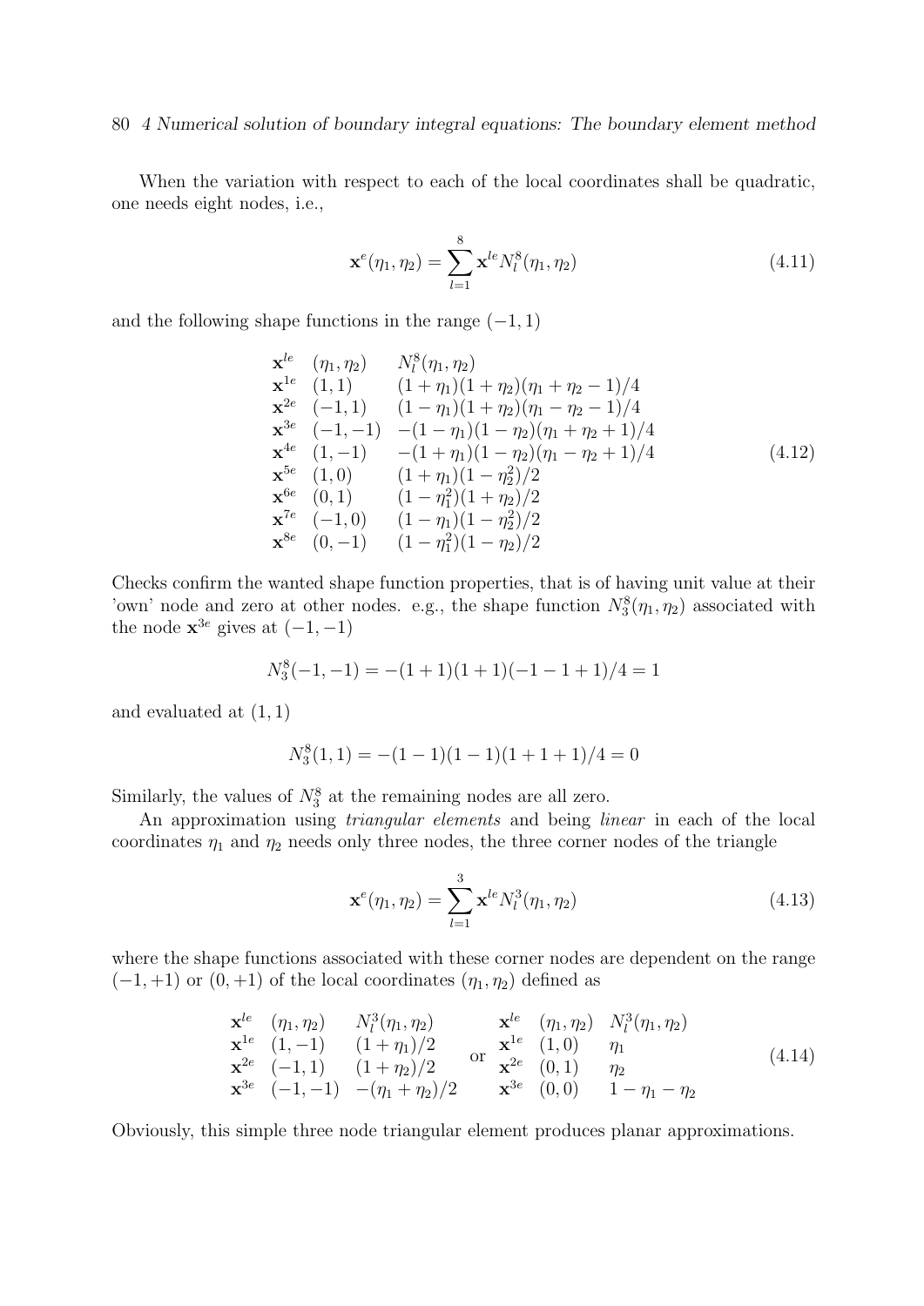When the variation with respect to each of the local coordinates shall be quadratic, one needs eight nodes, i.e.,

$$\mathbf{x}^e(\eta_1, \eta_2) = \sum_{l=1}^{8} \mathbf{x}^{le} N_l^8(\eta_1, \eta_2) \tag{4.11}$$

and the following shape functions in the range $(-1, 1)$

$$\begin{array}{lll}
\mathbf{x}^{le} & (\eta_1, \eta_2) & N_l^8(\eta_1, \eta_2) \\
\mathbf{x}^{1e} & (1, 1) & (1+\eta_1)(1+\eta_2)(\eta_1+\eta_2-1)/4 \\
\mathbf{x}^{2e} & (-1, 1) & (1-\eta_1)(1+\eta_2)(\eta_1-\eta_2-1)/4 \\
\mathbf{x}^{3e} & (-1, -1) & -(1-\eta_1)(1-\eta_2)(\eta_1+\eta_2+1)/4 \\
\mathbf{x}^{4e} & (1, -1) & -(1+\eta_1)(1-\eta_2)(\eta_1-\eta_2+1)/4 \\
\mathbf{x}^{5e} & (1, 0) & (1+\eta_1)(1-\eta_2^2)/2 \\
\mathbf{x}^{6e} & (0, 1) & (1-\eta_1^2)(1+\eta_2)/2 \\
\mathbf{x}^{7e} & (-1, 0) & (1-\eta_1)(1-\eta_2^2)/2 \\
\mathbf{x}^{8e} & (0, -1) & (1-\eta_1^2)(1-\eta_2)/2
\end{array} \tag{4.12}$$

Checks confirm the wanted shape function properties, that is of having unit value at their 'own' node and zero at other nodes. e.g., the shape function $N_3^8(\eta_1, \eta_2)$ associated with the node $\mathbf{x}^{3e}$ gives at $(-1, -1)$

$$N_3^8(-1, -1) = -(1+1)(1+1)(-1-1+1)/4 = 1$$

and evaluated at $(1, 1)$

$$N_3^8(1, 1) = -(1-1)(1-1)(1+1+1)/4 = 0$$

Similarly, the values of $N_3^8$ at the remaining nodes are all zero.

An approximation using *triangular elements* and being *linear* in each of the local coordinates $\eta_1$ and $\eta_2$ needs only three nodes, the three corner nodes of the triangle

$$\mathbf{x}^e(\eta_1, \eta_2) = \sum_{l=1}^{3} \mathbf{x}^{le} N_l^3(\eta_1, \eta_2) \tag{4.13}$$

where the shape functions associated with these corner nodes are dependent on the range $(-1, +1)$ or $(0, +1)$ of the local coordinates $(\eta_1, \eta_2)$ defined as

$$\begin{array}{lll}
\mathbf{x}^{le} & (\eta_1, \eta_2) & N_l^3(\eta_1, \eta_2) \\
\mathbf{x}^{1e} & (1, -1) & (1+\eta_1)/2 \\
\mathbf{x}^{2e} & (-1, 1) & (1+\eta_2)/2 \\
\mathbf{x}^{3e} & (-1, -1) & -(\eta_1+\eta_2)/2
\end{array}
\quad \text{or} \quad
\begin{array}{lll}
\mathbf{x}^{le} & (\eta_1, \eta_2) & N_l^3(\eta_1, \eta_2) \\
\mathbf{x}^{1e} & (1, 0) & \eta_1 \\
\mathbf{x}^{2e} & (0, 1) & \eta_2 \\
\mathbf{x}^{3e} & (0, 0) & 1-\eta_1-\eta_2
\end{array} \tag{4.14}$$

Obviously, this simple three node triangular element produces planar approximations.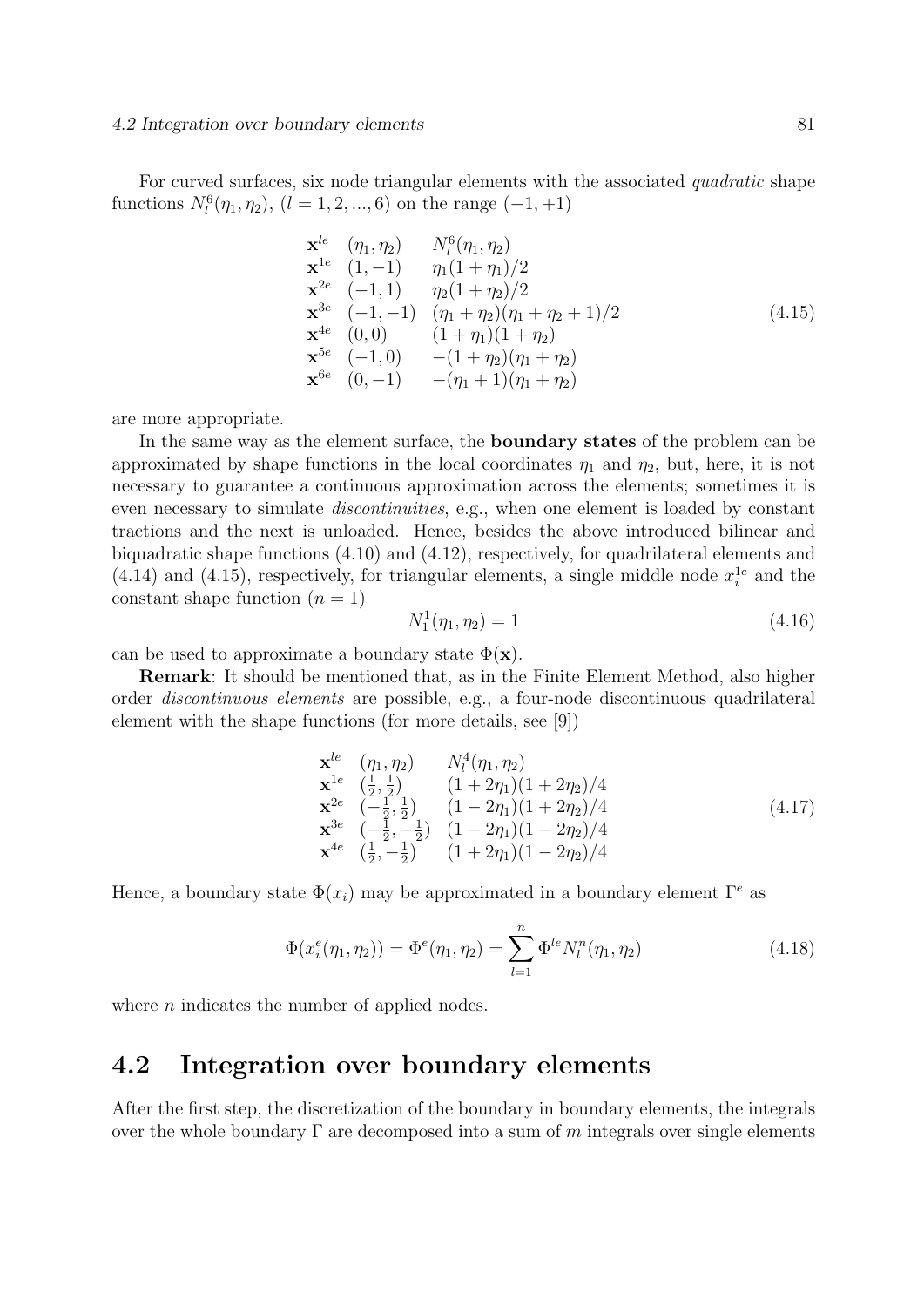For curved surfaces, six node triangular elements with the associated *quadratic* shape functions $N_l^6(\eta_1, \eta_2)$, $(l = 1, 2, ..., 6)$ on the range $(-1, +1)$

$$
\begin{array}{lll}
\mathbf{x}^{le} & (\eta_1, \eta_2) & N_l^6(\eta_1, \eta_2) \\
\mathbf{x}^{1e} & (1, -1) & \eta_1(1 + \eta_1)/2 \\
\mathbf{x}^{2e} & (-1, 1) & \eta_2(1 + \eta_2)/2 \\
\mathbf{x}^{3e} & (-1, -1) & (\eta_1 + \eta_2)(\eta_1 + \eta_2 + 1)/2 \\
\mathbf{x}^{4e} & (0, 0) & (1 + \eta_1)(1 + \eta_2) \\
\mathbf{x}^{5e} & (-1, 0) & -(1 + \eta_2)(\eta_1 + \eta_2) \\
\mathbf{x}^{6e} & (0, -1) & -(\eta_1 + 1)(\eta_1 + \eta_2)
\end{array}
\tag{4.15}
$$

are more appropriate.

In the same way as the element surface, the **boundary states** of the problem can be approximated by shape functions in the local coordinates $\eta_1$ and $\eta_2$, but, here, it is not necessary to guarantee a continuous approximation across the elements; sometimes it is even necessary to simulate *discontinuities*, e.g., when one element is loaded by constant tractions and the next is unloaded. Hence, besides the above introduced bilinear and biquadratic shape functions (4.10) and (4.12), respectively, for quadrilateral elements and (4.14) and (4.15), respectively, for triangular elements, a single middle node $x_i^{1e}$ and the constant shape function $(n = 1)$

$$
N_1^1(\eta_1, \eta_2) = 1 \tag{4.16}
$$

can be used to approximate a boundary state $\Phi(\mathbf{x})$.

**Remark**: It should be mentioned that, as in the Finite Element Method, also higher order *discontinuous elements* are possible, e.g., a four-node discontinuous quadrilateral element with the shape functions (for more details, see [9])

$$
\begin{array}{lll}
\mathbf{x}^{le} & (\eta_1, \eta_2) & N_l^4(\eta_1, \eta_2) \\
\mathbf{x}^{1e} & (\frac{1}{2}, \frac{1}{2}) & (1 + 2\eta_1)(1 + 2\eta_2)/4 \\
\mathbf{x}^{2e} & (-\frac{1}{2}, \frac{1}{2}) & (1 - 2\eta_1)(1 + 2\eta_2)/4 \\
\mathbf{x}^{3e} & (-\frac{1}{2}, -\frac{1}{2}) & (1 - 2\eta_1)(1 - 2\eta_2)/4 \\
\mathbf{x}^{4e} & (\frac{1}{2}, -\frac{1}{2}) & (1 + 2\eta_1)(1 - 2\eta_2)/4
\end{array}
\tag{4.17}
$$

Hence, a boundary state $\Phi(x_i)$ may be approximated in a boundary element $\Gamma^e$ as

$$
\Phi(x_i^e(\eta_1, \eta_2)) = \Phi^e(\eta_1, \eta_2) = \sum_{l=1}^{n} \Phi^{le} N_l^n(\eta_1, \eta_2) \tag{4.18}
$$

where $n$ indicates the number of applied nodes.

## 4.2 Integration over boundary elements

After the first step, the discretization of the boundary in boundary elements, the integrals over the whole boundary $\Gamma$ are decomposed into a sum of $m$ integrals over single elements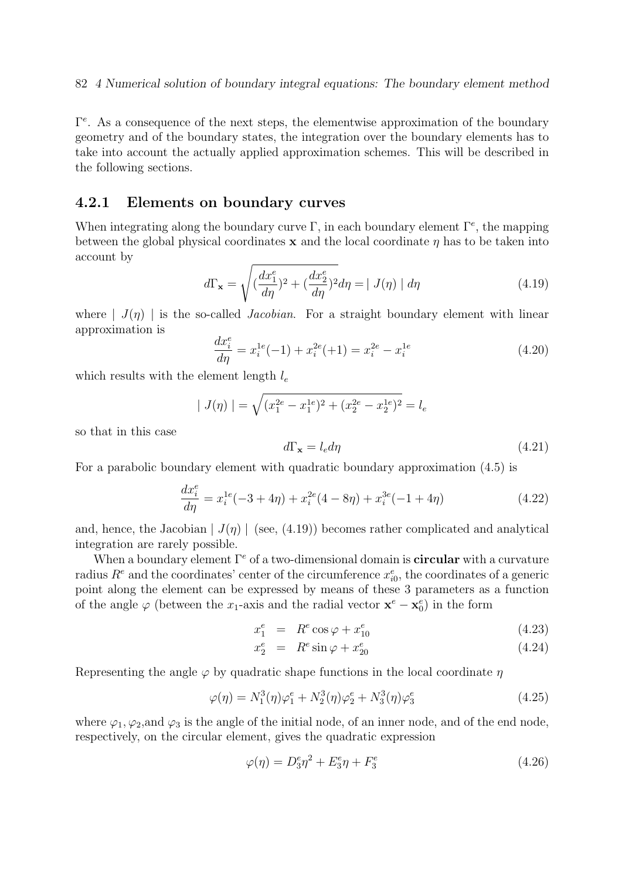$\Gamma^e$. As a consequence of the next steps, the elementwise approximation of the boundary geometry and of the boundary states, the integration over the boundary elements has to take into account the actually applied approximation schemes. This will be described in the following sections.

### 4.2.1 Elements on boundary curves

When integrating along the boundary curve $\Gamma$, in each boundary element $\Gamma^e$, the mapping between the global physical coordinates $\mathbf{x}$ and the local coordinate $\eta$ has to be taken into account by

$$d\Gamma_{\mathbf{x}} = \sqrt{(\frac{dx_1^e}{d\eta})^2 + (\frac{dx_2^e}{d\eta})^2} d\eta = \mid J(\eta) \mid d\eta \tag{4.19}$$

where $\mid J(\eta) \mid$ is the so-called *Jacobian*. For a straight boundary element with linear approximation is

$$\frac{dx_i^e}{d\eta} = x_i^{1e}(-1) + x_i^{2e}(+1) = x_i^{2e} - x_i^{1e} \tag{4.20}$$

which results with the element length $l_e$

$$\mid J(\eta) \mid = \sqrt{(x_1^{2e} - x_1^{1e})^2 + (x_2^{2e} - x_2^{1e})^2} = l_e$$

so that in this case

$$d\Gamma_{\mathbf{x}} = l_e d\eta \tag{4.21}$$

For a parabolic boundary element with quadratic boundary approximation (4.5) is

$$\frac{dx_i^e}{d\eta} = x_i^{1e}(-3 + 4\eta) + x_i^{2e}(4 - 8\eta) + x_i^{3e}(-1 + 4\eta) \tag{4.22}$$

and, hence, the Jacobian $\mid J(\eta) \mid$ (see, (4.19)) becomes rather complicated and analytical integration are rarely possible.

When a boundary element $\Gamma^e$ of a two-dimensional domain is **circular** with a curvature radius $R^e$ and the coordinates' center of the circumference $x_{i0}^e$, the coordinates of a generic point along the element can be expressed by means of these 3 parameters as a function of the angle $\varphi$ (between the $x_1$-axis and the radial vector $\mathbf{x}^e - \mathbf{x}_0^e$) in the form

$$x_1^e = R^e \cos\varphi + x_{10}^e \tag{4.23}$$

$$x_2^e = R^e \sin\varphi + x_{20}^e \tag{4.24}$$

Representing the angle $\varphi$ by quadratic shape functions in the local coordinate $\eta$

$$\varphi(\eta) = N_1^3(\eta)\varphi_1^e + N_2^3(\eta)\varphi_2^e + N_3^3(\eta)\varphi_3^e \tag{4.25}$$

where $\varphi_1, \varphi_2$,and $\varphi_3$ is the angle of the initial node, of an inner node, and of the end node, respectively, on the circular element, gives the quadratic expression

$$\varphi(\eta) = D_3^e\eta^2 + E_3^e\eta + F_3^e \tag{4.26}$$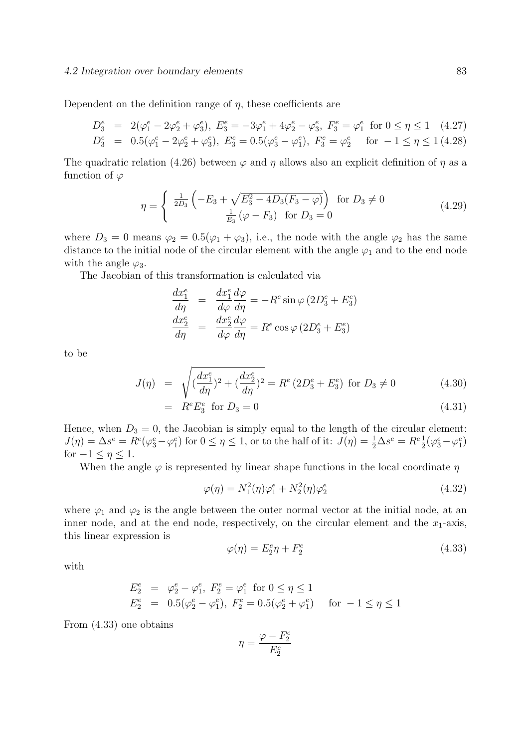Dependent on the definition range of $\eta$, these coefficients are

$$D_3^e = 2(\varphi_1^e - 2\varphi_2^e + \varphi_3^e),\ E_3^e = -3\varphi_1^e + 4\varphi_2^e - \varphi_3^e,\ F_3^e = \varphi_1^e \ \text{ for } 0 \le \eta \le 1 \quad (4.27)$$

$$D_3^e = 0.5(\varphi_1^e - 2\varphi_2^e + \varphi_3^e),\ E_3^e = 0.5(\varphi_3^e - \varphi_1^e),\ F_3^e = \varphi_2^e \quad \text{ for } -1 \le \eta \le 1 \quad (4.28)$$

The quadratic relation (4.26) between $\varphi$ and $\eta$ allows also an explicit definition of $\eta$ as a function of $\varphi$

$$\eta = \begin{cases} \frac{1}{2D_3}\left(-E_3 + \sqrt{E_3^2 - 4D_3(F_3 - \varphi)}\right) & \text{for } D_3 \neq 0 \\ \frac{1}{E_3}(\varphi - F_3) & \text{for } D_3 = 0 \end{cases} \quad (4.29)$$

where $D_3 = 0$ means $\varphi_2 = 0.5(\varphi_1 + \varphi_3)$, i.e., the node with the angle $\varphi_2$ has the same distance to the initial node of the circular element with the angle $\varphi_1$ and to the end node with the angle $\varphi_3$.

The Jacobian of this transformation is calculated via

$$\frac{dx_1^e}{d\eta} = \frac{dx_1^e}{d\varphi}\frac{d\varphi}{d\eta} = -R^e \sin\varphi\,(2D_3^e + E_3^e)$$

$$\frac{dx_2^e}{d\eta} = \frac{dx_2^e}{d\varphi}\frac{d\varphi}{d\eta} = R^e \cos\varphi\,(2D_3^e + E_3^e)$$

to be

$$J(\eta) = \sqrt{(\frac{dx_1^e}{d\eta})^2 + (\frac{dx_2^e}{d\eta})^2} = R^e\,(2D_3^e + E_3^e) \ \text{ for } D_3 \neq 0 \quad (4.30)$$

$$= R^e E_3^e \ \text{ for } D_3 = 0 \quad (4.31)$$

Hence, when $D_3 = 0$, the Jacobian is simply equal to the length of the circular element: $J(\eta) = \Delta s^e = R^e(\varphi_3^e - \varphi_1^e)$ for $0 \le \eta \le 1$, or to the half of it: $J(\eta) = \frac{1}{2}\Delta s^e = R^e\frac{1}{2}(\varphi_3^e - \varphi_1^e)$ for $-1 \le \eta \le 1$.

When the angle $\varphi$ is represented by linear shape functions in the local coordinate $\eta$

$$\varphi(\eta) = N_1^2(\eta)\varphi_1^e + N_2^2(\eta)\varphi_2^e \quad (4.32)$$

where $\varphi_1$ and $\varphi_2$ is the angle between the outer normal vector at the initial node, at an inner node, and at the end node, respectively, on the circular element and the $x_1$-axis, this linear expression is

$$\varphi(\eta) = E_2^e\eta + F_2^e \quad (4.33)$$

with

$$E_2^e = \varphi_2^e - \varphi_1^e,\ F_2^e = \varphi_1^e \ \text{ for } 0 \le \eta \le 1$$

$$E_2^e = 0.5(\varphi_2^e - \varphi_1^e),\ F_2^e = 0.5(\varphi_2^e + \varphi_1^e) \quad \text{ for } -1 \le \eta \le 1$$

From (4.33) one obtains

$$\eta = \frac{\varphi - F_2^e}{E_2^e}$$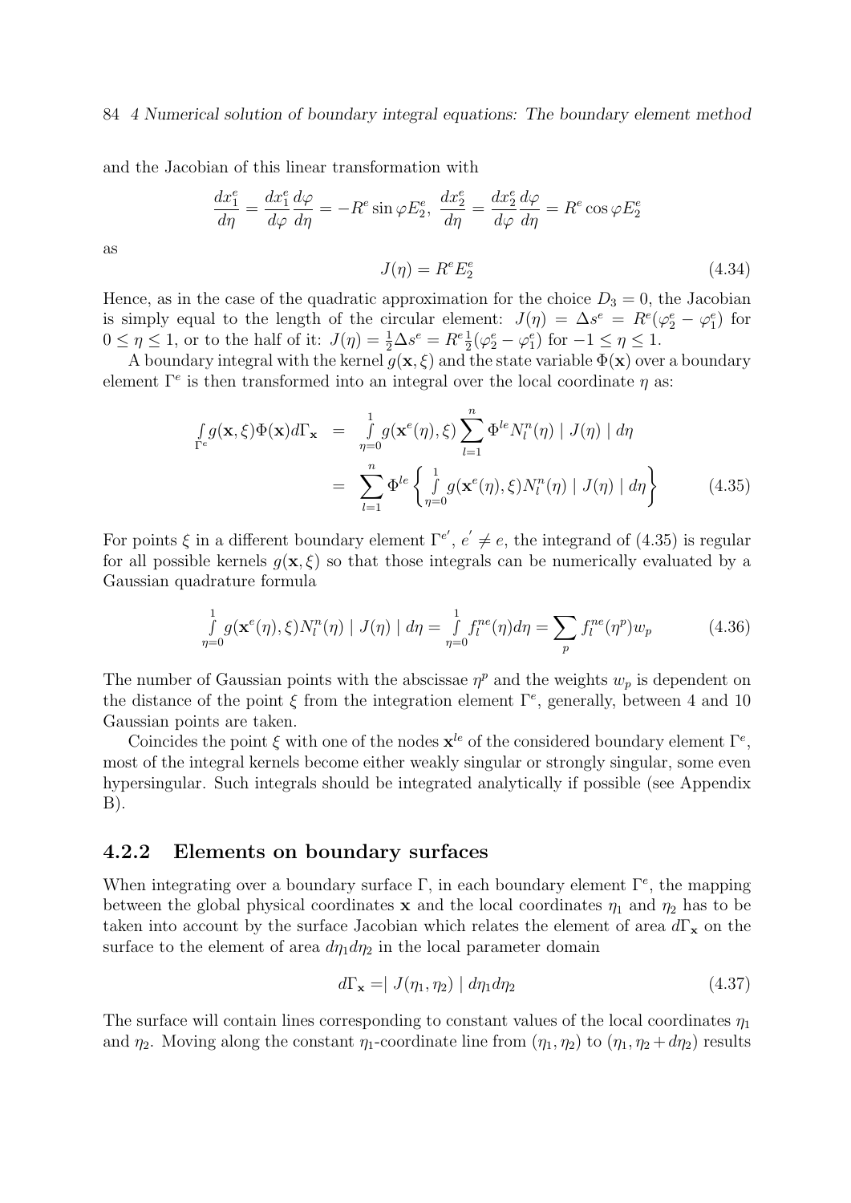and the Jacobian of this linear transformation with

$$\frac{dx_1^e}{d\eta} = \frac{dx_1^e}{d\varphi}\frac{d\varphi}{d\eta} = -R^e \sin\varphi E_2^e, \;\; \frac{dx_2^e}{d\eta} = \frac{dx_2^e}{d\varphi}\frac{d\varphi}{d\eta} = R^e \cos\varphi E_2^e$$

as

$$J(\eta) = R^e E_2^e \tag{4.34}$$

Hence, as in the case of the quadratic approximation for the choice $D_3 = 0$, the Jacobian is simply equal to the length of the circular element: $J(\eta) = \Delta s^e = R^e(\varphi_2^e - \varphi_1^e)$ for $0 \leq \eta \leq 1$, or to the half of it: $J(\eta) = \frac{1}{2}\Delta s^e = R^e \frac{1}{2}(\varphi_2^e - \varphi_1^e)$ for $-1 \leq \eta \leq 1$.

A boundary integral with the kernel $g(\mathbf{x}, \xi)$ and the state variable $\Phi(\mathbf{x})$ over a boundary element $\Gamma^e$ is then transformed into an integral over the local coordinate $\eta$ as:

$$\begin{aligned}
\int_{\Gamma^e} g(\mathbf{x}, \xi)\Phi(\mathbf{x})d\Gamma_{\mathbf{x}} &= \int_{\eta=0}^{1} g(\mathbf{x}^e(\eta), \xi) \sum_{l=1}^{n} \Phi^{le} N_l^n(\eta) \mid J(\eta) \mid d\eta \\
&= \sum_{l=1}^{n} \Phi^{le} \left\{ \int_{\eta=0}^{1} g(\mathbf{x}^e(\eta), \xi) N_l^n(\eta) \mid J(\eta) \mid d\eta \right\}
\end{aligned} \tag{4.35}$$

For points $\xi$ in a different boundary element $\Gamma^{e'}$, $e' \neq e$, the integrand of (4.35) is regular for all possible kernels $g(\mathbf{x}, \xi)$ so that those integrals can be numerically evaluated by a Gaussian quadrature formula

$$\int_{\eta=0}^{1} g(\mathbf{x}^e(\eta), \xi) N_l^n(\eta) \mid J(\eta) \mid d\eta = \int_{\eta=0}^{1} f_l^{ne}(\eta) d\eta = \sum_p f_l^{ne}(\eta^p) w_p \tag{4.36}$$

The number of Gaussian points with the abscissae $\eta^p$ and the weights $w_p$ is dependent on the distance of the point $\xi$ from the integration element $\Gamma^e$, generally, between 4 and 10 Gaussian points are taken.

Coincides the point $\xi$ with one of the nodes $\mathbf{x}^{le}$ of the considered boundary element $\Gamma^e$, most of the integral kernels become either weakly singular or strongly singular, some even hypersingular. Such integrals should be integrated analytically if possible (see Appendix B).

### 4.2.2 Elements on boundary surfaces

When integrating over a boundary surface $\Gamma$, in each boundary element $\Gamma^e$, the mapping between the global physical coordinates $\mathbf{x}$ and the local coordinates $\eta_1$ and $\eta_2$ has to be taken into account by the surface Jacobian which relates the element of area $d\Gamma_{\mathbf{x}}$ on the surface to the element of area $d\eta_1 d\eta_2$ in the local parameter domain

$$d\Gamma_{\mathbf{x}} = \mid J(\eta_1, \eta_2) \mid d\eta_1 d\eta_2 \tag{4.37}$$

The surface will contain lines corresponding to constant values of the local coordinates $\eta_1$ and $\eta_2$. Moving along the constant $\eta_1$-coordinate line from $(\eta_1, \eta_2)$ to $(\eta_1, \eta_2 + d\eta_2)$ results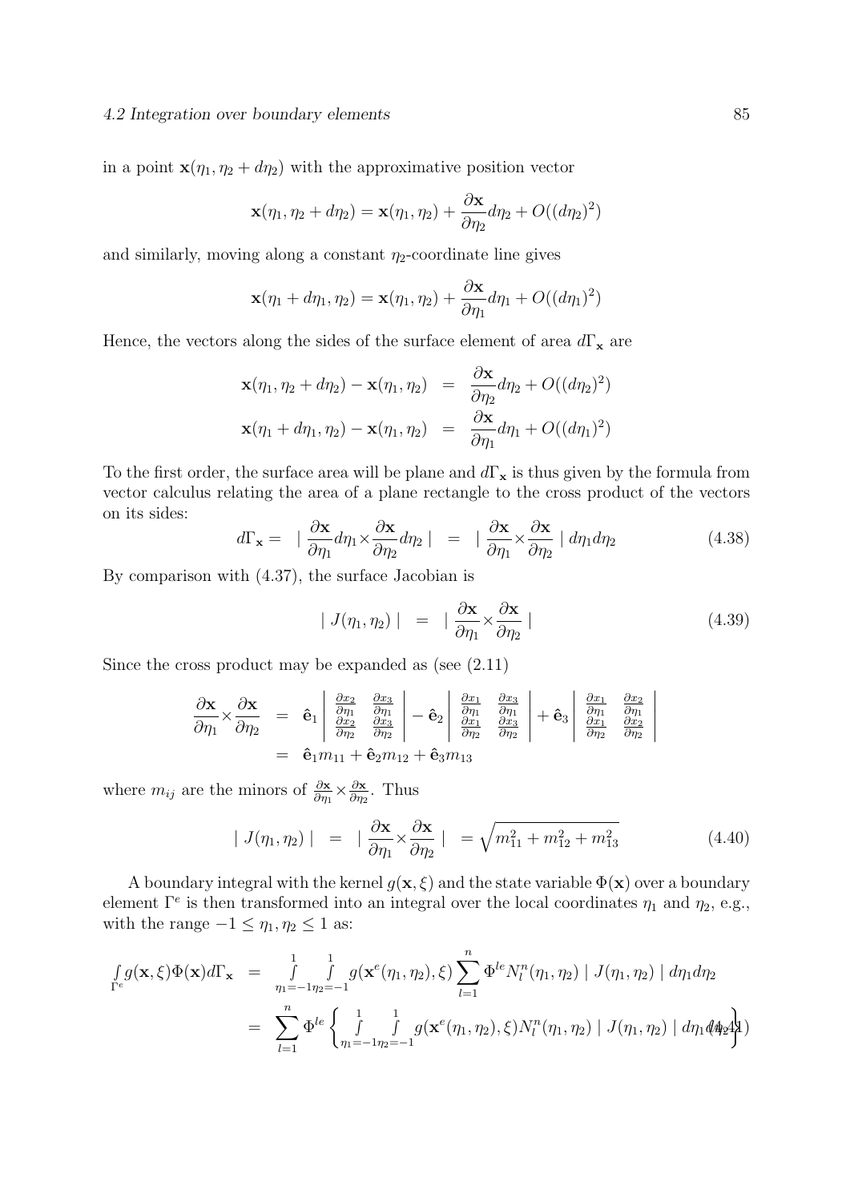in a point $\mathbf{x}(\eta_1, \eta_2 + d\eta_2)$ with the approximative position vector

$$\mathbf{x}(\eta_1, \eta_2 + d\eta_2) = \mathbf{x}(\eta_1, \eta_2) + \frac{\partial \mathbf{x}}{\partial \eta_2} d\eta_2 + O((d\eta_2)^2)$$

and similarly, moving along a constant $\eta_2$-coordinate line gives

$$\mathbf{x}(\eta_1 + d\eta_1, \eta_2) = \mathbf{x}(\eta_1, \eta_2) + \frac{\partial \mathbf{x}}{\partial \eta_1} d\eta_1 + O((d\eta_1)^2)$$

Hence, the vectors along the sides of the surface element of area $d\Gamma_{\mathbf{x}}$ are

$$\begin{aligned}
\mathbf{x}(\eta_1, \eta_2 + d\eta_2) - \mathbf{x}(\eta_1, \eta_2) &= \frac{\partial \mathbf{x}}{\partial \eta_2} d\eta_2 + O((d\eta_2)^2) \\
\mathbf{x}(\eta_1 + d\eta_1, \eta_2) - \mathbf{x}(\eta_1, \eta_2) &= \frac{\partial \mathbf{x}}{\partial \eta_1} d\eta_1 + O((d\eta_1)^2)
\end{aligned}$$

To the first order, the surface area will be plane and $d\Gamma_{\mathbf{x}}$ is thus given by the formula from vector calculus relating the area of a plane rectangle to the cross product of the vectors on its sides:

$$d\Gamma_{\mathbf{x}} = \left| \frac{\partial \mathbf{x}}{\partial \eta_1} d\eta_1 \times \frac{\partial \mathbf{x}}{\partial \eta_2} d\eta_2 \right| = \left| \frac{\partial \mathbf{x}}{\partial \eta_1} \times \frac{\partial \mathbf{x}}{\partial \eta_2} \right| d\eta_1 d\eta_2 \tag{4.38}$$

By comparison with (4.37), the surface Jacobian is

$$| J(\eta_1, \eta_2) | = \left| \frac{\partial \mathbf{x}}{\partial \eta_1} \times \frac{\partial \mathbf{x}}{\partial \eta_2} \right| \tag{4.39}$$

Since the cross product may be expanded as (see (2.11)

$$\begin{aligned}
\frac{\partial \mathbf{x}}{\partial \eta_1} \times \frac{\partial \mathbf{x}}{\partial \eta_2} &= \hat{\mathbf{e}}_1 \begin{vmatrix} \frac{\partial x_2}{\partial \eta_1} & \frac{\partial x_3}{\partial \eta_1} \\ \frac{\partial x_2}{\partial \eta_2} & \frac{\partial x_3}{\partial \eta_2} \end{vmatrix} - \hat{\mathbf{e}}_2 \begin{vmatrix} \frac{\partial x_1}{\partial \eta_1} & \frac{\partial x_3}{\partial \eta_1} \\ \frac{\partial x_1}{\partial \eta_2} & \frac{\partial x_3}{\partial \eta_2} \end{vmatrix} + \hat{\mathbf{e}}_3 \begin{vmatrix} \frac{\partial x_1}{\partial \eta_1} & \frac{\partial x_2}{\partial \eta_1} \\ \frac{\partial x_1}{\partial \eta_2} & \frac{\partial x_2}{\partial \eta_2} \end{vmatrix} \\
&= \hat{\mathbf{e}}_1 m_{11} + \hat{\mathbf{e}}_2 m_{12} + \hat{\mathbf{e}}_3 m_{13}
\end{aligned}$$

where $m_{ij}$ are the minors of $\frac{\partial \mathbf{x}}{\partial \eta_1} \times \frac{\partial \mathbf{x}}{\partial \eta_2}$. Thus

$$| J(\eta_1, \eta_2) | = \left| \frac{\partial \mathbf{x}}{\partial \eta_1} \times \frac{\partial \mathbf{x}}{\partial \eta_2} \right| = \sqrt{m_{11}^2 + m_{12}^2 + m_{13}^2} \tag{4.40}$$

A boundary integral with the kernel $g(\mathbf{x}, \xi)$ and the state variable $\Phi(\mathbf{x})$ over a boundary element $\Gamma^e$ is then transformed into an integral over the local coordinates $\eta_1$ and $\eta_2$, e.g., with the range $-1 \leq \eta_1, \eta_2 \leq 1$ as:

$$\begin{aligned}
\int_{\Gamma^e} g(\mathbf{x}, \xi) \Phi(\mathbf{x}) d\Gamma_{\mathbf{x}} &= \int_{\eta_1=-1}^{1} \int_{\eta_2=-1}^{1} g(\mathbf{x}^e(\eta_1, \eta_2), \xi) \sum_{l=1}^{n} \Phi^{le} N_l^n(\eta_1, \eta_2) \, | J(\eta_1, \eta_2) | \, d\eta_1 d\eta_2 \\
&= \sum_{l=1}^{n} \Phi^{le} \left\{ \int_{\eta_1=-1}^{1} \int_{\eta_2=-1}^{1} g(\mathbf{x}^e(\eta_1, \eta_2), \xi) N_l^n(\eta_1, \eta_2) \, | J(\eta_1, \eta_2) | \, d\eta_1 d\eta_2 \right\}
\end{aligned} \tag{4.41}$$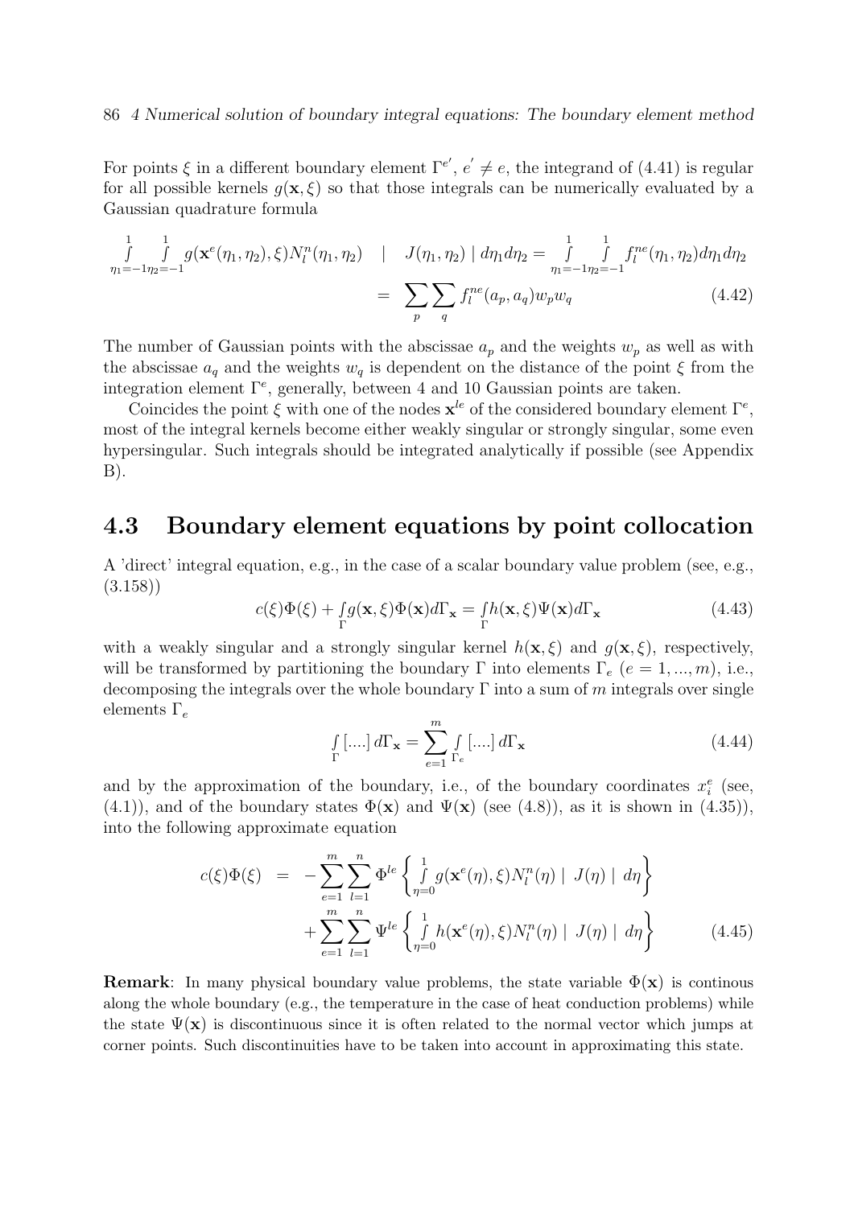For points $\xi$ in a different boundary element $\Gamma^{e'}$, $e' \neq e$, the integrand of (4.41) is regular for all possible kernels $g(\mathbf{x}, \xi)$ so that those integrals can be numerically evaluated by a Gaussian quadrature formula

$$
\begin{aligned}
\int_{\eta_1=-1}^{1}\int_{\eta_2=-1}^{1} g(\mathbf{x}^e(\eta_1,\eta_2),\xi) N_l^n(\eta_1,\eta_2) \quad | \quad J(\eta_1,\eta_2) \mid d\eta_1 d\eta_2 &= \int_{\eta_1=-1}^{1}\int_{\eta_2=-1}^{1} f_l^{ne}(\eta_1,\eta_2) d\eta_1 d\eta_2 \\
&= \sum_p \sum_q f_l^{ne}(a_p, a_q) w_p w_q
\end{aligned}
\tag{4.42}
$$

The number of Gaussian points with the abscissae $a_p$ and the weights $w_p$ as well as with the abscissae $a_q$ and the weights $w_q$ is dependent on the distance of the point $\xi$ from the integration element $\Gamma^e$, generally, between 4 and 10 Gaussian points are taken.

Coincides the point $\xi$ with one of the nodes $\mathbf{x}^{le}$ of the considered boundary element $\Gamma^e$, most of the integral kernels become either weakly singular or strongly singular, some even hypersingular. Such integrals should be integrated analytically if possible (see Appendix B).

## 4.3 Boundary element equations by point collocation

A 'direct' integral equation, e.g., in the case of a scalar boundary value problem (see, e.g., (3.158))

$$
c(\xi)\Phi(\xi) + \int_{\Gamma} g(\mathbf{x},\xi)\Phi(\mathbf{x}) d\Gamma_{\mathbf{x}} = \int_{\Gamma} h(\mathbf{x},\xi)\Psi(\mathbf{x}) d\Gamma_{\mathbf{x}}
\tag{4.43}
$$

with a weakly singular and a strongly singular kernel $h(\mathbf{x}, \xi)$ and $g(\mathbf{x}, \xi)$, respectively, will be transformed by partitioning the boundary $\Gamma$ into elements $\Gamma_e$ $(e = 1, ..., m)$, i.e., decomposing the integrals over the whole boundary $\Gamma$ into a sum of $m$ integrals over single elements $\Gamma_e$

$$
\int_{\Gamma} [....] \, d\Gamma_{\mathbf{x}} = \sum_{e=1}^{m} \int_{\Gamma_e} [....] \, d\Gamma_{\mathbf{x}}
\tag{4.44}
$$

and by the approximation of the boundary, i.e., of the boundary coordinates $x_i^e$ (see, (4.1)), and of the boundary states $\Phi(\mathbf{x})$ and $\Psi(\mathbf{x})$ (see (4.8)), as it is shown in (4.35)), into the following approximate equation

$$
\begin{aligned}
c(\xi)\Phi(\xi) &= -\sum_{e=1}^{m}\sum_{l=1}^{n} \Phi^{le} \left\{ \int_{\eta=0}^{1} g(\mathbf{x}^e(\eta),\xi) N_l^n(\eta) \mid J(\eta) \mid d\eta \right\} \\
&\quad + \sum_{e=1}^{m}\sum_{l=1}^{n} \Psi^{le} \left\{ \int_{\eta=0}^{1} h(\mathbf{x}^e(\eta),\xi) N_l^n(\eta) \mid J(\eta) \mid d\eta \right\}
\end{aligned}
\tag{4.45}
$$

**Remark**: In many physical boundary value problems, the state variable $\Phi(\mathbf{x})$ is continous along the whole boundary (e.g., the temperature in the case of heat conduction problems) while the state $\Psi(\mathbf{x})$ is discontinuous since it is often related to the normal vector which jumps at corner points. Such discontinuities have to be taken into account in approximating this state.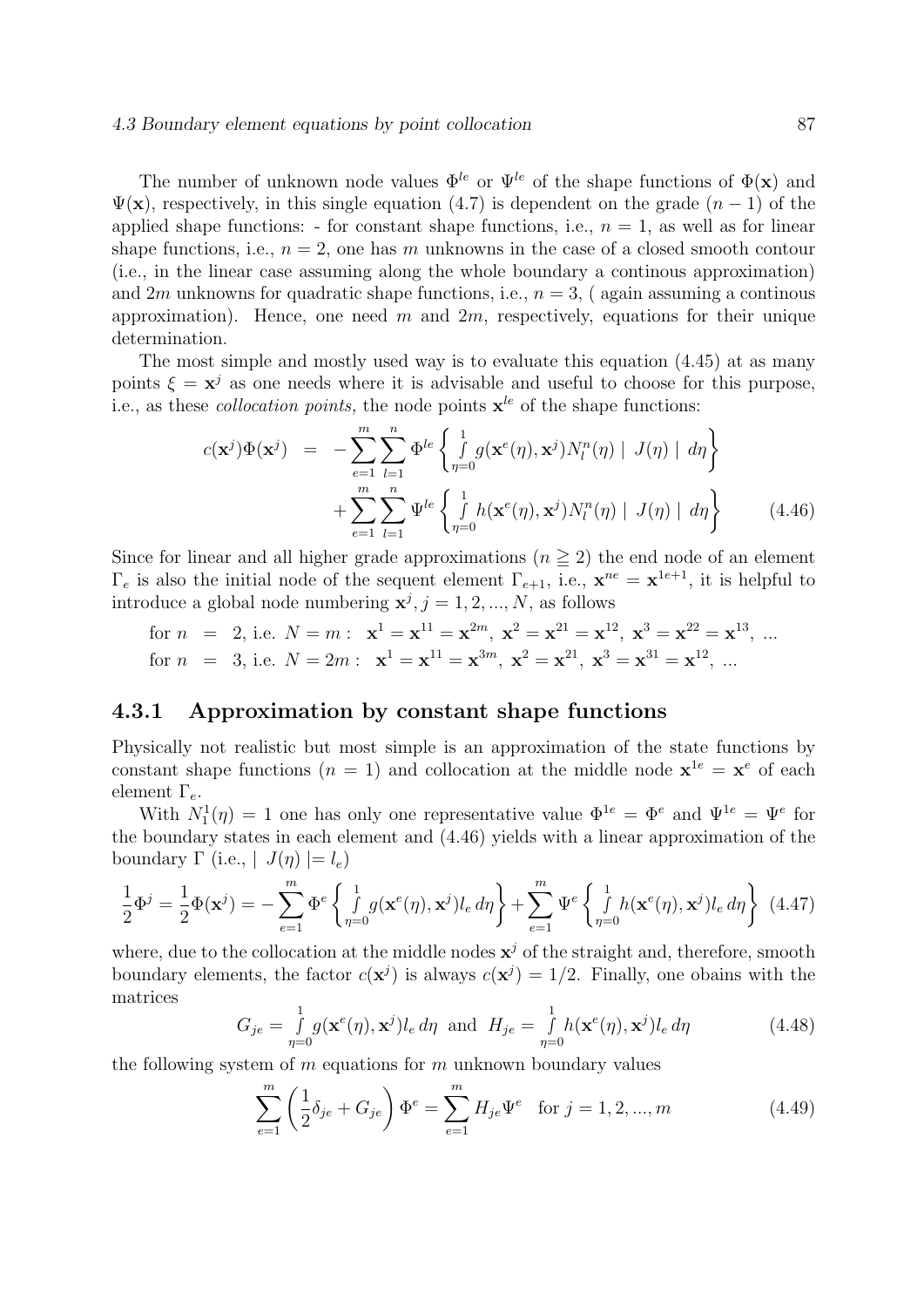The number of unknown node values $\Phi^{le}$ or $\Psi^{le}$ of the shape functions of $\Phi(\mathbf{x})$ and $\Psi(\mathbf{x})$, respectively, in this single equation (4.7) is dependent on the grade $(n-1)$ of the applied shape functions: - for constant shape functions, i.e., $n=1$, as well as for linear shape functions, i.e., $n=2$, one has $m$ unknowns in the case of a closed smooth contour (i.e., in the linear case assuming along the whole boundary a continous approximation) and $2m$ unknowns for quadratic shape functions, i.e., $n=3$, ( again assuming a continous approximation). Hence, one need $m$ and $2m$, respectively, equations for their unique determination.

The most simple and mostly used way is to evaluate this equation (4.45) at as many points $\xi = \mathbf{x}^j$ as one needs where it is advisable and useful to choose for this purpose, i.e., as these *collocation points,* the node points $\mathbf{x}^{le}$ of the shape functions:

$$
\begin{aligned}
c(\mathbf{x}^j)\Phi(\mathbf{x}^j) &= -\sum_{e=1}^{m}\sum_{l=1}^{n}\Phi^{le}\left\{\int_{\eta=0}^{1} g(\mathbf{x}^e(\eta),\mathbf{x}^j)N_l^n(\eta)\mid J(\eta)\mid d\eta\right\} \\
&\quad +\sum_{e=1}^{m}\sum_{l=1}^{n}\Psi^{le}\left\{\int_{\eta=0}^{1} h(\mathbf{x}^e(\eta),\mathbf{x}^j)N_l^n(\eta)\mid J(\eta)\mid d\eta\right\} \qquad (4.46)
\end{aligned}
$$

Since for linear and all higher grade approximations ($n \geqq 2$) the end node of an element $\Gamma_e$ is also the initial node of the sequent element $\Gamma_{e+1}$, i.e., $\mathbf{x}^{ne} = \mathbf{x}^{1e+1}$, it is helpful to introduce a global node numbering $\mathbf{x}^j, j = 1, 2, ..., N$, as follows

$$
\begin{aligned}
\text{for } n &= 2, \text{ i.e. } N = m: \;\; \mathbf{x}^1 = \mathbf{x}^{11} = \mathbf{x}^{2m},\; \mathbf{x}^2 = \mathbf{x}^{21} = \mathbf{x}^{12},\; \mathbf{x}^3 = \mathbf{x}^{22} = \mathbf{x}^{13},\; ... \\
\text{for } n &= 3, \text{ i.e. } N = 2m: \;\; \mathbf{x}^1 = \mathbf{x}^{11} = \mathbf{x}^{3m},\; \mathbf{x}^2 = \mathbf{x}^{21},\; \mathbf{x}^3 = \mathbf{x}^{31} = \mathbf{x}^{12},\; ...
\end{aligned}
$$

### 4.3.1 Approximation by constant shape functions

Physically not realistic but most simple is an approximation of the state functions by constant shape functions ($n=1$) and collocation at the middle node $\mathbf{x}^{1e} = \mathbf{x}^e$ of each element $\Gamma_e$.

With $N_1^1(\eta) = 1$ one has only one representative value $\Phi^{1e} = \Phi^e$ and $\Psi^{1e} = \Psi^e$ for the boundary states in each element and (4.46) yields with a linear approximation of the boundary $\Gamma$ (i.e., $\mid J(\eta) \mid = l_e$)

$$
\frac{1}{2}\Phi^j = \frac{1}{2}\Phi(\mathbf{x}^j) = -\sum_{e=1}^{m}\Phi^e\left\{\int_{\eta=0}^{1} g(\mathbf{x}^e(\eta),\mathbf{x}^j)l_e\,d\eta\right\} + \sum_{e=1}^{m}\Psi^e\left\{\int_{\eta=0}^{1} h(\mathbf{x}^e(\eta),\mathbf{x}^j)l_e\,d\eta\right\} \quad (4.47)
$$

where, due to the collocation at the middle nodes $\mathbf{x}^j$ of the straight and, therefore, smooth boundary elements, the factor $c(\mathbf{x}^j)$ is always $c(\mathbf{x}^j) = 1/2$. Finally, one obains with the matrices

$$
G_{je} = \int_{\eta=0}^{1} g(\mathbf{x}^e(\eta),\mathbf{x}^j)l_e\,d\eta \;\text{ and }\; H_{je} = \int_{\eta=0}^{1} h(\mathbf{x}^e(\eta),\mathbf{x}^j)l_e\,d\eta \qquad (4.48)
$$

the following system of $m$ equations for $m$ unknown boundary values

$$
\sum_{e=1}^{m}\left(\frac{1}{2}\delta_{je} + G_{je}\right)\Phi^e = \sum_{e=1}^{m} H_{je}\Psi^e \quad \text{for } j = 1, 2, ..., m \qquad (4.49)
$$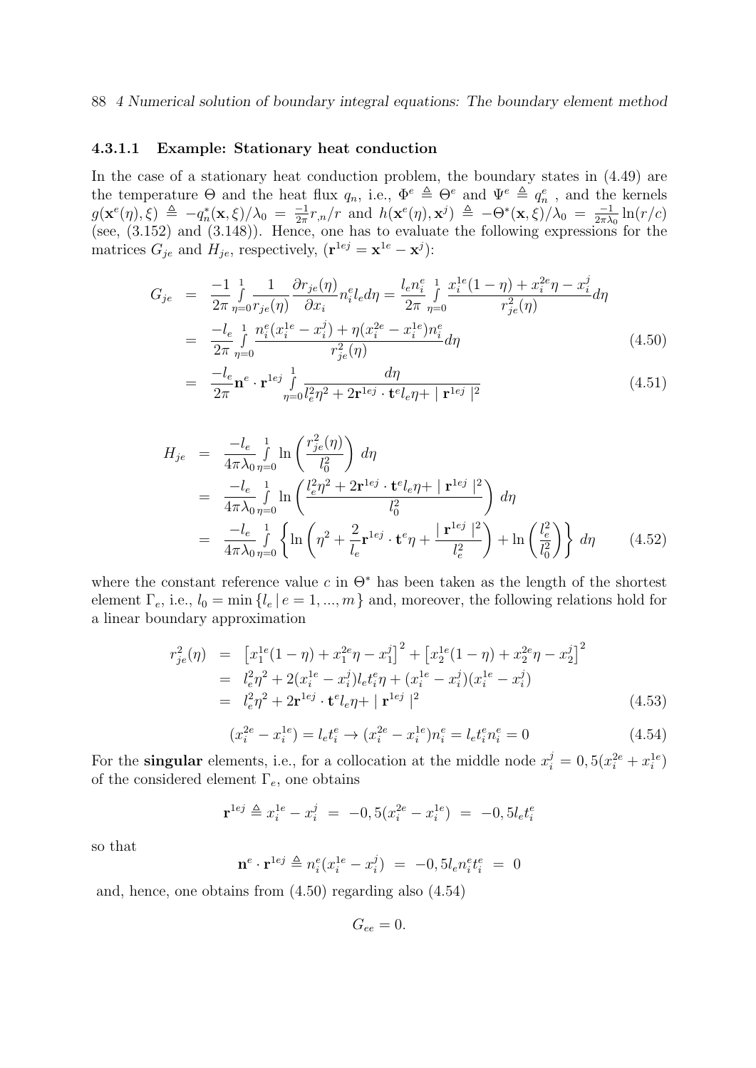#### 4.3.1.1 Example: Stationary heat conduction

In the case of a stationary heat conduction problem, the boundary states in (4.49) are the temperature $\Theta$ and the heat flux $q_n$, i.e., $\Phi^e \triangleq \Theta^e$ and $\Psi^e \triangleq q_n^e$ , and the kernels $g(\mathbf{x}^e(\eta), \xi) \triangleq -q_n^*(\mathbf{x}, \xi)/\lambda_0 = \frac{-1}{2\pi} r_{,n}/r$ and $h(\mathbf{x}^e(\eta), \mathbf{x}^j) \triangleq -\Theta^*(\mathbf{x}, \xi)/\lambda_0 = \frac{-1}{2\pi\lambda_0} \ln(r/c)$ (see, (3.152) and (3.148)). Hence, one has to evaluate the following expressions for the matrices $G_{je}$ and $H_{je}$, respectively, ($\mathbf{r}^{1ej} = \mathbf{x}^{1e} - \mathbf{x}^j$):

$$
\begin{aligned}
G_{je} &= \frac{-1}{2\pi} \int_{\eta=0}^{1} \frac{1}{r_{je}(\eta)} \frac{\partial r_{je}(\eta)}{\partial x_i} n_i^e l_e d\eta = \frac{l_e n_i^e}{2\pi} \int_{\eta=0}^{1} \frac{x_i^{1e}(1-\eta) + x_i^{2e}\eta - x_i^j}{r_{je}^2(\eta)} d\eta \\
&= \frac{-l_e}{2\pi} \int_{\eta=0}^{1} \frac{n_i^e(x_i^{1e} - x_i^j) + \eta(x_i^{2e} - x_i^{1e})n_i^e}{r_{je}^2(\eta)} d\eta \qquad (4.50) \\
&= \frac{-l_e}{2\pi} \mathbf{n}^e \cdot \mathbf{r}^{1ej} \int_{\eta=0}^{1} \frac{d\eta}{l_e^2\eta^2 + 2\mathbf{r}^{1ej} \cdot \mathbf{t}^e l_e \eta + |\mathbf{r}^{1ej}|^2} \qquad (4.51)
\end{aligned}
$$

$$
\begin{aligned}
H_{je} &= \frac{-l_e}{4\pi\lambda_0} \int_{\eta=0}^{1} \ln\left(\frac{r_{je}^2(\eta)}{l_0^2}\right) d\eta \\
&= \frac{-l_e}{4\pi\lambda_0} \int_{\eta=0}^{1} \ln\left(\frac{l_e^2\eta^2 + 2\mathbf{r}^{1ej} \cdot \mathbf{t}^e l_e \eta + |\mathbf{r}^{1ej}|^2}{l_0^2}\right) d\eta \\
&= \frac{-l_e}{4\pi\lambda_0} \int_{\eta=0}^{1} \left\{ \ln\left(\eta^2 + \frac{2}{l_e}\mathbf{r}^{1ej} \cdot \mathbf{t}^e \eta + \frac{|\mathbf{r}^{1ej}|^2}{l_e^2}\right) + \ln\left(\frac{l_e^2}{l_0^2}\right) \right\} d\eta \qquad (4.52)
\end{aligned}
$$

where the constant reference value $c$ in $\Theta^*$ has been taken as the length of the shortest element $\Gamma_e$, i.e., $l_0 = \min\{l_e \,|\, e = 1, ..., m\}$ and, moreover, the following relations hold for a linear boundary approximation

$$
\begin{aligned}
r_{je}^2(\eta) &= \left[x_1^{1e}(1-\eta) + x_1^{2e}\eta - x_1^j\right]^2 + \left[x_2^{1e}(1-\eta) + x_2^{2e}\eta - x_2^j\right]^2 \\
&= l_e^2\eta^2 + 2(x_i^{1e} - x_i^j) l_e t_i^e \eta + (x_i^{1e} - x_i^j)(x_i^{1e} - x_i^j) \\
&= l_e^2\eta^2 + 2\mathbf{r}^{1ej} \cdot \mathbf{t}^e l_e \eta + |\mathbf{r}^{1ej}|^2 \qquad (4.53)
\end{aligned}
$$

$$
(x_i^{2e} - x_i^{1e}) = l_e t_i^e \rightarrow (x_i^{2e} - x_i^{1e}) n_i^e = l_e t_i^e n_i^e = 0 \qquad (4.54)
$$

For the **singular** elements, i.e., for a collocation at the middle node $x_i^j = 0,5(x_i^{2e} + x_i^{1e})$ of the considered element $\Gamma_e$, one obtains

$$
\mathbf{r}^{1ej} \triangleq x_i^{1e} - x_i^j \;=\; -0,5(x_i^{2e} - x_i^{1e}) \;=\; -0,5 l_e t_i^e
$$

so that

$$
\mathbf{n}^e \cdot \mathbf{r}^{1ej} \triangleq n_i^e(x_i^{1e} - x_i^j) \;=\; -0,5 l_e n_i^e t_i^e \;=\; 0
$$

and, hence, one obtains from (4.50) regarding also (4.54)

$$
G_{ee} = 0.
$$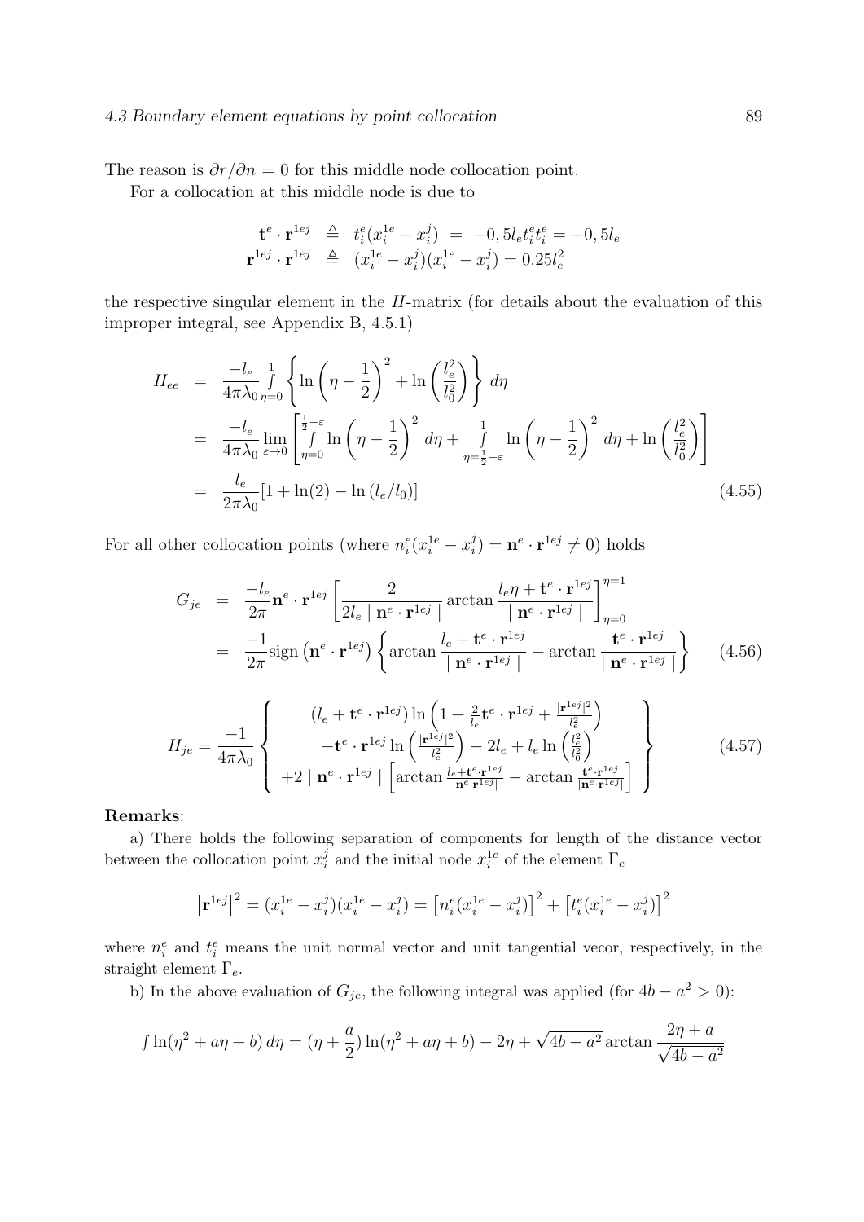The reason is $\partial r/\partial n = 0$ for this middle node collocation point.

For a collocation at this middle node is due to

$$
\begin{aligned}
\mathbf{t}^e \cdot \mathbf{r}^{1ej} &\triangleq t_i^e(x_i^{1e} - x_i^j) \;=\; -0,5 l_e t_i^e t_i^e = -0,5 l_e \\
\mathbf{r}^{1ej} \cdot \mathbf{r}^{1ej} &\triangleq (x_i^{1e} - x_i^j)(x_i^{1e} - x_i^j) = 0.25 l_e^2
\end{aligned}
$$

the respective singular element in the $H$-matrix (for details about the evaluation of this improper integral, see Appendix B, 4.5.1)

$$
\begin{aligned}
H_{ee} &= \frac{-l_e}{4\pi\lambda_0} \int\limits_{\eta=0}^{1} \left\{ \ln\left(\eta - \frac{1}{2}\right)^2 + \ln\left(\frac{l_e^2}{l_0^2}\right) \right\} d\eta \\
&= \frac{-l_e}{4\pi\lambda_0} \lim_{\varepsilon \to 0} \left[ \int\limits_{\eta=0}^{\frac{1}{2}-\varepsilon} \ln\left(\eta - \frac{1}{2}\right)^2 d\eta + \int\limits_{\eta=\frac{1}{2}+\varepsilon}^{1} \ln\left(\eta - \frac{1}{2}\right)^2 d\eta + \ln\left(\frac{l_e^2}{l_0^2}\right) \right] \\
&= \frac{l_e}{2\pi\lambda_0} [1 + \ln(2) - \ln(l_e/l_0)]
\end{aligned}
\tag{4.55}
$$

For all other collocation points (where $n_i^e(x_i^{1e} - x_i^j) = \mathbf{n}^e \cdot \mathbf{r}^{1ej} \neq 0$) holds

$$
\begin{aligned}
G_{je} &= \frac{-l_e}{2\pi} \mathbf{n}^e \cdot \mathbf{r}^{1ej} \left[ \frac{2}{2 l_e \mid \mathbf{n}^e \cdot \mathbf{r}^{1ej} \mid} \arctan \frac{l_e \eta + \mathbf{t}^e \cdot \mathbf{r}^{1ej}}{\mid \mathbf{n}^e \cdot \mathbf{r}^{1ej} \mid} \right]_{\eta=0}^{\eta=1} \\
&= \frac{-1}{2\pi} \text{sign}\left(\mathbf{n}^e \cdot \mathbf{r}^{1ej}\right) \left\{ \arctan \frac{l_e + \mathbf{t}^e \cdot \mathbf{r}^{1ej}}{\mid \mathbf{n}^e \cdot \mathbf{r}^{1ej} \mid} - \arctan \frac{\mathbf{t}^e \cdot \mathbf{r}^{1ej}}{\mid \mathbf{n}^e \cdot \mathbf{r}^{1ej} \mid} \right\}
\end{aligned}
\tag{4.56}
$$

$$
H_{je} = \frac{-1}{4\pi\lambda_0} \left\{
\begin{array}{c}
(l_e + \mathbf{t}^e \cdot \mathbf{r}^{1ej}) \ln\left(1 + \frac{2}{l_e} \mathbf{t}^e \cdot \mathbf{r}^{1ej} + \frac{|\mathbf{r}^{1ej}|^2}{l_e^2}\right) \\
-\mathbf{t}^e \cdot \mathbf{r}^{1ej} \ln\left(\frac{|\mathbf{r}^{1ej}|^2}{l_e^2}\right) - 2 l_e + l_e \ln\left(\frac{l_e^2}{l_0^2}\right) \\
+2 \mid \mathbf{n}^e \cdot \mathbf{r}^{1ej} \mid \left[ \arctan \frac{l_e + \mathbf{t}^e \cdot \mathbf{r}^{1ej}}{|\mathbf{n}^e \cdot \mathbf{r}^{1ej}|} - \arctan \frac{\mathbf{t}^e \cdot \mathbf{r}^{1ej}}{|\mathbf{n}^e \cdot \mathbf{r}^{1ej}|} \right]
\end{array}
\right\}
\tag{4.57}
$$

**Remarks**:

a) There holds the following separation of components for length of the distance vector between the collocation point $x_i^j$ and the initial node $x_i^{1e}$ of the element $\Gamma_e$

$$
\left|\mathbf{r}^{1ej}\right|^2 = (x_i^{1e} - x_i^j)(x_i^{1e} - x_i^j) = \left[n_i^e(x_i^{1e} - x_i^j)\right]^2 + \left[t_i^e(x_i^{1e} - x_i^j)\right]^2
$$

where $n_i^e$ and $t_i^e$ means the unit normal vector and unit tangential vecor, respectively, in the straight element $\Gamma_e$.

b) In the above evaluation of $G_{je}$, the following integral was applied (for $4b - a^2 > 0$):

$$
\int \ln(\eta^2 + a\eta + b)\, d\eta = (\eta + \frac{a}{2}) \ln(\eta^2 + a\eta + b) - 2\eta + \sqrt{4b - a^2} \arctan \frac{2\eta + a}{\sqrt{4b - a^2}}
$$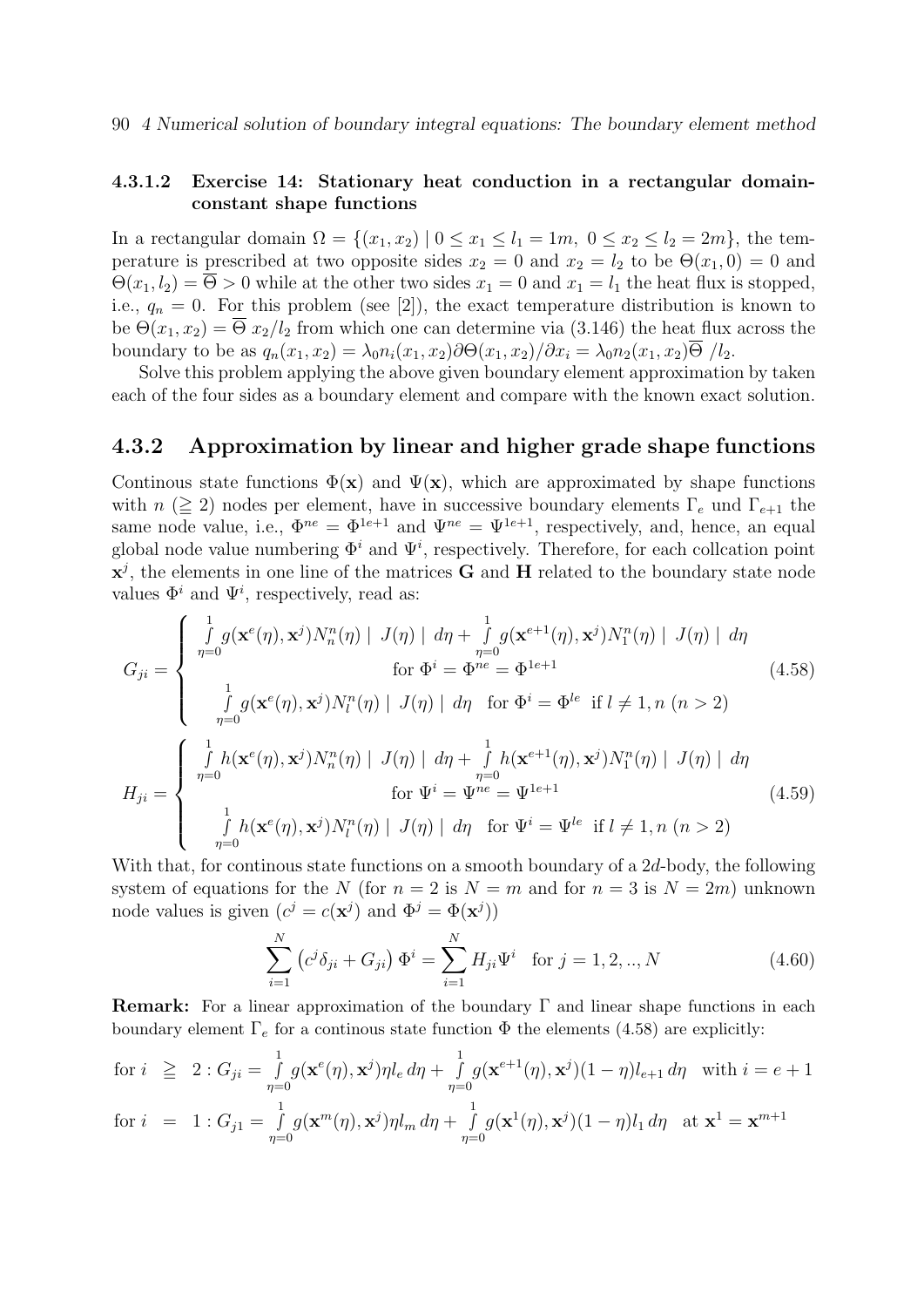#### 4.3.1.2 Exercise 14: Stationary heat conduction in a rectangular domain-constant shape functions

In a rectangular domain $\Omega = \{(x_1, x_2) \mid 0 \leq x_1 \leq l_1 = 1m,\ 0 \leq x_2 \leq l_2 = 2m\}$, the temperature is prescribed at two opposite sides $x_2 = 0$ and $x_2 = l_2$ to be $\Theta(x_1, 0) = 0$ and $\Theta(x_1, l_2) = \overline{\Theta} > 0$ while at the other two sides $x_1 = 0$ and $x_1 = l_1$ the heat flux is stopped, i.e., $q_n = 0$. For this problem (see [2]), the exact temperature distribution is known to be $\Theta(x_1, x_2) = \overline{\Theta}\ x_2/l_2$ from which one can determine via (3.146) the heat flux across the boundary to be as $q_n(x_1, x_2) = \lambda_0 n_i(x_1, x_2)\partial\Theta(x_1, x_2)/\partial x_i = \lambda_0 n_2(x_1, x_2)\overline{\Theta}\ /l_2$.

Solve this problem applying the above given boundary element approximation by taken each of the four sides as a boundary element and compare with the known exact solution.

### 4.3.2 Approximation by linear and higher grade shape functions

Continous state functions $\Phi(\mathbf{x})$ and $\Psi(\mathbf{x})$, which are approximated by shape functions with $n$ ($\geqq 2$) nodes per element, have in successive boundary elements $\Gamma_e$ und $\Gamma_{e+1}$ the same node value, i.e., $\Phi^{ne} = \Phi^{1e+1}$ and $\Psi^{ne} = \Psi^{1e+1}$, respectively, and, hence, an equal global node value numbering $\Phi^i$ and $\Psi^i$, respectively. Therefore, for each collcation point $\mathbf{x}^j$, the elements in one line of the matrices $\mathbf{G}$ and $\mathbf{H}$ related to the boundary state node values $\Phi^i$ and $\Psi^i$, respectively, read as:

$$G_{ji} = \begin{cases} \int\limits_{\eta=0}^{1} g(\mathbf{x}^e(\eta), \mathbf{x}^j) N_n^n(\eta) \mid J(\eta) \mid d\eta + \int\limits_{\eta=0}^{1} g(\mathbf{x}^{e+1}(\eta), \mathbf{x}^j) N_1^n(\eta) \mid J(\eta) \mid d\eta \\ \qquad\qquad\qquad \text{for } \Phi^i = \Phi^{ne} = \Phi^{1e+1} \\ \int\limits_{\eta=0}^{1} g(\mathbf{x}^e(\eta), \mathbf{x}^j) N_l^n(\eta) \mid J(\eta) \mid d\eta \quad \text{for } \Phi^i = \Phi^{le} \ \text{ if } l \neq 1, n \ (n > 2) \end{cases} \tag{4.58}$$

$$H_{ji} = \begin{cases} \int\limits_{\eta=0}^{1} h(\mathbf{x}^e(\eta), \mathbf{x}^j) N_n^n(\eta) \mid J(\eta) \mid d\eta + \int\limits_{\eta=0}^{1} h(\mathbf{x}^{e+1}(\eta), \mathbf{x}^j) N_1^n(\eta) \mid J(\eta) \mid d\eta \\ \qquad\qquad\qquad \text{for } \Psi^i = \Psi^{ne} = \Psi^{1e+1} \\ \int\limits_{\eta=0}^{1} h(\mathbf{x}^e(\eta), \mathbf{x}^j) N_l^n(\eta) \mid J(\eta) \mid d\eta \quad \text{for } \Psi^i = \Psi^{le} \ \text{ if } l \neq 1, n \ (n > 2) \end{cases} \tag{4.59}$$

With that, for continous state functions on a smooth boundary of a $2d$-body, the following system of equations for the $N$ (for $n = 2$ is $N = m$ and for $n = 3$ is $N = 2m$) unknown node values is given ($c^j = c(\mathbf{x}^j)$ and $\Phi^j = \Phi(\mathbf{x}^j)$)

$$\sum_{i=1}^{N} \left(c^j \delta_{ji} + G_{ji}\right) \Phi^i = \sum_{i=1}^{N} H_{ji} \Psi^i \quad \text{for } j = 1, 2, .., N \tag{4.60}$$

**Remark:** For a linear approximation of the boundary $\Gamma$ and linear shape functions in each boundary element $\Gamma_e$ for a continous state function $\Phi$ the elements (4.58) are explicitly:

$$\text{for } i \ \geqq \ 2 : G_{ji} = \int\limits_{\eta=0}^{1} g(\mathbf{x}^e(\eta), \mathbf{x}^j)\eta l_e \, d\eta + \int\limits_{\eta=0}^{1} g(\mathbf{x}^{e+1}(\eta), \mathbf{x}^j)(1-\eta) l_{e+1} \, d\eta \quad \text{with } i = e + 1$$

$$\text{for } i \ = \ 1 : G_{j1} = \int\limits_{\eta=0}^{1} g(\mathbf{x}^m(\eta), \mathbf{x}^j)\eta l_m \, d\eta + \int\limits_{\eta=0}^{1} g(\mathbf{x}^1(\eta), \mathbf{x}^j)(1-\eta) l_1 \, d\eta \quad \text{at } \mathbf{x}^1 = \mathbf{x}^{m+1}$$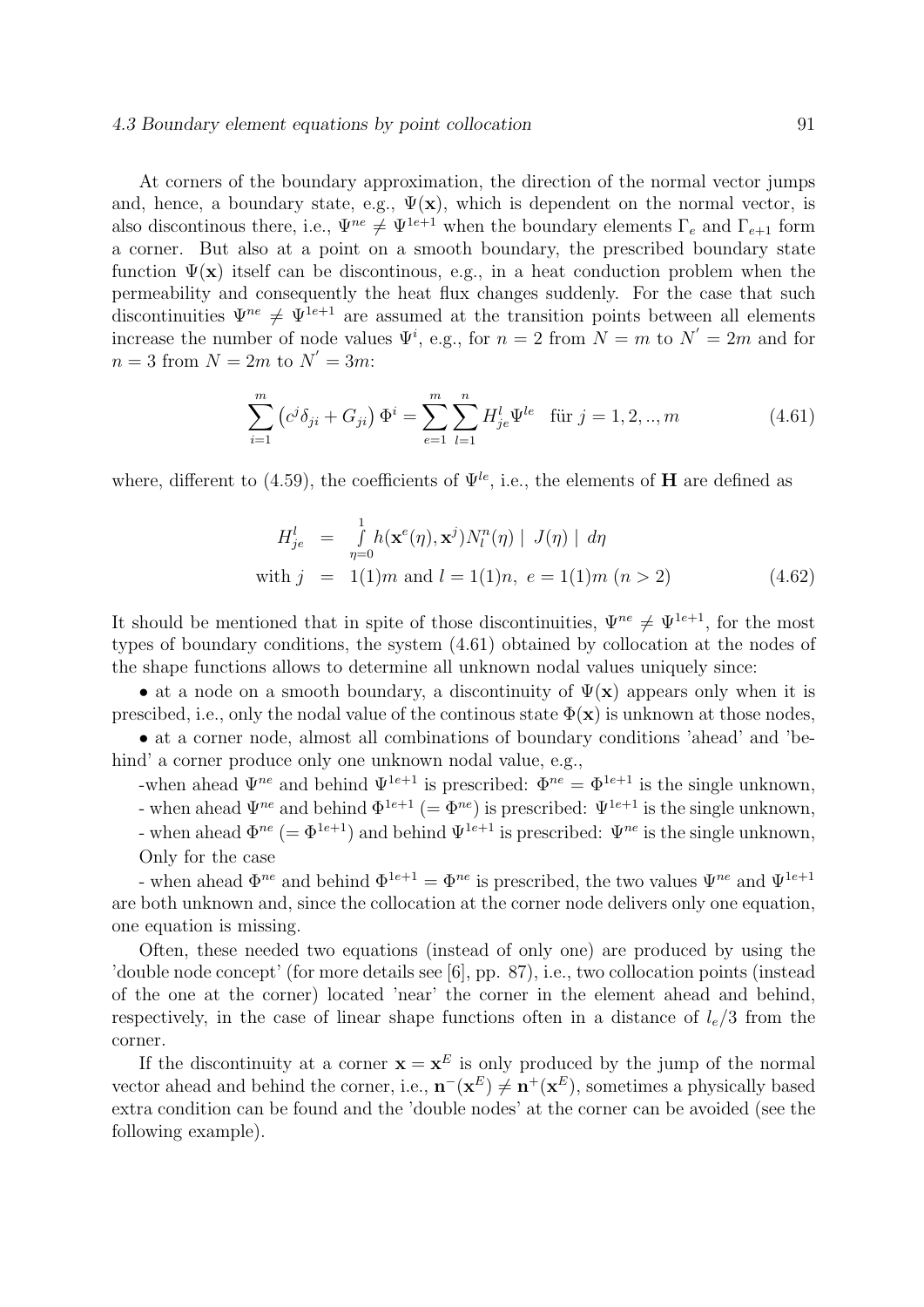At corners of the boundary approximation, the direction of the normal vector jumps and, hence, a boundary state, e.g., $\Psi(\mathbf{x})$, which is dependent on the normal vector, is also discontinous there, i.e., $\Psi^{ne} \neq \Psi^{1e+1}$ when the boundary elements $\Gamma_e$ and $\Gamma_{e+1}$ form a corner. But also at a point on a smooth boundary, the prescribed boundary state function $\Psi(\mathbf{x})$ itself can be discontinous, e.g., in a heat conduction problem when the permeability and consequently the heat flux changes suddenly. For the case that such discontinuities $\Psi^{ne} \neq \Psi^{1e+1}$ are assumed at the transition points between all elements increase the number of node values $\Psi^i$, e.g., for $n = 2$ from $N = m$ to $N' = 2m$ and for $n = 3$ from $N = 2m$ to $N' = 3m$:

$$\sum_{i=1}^{m} \left(c^j \delta_{ji} + G_{ji}\right) \Phi^i = \sum_{e=1}^{m} \sum_{l=1}^{n} H_{je}^l \Psi^{le} \quad \text{für } j = 1, 2, .., m \tag{4.61}$$

where, different to (4.59), the coefficients of $\Psi^{le}$, i.e., the elements of $\mathbf{H}$ are defined as

$$\begin{aligned} H_{je}^l &= \int_{\eta=0}^{1} h(\mathbf{x}^e(\eta), \mathbf{x}^j) N_l^n(\eta) \mid J(\eta) \mid d\eta \\ \text{with } j &= 1(1)m \text{ and } l = 1(1)n, \; e = 1(1)m \; (n > 2) \end{aligned} \tag{4.62}$$

It should be mentioned that in spite of those discontinuities, $\Psi^{ne} \neq \Psi^{1e+1}$, for the most types of boundary conditions, the system (4.61) obtained by collocation at the nodes of the shape functions allows to determine all unknown nodal values uniquely since:

• at a node on a smooth boundary, a discontinuity of $\Psi(\mathbf{x})$ appears only when it is prescibed, i.e., only the nodal value of the continous state $\Phi(\mathbf{x})$ is unknown at those nodes,

• at a corner node, almost all combinations of boundary conditions 'ahead' and 'behind' a corner produce only one unknown nodal value, e.g.,

-when ahead $\Psi^{ne}$ and behind $\Psi^{1e+1}$ is prescribed: $\Phi^{ne} = \Phi^{1e+1}$ is the single unknown,

- when ahead $\Psi^{ne}$ and behind $\Phi^{1e+1}$ ($= \Phi^{ne}$) is prescribed: $\Psi^{1e+1}$ is the single unknown,

- when ahead $\Phi^{ne}$ ($= \Phi^{1e+1}$) and behind $\Psi^{1e+1}$ is prescribed: $\Psi^{ne}$ is the single unknown,

Only for the case

- when ahead $\Phi^{ne}$ and behind $\Phi^{1e+1} = \Phi^{ne}$ is prescribed, the two values $\Psi^{ne}$ and $\Psi^{1e+1}$ are both unknown and, since the collocation at the corner node delivers only one equation, one equation is missing.

Often, these needed two equations (instead of only one) are produced by using the 'double node concept' (for more details see [6], pp. 87), i.e., two collocation points (instead of the one at the corner) located 'near' the corner in the element ahead and behind, respectively, in the case of linear shape functions often in a distance of $l_e/3$ from the corner.

If the discontinuity at a corner $\mathbf{x} = \mathbf{x}^E$ is only produced by the jump of the normal vector ahead and behind the corner, i.e., $\mathbf{n}^-(\mathbf{x}^E) \neq \mathbf{n}^+(\mathbf{x}^E)$, sometimes a physically based extra condition can be found and the 'double nodes' at the corner can be avoided (see the following example).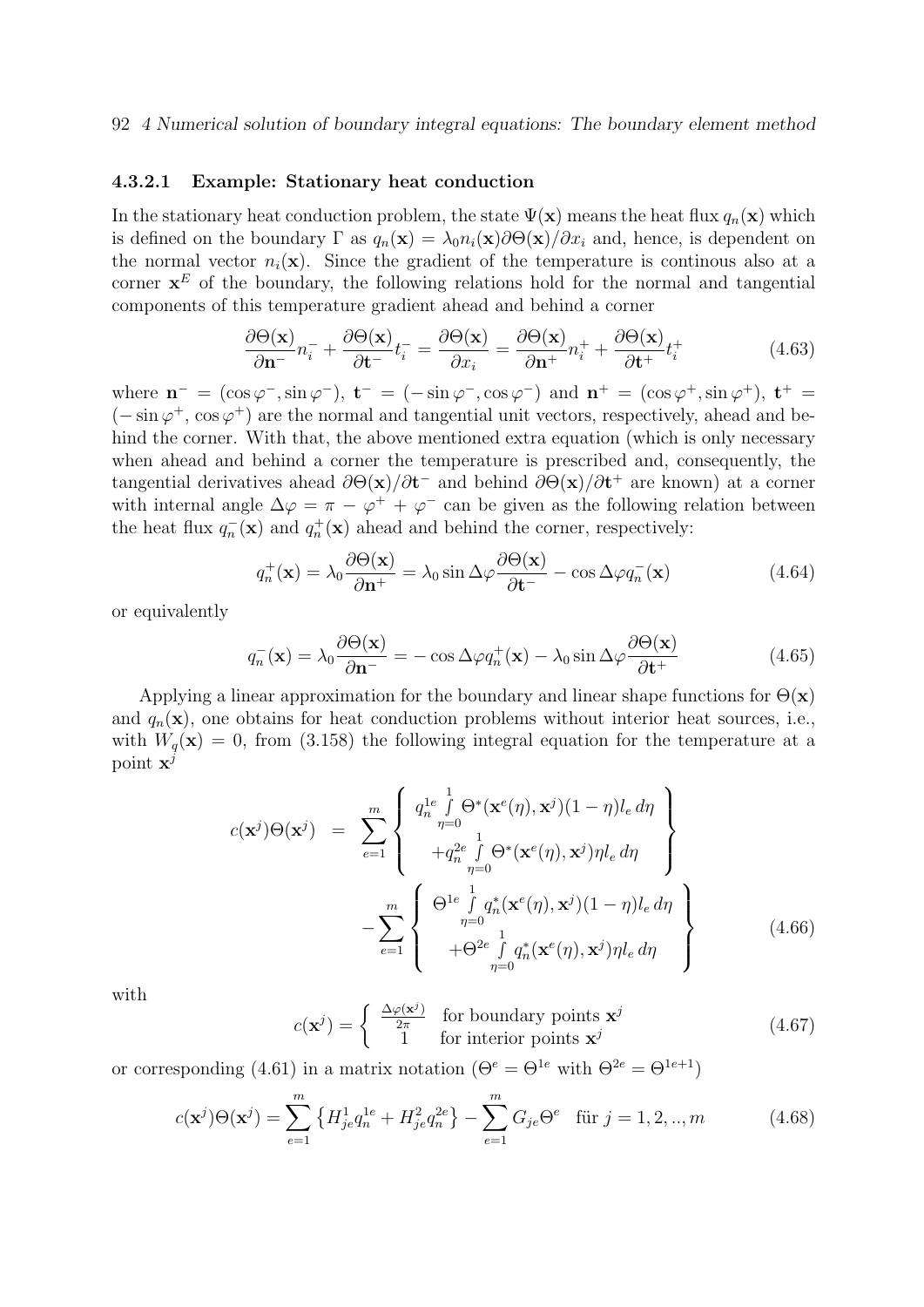#### 4.3.2.1 Example: Stationary heat conduction

In the stationary heat conduction problem, the state $\Psi(\mathbf{x})$ means the heat flux $q_n(\mathbf{x})$ which is defined on the boundary $\Gamma$ as $q_n(\mathbf{x}) = \lambda_0 n_i(\mathbf{x}) \partial\Theta(\mathbf{x})/\partial x_i$ and, hence, is dependent on the normal vector $n_i(\mathbf{x})$. Since the gradient of the temperature is continous also at a corner $\mathbf{x}^E$ of the boundary, the following relations hold for the normal and tangential components of this temperature gradient ahead and behind a corner

$$\frac{\partial\Theta(\mathbf{x})}{\partial\mathbf{n}^-} n_i^- + \frac{\partial\Theta(\mathbf{x})}{\partial\mathbf{t}^-} t_i^- = \frac{\partial\Theta(\mathbf{x})}{\partial x_i} = \frac{\partial\Theta(\mathbf{x})}{\partial\mathbf{n}^+} n_i^+ + \frac{\partial\Theta(\mathbf{x})}{\partial\mathbf{t}^+} t_i^+ \tag{4.63}$$

where $\mathbf{n}^- = (\cos\varphi^-, \sin\varphi^-)$, $\mathbf{t}^- = (-\sin\varphi^-, \cos\varphi^-)$ and $\mathbf{n}^+ = (\cos\varphi^+, \sin\varphi^+)$, $\mathbf{t}^+ = (-\sin\varphi^+, \cos\varphi^+)$ are the normal and tangential unit vectors, respectively, ahead and behind the corner. With that, the above mentioned extra equation (which is only necessary when ahead and behind a corner the temperature is prescribed and, consequently, the tangential derivatives ahead $\partial\Theta(\mathbf{x})/\partial\mathbf{t}^-$ and behind $\partial\Theta(\mathbf{x})/\partial\mathbf{t}^+$ are known) at a corner with internal angle $\Delta\varphi = \pi - \varphi^+ + \varphi^-$ can be given as the following relation between the heat flux $q_n^-(\mathbf{x})$ and $q_n^+(\mathbf{x})$ ahead and behind the corner, respectively:

$$q_n^+(\mathbf{x}) = \lambda_0 \frac{\partial\Theta(\mathbf{x})}{\partial\mathbf{n}^+} = \lambda_0 \sin\Delta\varphi \frac{\partial\Theta(\mathbf{x})}{\partial\mathbf{t}^-} - \cos\Delta\varphi q_n^-(\mathbf{x}) \tag{4.64}$$

or equivalently

$$q_n^-(\mathbf{x}) = \lambda_0 \frac{\partial\Theta(\mathbf{x})}{\partial\mathbf{n}^-} = -\cos\Delta\varphi q_n^+(\mathbf{x}) - \lambda_0 \sin\Delta\varphi \frac{\partial\Theta(\mathbf{x})}{\partial\mathbf{t}^+} \tag{4.65}$$

Applying a linear approximation for the boundary and linear shape functions for $\Theta(\mathbf{x})$ and $q_n(\mathbf{x})$, one obtains for heat conduction problems without interior heat sources, i.e., with $W_q(\mathbf{x}) = 0$, from (3.158) the following integral equation for the temperature at a point $\mathbf{x}^j$

$$\begin{aligned} c(\mathbf{x}^j)\Theta(\mathbf{x}^j) \;&=\; \sum_{e=1}^{m} \left\{ \begin{array}{c} q_n^{1e} \int\limits_{\eta=0}^{1} \Theta^*(\mathbf{x}^e(\eta), \mathbf{x}^j)(1-\eta) l_e \, d\eta \\ + q_n^{2e} \int\limits_{\eta=0}^{1} \Theta^*(\mathbf{x}^e(\eta), \mathbf{x}^j) \eta l_e \, d\eta \end{array} \right\} \\ &\quad - \sum_{e=1}^{m} \left\{ \begin{array}{c} \Theta^{1e} \int\limits_{\eta=0}^{1} q_n^*(\mathbf{x}^e(\eta), \mathbf{x}^j)(1-\eta) l_e \, d\eta \\ + \Theta^{2e} \int\limits_{\eta=0}^{1} q_n^*(\mathbf{x}^e(\eta), \mathbf{x}^j) \eta l_e \, d\eta \end{array} \right\} \end{aligned} \tag{4.66}$$

with

$$c(\mathbf{x}^j) = \begin{cases} \frac{\Delta\varphi(\mathbf{x}^j)}{2\pi} & \text{for boundary points } \mathbf{x}^j \\ 1 & \text{for interior points } \mathbf{x}^j \end{cases} \tag{4.67}$$

or corresponding (4.61) in a matrix notation ($\Theta^e = \Theta^{1e}$ with $\Theta^{2e} = \Theta^{1e+1}$)

$$c(\mathbf{x}^j)\Theta(\mathbf{x}^j) = \sum_{e=1}^{m} \left\{ H_{je}^1 q_n^{1e} + H_{je}^2 q_n^{2e} \right\} - \sum_{e=1}^{m} G_{je} \Theta^e \quad \text{für } j = 1, 2, .., m \tag{4.68}$$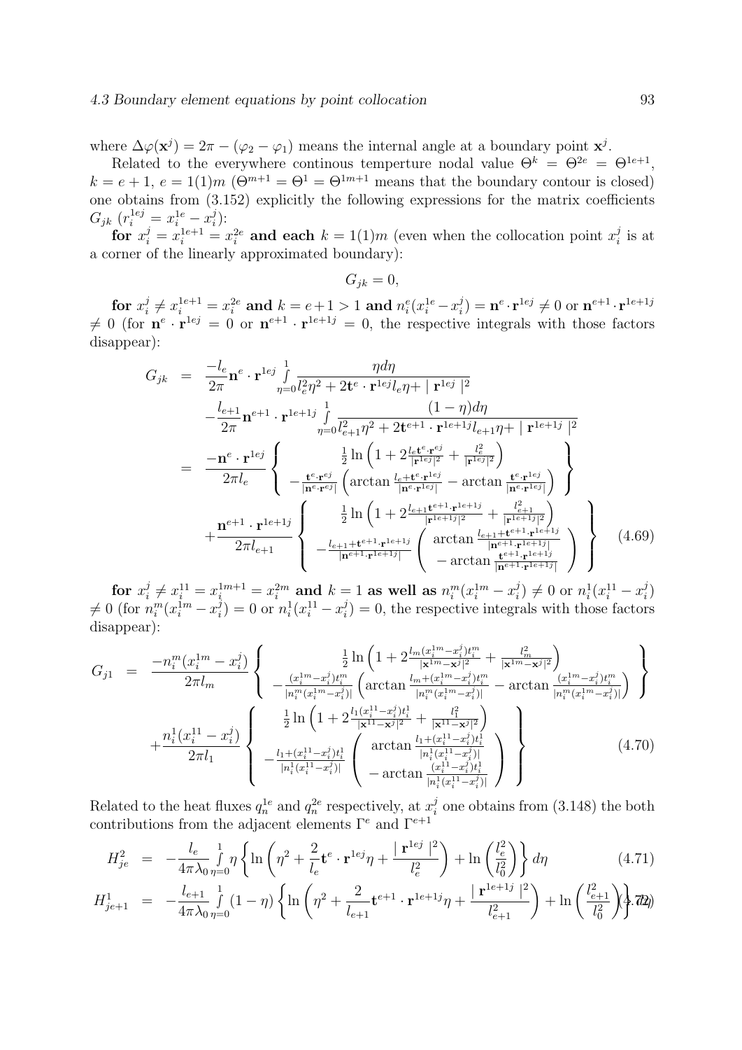where $\Delta\varphi(\mathbf{x}^j) = 2\pi - (\varphi_2 - \varphi_1)$ means the internal angle at a boundary point $\mathbf{x}^j$.

Related to the everywhere continous temperture nodal value $\Theta^k = \Theta^{2e} = \Theta^{1e+1}$, $k = e+1$, $e = 1(1)m$ ($\Theta^{m+1} = \Theta^1 = \Theta^{1m+1}$ means that the boundary contour is closed) one obtains from (3.152) explicitly the following expressions for the matrix coefficients $G_{jk}$ ($r_i^{1ej} = x_i^{1e} - x_i^j$):

**for** $x_i^j = x_i^{1e+1} = x_i^{2e}$ **and each** $k = 1(1)m$ (even when the collocation point $x_i^j$ is at a corner of the linearly approximated boundary):

$$G_{jk} = 0,$$

**for** $x_i^j \neq x_i^{1e+1} = x_i^{2e}$ **and** $k = e+1 > 1$ **and** $n_i^e(x_i^{1e} - x_i^j) = \mathbf{n}^e \cdot \mathbf{r}^{1ej} \neq 0$ or $\mathbf{n}^{e+1} \cdot \mathbf{r}^{1e+1j} \neq 0$ (for $\mathbf{n}^e \cdot \mathbf{r}^{1ej} = 0$ or $\mathbf{n}^{e+1} \cdot \mathbf{r}^{1e+1j} = 0$, the respective integrals with those factors disappear):

$$\begin{aligned}
G_{jk} &= \frac{-l_e}{2\pi}\mathbf{n}^e \cdot \mathbf{r}^{1ej} \int_{\eta=0}^{1} \frac{\eta d\eta}{l_e^2\eta^2 + 2\mathbf{t}^e \cdot \mathbf{r}^{1ej} l_e \eta + \mid \mathbf{r}^{1ej} \mid^2} \\
&\quad - \frac{l_{e+1}}{2\pi}\mathbf{n}^{e+1} \cdot \mathbf{r}^{1e+1j} \int_{\eta=0}^{1} \frac{(1-\eta) d\eta}{l_{e+1}^2\eta^2 + 2\mathbf{t}^{e+1} \cdot \mathbf{r}^{1e+1j} l_{e+1} \eta + \mid \mathbf{r}^{1e+1j} \mid^2} \\
&= \frac{-\mathbf{n}^e \cdot \mathbf{r}^{1ej}}{2\pi l_e} \left\{ \begin{array}{c} \frac{1}{2}\ln\left(1 + 2\frac{l_e \mathbf{t}^e \cdot \mathbf{r}^{ej}}{|\mathbf{r}^{1ej}|^2} + \frac{l_e^2}{|\mathbf{r}^{1ej}|^2}\right) \\ -\frac{\mathbf{t}^e \cdot \mathbf{r}^{ej}}{|\mathbf{n}^e \cdot \mathbf{r}^{ej}|}\left(\arctan\frac{l_e + \mathbf{t}^e \cdot \mathbf{r}^{1ej}}{|\mathbf{n}^e \cdot \mathbf{r}^{1ej}|} - \arctan\frac{\mathbf{t}^e \cdot \mathbf{r}^{1ej}}{|\mathbf{n}^e \cdot \mathbf{r}^{1ej}|}\right) \end{array} \right\} \\
&\quad + \frac{\mathbf{n}^{e+1} \cdot \mathbf{r}^{1e+1j}}{2\pi l_{e+1}} \left\{ \begin{array}{c} \frac{1}{2}\ln\left(1 + 2\frac{l_{e+1} \mathbf{t}^{e+1} \cdot \mathbf{r}^{1e+1j}}{|\mathbf{r}^{1e+1j}|^2} + \frac{l_{e+1}^2}{|\mathbf{r}^{1e+1j}|^2}\right) \\ -\frac{l_{e+1} + \mathbf{t}^{e+1} \cdot \mathbf{r}^{1e+1j}}{|\mathbf{n}^{e+1} \cdot \mathbf{r}^{1e+1j}|}\left(\begin{array}{c} \arctan\frac{l_{e+1} + \mathbf{t}^{e+1} \cdot \mathbf{r}^{1e+1j}}{|\mathbf{n}^{e+1} \cdot \mathbf{r}^{1e+1j}|} \\ - \arctan\frac{\mathbf{t}^{e+1} \cdot \mathbf{r}^{1e+1j}}{|\mathbf{n}^{e+1} \cdot \mathbf{r}^{1e+1j}|} \end{array}\right) \end{array} \right\}
\end{aligned} \tag{4.69}$$

**for** $x_i^j \neq x_i^{11} = x_i^{1m+1} = x_i^{2m}$ **and** $k = 1$ **as well as** $n_i^m(x_i^{1m} - x_i^j) \neq 0$ or $n_i^1(x_i^{11} - x_i^j) \neq 0$ (for $n_i^m(x_i^{1m} - x_i^j) = 0$ or $n_i^1(x_i^{11} - x_i^j) = 0$, the respective integrals with those factors disappear):

$$\begin{aligned}
G_{j1} &= \frac{-n_i^m(x_i^{1m} - x_i^j)}{2\pi l_m} \left\{ \begin{array}{c} \frac{1}{2}\ln\left(1 + 2\frac{l_m(x_i^{1m} - x_i^j)t_i^m}{|\mathbf{x}^{1m} - \mathbf{x}^j|^2} + \frac{l_m^2}{|\mathbf{x}^{1m} - \mathbf{x}^j|^2}\right) \\ -\frac{(x_i^{1m} - x_i^j)t_i^m}{|n_i^m(x_i^{1m} - x_i^j)|}\left(\arctan\frac{l_m + (x_i^{1m} - x_i^j)t_i^m}{|n_i^m(x_i^{1m} - x_i^j)|} - \arctan\frac{(x_i^{1m} - x_i^j)t_i^m}{|n_i^m(x_i^{1m} - x_i^j)|}\right) \end{array} \right\} \\
&\quad + \frac{n_i^1(x_i^{11} - x_i^j)}{2\pi l_1} \left\{ \begin{array}{c} \frac{1}{2}\ln\left(1 + 2\frac{l_1(x_i^{11} - x_i^j)t_i^1}{|\mathbf{x}^{11} - \mathbf{x}^j|^2} + \frac{l_1^2}{|\mathbf{x}^{11} - \mathbf{x}^j|^2}\right) \\ -\frac{l_1 + (x_i^{11} - x_i^j)t_i^1}{|n_i^1(x_i^{11} - x_i^j)|}\left(\begin{array}{c} \arctan\frac{l_1 + (x_i^{11} - x_i^j)t_i^1}{|n_i^1(x_i^{11} - x_i^j)|} \\ - \arctan\frac{(x_i^{11} - x_i^j)t_i^1}{|n_i^1(x_i^{11} - x_i^j)|} \end{array}\right) \end{array} \right\}
\end{aligned} \tag{4.70}$$

Related to the heat fluxes $q_n^{1e}$ and $q_n^{2e}$ respectively, at $x_i^j$ one obtains from (3.148) the both contributions from the adjacent elements $\Gamma^e$ and $\Gamma^{e+1}$

$$H_{je}^2 = -\frac{l_e}{4\pi\lambda_0} \int_{\eta=0}^{1} \eta \left\{ \ln\left(\eta^2 + \frac{2}{l_e}\mathbf{t}^e \cdot \mathbf{r}^{1ej}\eta + \frac{\mid \mathbf{r}^{1ej} \mid^2}{l_e^2}\right) + \ln\left(\frac{l_e^2}{l_0^2}\right) \right\} d\eta \tag{4.71}$$

$$H_{je+1}^1 = -\frac{l_{e+1}}{4\pi\lambda_0} \int_{\eta=0}^{1} (1-\eta) \left\{ \ln\left(\eta^2 + \frac{2}{l_{e+1}}\mathbf{t}^{e+1} \cdot \mathbf{r}^{1e+1j}\eta + \frac{\mid \mathbf{r}^{1e+1j} \mid^2}{l_{e+1}^2}\right) + \ln\left(\frac{l_{e+1}^2}{l_0^2}\right) \right\} \tag{4.72}$$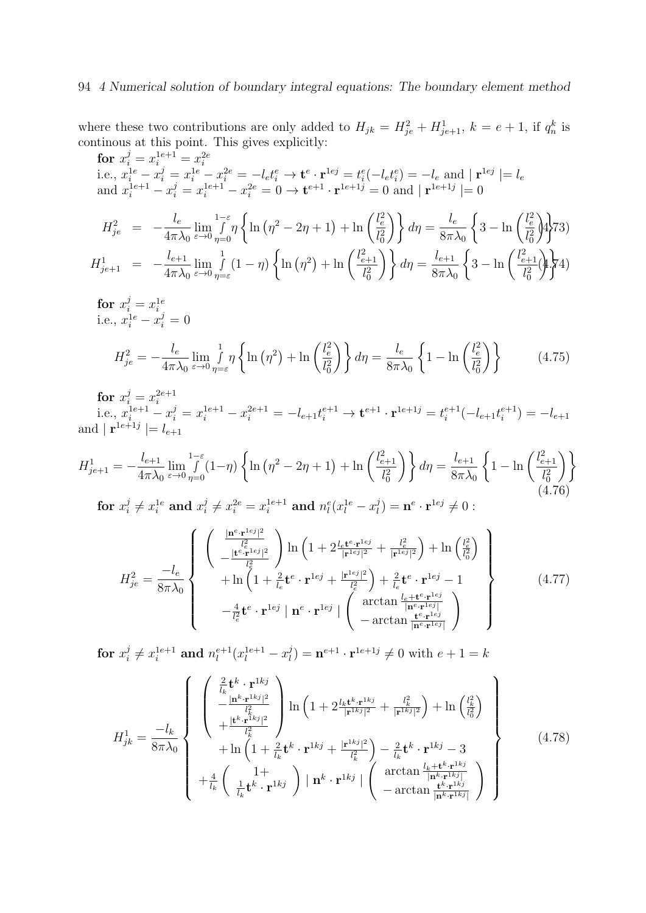where these two contributions are only added to $H_{jk} = H_{je}^2 + H_{je+1}^1$, $k = e+1$, if $q_n^k$ is continous at this point. This gives explicitly:

**for** $x_i^j = x_i^{1e+1} = x_i^{2e}$

i.e., $x_i^{1e} - x_i^j = x_i^{1e} - x_i^{2e} = -l_e t_i^e \rightarrow \mathbf{t}^e \cdot \mathbf{r}^{1ej} = t_i^e(-l_e t_i^e) = -l_e$ and $\mid \mathbf{r}^{1ej} \mid = l_e$

and $x_i^{1e+1} - x_i^j = x_i^{1e+1} - x_i^{2e} = 0 \rightarrow \mathbf{t}^{e+1} \cdot \mathbf{r}^{1e+1j} = 0$ and $\mid \mathbf{r}^{1e+1j} \mid = 0$

$$H_{je}^2 = -\frac{l_e}{4\pi\lambda_0} \lim_{\varepsilon \to 0} \int_{\eta=0}^{1-\varepsilon} \eta \left\{ \ln\left(\eta^2 - 2\eta + 1\right) + \ln\left(\frac{l_e^2}{l_0^2}\right) \right\} d\eta = \frac{l_e}{8\pi\lambda_0} \left\{ 3 - \ln\left(\frac{l_e^2}{l_0^2}\right) \right\} \quad (4.73)$$

$$H_{je+1}^1 = -\frac{l_{e+1}}{4\pi\lambda_0} \lim_{\varepsilon \to 0} \int_{\eta=\varepsilon}^{1} (1-\eta) \left\{ \ln\left(\eta^2\right) + \ln\left(\frac{l_{e+1}^2}{l_0^2}\right) \right\} d\eta = \frac{l_{e+1}}{8\pi\lambda_0} \left\{ 3 - \ln\left(\frac{l_{e+1}^2}{l_0^2}\right) \right\} \quad (4.74)$$

**for** $x_i^j = x_i^{1e}$

i.e., $x_i^{1e} - x_i^j = 0$

$$H_{je}^2 = -\frac{l_e}{4\pi\lambda_0} \lim_{\varepsilon \to 0} \int_{\eta=\varepsilon}^{1} \eta \left\{ \ln\left(\eta^2\right) + \ln\left(\frac{l_e^2}{l_0^2}\right) \right\} d\eta = \frac{l_e}{8\pi\lambda_0} \left\{ 1 - \ln\left(\frac{l_e^2}{l_0^2}\right) \right\} \quad (4.75)$$

**for** $x_i^j = x_i^{2e+1}$

i.e., $x_i^{1e+1} - x_i^j = x_i^{1e+1} - x_i^{2e+1} = -l_{e+1} t_i^{e+1} \rightarrow \mathbf{t}^{e+1} \cdot \mathbf{r}^{1e+1j} = t_i^{e+1}(-l_{e+1} t_i^{e+1}) = -l_{e+1}$ and $\mid \mathbf{r}^{1e+1j} \mid = l_{e+1}$

$$H_{je+1}^1 = -\frac{l_{e+1}}{4\pi\lambda_0} \lim_{\varepsilon \to 0} \int_{\eta=0}^{1-\varepsilon} (1-\eta) \left\{ \ln\left(\eta^2 - 2\eta + 1\right) + \ln\left(\frac{l_{e+1}^2}{l_0^2}\right) \right\} d\eta = \frac{l_{e+1}}{8\pi\lambda_0} \left\{ 1 - \ln\left(\frac{l_{e+1}^2}{l_0^2}\right) \right\} \quad (4.76)$$

**for** $x_i^j \neq x_i^{1e}$ **and** $x_i^j \neq x_i^{2e} = x_i^{1e+1}$ **and** $n_l^e(x_l^{1e} - x_l^j) = \mathbf{n}^e \cdot \mathbf{r}^{1ej} \neq 0$ **:**

$$H_{je}^2 = \frac{-l_e}{8\pi\lambda_0} \left\{ \begin{array}{c} \left( \begin{array}{c} \frac{|\mathbf{n}^e \cdot \mathbf{r}^{1ej}|^2}{l_e^2} \\ -\frac{|\mathbf{t}^e \cdot \mathbf{r}^{1ej}|^2}{l_e^2} \end{array} \right) \ln\left(1 + 2\frac{l_e \mathbf{t}^e \cdot \mathbf{r}^{1ej}}{|\mathbf{r}^{1ej}|^2} + \frac{l_e^2}{|\mathbf{r}^{1ej}|^2}\right) + \ln\left(\frac{l_e^2}{l_0^2}\right) \\ + \ln\left(1 + \frac{2}{l_e}\mathbf{t}^e \cdot \mathbf{r}^{1ej} + \frac{|\mathbf{r}^{1ej}|^2}{l_e^2}\right) + \frac{2}{l_e}\mathbf{t}^e \cdot \mathbf{r}^{1ej} - 1 \\ -\frac{4}{l_e^2}\mathbf{t}^e \cdot \mathbf{r}^{1ej} \mid \mathbf{n}^e \cdot \mathbf{r}^{1ej} \mid \left( \begin{array}{c} \arctan\frac{l_e + \mathbf{t}^e \cdot \mathbf{r}^{1ej}}{|\mathbf{n}^e \cdot \mathbf{r}^{1ej}|} \\ -\arctan\frac{\mathbf{t}^e \cdot \mathbf{r}^{1ej}}{|\mathbf{n}^e \cdot \mathbf{r}^{1ej}|} \end{array} \right) \end{array} \right\} \quad (4.77)$$

**for** $x_i^j \neq x_i^{1e+1}$ **and** $n_l^{e+1}(x_l^{1e+1} - x_l^j) = \mathbf{n}^{e+1} \cdot \mathbf{r}^{1e+1j} \neq 0$ **with** $e+1 = k$

$$H_{jk}^1 = \frac{-l_k}{8\pi\lambda_0} \left\{ \begin{array}{c} \left( \begin{array}{c} \frac{2}{l_k}\mathbf{t}^k \cdot \mathbf{r}^{1kj} \\ -\frac{|\mathbf{n}^k \cdot \mathbf{r}^{1kj}|^2}{l_k^2} \\ +\frac{|\mathbf{t}^k \cdot \mathbf{r}^{1kj}|^2}{l_k^2} \end{array} \right) \ln\left(1 + 2\frac{l_k \mathbf{t}^k \cdot \mathbf{r}^{1kj}}{|\mathbf{r}^{1kj}|^2} + \frac{l_k^2}{|\mathbf{r}^{1kj}|^2}\right) + \ln\left(\frac{l_k^2}{l_0^2}\right) \\ + \ln\left(1 + \frac{2}{l_k}\mathbf{t}^k \cdot \mathbf{r}^{1kj} + \frac{|\mathbf{r}^{1kj}|^2}{l_k^2}\right) - \frac{2}{l_k}\mathbf{t}^k \cdot \mathbf{r}^{1kj} - 3 \\ +\frac{4}{l_k} \left( \begin{array}{c} 1+ \\ \frac{1}{l_k}\mathbf{t}^k \cdot \mathbf{r}^{1kj} \end{array} \right) \mid \mathbf{n}^k \cdot \mathbf{r}^{1kj} \mid \left( \begin{array}{c} \arctan\frac{l_k + \mathbf{t}^k \cdot \mathbf{r}^{1kj}}{|\mathbf{n}^k \cdot \mathbf{r}^{1kj}|} \\ -\arctan\frac{\mathbf{t}^k \cdot \mathbf{r}^{1kj}}{|\mathbf{n}^k \cdot \mathbf{r}^{1kj}|} \end{array} \right) \end{array} \right\} \quad (4.78)$$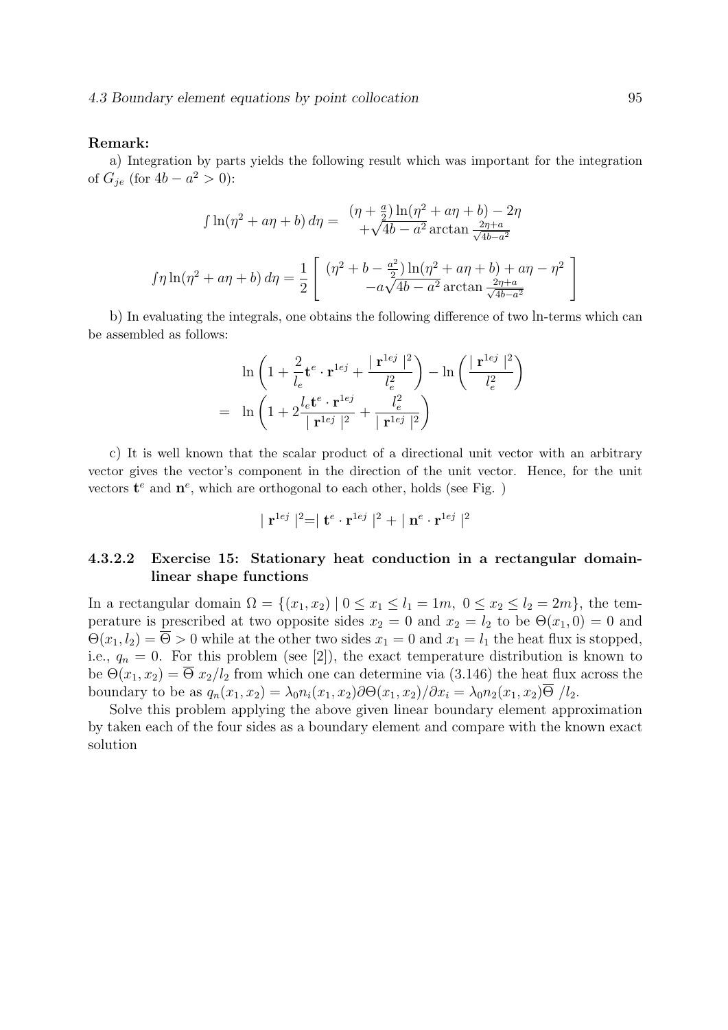**Remark:**

a) Integration by parts yields the following result which was important for the integration of $G_{je}$ (for $4b - a^2 > 0$):

$$\int \ln(\eta^2 + a\eta + b)\, d\eta = \begin{array}{c} (\eta + \frac{a}{2}) \ln(\eta^2 + a\eta + b) - 2\eta \\ + \sqrt{4b - a^2} \arctan \frac{2\eta + a}{\sqrt{4b - a^2}} \end{array}$$

$$\int \eta \ln(\eta^2 + a\eta + b)\, d\eta = \frac{1}{2} \left[ \begin{array}{c} (\eta^2 + b - \frac{a^2}{2}) \ln(\eta^2 + a\eta + b) + a\eta - \eta^2 \\ -a\sqrt{4b - a^2} \arctan \frac{2\eta + a}{\sqrt{4b - a^2}} \end{array} \right]$$

b) In evaluating the integrals, one obtains the following difference of two ln-terms which can be assembled as follows:

$$\begin{aligned} & \ln \left( 1 + \frac{2}{l_e} \mathbf{t}^e \cdot \mathbf{r}^{1ej} + \frac{\mid \mathbf{r}^{1ej} \mid^2}{l_e^2} \right) - \ln \left( \frac{\mid \mathbf{r}^{1ej} \mid^2}{l_e^2} \right) \\ = \; & \ln \left( 1 + 2 \frac{l_e \mathbf{t}^e \cdot \mathbf{r}^{1ej}}{\mid \mathbf{r}^{1ej} \mid^2} + \frac{l_e^2}{\mid \mathbf{r}^{1ej} \mid^2} \right) \end{aligned}$$

c) It is well known that the scalar product of a directional unit vector with an arbitrary vector gives the vector's component in the direction of the unit vector. Hence, for the unit vectors $\mathbf{t}^e$ and $\mathbf{n}^e$, which are orthogonal to each other, holds (see Fig. )

$$\mid \mathbf{r}^{1ej} \mid^2 = \mid \mathbf{t}^e \cdot \mathbf{r}^{1ej} \mid^2 + \mid \mathbf{n}^e \cdot \mathbf{r}^{1ej} \mid^2$$

#### 4.3.2.2 Exercise 15: Stationary heat conduction in a rectangular domain-linear shape functions

In a rectangular domain $\Omega = \{(x_1, x_2) \mid 0 \leq x_1 \leq l_1 = 1m,\ 0 \leq x_2 \leq l_2 = 2m\}$, the temperature is prescribed at two opposite sides $x_2 = 0$ and $x_2 = l_2$ to be $\Theta(x_1, 0) = 0$ and $\Theta(x_1, l_2) = \overline{\Theta} > 0$ while at the other two sides $x_1 = 0$ and $x_1 = l_1$ the heat flux is stopped, i.e., $q_n = 0$. For this problem (see [2]), the exact temperature distribution is known to be $\Theta(x_1, x_2) = \overline{\Theta}\, x_2 / l_2$ from which one can determine via (3.146) the heat flux across the boundary to be as $q_n(x_1, x_2) = \lambda_0 n_i(x_1, x_2) \partial\Theta(x_1, x_2)/\partial x_i = \lambda_0 n_2(x_1, x_2) \overline{\Theta}\ / l_2$.

Solve this problem applying the above given linear boundary element approximation by taken each of the four sides as a boundary element and compare with the known exact solution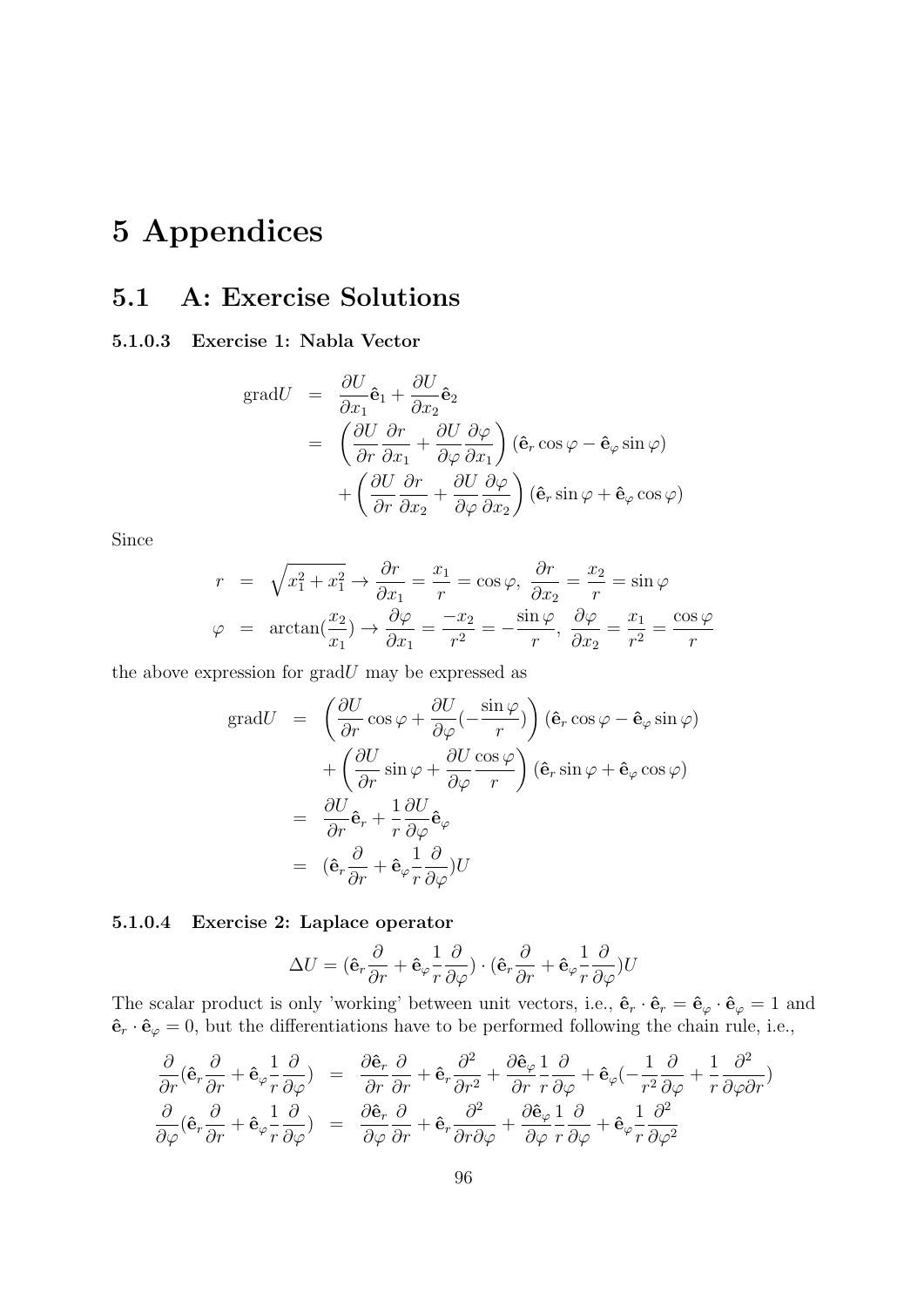# 5 Appendices

## 5.1 A: Exercise Solutions

#### 5.1.0.3 Exercise 1: Nabla Vector

$$
\begin{aligned}
\text{grad}U &= \frac{\partial U}{\partial x_1}\hat{\mathbf{e}}_1 + \frac{\partial U}{\partial x_2}\hat{\mathbf{e}}_2 \\
&= \left(\frac{\partial U}{\partial r}\frac{\partial r}{\partial x_1} + \frac{\partial U}{\partial \varphi}\frac{\partial \varphi}{\partial x_1}\right)(\hat{\mathbf{e}}_r \cos\varphi - \hat{\mathbf{e}}_\varphi \sin\varphi) \\
&\quad + \left(\frac{\partial U}{\partial r}\frac{\partial r}{\partial x_2} + \frac{\partial U}{\partial \varphi}\frac{\partial \varphi}{\partial x_2}\right)(\hat{\mathbf{e}}_r \sin\varphi + \hat{\mathbf{e}}_\varphi \cos\varphi)
\end{aligned}
$$

Since

$$
\begin{aligned}
r &= \sqrt{x_1^2 + x_1^2} \rightarrow \frac{\partial r}{\partial x_1} = \frac{x_1}{r} = \cos\varphi,\ \frac{\partial r}{\partial x_2} = \frac{x_2}{r} = \sin\varphi \\
\varphi &= \arctan(\frac{x_2}{x_1}) \rightarrow \frac{\partial \varphi}{\partial x_1} = \frac{-x_2}{r^2} = -\frac{\sin\varphi}{r},\ \frac{\partial \varphi}{\partial x_2} = \frac{x_1}{r^2} = \frac{\cos\varphi}{r}
\end{aligned}
$$

the above expression for grad$U$ may be expressed as

$$
\begin{aligned}
\text{grad}U &= \left(\frac{\partial U}{\partial r}\cos\varphi + \frac{\partial U}{\partial \varphi}(-\frac{\sin\varphi}{r})\right)(\hat{\mathbf{e}}_r \cos\varphi - \hat{\mathbf{e}}_\varphi \sin\varphi) \\
&\quad + \left(\frac{\partial U}{\partial r}\sin\varphi + \frac{\partial U}{\partial \varphi}\frac{\cos\varphi}{r}\right)(\hat{\mathbf{e}}_r \sin\varphi + \hat{\mathbf{e}}_\varphi \cos\varphi) \\
&= \frac{\partial U}{\partial r}\hat{\mathbf{e}}_r + \frac{1}{r}\frac{\partial U}{\partial \varphi}\hat{\mathbf{e}}_\varphi \\
&= (\hat{\mathbf{e}}_r\frac{\partial}{\partial r} + \hat{\mathbf{e}}_\varphi\frac{1}{r}\frac{\partial}{\partial \varphi})U
\end{aligned}
$$

#### 5.1.0.4 Exercise 2: Laplace operator

$$
\Delta U = (\hat{\mathbf{e}}_r\frac{\partial}{\partial r} + \hat{\mathbf{e}}_\varphi\frac{1}{r}\frac{\partial}{\partial \varphi}) \cdot (\hat{\mathbf{e}}_r\frac{\partial}{\partial r} + \hat{\mathbf{e}}_\varphi\frac{1}{r}\frac{\partial}{\partial \varphi})U
$$

The scalar product is only 'working' between unit vectors, i.e., $\hat{\mathbf{e}}_r \cdot \hat{\mathbf{e}}_r = \hat{\mathbf{e}}_\varphi \cdot \hat{\mathbf{e}}_\varphi = 1$ and $\hat{\mathbf{e}}_r \cdot \hat{\mathbf{e}}_\varphi = 0$, but the differentiations have to be performed following the chain rule, i.e.,

$$
\begin{aligned}
\frac{\partial}{\partial r}(\hat{\mathbf{e}}_r\frac{\partial}{\partial r} + \hat{\mathbf{e}}_\varphi\frac{1}{r}\frac{\partial}{\partial \varphi}) &= \frac{\partial \hat{\mathbf{e}}_r}{\partial r}\frac{\partial}{\partial r} + \hat{\mathbf{e}}_r\frac{\partial^2}{\partial r^2} + \frac{\partial \hat{\mathbf{e}}_\varphi}{\partial r}\frac{1}{r}\frac{\partial}{\partial \varphi} + \hat{\mathbf{e}}_\varphi(-\frac{1}{r^2}\frac{\partial}{\partial \varphi} + \frac{1}{r}\frac{\partial^2}{\partial \varphi \partial r}) \\
\frac{\partial}{\partial \varphi}(\hat{\mathbf{e}}_r\frac{\partial}{\partial r} + \hat{\mathbf{e}}_\varphi\frac{1}{r}\frac{\partial}{\partial \varphi}) &= \frac{\partial \hat{\mathbf{e}}_r}{\partial \varphi}\frac{\partial}{\partial r} + \hat{\mathbf{e}}_r\frac{\partial^2}{\partial r \partial \varphi} + \frac{\partial \hat{\mathbf{e}}_\varphi}{\partial \varphi}\frac{1}{r}\frac{\partial}{\partial \varphi} + \hat{\mathbf{e}}_\varphi\frac{1}{r}\frac{\partial^2}{\partial \varphi^2}
\end{aligned}
$$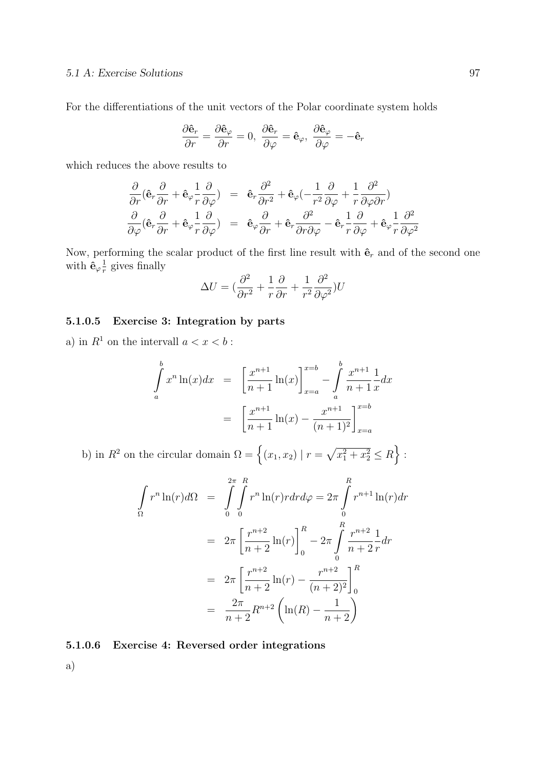For the differentiations of the unit vectors of the Polar coordinate system holds

$$\frac{\partial \hat{\mathbf{e}}_r}{\partial r} = \frac{\partial \hat{\mathbf{e}}_\varphi}{\partial r} = 0,\ \frac{\partial \hat{\mathbf{e}}_r}{\partial \varphi} = \hat{\mathbf{e}}_\varphi,\ \frac{\partial \hat{\mathbf{e}}_\varphi}{\partial \varphi} = -\hat{\mathbf{e}}_r$$

which reduces the above results to

$$\begin{aligned}
\frac{\partial}{\partial r}(\hat{\mathbf{e}}_r \frac{\partial}{\partial r} + \hat{\mathbf{e}}_\varphi \frac{1}{r}\frac{\partial}{\partial \varphi}) &= \hat{\mathbf{e}}_r \frac{\partial^2}{\partial r^2} + \hat{\mathbf{e}}_\varphi(-\frac{1}{r^2}\frac{\partial}{\partial \varphi} + \frac{1}{r}\frac{\partial^2}{\partial \varphi \partial r}) \\
\frac{\partial}{\partial \varphi}(\hat{\mathbf{e}}_r \frac{\partial}{\partial r} + \hat{\mathbf{e}}_\varphi \frac{1}{r}\frac{\partial}{\partial \varphi}) &= \hat{\mathbf{e}}_\varphi \frac{\partial}{\partial r} + \hat{\mathbf{e}}_r \frac{\partial^2}{\partial r \partial \varphi} - \hat{\mathbf{e}}_r \frac{1}{r}\frac{\partial}{\partial \varphi} + \hat{\mathbf{e}}_\varphi \frac{1}{r}\frac{\partial^2}{\partial \varphi^2}
\end{aligned}$$

Now, performing the scalar product of the first line result with $\hat{\mathbf{e}}_r$ and of the second one with $\hat{\mathbf{e}}_\varphi \frac{1}{r}$ gives finally

$$\Delta U = (\frac{\partial^2}{\partial r^2} + \frac{1}{r}\frac{\partial}{\partial r} + \frac{1}{r^2}\frac{\partial^2}{\partial \varphi^2})U$$

#### 5.1.0.5 Exercise 3: Integration by parts

a) in $R^1$ on the intervall $a < x < b$ :

$$\begin{aligned}
\int_a^b x^n \ln(x)dx &= \left[\frac{x^{n+1}}{n+1}\ln(x)\right]_{x=a}^{x=b} - \int_a^b \frac{x^{n+1}}{n+1}\frac{1}{x}dx \\
&= \left[\frac{x^{n+1}}{n+1}\ln(x) - \frac{x^{n+1}}{(n+1)^2}\right]_{x=a}^{x=b}
\end{aligned}$$

b) in $R^2$ on the circular domain $\Omega = \left\{(x_1, x_2) \mid r = \sqrt{x_1^2 + x_2^2} \leq R\right\}$ :

$$\begin{aligned}
\int_\Omega r^n \ln(r)d\Omega &= \int_0^{2\pi}\int_0^R r^n \ln(r) r dr d\varphi = 2\pi \int_0^R r^{n+1}\ln(r)dr \\
&= 2\pi \left[\frac{r^{n+2}}{n+2}\ln(r)\right]_0^R - 2\pi \int_0^R \frac{r^{n+2}}{n+2}\frac{1}{r}dr \\
&= 2\pi \left[\frac{r^{n+2}}{n+2}\ln(r) - \frac{r^{n+2}}{(n+2)^2}\right]_0^R \\
&= \frac{2\pi}{n+2}R^{n+2}\left(\ln(R) - \frac{1}{n+2}\right)
\end{aligned}$$

#### 5.1.0.6 Exercise 4: Reversed order integrations

a)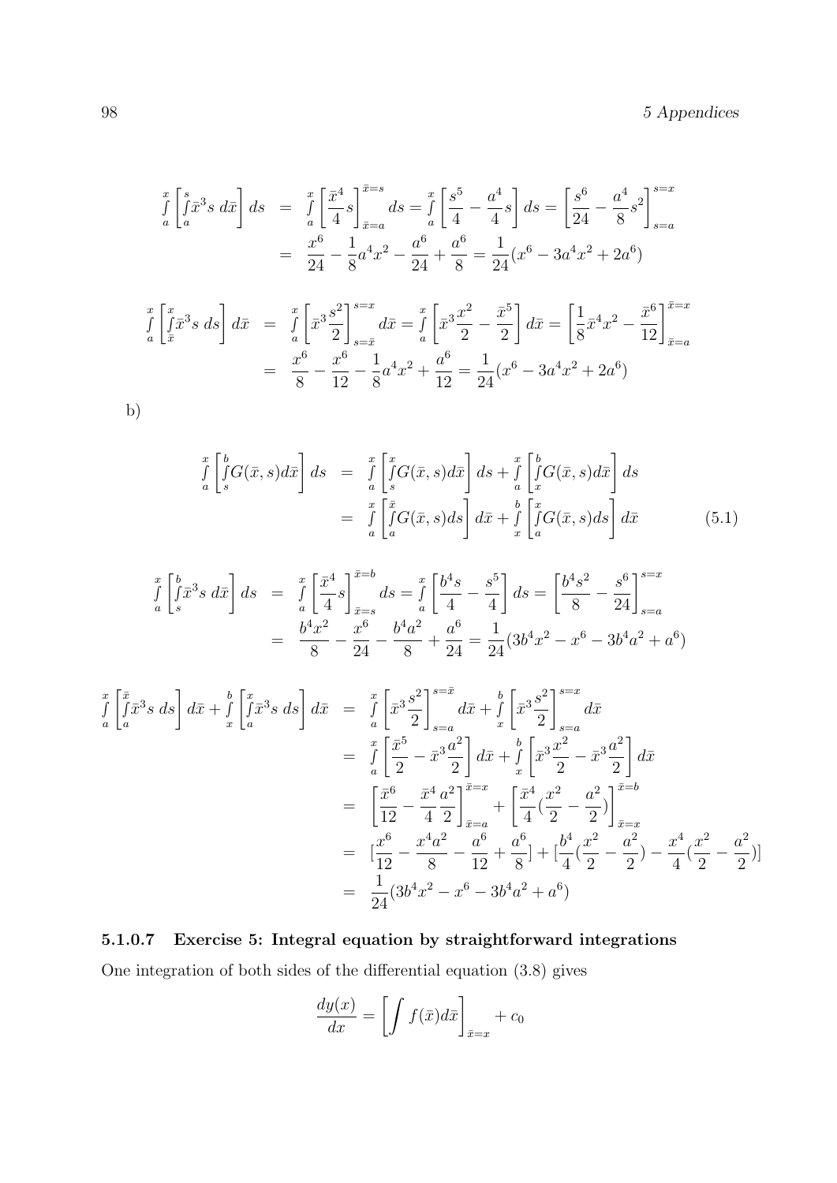$$
\begin{aligned}
\int_a^x \left[\int_a^s \bar{x}^3 s\, d\bar{x}\right] ds &= \int_a^x \left[\frac{\bar{x}^4}{4}s\right]_{\bar{x}=a}^{\bar{x}=s} ds = \int_a^x \left[\frac{s^5}{4} - \frac{a^4}{4}s\right] ds = \left[\frac{s^6}{24} - \frac{a^4}{8}s^2\right]_{s=a}^{s=x} \\
&= \frac{x^6}{24} - \frac{1}{8}a^4x^2 - \frac{a^6}{24} + \frac{a^6}{8} = \frac{1}{24}(x^6 - 3a^4x^2 + 2a^6)
\end{aligned}
$$

$$
\begin{aligned}
\int_a^x \left[\int_{\bar{x}}^x \bar{x}^3 s\, ds\right] d\bar{x} &= \int_a^x \left[\bar{x}^3\frac{s^2}{2}\right]_{s=\bar{x}}^{s=x} d\bar{x} = \int_a^x \left[\bar{x}^3\frac{x^2}{2} - \frac{\bar{x}^5}{2}\right] d\bar{x} = \left[\frac{1}{8}\bar{x}^4x^2 - \frac{\bar{x}^6}{12}\right]_{\bar{x}=a}^{\bar{x}=x} \\
&= \frac{x^6}{8} - \frac{x^6}{12} - \frac{1}{8}a^4x^2 + \frac{a^6}{12} = \frac{1}{24}(x^6 - 3a^4x^2 + 2a^6)
\end{aligned}
$$

b)

$$
\begin{aligned}
\int_a^x \left[\int_s^b G(\bar{x}, s) d\bar{x}\right] ds &= \int_a^x \left[\int_s^x G(\bar{x}, s) d\bar{x}\right] ds + \int_a^x \left[\int_x^b G(\bar{x}, s) d\bar{x}\right] ds \\
&= \int_a^x \left[\int_a^{\bar{x}} G(\bar{x}, s) ds\right] d\bar{x} + \int_x^b \left[\int_a^x G(\bar{x}, s) ds\right] d\bar{x}
\end{aligned}
\tag{5.1}
$$

$$
\begin{aligned}
\int_a^x \left[\int_s^b \bar{x}^3 s\, d\bar{x}\right] ds &= \int_a^x \left[\frac{\bar{x}^4}{4}s\right]_{\bar{x}=s}^{\bar{x}=b} ds = \int_a^x \left[\frac{b^4 s}{4} - \frac{s^5}{4}\right] ds = \left[\frac{b^4 s^2}{8} - \frac{s^6}{24}\right]_{s=a}^{s=x} \\
&= \frac{b^4x^2}{8} - \frac{x^6}{24} - \frac{b^4a^2}{8} + \frac{a^6}{24} = \frac{1}{24}(3b^4x^2 - x^6 - 3b^4a^2 + a^6)
\end{aligned}
$$

$$
\begin{aligned}
\int_a^x \left[\int_a^{\bar{x}} \bar{x}^3 s\, ds\right] d\bar{x} + \int_x^b \left[\int_a^x \bar{x}^3 s\, ds\right] d\bar{x} &= \int_a^x \left[\bar{x}^3\frac{s^2}{2}\right]_{s=a}^{s=\bar{x}} d\bar{x} + \int_x^b \left[\bar{x}^3\frac{s^2}{2}\right]_{s=a}^{s=x} d\bar{x} \\
&= \int_a^x \left[\frac{\bar{x}^5}{2} - \bar{x}^3\frac{a^2}{2}\right] d\bar{x} + \int_x^b \left[\bar{x}^3\frac{x^2}{2} - \bar{x}^3\frac{a^2}{2}\right] d\bar{x} \\
&= \left[\frac{\bar{x}^6}{12} - \frac{\bar{x}^4}{4}\frac{a^2}{2}\right]_{\bar{x}=a}^{\bar{x}=x} + \left[\frac{\bar{x}^4}{4}\left(\frac{x^2}{2} - \frac{a^2}{2}\right)\right]_{\bar{x}=x}^{\bar{x}=b} \\
&= \left[\frac{x^6}{12} - \frac{x^4a^2}{8} - \frac{a^6}{12} + \frac{a^6}{8}\right] + \left[\frac{b^4}{4}\left(\frac{x^2}{2} - \frac{a^2}{2}\right) - \frac{x^4}{4}\left(\frac{x^2}{2} - \frac{a^2}{2}\right)\right] \\
&= \frac{1}{24}(3b^4x^2 - x^6 - 3b^4a^2 + a^6)
\end{aligned}
$$

#### 5.1.0.7 Exercise 5: Integral equation by straightforward integrations

One integration of both sides of the differential equation (3.8) gives

$$
\frac{dy(x)}{dx} = \left[\int f(\bar{x}) d\bar{x}\right]_{\bar{x}=x} + c_0
$$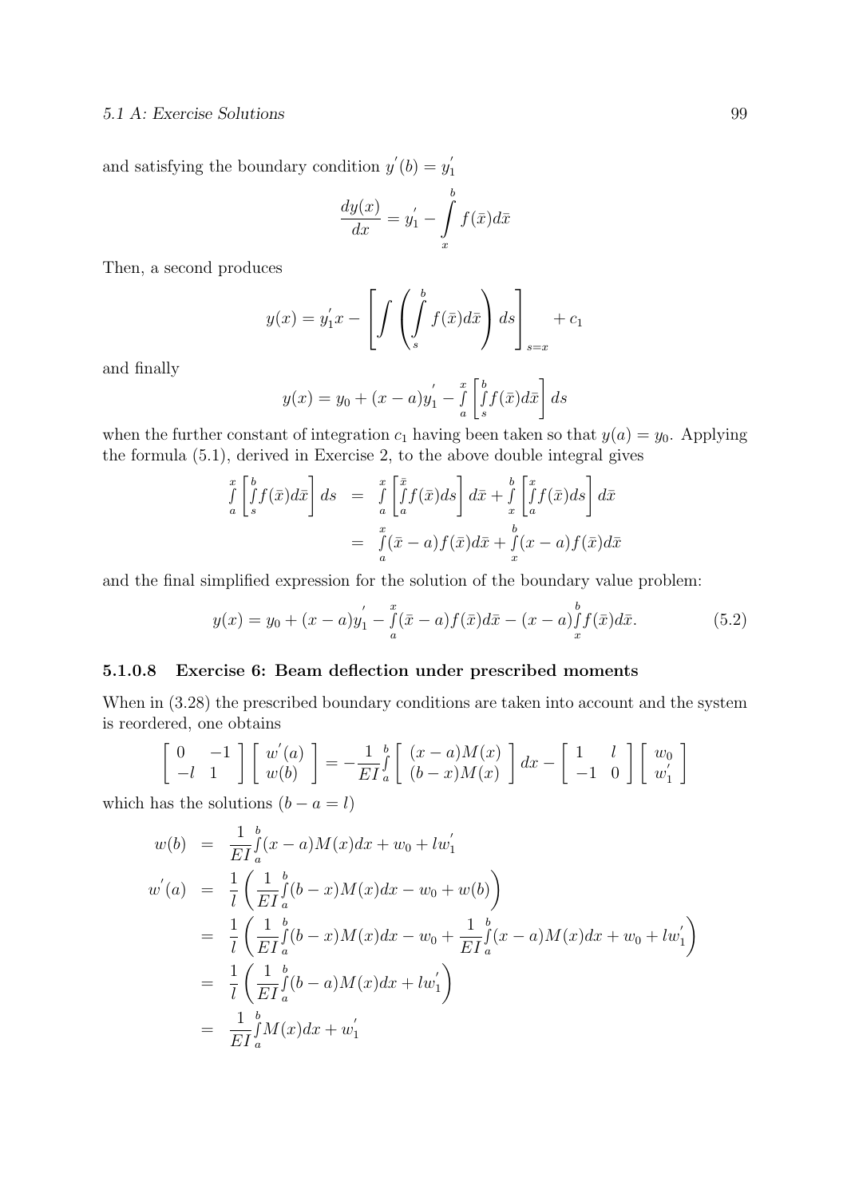and satisfying the boundary condition $y^{'}(b) = y_1^{'}$

$$\frac{dy(x)}{dx} = y_1^{'} - \int_x^b f(\bar{x})d\bar{x}$$

Then, a second produces

$$y(x) = y_1^{'}x - \left[ \int \left( \int_s^b f(\bar{x})d\bar{x} \right) ds \right]_{s=x} + c_1$$

and finally

$$y(x) = y_0 + (x-a)y_1^{'} - \int_a^x \left[ \int_s^b f(\bar{x})d\bar{x} \right] ds$$

when the further constant of integration $c_1$ having been taken so that $y(a) = y_0$. Applying the formula (5.1), derived in Exercise 2, to the above double integral gives

$$\begin{aligned}
\int_a^x \left[ \int_s^b f(\bar{x})d\bar{x} \right] ds &= \int_a^x \left[ \int_a^{\bar{x}} f(\bar{x})ds \right] d\bar{x} + \int_x^b \left[ \int_a^x f(\bar{x})ds \right] d\bar{x} \\
&= \int_a^x (\bar{x}-a)f(\bar{x})d\bar{x} + \int_x^b (x-a)f(\bar{x})d\bar{x}
\end{aligned}$$

and the final simplified expression for the solution of the boundary value problem:

$$y(x) = y_0 + (x-a)y_1^{'} - \int_a^x (\bar{x}-a)f(\bar{x})d\bar{x} - (x-a)\int_x^b f(\bar{x})d\bar{x}. \tag{5.2}$$

#### 5.1.0.8 Exercise 6: Beam deflection under prescribed moments

When in (3.28) the prescribed boundary conditions are taken into account and the system is reordered, one obtains

$$\begin{bmatrix} 0 & -1 \\ -l & 1 \end{bmatrix} \begin{bmatrix} w^{'}(a) \\ w(b) \end{bmatrix} = -\frac{1}{EI}\int_a^b \begin{bmatrix} (x-a)M(x) \\ (b-x)M(x) \end{bmatrix} dx - \begin{bmatrix} 1 & l \\ -1 & 0 \end{bmatrix} \begin{bmatrix} w_0 \\ w_1^{'} \end{bmatrix}$$

which has the solutions $(b - a = l)$

$$\begin{aligned}
w(b) &= \frac{1}{EI}\int_a^b (x-a)M(x)dx + w_0 + lw_1^{'} \\
w^{'}(a) &= \frac{1}{l}\left( \frac{1}{EI}\int_a^b (b-x)M(x)dx - w_0 + w(b) \right) \\
&= \frac{1}{l}\left( \frac{1}{EI}\int_a^b (b-x)M(x)dx - w_0 + \frac{1}{EI}\int_a^b (x-a)M(x)dx + w_0 + lw_1^{'} \right) \\
&= \frac{1}{l}\left( \frac{1}{EI}\int_a^b (b-a)M(x)dx + lw_1^{'} \right) \\
&= \frac{1}{EI}\int_a^b M(x)dx + w_1^{'}
\end{aligned}$$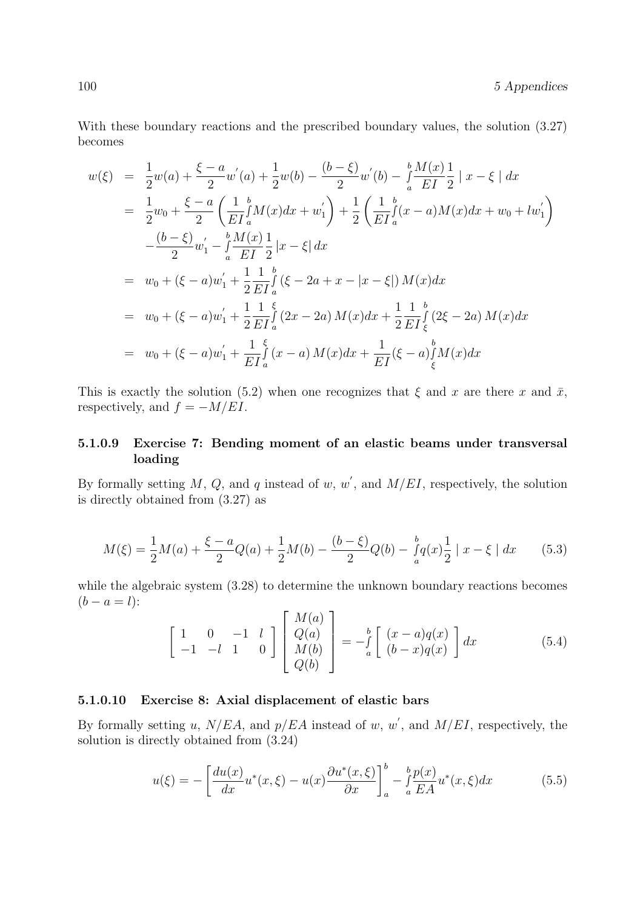With these boundary reactions and the prescribed boundary values, the solution (3.27) becomes

$$
\begin{aligned}
w(\xi) &= \frac{1}{2}w(a) + \frac{\xi - a}{2}w^{'}(a) + \frac{1}{2}w(b) - \frac{(b-\xi)}{2}w^{'}(b) - \int_a^b \frac{M(x)}{EI}\frac{1}{2} \mid x - \xi \mid dx \\
&= \frac{1}{2}w_0 + \frac{\xi - a}{2}\left(\frac{1}{EI}\int_a^b M(x)dx + w_1^{'}\right) + \frac{1}{2}\left(\frac{1}{EI}\int_a^b (x-a)M(x)dx + w_0 + lw_1^{'}\right) \\
&\quad - \frac{(b-\xi)}{2}w_1^{'} - \int_a^b \frac{M(x)}{EI}\frac{1}{2}\left|x - \xi\right| dx \\
&= w_0 + (\xi - a)w_1^{'} + \frac{1}{2}\frac{1}{EI}\int_a^b \left(\xi - 2a + x - \left|x - \xi\right|\right) M(x)dx \\
&= w_0 + (\xi - a)w_1^{'} + \frac{1}{2}\frac{1}{EI}\int_a^\xi \left(2x - 2a\right) M(x)dx + \frac{1}{2}\frac{1}{EI}\int_\xi^b \left(2\xi - 2a\right) M(x)dx \\
&= w_0 + (\xi - a)w_1^{'} + \frac{1}{EI}\int_a^\xi \left(x - a\right) M(x)dx + \frac{1}{EI}(\xi - a)\int_\xi^b M(x)dx
\end{aligned}
$$

This is exactly the solution (5.2) when one recognizes that $\xi$ and $x$ are there $x$ and $\bar{x}$, respectively, and $f = -M/EI$.

#### 5.1.0.9 Exercise 7: Bending moment of an elastic beams under transversal loading

By formally setting $M$, $Q$, and $q$ instead of $w$, $w^{'}$, and $M/EI$, respectively, the solution is directly obtained from (3.27) as

$$
M(\xi) = \frac{1}{2}M(a) + \frac{\xi - a}{2}Q(a) + \frac{1}{2}M(b) - \frac{(b-\xi)}{2}Q(b) - \int_a^b q(x)\frac{1}{2} \mid x - \xi \mid dx \tag{5.3}
$$

while the algebraic system (3.28) to determine the unknown boundary reactions becomes $(b - a = l)$:

$$
\begin{bmatrix} 1 & 0 & -1 & l \\ -1 & -l & 1 & 0 \end{bmatrix} \begin{bmatrix} M(a) \\ Q(a) \\ M(b) \\ Q(b) \end{bmatrix} = -\int_a^b \begin{bmatrix} (x-a)q(x) \\ (b-x)q(x) \end{bmatrix} dx \tag{5.4}
$$

#### 5.1.0.10 Exercise 8: Axial displacement of elastic bars

By formally setting $u$, $N/EA$, and $p/EA$ instead of $w$, $w^{'}$, and $M/EI$, respectively, the solution is directly obtained from (3.24)

$$
u(\xi) = -\left[\frac{du(x)}{dx}u^*(x,\xi) - u(x)\frac{\partial u^*(x,\xi)}{\partial x}\right]_a^b - \int_a^b \frac{p(x)}{EA}u^*(x,\xi)dx \tag{5.5}
$$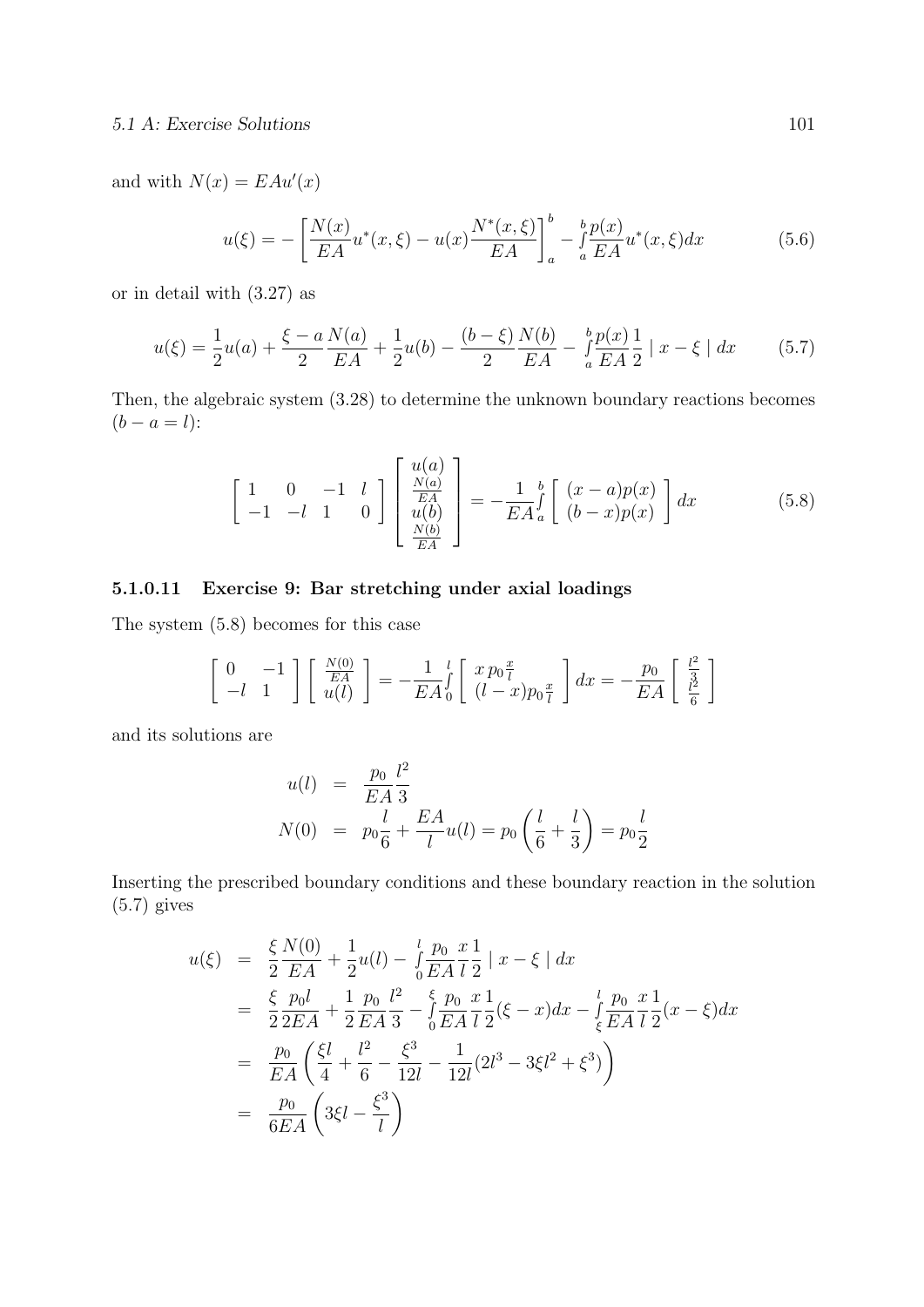and with $N(x) = EAu'(x)$

$$u(\xi) = -\left[\frac{N(x)}{EA}u^*(x,\xi) - u(x)\frac{N^*(x,\xi)}{EA}\right]_a^b - \int_a^b \frac{p(x)}{EA}u^*(x,\xi)dx \tag{5.6}$$

or in detail with (3.27) as

$$u(\xi) = \frac{1}{2}u(a) + \frac{\xi - a}{2}\frac{N(a)}{EA} + \frac{1}{2}u(b) - \frac{(b-\xi)}{2}\frac{N(b)}{EA} - \int_a^b \frac{p(x)}{EA}\frac{1}{2} \mid x - \xi \mid dx \tag{5.7}$$

Then, the algebraic system (3.28) to determine the unknown boundary reactions becomes $(b - a = l)$:

$$\begin{bmatrix} 1 & 0 & -1 & l \\ -1 & -l & 1 & 0 \end{bmatrix} \begin{bmatrix} u(a) \\ \frac{N(a)}{EA} \\ u(b) \\ \frac{N(b)}{EA} \end{bmatrix} = -\frac{1}{EA}\int_a^b \begin{bmatrix} (x-a)p(x) \\ (b-x)p(x) \end{bmatrix} dx \tag{5.8}$$

#### 5.1.0.11 Exercise 9: Bar stretching under axial loadings

The system (5.8) becomes for this case

$$\begin{bmatrix} 0 & -1 \\ -l & 1 \end{bmatrix} \begin{bmatrix} \frac{N(0)}{EA} \\ u(l) \end{bmatrix} = -\frac{1}{EA}\int_0^l \begin{bmatrix} x\, p_0 \frac{x}{l} \\ (l-x)p_0\frac{x}{l} \end{bmatrix} dx = -\frac{p_0}{EA}\begin{bmatrix} \frac{l^2}{3} \\ \frac{l^2}{6} \end{bmatrix}$$

and its solutions are

$$\begin{aligned} u(l) &= \frac{p_0}{EA}\frac{l^2}{3} \\ N(0) &= p_0\frac{l}{6} + \frac{EA}{l}u(l) = p_0\left(\frac{l}{6} + \frac{l}{3}\right) = p_0\frac{l}{2} \end{aligned}$$

Inserting the prescribed boundary conditions and these boundary reaction in the solution (5.7) gives

$$\begin{aligned} u(\xi) &= \frac{\xi}{2}\frac{N(0)}{EA} + \frac{1}{2}u(l) - \int_0^l \frac{p_0}{EA}\frac{x}{l}\frac{1}{2} \mid x - \xi \mid dx \\ &= \frac{\xi}{2}\frac{p_0 l}{2EA} + \frac{1}{2}\frac{p_0}{EA}\frac{l^2}{3} - \int_0^\xi \frac{p_0}{EA}\frac{x}{l}\frac{1}{2}(\xi - x)dx - \int_\xi^l \frac{p_0}{EA}\frac{x}{l}\frac{1}{2}(x-\xi)dx \\ &= \frac{p_0}{EA}\left(\frac{\xi l}{4} + \frac{l^2}{6} - \frac{\xi^3}{12l} - \frac{1}{12l}(2l^3 - 3\xi l^2 + \xi^3)\right) \\ &= \frac{p_0}{6EA}\left(3\xi l - \frac{\xi^3}{l}\right) \end{aligned}$$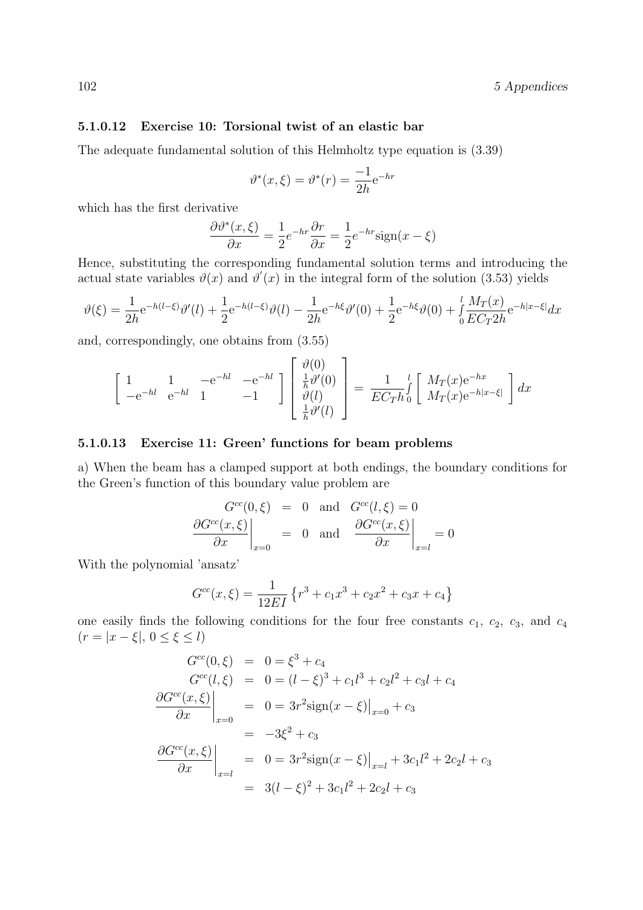#### 5.1.0.12 Exercise 10: Torsional twist of an elastic bar

The adequate fundamental solution of this Helmholtz type equation is (3.39)

$$\vartheta^*(x,\xi) = \vartheta^*(r) = \frac{-1}{2h}\mathrm{e}^{-hr}$$

which has the first derivative

$$\frac{\partial \vartheta^*(x,\xi)}{\partial x} = \frac{1}{2}e^{-hr}\frac{\partial r}{\partial x} = \frac{1}{2}e^{-hr}\mathrm{sign}(x-\xi)$$

Hence, substituting the corresponding fundamental solution terms and introducing the actual state variables $\vartheta(x)$ and $\vartheta^{'}(x)$ in the integral form of the solution (3.53) yields

$$\vartheta(\xi) = \frac{1}{2h}\mathrm{e}^{-h(l-\xi)}\vartheta'(l) + \frac{1}{2}\mathrm{e}^{-h(l-\xi)}\vartheta(l) - \frac{1}{2h}\mathrm{e}^{-h\xi}\vartheta'(0) + \frac{1}{2}\mathrm{e}^{-h\xi}\vartheta(0) + \int_0^l \frac{M_T(x)}{EC_T 2h}\mathrm{e}^{-h|x-\xi|}dx$$

and, correspondingly, one obtains from (3.55)

$$\begin{bmatrix} 1 & 1 & -\mathrm{e}^{-hl} & -\mathrm{e}^{-hl} \\ -\mathrm{e}^{-hl} & \mathrm{e}^{-hl} & 1 & -1 \end{bmatrix} \begin{bmatrix} \vartheta(0) \\ \frac{1}{h}\vartheta'(0) \\ \vartheta(l) \\ \frac{1}{h}\vartheta'(l) \end{bmatrix} = \frac{1}{EC_T h}\int_0^l \begin{bmatrix} M_T(x)\mathrm{e}^{-hx} \\ M_T(x)\mathrm{e}^{-h|x-\xi|} \end{bmatrix} dx$$

#### 5.1.0.13 Exercise 11: Green' functions for beam problems

a) When the beam has a clamped support at both endings, the boundary conditions for the Green's function of this boundary value problem are

$$\begin{aligned} G^{cc}(0,\xi) &= 0 \quad \text{and} \quad G^{cc}(l,\xi) = 0 \\ \left.\frac{\partial G^{cc}(x,\xi)}{\partial x}\right|_{x=0} &= 0 \quad \text{and} \quad \left.\frac{\partial G^{cc}(x,\xi)}{\partial x}\right|_{x=l} = 0 \end{aligned}$$

With the polynomial 'ansatz'

$$G^{cc}(x,\xi) = \frac{1}{12EI}\left\{r^3 + c_1x^3 + c_2x^2 + c_3x + c_4\right\}$$

one easily finds the following conditions for the four free constants $c_1$, $c_2$, $c_3$, and $c_4$ ($r = |x-\xi|$, $0 \le \xi \le l$)

$$\begin{aligned} G^{cc}(0,\xi) &= 0 = \xi^3 + c_4 \\ G^{cc}(l,\xi) &= 0 = (l-\xi)^3 + c_1l^3 + c_2l^2 + c_3l + c_4 \\ \left.\frac{\partial G^{cc}(x,\xi)}{\partial x}\right|_{x=0} &= 0 = 3r^2\mathrm{sign}(x-\xi)\big|_{x=0} + c_3 \\ &= -3\xi^2 + c_3 \\ \left.\frac{\partial G^{cc}(x,\xi)}{\partial x}\right|_{x=l} &= 0 = 3r^2\mathrm{sign}(x-\xi)\big|_{x=l} + 3c_1l^2 + 2c_2l + c_3 \\ &= 3(l-\xi)^2 + 3c_1l^2 + 2c_2l + c_3 \end{aligned}$$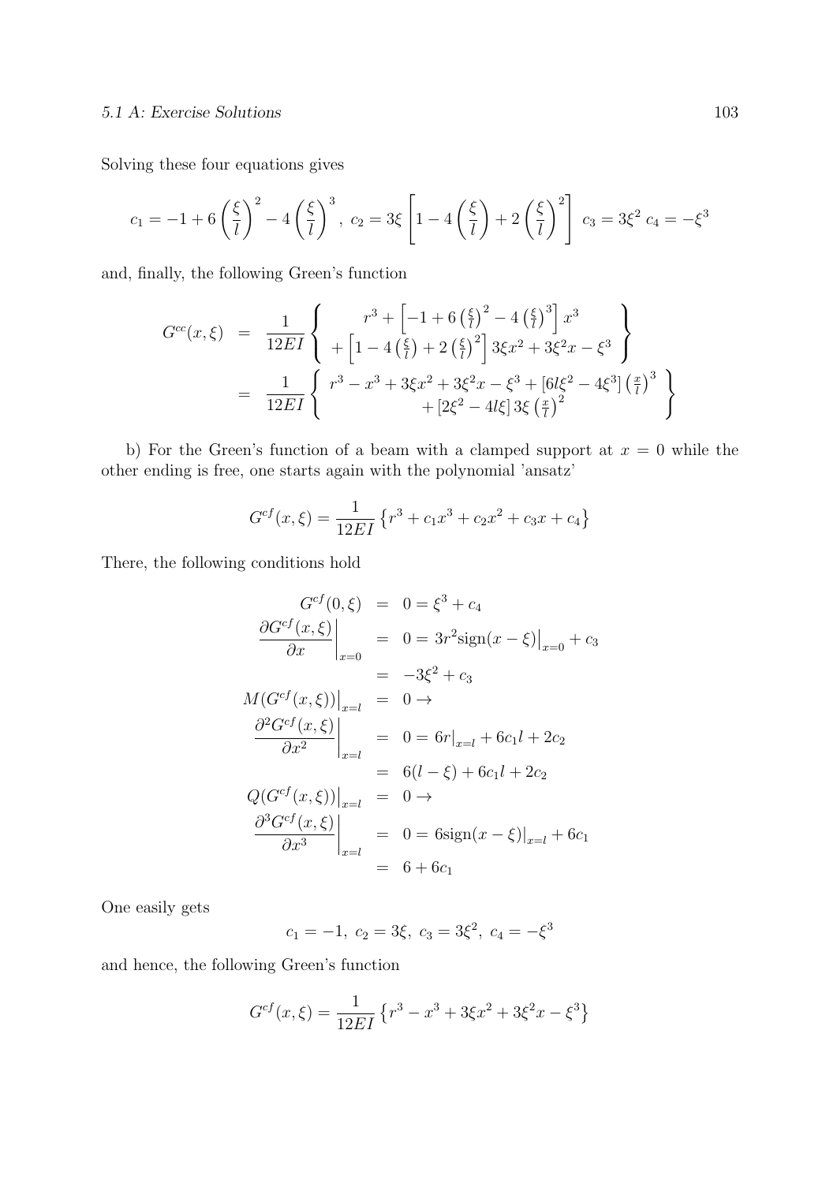Solving these four equations gives

$$c_1 = -1 + 6\left(\frac{\xi}{l}\right)^2 - 4\left(\frac{\xi}{l}\right)^3,\ c_2 = 3\xi\left[1 - 4\left(\frac{\xi}{l}\right) + 2\left(\frac{\xi}{l}\right)^2\right]\ c_3 = 3\xi^2\ c_4 = -\xi^3$$

and, finally, the following Green's function

$$\begin{aligned}
G^{cc}(x,\xi) &= \frac{1}{12EI}\left\{\begin{array}{c} r^3 + \left[-1 + 6\left(\frac{\xi}{l}\right)^2 - 4\left(\frac{\xi}{l}\right)^3\right]x^3 \\ + \left[1 - 4\left(\frac{\xi}{l}\right) + 2\left(\frac{\xi}{l}\right)^2\right]3\xi x^2 + 3\xi^2 x - \xi^3 \end{array}\right\} \\
&= \frac{1}{12EI}\left\{\begin{array}{c} r^3 - x^3 + 3\xi x^2 + 3\xi^2 x - \xi^3 + [6l\xi^2 - 4\xi^3]\left(\frac{x}{l}\right)^3 \\ + [2\xi^2 - 4l\xi]\,3\xi\left(\frac{x}{l}\right)^2 \end{array}\right\}
\end{aligned}$$

b) For the Green's function of a beam with a clamped support at $x = 0$ while the other ending is free, one starts again with the polynomial 'ansatz'

$$G^{cf}(x,\xi) = \frac{1}{12EI}\left\{r^3 + c_1x^3 + c_2x^2 + c_3x + c_4\right\}$$

There, the following conditions hold

$$\begin{aligned}
G^{cf}(0,\xi) &= 0 = \xi^3 + c_4 \\
\left.\frac{\partial G^{cf}(x,\xi)}{\partial x}\right|_{x=0} &= 0 = 3r^2\operatorname{sign}(x-\xi)\big|_{x=0} + c_3 \\
&= -3\xi^2 + c_3 \\
M(G^{cf}(x,\xi))\big|_{x=l} &= 0 \rightarrow \\
\left.\frac{\partial^2 G^{cf}(x,\xi)}{\partial x^2}\right|_{x=l} &= 0 = 6r\big|_{x=l} + 6c_1 l + 2c_2 \\
&= 6(l-\xi) + 6c_1 l + 2c_2 \\
Q(G^{cf}(x,\xi))\big|_{x=l} &= 0 \rightarrow \\
\left.\frac{\partial^3 G^{cf}(x,\xi)}{\partial x^3}\right|_{x=l} &= 0 = 6\operatorname{sign}(x-\xi)\big|_{x=l} + 6c_1 \\
&= 6 + 6c_1
\end{aligned}$$

One easily gets

$$c_1 = -1,\ c_2 = 3\xi,\ c_3 = 3\xi^2,\ c_4 = -\xi^3$$

and hence, the following Green's function

$$G^{cf}(x,\xi) = \frac{1}{12EI}\left\{r^3 - x^3 + 3\xi x^2 + 3\xi^2 x - \xi^3\right\}$$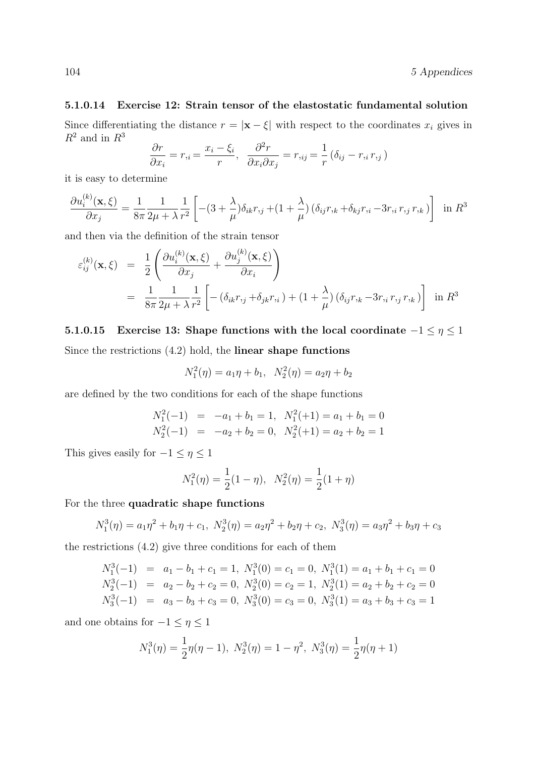#### 5.1.0.14 Exercise 12: Strain tensor of the elastostatic fundamental solution

Since differentiating the distance $r = |\mathbf{x} - \xi|$ with respect to the coordinates $x_i$ gives in $R^2$ and in $R^3$

$$\frac{\partial r}{\partial x_i} = r_{,i} = \frac{x_i - \xi_i}{r}, \quad \frac{\partial^2 r}{\partial x_i \partial x_j} = r_{,ij} = \frac{1}{r}\left(\delta_{ij} - r_{,i}\, r_{,j}\,\right)$$

it is easy to determine

$$\frac{\partial u_i^{(k)}(\mathbf{x}, \xi)}{\partial x_j} = \frac{1}{8\pi}\frac{1}{2\mu + \lambda}\frac{1}{r^2}\left[-(3+\frac{\lambda}{\mu})\delta_{ik} r_{,j} + (1+\frac{\lambda}{\mu})\left(\delta_{ij} r_{,k} + \delta_{kj} r_{,i} - 3 r_{,i}\, r_{,j}\, r_{,k}\,\right)\right] \quad \text{in } R^3$$

and then via the definition of the strain tensor

$$\begin{aligned}
\varepsilon_{ij}^{(k)}(\mathbf{x}, \xi) &= \frac{1}{2}\left(\frac{\partial u_i^{(k)}(\mathbf{x}, \xi)}{\partial x_j} + \frac{\partial u_j^{(k)}(\mathbf{x}, \xi)}{\partial x_i}\right) \\
&= \frac{1}{8\pi}\frac{1}{2\mu + \lambda}\frac{1}{r^2}\left[-\left(\delta_{ik} r_{,j} + \delta_{jk} r_{,i}\,\right) + (1+\frac{\lambda}{\mu})\left(\delta_{ij} r_{,k} - 3 r_{,i}\, r_{,j}\, r_{,k}\,\right)\right] \quad \text{in } R^3
\end{aligned}$$

#### 5.1.0.15 Exercise 13: Shape functions with the local coordinate $-1 \leq \eta \leq 1$

Since the restrictions (4.2) hold, the **linear shape functions**

$$N_1^2(\eta) = a_1\eta + b_1, \quad N_2^2(\eta) = a_2\eta + b_2$$

are defined by the two conditions for each of the shape functions

$$\begin{aligned}
N_1^2(-1) &= -a_1 + b_1 = 1, \quad N_1^2(+1) = a_1 + b_1 = 0 \\
N_2^2(-1) &= -a_2 + b_2 = 0, \quad N_2^2(+1) = a_2 + b_2 = 1
\end{aligned}$$

This gives easily for $-1 \leq \eta \leq 1$

$$N_1^2(\eta) = \frac{1}{2}(1-\eta), \quad N_2^2(\eta) = \frac{1}{2}(1+\eta)$$

For the three **quadratic shape functions**

$$N_1^3(\eta) = a_1\eta^2 + b_1\eta + c_1, \; N_2^3(\eta) = a_2\eta^2 + b_2\eta + c_2, \; N_3^3(\eta) = a_3\eta^2 + b_3\eta + c_3$$

the restrictions (4.2) give three conditions for each of them

$$\begin{aligned}
N_1^3(-1) &= a_1 - b_1 + c_1 = 1, \; N_1^3(0) = c_1 = 0, \; N_1^3(1) = a_1 + b_1 + c_1 = 0 \\
N_2^3(-1) &= a_2 - b_2 + c_2 = 0, \; N_2^3(0) = c_2 = 1, \; N_2^3(1) = a_2 + b_2 + c_2 = 0 \\
N_3^3(-1) &= a_3 - b_3 + c_3 = 0, \; N_3^3(0) = c_3 = 0, \; N_3^3(1) = a_3 + b_3 + c_3 = 1
\end{aligned}$$

and one obtains for $-1 \leq \eta \leq 1$

$$N_1^3(\eta) = \frac{1}{2}\eta(\eta - 1), \; N_2^3(\eta) = 1 - \eta^2, \; N_3^3(\eta) = \frac{1}{2}\eta(\eta + 1)$$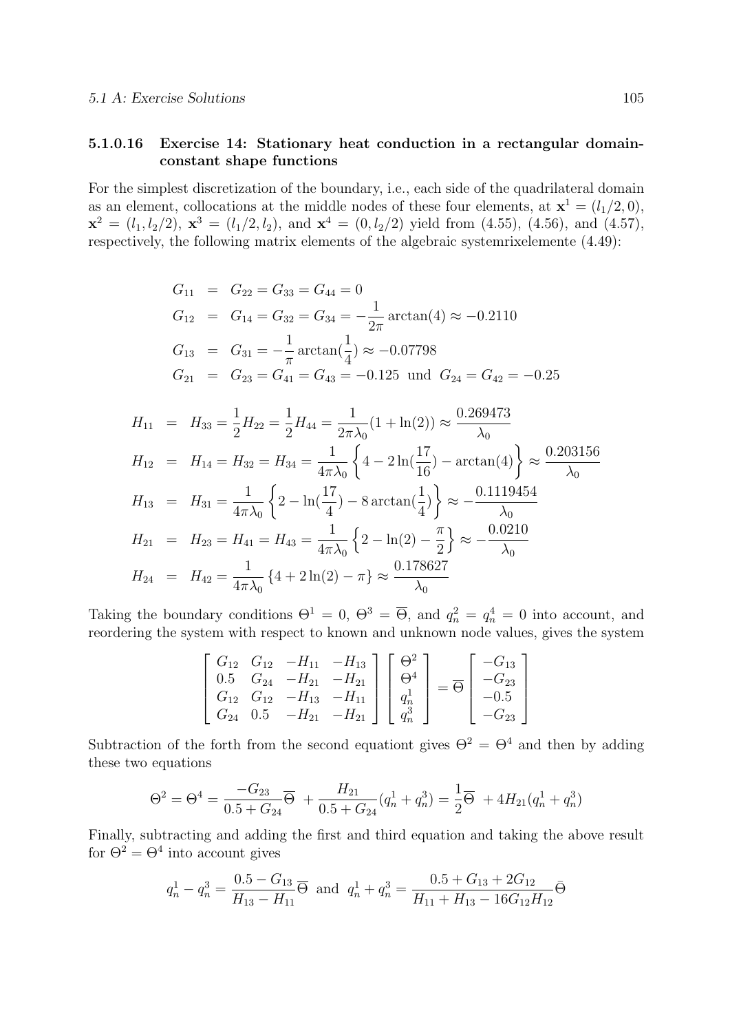#### 5.1.0.16 Exercise 14: Stationary heat conduction in a rectangular domain-constant shape functions

For the simplest discretization of the boundary, i.e., each side of the quadrilateral domain as an element, collocations at the middle nodes of these four elements, at $\mathbf{x}^1 = (l_1/2, 0)$, $\mathbf{x}^2 = (l_1, l_2/2)$, $\mathbf{x}^3 = (l_1/2, l_2)$, and $\mathbf{x}^4 = (0, l_2/2)$ yield from (4.55), (4.56), and (4.57), respectively, the following matrix elements of the algebraic systemrixelemente (4.49):

$$
\begin{aligned}
G_{11} &= G_{22} = G_{33} = G_{44} = 0 \\
G_{12} &= G_{14} = G_{32} = G_{34} = -\frac{1}{2\pi}\arctan(4) \approx -0.2110 \\
G_{13} &= G_{31} = -\frac{1}{\pi}\arctan(\frac{1}{4}) \approx -0.07798 \\
G_{21} &= G_{23} = G_{41} = G_{43} = -0.125 \ \text{ und } \ G_{24} = G_{42} = -0.25
\end{aligned}
$$

$$
\begin{aligned}
H_{11} &= H_{33} = \frac{1}{2}H_{22} = \frac{1}{2}H_{44} = \frac{1}{2\pi\lambda_0}(1 + \ln(2)) \approx \frac{0.269473}{\lambda_0} \\
H_{12} &= H_{14} = H_{32} = H_{34} = \frac{1}{4\pi\lambda_0}\left\{4 - 2\ln(\frac{17}{16}) - \arctan(4)\right\} \approx \frac{0.203156}{\lambda_0} \\
H_{13} &= H_{31} = \frac{1}{4\pi\lambda_0}\left\{2 - \ln(\frac{17}{4}) - 8\arctan(\frac{1}{4})\right\} \approx -\frac{0.1119454}{\lambda_0} \\
H_{21} &= H_{23} = H_{41} = H_{43} = \frac{1}{4\pi\lambda_0}\left\{2 - \ln(2) - \frac{\pi}{2}\right\} \approx -\frac{0.0210}{\lambda_0} \\
H_{24} &= H_{42} = \frac{1}{4\pi\lambda_0}\left\{4 + 2\ln(2) - \pi\right\} \approx \frac{0.178627}{\lambda_0}
\end{aligned}
$$

Taking the boundary conditions $\Theta^1 = 0$, $\Theta^3 = \overline{\Theta}$, and $q_n^2 = q_n^4 = 0$ into account, and reordering the system with respect to known and unknown node values, gives the system

$$
\begin{bmatrix}
G_{12} & G_{12} & -H_{11} & -H_{13} \\
0.5 & G_{24} & -H_{21} & -H_{21} \\
G_{12} & G_{12} & -H_{13} & -H_{11} \\
G_{24} & 0.5 & -H_{21} & -H_{21}
\end{bmatrix}
\begin{bmatrix}
\Theta^2 \\ \Theta^4 \\ q_n^1 \\ q_n^3
\end{bmatrix}
= \overline{\Theta}
\begin{bmatrix}
-G_{13} \\ -G_{23} \\ -0.5 \\ -G_{23}
\end{bmatrix}
$$

Subtraction of the forth from the second equationt gives $\Theta^2 = \Theta^4$ and then by adding these two equations

$$
\Theta^2 = \Theta^4 = \frac{-G_{23}}{0.5 + G_{24}}\overline{\Theta} \ + \frac{H_{21}}{0.5 + G_{24}}(q_n^1 + q_n^3) = \frac{1}{2}\overline{\Theta} \ + 4H_{21}(q_n^1 + q_n^3)
$$

Finally, subtracting and adding the first and third equation and taking the above result for $\Theta^2 = \Theta^4$ into account gives

$$
q_n^1 - q_n^3 = \frac{0.5 - G_{13}}{H_{13} - H_{11}}\overline{\Theta} \ \text{ and } \ q_n^1 + q_n^3 = \frac{0.5 + G_{13} + 2G_{12}}{H_{11} + H_{13} - 16G_{12}H_{12}}\bar{\Theta}
$$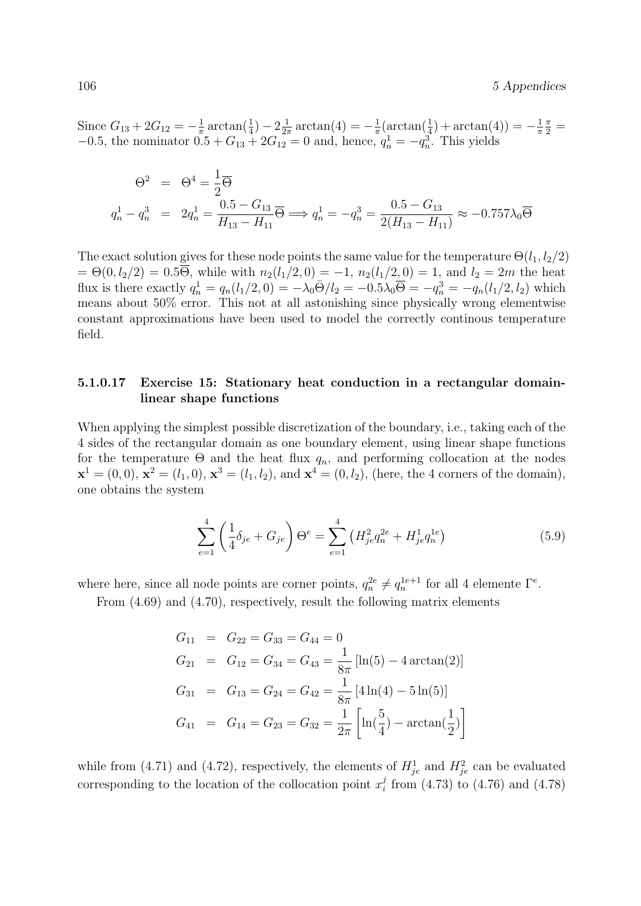Since $G_{13} + 2G_{12} = -\frac{1}{\pi}\arctan(\frac{1}{4}) - 2\frac{1}{2\pi}\arctan(4) = -\frac{1}{\pi}(\arctan(\frac{1}{4}) + \arctan(4)) = -\frac{1}{\pi}\frac{\pi}{2} = -0.5$, the nominator $0.5 + G_{13} + 2G_{12} = 0$ and, hence, $q_n^1 = -q_n^3$. This yields

$$
\begin{aligned}
\Theta^2 &= \Theta^4 = \frac{1}{2}\overline{\Theta} \\
q_n^1 - q_n^3 &= 2q_n^1 = \frac{0.5 - G_{13}}{H_{13} - H_{11}}\overline{\Theta} \Longrightarrow q_n^1 = -q_n^3 = \frac{0.5 - G_{13}}{2(H_{13} - H_{11})} \approx -0.757\lambda_0\overline{\Theta}
\end{aligned}
$$

The exact solution gives for these node points the same value for the temperature $\Theta(l_1, l_2/2) = \Theta(0, l_2/2) = 0.5\overline{\Theta}$, while with $n_2(l_1/2, 0) = -1$, $n_2(l_1/2, 0) = 1$, and $l_2 = 2m$ the heat flux is there exactly $q_n^1 = q_n(l_1/2, 0) = -\lambda_0\bar{\Theta}/l_2 = -0.5\lambda_0\overline{\Theta} = -q_n^3 = -q_n(l_1/2, l_2)$ which means about 50% error. This not at all astonishing since physically wrong elementwise constant approximations have been used to model the correctly continous temperature field.

#### 5.1.0.17 Exercise 15: Stationary heat conduction in a rectangular domain-linear shape functions

When applying the simplest possible discretization of the boundary, i.e., taking each of the 4 sides of the rectangular domain as one boundary element, using linear shape functions for the temperature $\Theta$ and the heat flux $q_n$, and performing collocation at the nodes $\mathbf{x}^1 = (0, 0)$, $\mathbf{x}^2 = (l_1, 0)$, $\mathbf{x}^3 = (l_1, l_2)$, and $\mathbf{x}^4 = (0, l_2)$, (here, the 4 corners of the domain), one obtains the system

$$
\sum_{e=1}^{4} \left( \frac{1}{4}\delta_{je} + G_{je} \right) \Theta^e = \sum_{e=1}^{4} \left( H_{je}^2 q_n^{2e} + H_{je}^1 q_n^{1e} \right) \tag{5.9}
$$

where here, since all node points are corner points, $q_n^{2e} \neq q_n^{1e+1}$ for all 4 elemente $\Gamma^e$.

From (4.69) and (4.70), respectively, result the following matrix elements

$$
\begin{aligned}
G_{11} &= G_{22} = G_{33} = G_{44} = 0 \\
G_{21} &= G_{12} = G_{34} = G_{43} = \frac{1}{8\pi}\left[\ln(5) - 4\arctan(2)\right] \\
G_{31} &= G_{13} = G_{24} = G_{42} = \frac{1}{8\pi}\left[4\ln(4) - 5\ln(5)\right] \\
G_{41} &= G_{14} = G_{23} = G_{32} = \frac{1}{2\pi}\left[\ln(\frac{5}{4}) - \arctan(\frac{1}{2})\right]
\end{aligned}
$$

while from (4.71) and (4.72), respectively, the elements of $H_{je}^1$ and $H_{je}^2$ can be evaluated corresponding to the location of the collocation point $x_i^j$ from (4.73) to (4.76) and (4.78)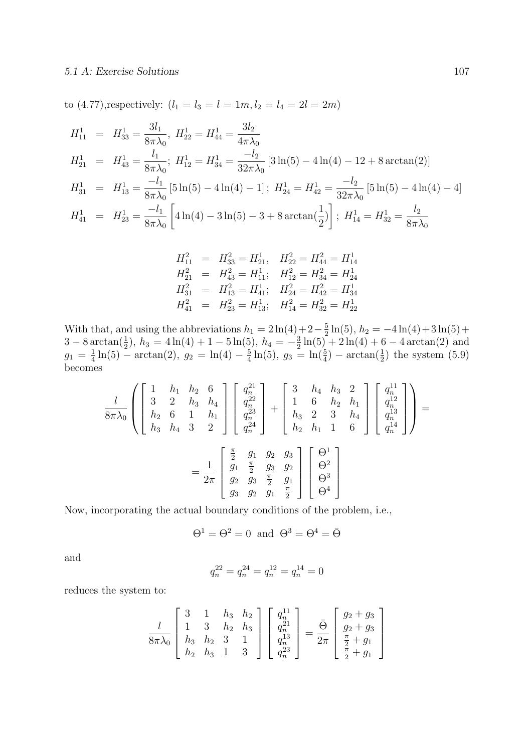to (4.77),respectively: $(l_1 = l_3 = l = 1m, l_2 = l_4 = 2l = 2m)$

$$
\begin{aligned}
H_{11}^1 &= H_{33}^1 = \frac{3l_1}{8\pi\lambda_0},\; H_{22}^1 = H_{44}^1 = \frac{3l_2}{4\pi\lambda_0} \\
H_{21}^1 &= H_{43}^1 = \frac{l_1}{8\pi\lambda_0};\; H_{12}^1 = H_{34}^1 = \frac{-l_2}{32\pi\lambda_0}\left[3\ln(5) - 4\ln(4) - 12 + 8\arctan(2)\right] \\
H_{31}^1 &= H_{13}^1 = \frac{-l_1}{8\pi\lambda_0}\left[5\ln(5) - 4\ln(4) - 1\right];\; H_{24}^1 = H_{42}^1 = \frac{-l_2}{32\pi\lambda_0}\left[5\ln(5) - 4\ln(4) - 4\right] \\
H_{41}^1 &= H_{23}^1 = \frac{-l_1}{8\pi\lambda_0}\left[4\ln(4) - 3\ln(5) - 3 + 8\arctan(\frac{1}{2})\right];\; H_{14}^1 = H_{32}^1 = \frac{l_2}{8\pi\lambda_0}
\end{aligned}
$$

$$
\begin{aligned}
H_{11}^2 &= H_{33}^2 = H_{21}^1, \quad H_{22}^2 = H_{44}^2 = H_{14}^1 \\
H_{21}^2 &= H_{43}^2 = H_{11}^1; \quad H_{12}^2 = H_{34}^2 = H_{24}^1 \\
H_{31}^2 &= H_{13}^2 = H_{41}^1; \quad H_{24}^2 = H_{42}^2 = H_{34}^1 \\
H_{41}^2 &= H_{23}^2 = H_{13}^1; \quad H_{14}^2 = H_{32}^2 = H_{22}^1
\end{aligned}
$$

With that, and using the abbreviations $h_1 = 2\ln(4) + 2 - \frac{5}{2}\ln(5)$, $h_2 = -4\ln(4) + 3\ln(5) + 3 - 8\arctan(\frac{1}{2})$, $h_3 = 4\ln(4) + 1 - 5\ln(5)$, $h_4 = -\frac{3}{2}\ln(5) + 2\ln(4) + 6 - 4\arctan(2)$ and $g_1 = \frac{1}{4}\ln(5) - \arctan(2)$, $g_2 = \ln(4) - \frac{5}{4}\ln(5)$, $g_3 = \ln(\frac{5}{4}) - \arctan(\frac{1}{2})$ the system (5.9) becomes

$$
\frac{l}{8\pi\lambda_0}\left(\begin{bmatrix} 1 & h_1 & h_2 & 6 \\ 3 & 2 & h_3 & h_4 \\ h_2 & 6 & 1 & h_1 \\ h_3 & h_4 & 3 & 2 \end{bmatrix}\begin{bmatrix} q_n^{21} \\ q_n^{22} \\ q_n^{23} \\ q_n^{24} \end{bmatrix} + \begin{bmatrix} 3 & h_4 & h_3 & 2 \\ 1 & 6 & h_2 & h_1 \\ h_3 & 2 & 3 & h_4 \\ h_2 & h_1 & 1 & 6 \end{bmatrix}\begin{bmatrix} q_n^{11} \\ q_n^{12} \\ q_n^{13} \\ q_n^{14} \end{bmatrix}\right) =
$$

$$
= \frac{1}{2\pi}\begin{bmatrix} \frac{\pi}{2} & g_1 & g_2 & g_3 \\ g_1 & \frac{\pi}{2} & g_3 & g_2 \\ g_2 & g_3 & \frac{\pi}{2} & g_1 \\ g_3 & g_2 & g_1 & \frac{\pi}{2} \end{bmatrix}\begin{bmatrix} \Theta^1 \\ \Theta^2 \\ \Theta^3 \\ \Theta^4 \end{bmatrix}
$$

Now, incorporating the actual boundary conditions of the problem, i.e.,

$$
\Theta^1 = \Theta^2 = 0 \;\text{ and }\; \Theta^3 = \Theta^4 = \bar{\Theta}
$$

and

$$
q_n^{22} = q_n^{24} = q_n^{12} = q_n^{14} = 0
$$

reduces the system to:

$$
\frac{l}{8\pi\lambda_0}\begin{bmatrix} 3 & 1 & h_3 & h_2 \\ 1 & 3 & h_2 & h_3 \\ h_3 & h_2 & 3 & 1 \\ h_2 & h_3 & 1 & 3 \end{bmatrix}\begin{bmatrix} q_n^{11} \\ q_n^{21} \\ q_n^{13} \\ q_n^{23} \end{bmatrix} = \frac{\bar{\Theta}}{2\pi}\begin{bmatrix} g_2 + g_3 \\ g_2 + g_3 \\ \frac{\pi}{2} + g_1 \\ \frac{\pi}{2} + g_1 \end{bmatrix}
$$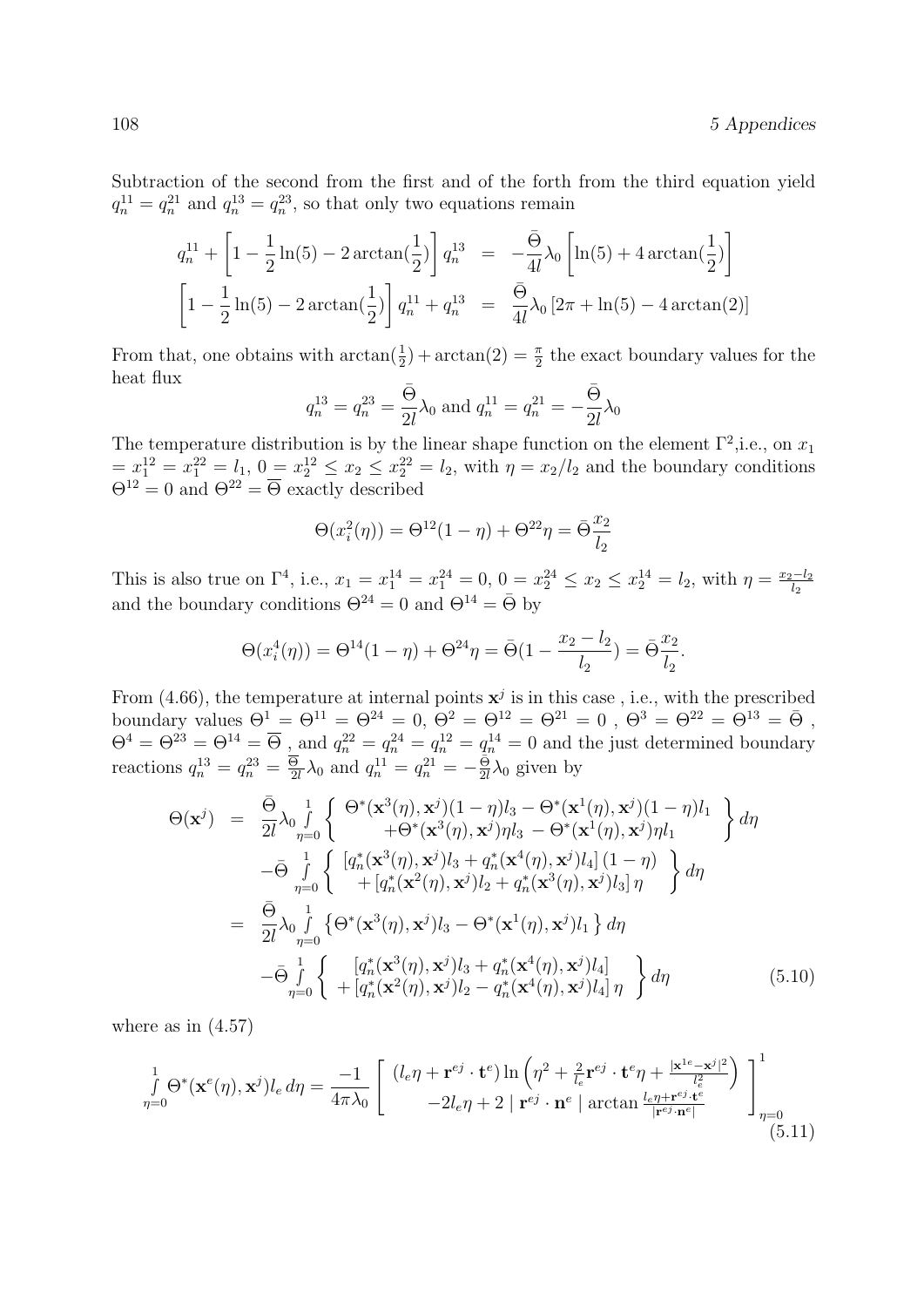Subtraction of the second from the first and of the forth from the third equation yield $q_n^{11} = q_n^{21}$ and $q_n^{13} = q_n^{23}$, so that only two equations remain

$$
\begin{aligned}
q_n^{11} + \left[1 - \frac{1}{2}\ln(5) - 2\arctan(\frac{1}{2})\right] q_n^{13} &= -\frac{\bar{\Theta}}{4l}\lambda_0 \left[\ln(5) + 4\arctan(\frac{1}{2})\right] \\
\left[1 - \frac{1}{2}\ln(5) - 2\arctan(\frac{1}{2})\right] q_n^{11} + q_n^{13} &= \frac{\bar{\Theta}}{4l}\lambda_0 \left[2\pi + \ln(5) - 4\arctan(2)\right]
\end{aligned}
$$

From that, one obtains with $\arctan(\frac{1}{2}) + \arctan(2) = \frac{\pi}{2}$ the exact boundary values for the heat flux

$$
q_n^{13} = q_n^{23} = \frac{\bar{\Theta}}{2l}\lambda_0 \text{ and } q_n^{11} = q_n^{21} = -\frac{\bar{\Theta}}{2l}\lambda_0
$$

The temperature distribution is by the linear shape function on the element $\Gamma^2$,i.e., on $x_1 = x_1^{12} = x_1^{22} = l_1$, $0 = x_2^{12} \leq x_2 \leq x_2^{22} = l_2$, with $\eta = x_2/l_2$ and the boundary conditions $\Theta^{12} = 0$ and $\Theta^{22} = \overline{\Theta}$ exactly described

$$
\Theta(x_i^2(\eta)) = \Theta^{12}(1-\eta) + \Theta^{22}\eta = \bar{\Theta}\frac{x_2}{l_2}
$$

This is also true on $\Gamma^4$, i.e., $x_1 = x_1^{14} = x_1^{24} = 0$, $0 = x_2^{24} \leq x_2 \leq x_2^{14} = l_2$, with $\eta = \frac{x_2 - l_2}{l_2}$ and the boundary conditions $\Theta^{24} = 0$ and $\Theta^{14} = \bar{\Theta}$ by

$$
\Theta(x_i^4(\eta)) = \Theta^{14}(1-\eta) + \Theta^{24}\eta = \bar{\Theta}(1 - \frac{x_2 - l_2}{l_2}) = \bar{\Theta}\frac{x_2}{l_2}.
$$

From (4.66), the temperature at internal points $\mathbf{x}^j$ is in this case , i.e., with the prescribed boundary values $\Theta^1 = \Theta^{11} = \Theta^{24} = 0$, $\Theta^2 = \Theta^{12} = \Theta^{21} = 0$ , $\Theta^3 = \Theta^{22} = \Theta^{13} = \bar{\Theta}$ , $\Theta^4 = \Theta^{23} = \Theta^{14} = \overline{\Theta}$ , and $q_n^{22} = q_n^{24} = q_n^{12} = q_n^{14} = 0$ and the just determined boundary reactions $q_n^{13} = q_n^{23} = \frac{\overline{\Theta}}{2l}\lambda_0$ and $q_n^{11} = q_n^{21} = -\frac{\bar{\Theta}}{2l}\lambda_0$ given by

$$
\begin{aligned}
\Theta(\mathbf{x}^j) &= \frac{\bar{\Theta}}{2l}\lambda_0 \int\limits_{\eta=0}^{1} \left\{ \begin{array}{c} \Theta^*(\mathbf{x}^3(\eta), \mathbf{x}^j)(1-\eta)l_3 - \Theta^*(\mathbf{x}^1(\eta), \mathbf{x}^j)(1-\eta)l_1 \\ +\Theta^*(\mathbf{x}^3(\eta), \mathbf{x}^j)\eta l_3 - \Theta^*(\mathbf{x}^1(\eta), \mathbf{x}^j)\eta l_1 \end{array} \right\} d\eta \\
&\quad - \bar{\Theta} \int\limits_{\eta=0}^{1} \left\{ \begin{array}{c} \left[q_n^*(\mathbf{x}^3(\eta), \mathbf{x}^j)l_3 + q_n^*(\mathbf{x}^4(\eta), \mathbf{x}^j)l_4\right](1-\eta) \\ + \left[q_n^*(\mathbf{x}^2(\eta), \mathbf{x}^j)l_2 + q_n^*(\mathbf{x}^3(\eta), \mathbf{x}^j)l_3\right]\eta \end{array} \right\} d\eta \\
&= \frac{\bar{\Theta}}{2l}\lambda_0 \int\limits_{\eta=0}^{1} \left\{ \Theta^*(\mathbf{x}^3(\eta), \mathbf{x}^j)l_3 - \Theta^*(\mathbf{x}^1(\eta), \mathbf{x}^j)l_1 \right\} d\eta \\
&\quad - \bar{\Theta} \int\limits_{\eta=0}^{1} \left\{ \begin{array}{c} \left[q_n^*(\mathbf{x}^3(\eta), \mathbf{x}^j)l_3 + q_n^*(\mathbf{x}^4(\eta), \mathbf{x}^j)l_4\right] \\ + \left[q_n^*(\mathbf{x}^2(\eta), \mathbf{x}^j)l_2 - q_n^*(\mathbf{x}^4(\eta), \mathbf{x}^j)l_4\right]\eta \end{array} \right\} d\eta \qquad (5.10)
\end{aligned}
$$

where as in (4.57)

$$
\int\limits_{\eta=0}^{1} \Theta^*(\mathbf{x}^e(\eta), \mathbf{x}^j)l_e \, d\eta = \frac{-1}{4\pi\lambda_0} \left[ \begin{array}{c} (l_e\eta + \mathbf{r}^{ej} \cdot \mathbf{t}^e) \ln\left(\eta^2 + \frac{2}{l_e}\mathbf{r}^{ej} \cdot \mathbf{t}^e \eta + \frac{|\mathbf{x}^{1e} - \mathbf{x}^j|^2}{l_e^2}\right) \\ -2l_e\eta + 2 \mid \mathbf{r}^{ej} \cdot \mathbf{n}^e \mid \arctan \frac{l_e\eta + \mathbf{r}^{ej} \cdot \mathbf{t}^e}{|\mathbf{r}^{ej} \cdot \mathbf{n}^e|} \end{array} \right]_{\eta=0}^{1} \qquad (5.11)
$$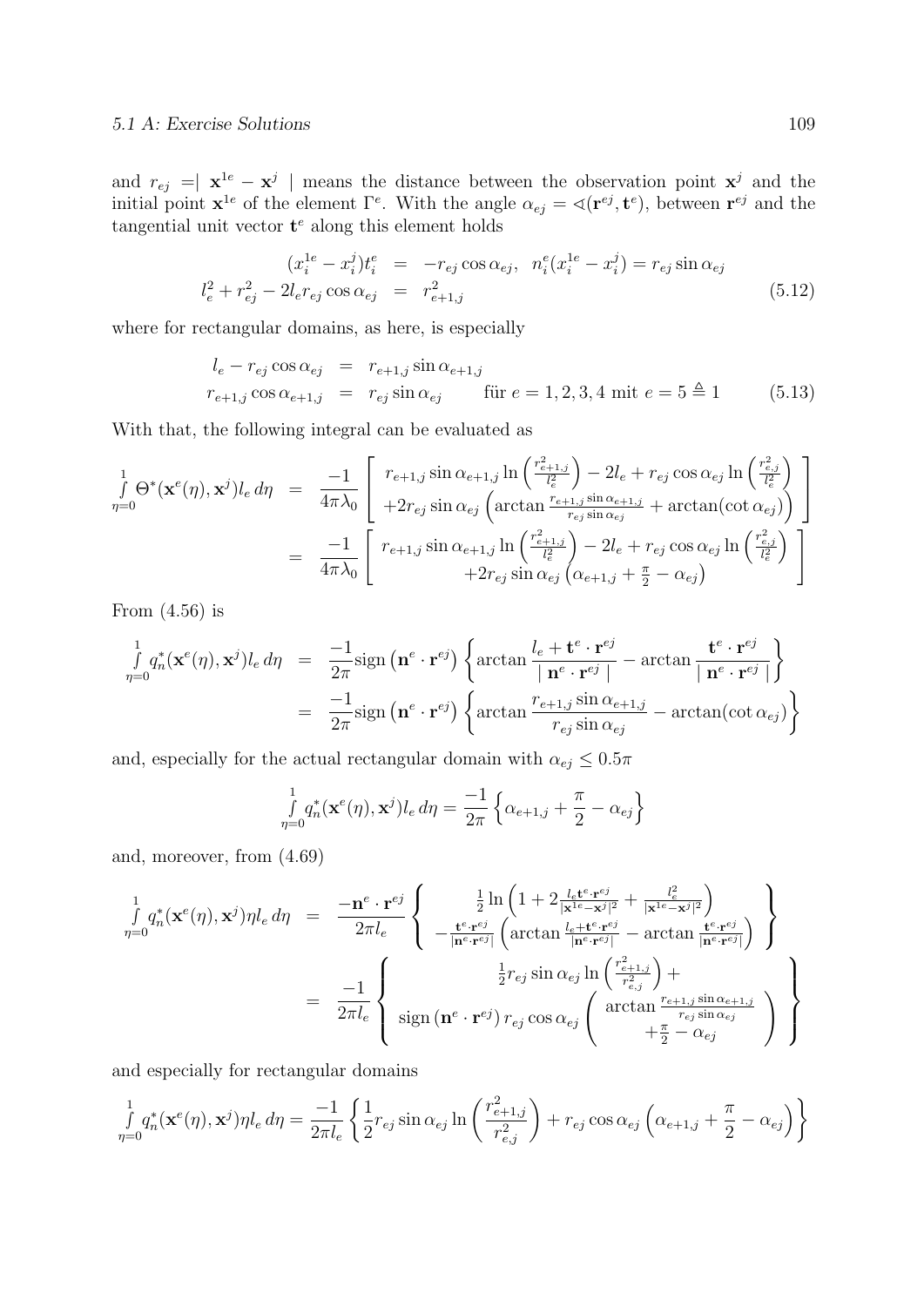and $r_{ej} = \mid \mathbf{x}^{1e} - \mathbf{x}^{j} \mid$ means the distance between the observation point $\mathbf{x}^j$ and the initial point $\mathbf{x}^{1e}$ of the element $\Gamma^e$. With the angle $\alpha_{ej} = \sphericalangle(\mathbf{r}^{ej}, \mathbf{t}^e)$, between $\mathbf{r}^{ej}$ and the tangential unit vector $\mathbf{t}^e$ along this element holds

$$
\begin{aligned}
(x_i^{1e} - x_i^j)t_i^e &= -r_{ej}\cos\alpha_{ej}, \quad n_i^e(x_i^{1e} - x_i^j) = r_{ej}\sin\alpha_{ej} \\
l_e^2 + r_{ej}^2 - 2l_e r_{ej}\cos\alpha_{ej} &= r_{e+1,j}^2
\end{aligned}
\tag{5.12}
$$

where for rectangular domains, as here, is especially

$$
\begin{aligned}
l_e - r_{ej}\cos\alpha_{ej} &= r_{e+1,j}\sin\alpha_{e+1,j} \\
r_{e+1,j}\cos\alpha_{e+1,j} &= r_{ej}\sin\alpha_{ej} \qquad \text{für } e = 1,2,3,4 \text{ mit } e = 5 \triangleq 1
\end{aligned}
\tag{5.13}
$$

With that, the following integral can be evaluated as

$$
\begin{aligned}
\int_{\eta=0}^{1} \Theta^*(\mathbf{x}^e(\eta), \mathbf{x}^j) l_e \, d\eta &= \frac{-1}{4\pi\lambda_0} \left[ \begin{array}{c} r_{e+1,j}\sin\alpha_{e+1,j}\ln\left(\frac{r_{e+1,j}^2}{l_e^2}\right) - 2l_e + r_{ej}\cos\alpha_{ej}\ln\left(\frac{r_{e,j}^2}{l_e^2}\right) \\ +2r_{ej}\sin\alpha_{ej}\left(\arctan\frac{r_{e+1,j}\sin\alpha_{e+1,j}}{r_{ej}\sin\alpha_{ej}} + \arctan(\cot\alpha_{ej})\right) \end{array} \right] \\
&= \frac{-1}{4\pi\lambda_0} \left[ \begin{array}{c} r_{e+1,j}\sin\alpha_{e+1,j}\ln\left(\frac{r_{e+1,j}^2}{l_e^2}\right) - 2l_e + r_{ej}\cos\alpha_{ej}\ln\left(\frac{r_{e,j}^2}{l_e^2}\right) \\ +2r_{ej}\sin\alpha_{ej}\left(\alpha_{e+1,j} + \frac{\pi}{2} - \alpha_{ej}\right) \end{array} \right]
\end{aligned}
$$

From (4.56) is

$$
\begin{aligned}
\int_{\eta=0}^{1} q_n^*(\mathbf{x}^e(\eta), \mathbf{x}^j) l_e \, d\eta &= \frac{-1}{2\pi}\operatorname{sign}\left(\mathbf{n}^e \cdot \mathbf{r}^{ej}\right)\left\{\arctan\frac{l_e + \mathbf{t}^e \cdot \mathbf{r}^{ej}}{\mid \mathbf{n}^e \cdot \mathbf{r}^{ej} \mid} - \arctan\frac{\mathbf{t}^e \cdot \mathbf{r}^{ej}}{\mid \mathbf{n}^e \cdot \mathbf{r}^{ej} \mid}\right\} \\
&= \frac{-1}{2\pi}\operatorname{sign}\left(\mathbf{n}^e \cdot \mathbf{r}^{ej}\right)\left\{\arctan\frac{r_{e+1,j}\sin\alpha_{e+1,j}}{r_{ej}\sin\alpha_{ej}} - \arctan(\cot\alpha_{ej})\right\}
\end{aligned}
$$

and, especially for the actual rectangular domain with $\alpha_{ej} \leq 0.5\pi$

$$
\int_{\eta=0}^{1} q_n^*(\mathbf{x}^e(\eta), \mathbf{x}^j) l_e \, d\eta = \frac{-1}{2\pi}\left\{\alpha_{e+1,j} + \frac{\pi}{2} - \alpha_{ej}\right\}
$$

and, moreover, from (4.69)

$$
\begin{aligned}
\int_{\eta=0}^{1} q_n^*(\mathbf{x}^e(\eta), \mathbf{x}^j)\eta l_e \, d\eta &= \frac{-\mathbf{n}^e \cdot \mathbf{r}^{ej}}{2\pi l_e} \left\{ \begin{array}{c} \frac{1}{2}\ln\left(1 + 2\frac{l_e \mathbf{t}^e \cdot \mathbf{r}^{ej}}{|\mathbf{x}^{1e} - \mathbf{x}^j|^2} + \frac{l_e^2}{|\mathbf{x}^{1e} - \mathbf{x}^j|^2}\right) \\ -\frac{\mathbf{t}^e \cdot \mathbf{r}^{ej}}{|\mathbf{n}^e \cdot \mathbf{r}^{ej}|}\left(\arctan\frac{l_e + \mathbf{t}^e \cdot \mathbf{r}^{ej}}{|\mathbf{n}^e \cdot \mathbf{r}^{ej}|} - \arctan\frac{\mathbf{t}^e \cdot \mathbf{r}^{ej}}{|\mathbf{n}^e \cdot \mathbf{r}^{ej}|}\right) \end{array} \right\} \\
&= \frac{-1}{2\pi l_e} \left\{ \begin{array}{c} \frac{1}{2} r_{ej}\sin\alpha_{ej}\ln\left(\frac{r_{e+1,j}^2}{r_{e,j}^2}\right) + \\ \operatorname{sign}\left(\mathbf{n}^e \cdot \mathbf{r}^{ej}\right) r_{ej}\cos\alpha_{ej} \left( \begin{array}{c} \arctan\frac{r_{e+1,j}\sin\alpha_{e+1,j}}{r_{ej}\sin\alpha_{ej}} \\ +\frac{\pi}{2} - \alpha_{ej} \end{array} \right) \end{array} \right\}
\end{aligned}
$$

and especially for rectangular domains

$$
\int_{\eta=0}^{1} q_n^*(\mathbf{x}^e(\eta), \mathbf{x}^j)\eta l_e \, d\eta = \frac{-1}{2\pi l_e}\left\{\frac{1}{2}r_{ej}\sin\alpha_{ej}\ln\left(\frac{r_{e+1,j}^2}{r_{e,j}^2}\right) + r_{ej}\cos\alpha_{ej}\left(\alpha_{e+1,j} + \frac{\pi}{2} - \alpha_{ej}\right)\right\}
$$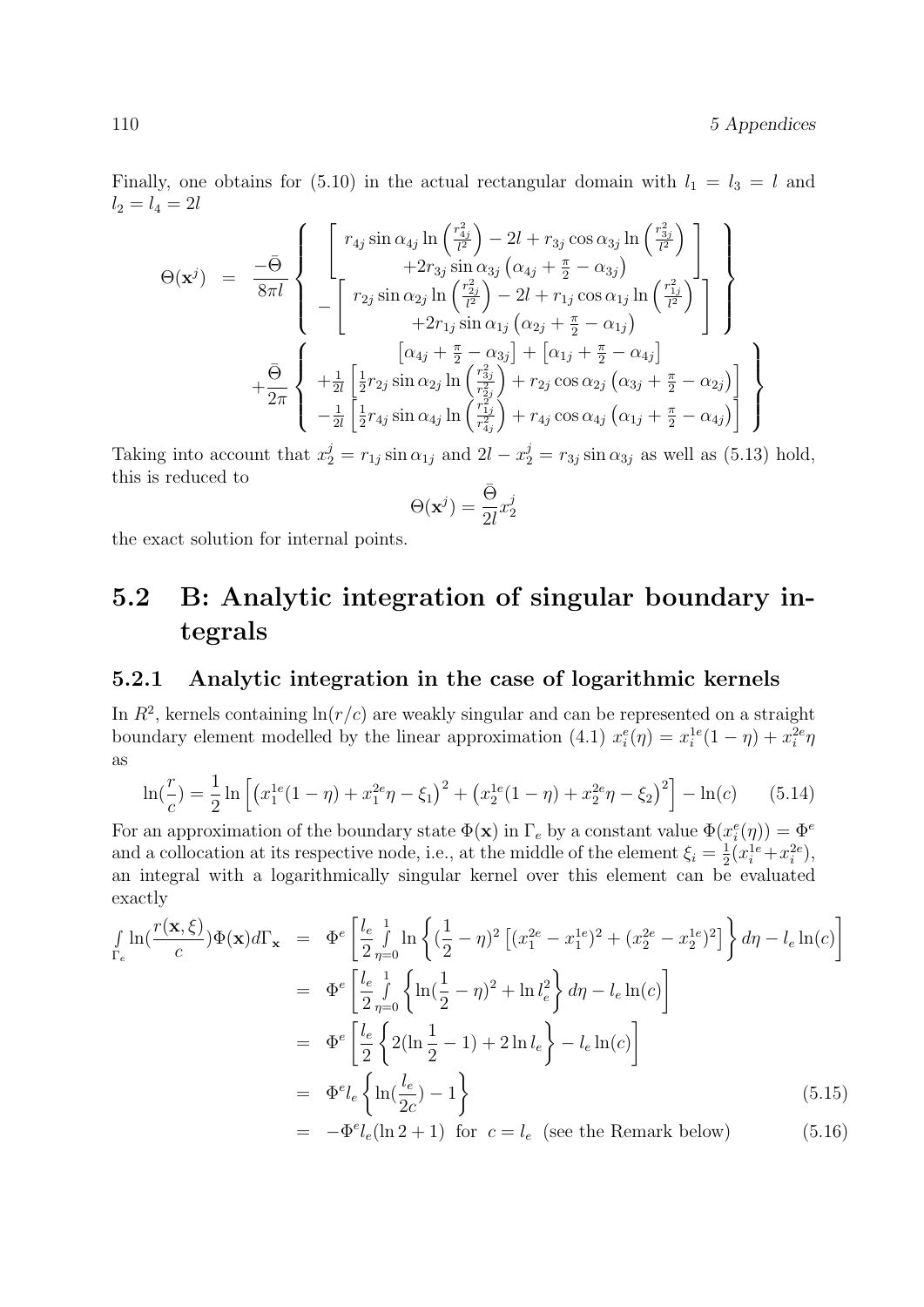Finally, one obtains for (5.10) in the actual rectangular domain with $l_1 = l_3 = l$ and $l_2 = l_4 = 2l$

$$
\begin{aligned}
\Theta(\mathbf{x}^j) &= \frac{-\bar{\Theta}}{8\pi l}\left\{ \begin{array}{c} \left[ \begin{array}{c} r_{4j}\sin\alpha_{4j}\ln\left(\frac{r_{4j}^2}{l^2}\right) - 2l + r_{3j}\cos\alpha_{3j}\ln\left(\frac{r_{3j}^2}{l^2}\right) \\ +2r_{3j}\sin\alpha_{3j}\left(\alpha_{4j}+\frac{\pi}{2}-\alpha_{3j}\right) \end{array} \right] \\ -\left[ \begin{array}{c} r_{2j}\sin\alpha_{2j}\ln\left(\frac{r_{2j}^2}{l^2}\right) - 2l + r_{1j}\cos\alpha_{1j}\ln\left(\frac{r_{1j}^2}{l^2}\right) \\ +2r_{1j}\sin\alpha_{1j}\left(\alpha_{2j}+\frac{\pi}{2}-\alpha_{1j}\right) \end{array} \right] \end{array} \right\} \\
&\quad + \frac{\bar{\Theta}}{2\pi}\left\{ \begin{array}{c} \left[\alpha_{4j}+\frac{\pi}{2}-\alpha_{3j}\right] + \left[\alpha_{1j}+\frac{\pi}{2}-\alpha_{4j}\right] \\ +\frac{1}{2l}\left[\frac{1}{2}r_{2j}\sin\alpha_{2j}\ln\left(\frac{r_{3j}^2}{r_{2j}^2}\right) + r_{2j}\cos\alpha_{2j}\left(\alpha_{3j}+\frac{\pi}{2}-\alpha_{2j}\right)\right] \\ -\frac{1}{2l}\left[\frac{1}{2}r_{4j}\sin\alpha_{4j}\ln\left(\frac{r_{1j}^2}{r_{4j}^2}\right) + r_{4j}\cos\alpha_{4j}\left(\alpha_{1j}+\frac{\pi}{2}-\alpha_{4j}\right)\right] \end{array} \right\}
\end{aligned}
$$

Taking into account that $x_2^j = r_{1j}\sin\alpha_{1j}$ and $2l - x_2^j = r_{3j}\sin\alpha_{3j}$ as well as (5.13) hold, this is reduced to

$$
\Theta(\mathbf{x}^j) = \frac{\bar{\Theta}}{2l}x_2^j
$$

the exact solution for internal points.

## 5.2 B: Analytic integration of singular boundary integrals

### 5.2.1 Analytic integration in the case of logarithmic kernels

In $R^2$, kernels containing $\ln(r/c)$ are weakly singular and can be represented on a straight boundary element modelled by the linear approximation (4.1) $x_i^e(\eta) = x_i^{1e}(1-\eta) + x_i^{2e}\eta$ as

$$
\ln(\frac{r}{c}) = \frac{1}{2}\ln\left[\left(x_1^{1e}(1-\eta) + x_1^{2e}\eta - \xi_1\right)^2 + \left(x_2^{1e}(1-\eta) + x_2^{2e}\eta - \xi_2\right)^2\right] - \ln(c) \tag{5.14}
$$

For an approximation of the boundary state $\Phi(\mathbf{x})$ in $\Gamma_e$ by a constant value $\Phi(x_i^e(\eta)) = \Phi^e$ and a collocation at its respective node, i.e., at the middle of the element $\xi_i = \frac{1}{2}(x_i^{1e} + x_i^{2e})$, an integral with a logarithmically singular kernel over this element can be evaluated exactly

$$
\begin{aligned}
\int_{\Gamma_e}\ln(\frac{r(\mathbf{x},\xi)}{c})\Phi(\mathbf{x})d\Gamma_{\mathbf{x}} &= \Phi^e\left[\frac{l_e}{2}\int_{\eta=0}^{1}\ln\left\{(\frac{1}{2}-\eta)^2\left[(x_1^{2e}-x_1^{1e})^2 + (x_2^{2e}-x_2^{1e})^2\right]\right\}d\eta - l_e\ln(c)\right] \\
&= \Phi^e\left[\frac{l_e}{2}\int_{\eta=0}^{1}\left\{\ln(\frac{1}{2}-\eta)^2 + \ln l_e^2\right\}d\eta - l_e\ln(c)\right] \\
&= \Phi^e\left[\frac{l_e}{2}\left\{2(\ln\frac{1}{2}-1) + 2\ln l_e\right\} - l_e\ln(c)\right] \\
&= \Phi^e l_e\left\{\ln(\frac{l_e}{2c}) - 1\right\} \qquad (5.15) \\
&= -\Phi^e l_e(\ln 2 + 1) \;\text{ for }\; c = l_e \;\text{ (see the Remark below)} \qquad (5.16)
\end{aligned}
$$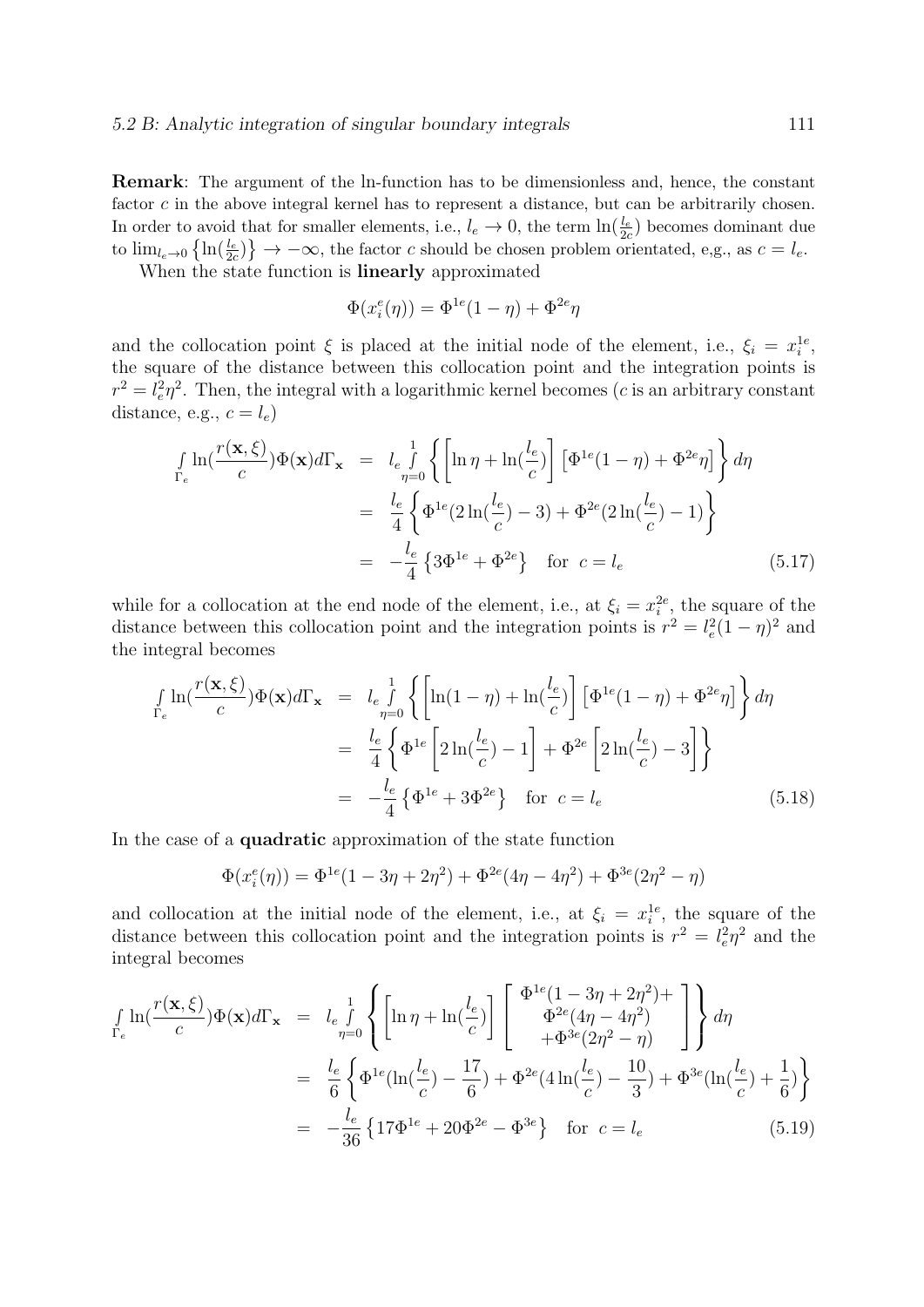**Remark**: The argument of the ln-function has to be dimensionless and, hence, the constant factor $c$ in the above integral kernel has to represent a distance, but can be arbitrarily chosen. In order to avoid that for smaller elements, i.e., $l_e \to 0$, the term $\ln(\frac{l_e}{2c})$ becomes dominant due to $\lim_{l_e \to 0} \left\{ \ln(\frac{l_e}{2c}) \right\} \to -\infty$, the factor $c$ should be chosen problem orientated, e,g., as $c = l_e$.

When the state function is **linearly** approximated

$$\Phi(x_i^e(\eta)) = \Phi^{1e}(1-\eta) + \Phi^{2e}\eta$$

and the collocation point $\xi$ is placed at the initial node of the element, i.e., $\xi_i = x_i^{1e}$, the square of the distance between this collocation point and the integration points is $r^2 = l_e^2 \eta^2$. Then, the integral with a logarithmic kernel becomes ($c$ is an arbitrary constant distance, e.g., $c = l_e$)

$$\begin{aligned}
\int_{\Gamma_e} \ln(\frac{r(\mathbf{x},\xi)}{c}) \Phi(\mathbf{x}) d\Gamma_{\mathbf{x}} &= l_e \int_{\eta=0}^{1} \left\{ \left[ \ln \eta + \ln(\frac{l_e}{c}) \right] \left[ \Phi^{1e}(1-\eta) + \Phi^{2e}\eta \right] \right\} d\eta \\
&= \frac{l_e}{4} \left\{ \Phi^{1e}(2\ln(\frac{l_e}{c}) - 3) + \Phi^{2e}(2\ln(\frac{l_e}{c}) - 1) \right\} \\
&= -\frac{l_e}{4} \left\{ 3\Phi^{1e} + \Phi^{2e} \right\} \quad \text{for } \ c = l_e
\end{aligned} \tag{5.17}$$

while for a collocation at the end node of the element, i.e., at $\xi_i = x_i^{2e}$, the square of the distance between this collocation point and the integration points is $r^2 = l_e^2(1-\eta)^2$ and the integral becomes

$$\begin{aligned}
\int_{\Gamma_e} \ln(\frac{r(\mathbf{x},\xi)}{c}) \Phi(\mathbf{x}) d\Gamma_{\mathbf{x}} &= l_e \int_{\eta=0}^{1} \left\{ \left[ \ln(1-\eta) + \ln(\frac{l_e}{c}) \right] \left[ \Phi^{1e}(1-\eta) + \Phi^{2e}\eta \right] \right\} d\eta \\
&= \frac{l_e}{4} \left\{ \Phi^{1e} \left[ 2\ln(\frac{l_e}{c}) - 1 \right] + \Phi^{2e} \left[ 2\ln(\frac{l_e}{c}) - 3 \right] \right\} \\
&= -\frac{l_e}{4} \left\{ \Phi^{1e} + 3\Phi^{2e} \right\} \quad \text{for } \ c = l_e
\end{aligned} \tag{5.18}$$

In the case of a **quadratic** approximation of the state function

$$\Phi(x_i^e(\eta)) = \Phi^{1e}(1 - 3\eta + 2\eta^2) + \Phi^{2e}(4\eta - 4\eta^2) + \Phi^{3e}(2\eta^2 - \eta)$$

and collocation at the initial node of the element, i.e., at $\xi_i = x_i^{1e}$, the square of the distance between this collocation point and the integration points is $r^2 = l_e^2 \eta^2$ and the integral becomes

$$\begin{aligned}
\int_{\Gamma_e} \ln(\frac{r(\mathbf{x},\xi)}{c}) \Phi(\mathbf{x}) d\Gamma_{\mathbf{x}} &= l_e \int_{\eta=0}^{1} \left\{ \left[ \ln \eta + \ln(\frac{l_e}{c}) \right] \left[ \begin{array}{c} \Phi^{1e}(1 - 3\eta + 2\eta^2) + \\ \Phi^{2e}(4\eta - 4\eta^2) \\ +\Phi^{3e}(2\eta^2 - \eta) \end{array} \right] \right\} d\eta \\
&= \frac{l_e}{6} \left\{ \Phi^{1e}(\ln(\frac{l_e}{c}) - \frac{17}{6}) + \Phi^{2e}(4\ln(\frac{l_e}{c}) - \frac{10}{3}) + \Phi^{3e}(\ln(\frac{l_e}{c}) + \frac{1}{6}) \right\} \\
&= -\frac{l_e}{36} \left\{ 17\Phi^{1e} + 20\Phi^{2e} - \Phi^{3e} \right\} \quad \text{for } \ c = l_e
\end{aligned} \tag{5.19}$$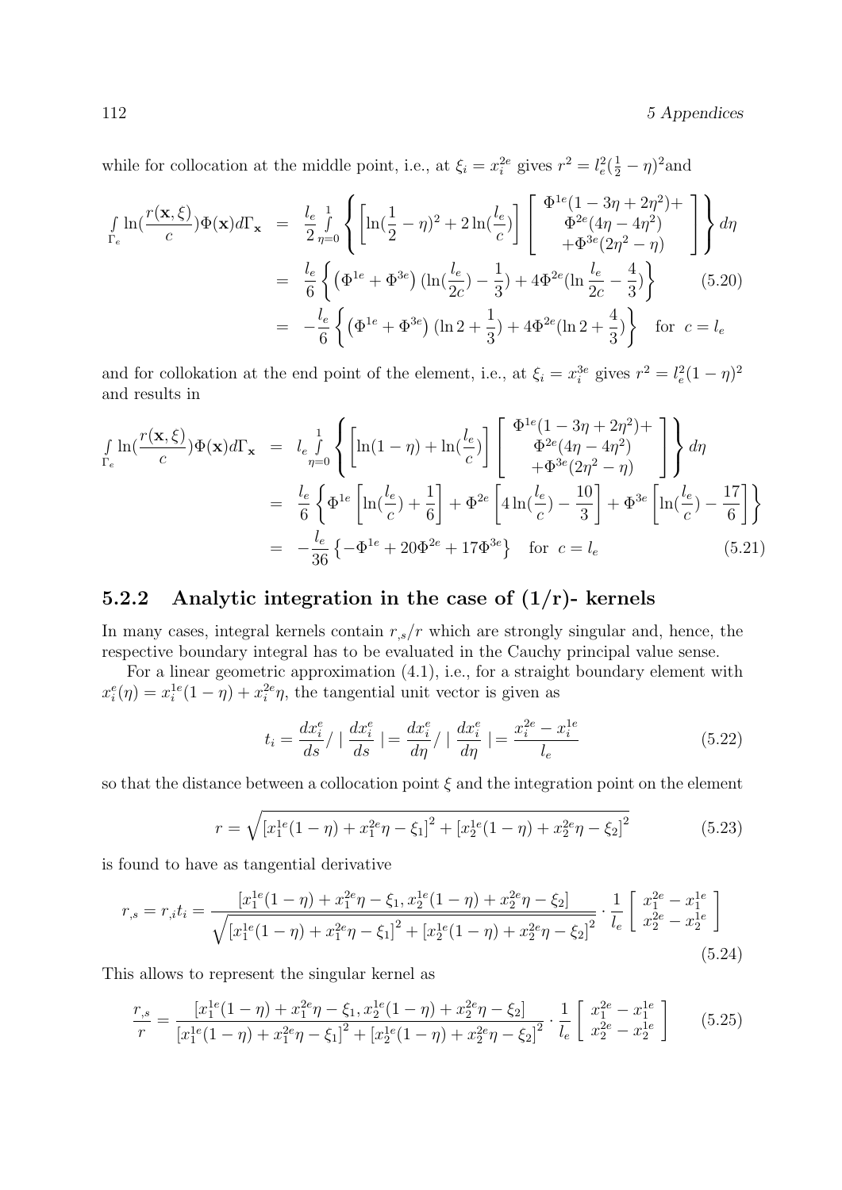while for collocation at the middle point, i.e., at $\xi_i = x_i^{2e}$ gives $r^2 = l_e^2(\frac{1}{2}-\eta)^2$and

$$
\begin{aligned}
\int\limits_{\Gamma_e} \ln(\frac{r(\mathbf{x},\xi)}{c})\Phi(\mathbf{x})d\Gamma_{\mathbf{x}} &= \frac{l_e}{2}\int\limits_{\eta=0}^{1}\left\{\left[\ln(\frac{1}{2}-\eta)^2 + 2\ln(\frac{l_e}{c})\right]\left[\begin{array}{c}\Phi^{1e}(1-3\eta+2\eta^2)+\\ \Phi^{2e}(4\eta-4\eta^2)\\ +\Phi^{3e}(2\eta^2-\eta)\end{array}\right]\right\}d\eta \\
&= \frac{l_e}{6}\left\{\left(\Phi^{1e}+\Phi^{3e}\right)(\ln(\frac{l_e}{2c})-\frac{1}{3}) + 4\Phi^{2e}(\ln\frac{l_e}{2c}-\frac{4}{3})\right\} \qquad (5.20)\\
&= -\frac{l_e}{6}\left\{\left(\Phi^{1e}+\Phi^{3e}\right)(\ln 2+\frac{1}{3}) + 4\Phi^{2e}(\ln 2+\frac{4}{3})\right\} \quad \text{for } c = l_e
\end{aligned}
$$

and for collokation at the end point of the element, i.e., at $\xi_i = x_i^{3e}$ gives $r^2 = l_e^2(1-\eta)^2$ and results in

$$
\begin{aligned}
\int\limits_{\Gamma_e} \ln(\frac{r(\mathbf{x},\xi)}{c})\Phi(\mathbf{x})d\Gamma_{\mathbf{x}} &= l_e\int\limits_{\eta=0}^{1}\left\{\left[\ln(1-\eta) + \ln(\frac{l_e}{c})\right]\left[\begin{array}{c}\Phi^{1e}(1-3\eta+2\eta^2)+\\ \Phi^{2e}(4\eta-4\eta^2)\\ +\Phi^{3e}(2\eta^2-\eta)\end{array}\right]\right\}d\eta \\
&= \frac{l_e}{6}\left\{\Phi^{1e}\left[\ln(\frac{l_e}{c})+\frac{1}{6}\right] + \Phi^{2e}\left[4\ln(\frac{l_e}{c})-\frac{10}{3}\right] + \Phi^{3e}\left[\ln(\frac{l_e}{c})-\frac{17}{6}\right]\right\}\\
&= -\frac{l_e}{36}\left\{-\Phi^{1e}+20\Phi^{2e}+17\Phi^{3e}\right\} \quad \text{for } c = l_e \qquad (5.21)
\end{aligned}
$$

### 5.2.2 Analytic integration in the case of (1/r)- kernels

In many cases, integral kernels contain $r_{,s}/r$ which are strongly singular and, hence, the respective boundary integral has to be evaluated in the Cauchy principal value sense.

For a linear geometric approximation (4.1), i.e., for a straight boundary element with $x_i^e(\eta) = x_i^{1e}(1-\eta) + x_i^{2e}\eta$, the tangential unit vector is given as

$$
t_i = \frac{dx_i^e}{ds}/\mid\frac{dx_i^e}{ds}\mid = \frac{dx_i^e}{d\eta}/\mid\frac{dx_i^e}{d\eta}\mid = \frac{x_i^{2e}-x_i^{1e}}{l_e} \qquad (5.22)
$$

so that the distance between a collocation point $\xi$ and the integration point on the element

$$
r = \sqrt{\left[x_1^{1e}(1-\eta)+x_1^{2e}\eta-\xi_1\right]^2 + \left[x_2^{1e}(1-\eta)+x_2^{2e}\eta-\xi_2\right]^2} \qquad (5.23)
$$

is found to have as tangential derivative

$$
r_{,s} = r_{,i}t_i = \frac{\left[x_1^{1e}(1-\eta)+x_1^{2e}\eta-\xi_1, x_2^{1e}(1-\eta)+x_2^{2e}\eta-\xi_2\right]}{\sqrt{\left[x_1^{1e}(1-\eta)+x_1^{2e}\eta-\xi_1\right]^2 + \left[x_2^{1e}(1-\eta)+x_2^{2e}\eta-\xi_2\right]^2}}\cdot\frac{1}{l_e}\left[\begin{array}{c}x_1^{2e}-x_1^{1e}\\ x_2^{2e}-x_2^{1e}\end{array}\right] \qquad (5.24)
$$

This allows to represent the singular kernel as

$$
\frac{r_{,s}}{r} = \frac{\left[x_1^{1e}(1-\eta)+x_1^{2e}\eta-\xi_1, x_2^{1e}(1-\eta)+x_2^{2e}\eta-\xi_2\right]}{\left[x_1^{1e}(1-\eta)+x_1^{2e}\eta-\xi_1\right]^2 + \left[x_2^{1e}(1-\eta)+x_2^{2e}\eta-\xi_2\right]^2}\cdot\frac{1}{l_e}\left[\begin{array}{c}x_1^{2e}-x_1^{1e}\\ x_2^{2e}-x_2^{1e}\end{array}\right] \qquad (5.25)
$$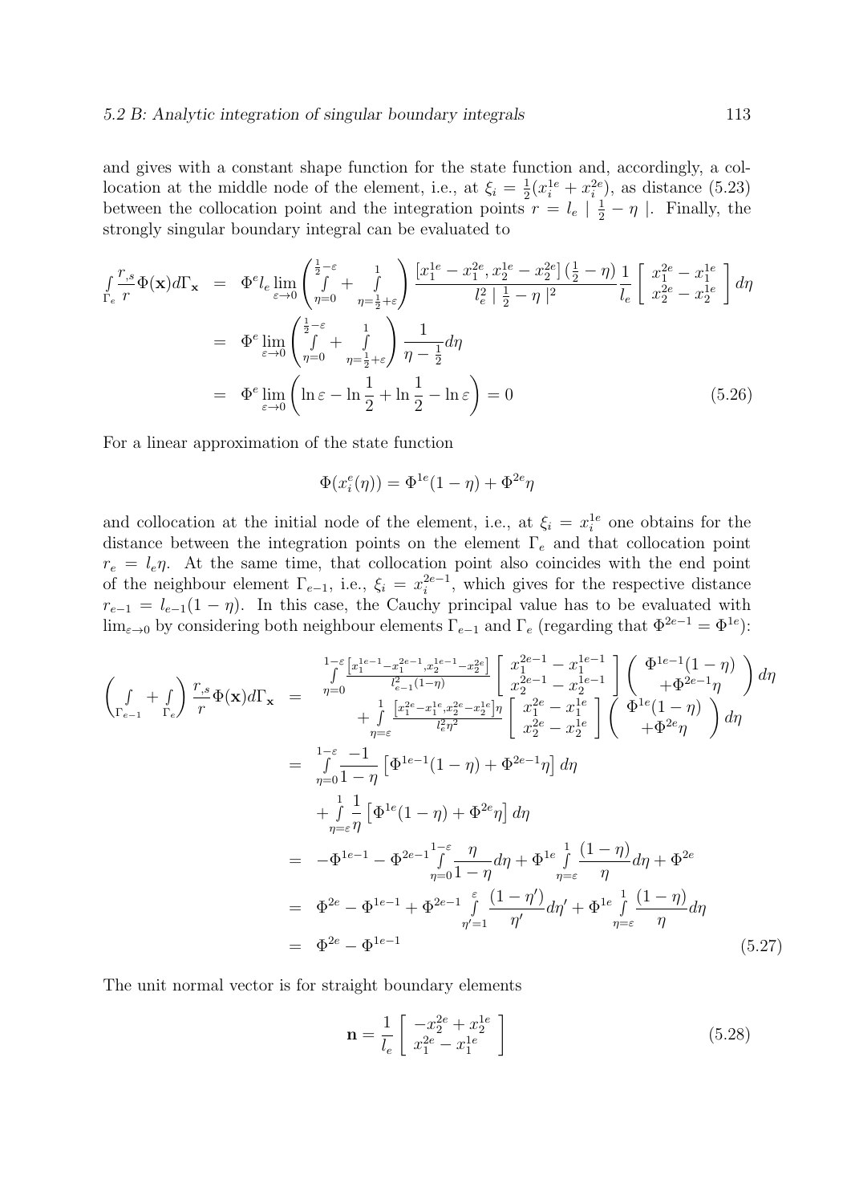and gives with a constant shape function for the state function and, accordingly, a collocation at the middle node of the element, i.e., at $\xi_i = \frac{1}{2}(x_i^{1e} + x_i^{2e})$, as distance (5.23) between the collocation point and the integration points $r = l_e \mid \frac{1}{2} - \eta \mid$. Finally, the strongly singular boundary integral can be evaluated to

$$
\begin{aligned}
\int\limits_{\Gamma_e} \frac{r_{,s}}{r} \Phi(\mathbf{x}) d\Gamma_{\mathbf{x}} &= \Phi^e l_e \lim_{\varepsilon \to 0} \left( \int\limits_{\eta=0}^{\frac{1}{2}-\varepsilon} + \int\limits_{\eta=\frac{1}{2}+\varepsilon}^{1} \right) \frac{\left[x_1^{1e} - x_1^{2e}, x_2^{1e} - x_2^{2e}\right] \left(\frac{1}{2} - \eta\right)}{l_e^2 \mid \frac{1}{2} - \eta \mid^2} \frac{1}{l_e} \left[ \begin{array}{c} x_1^{2e} - x_1^{1e} \\ x_2^{2e} - x_2^{1e} \end{array} \right] d\eta \\
&= \Phi^e \lim_{\varepsilon \to 0} \left( \int\limits_{\eta=0}^{\frac{1}{2}-\varepsilon} + \int\limits_{\eta=\frac{1}{2}+\varepsilon}^{1} \right) \frac{1}{\eta - \frac{1}{2}} d\eta \\
&= \Phi^e \lim_{\varepsilon \to 0} \left( \ln \varepsilon - \ln \frac{1}{2} + \ln \frac{1}{2} - \ln \varepsilon \right) = 0
\end{aligned} \tag{5.26}
$$

For a linear approximation of the state function

$$
\Phi(x_i^e(\eta)) = \Phi^{1e}(1-\eta) + \Phi^{2e}\eta
$$

and collocation at the initial node of the element, i.e., at $\xi_i = x_i^{1e}$ one obtains for the distance between the integration points on the element $\Gamma_e$ and that collocation point $r_e = l_e \eta$. At the same time, that collocation point also coincides with the end point of the neighbour element $\Gamma_{e-1}$, i.e., $\xi_i = x_i^{2e-1}$, which gives for the respective distance $r_{e-1} = l_{e-1}(1-\eta)$. In this case, the Cauchy principal value has to be evaluated with $\lim_{\varepsilon \to 0}$ by considering both neighbour elements $\Gamma_{e-1}$ and $\Gamma_e$ (regarding that $\Phi^{2e-1} = \Phi^{1e}$):

$$
\begin{aligned}
\left( \int\limits_{\Gamma_{e-1}} + \int\limits_{\Gamma_e} \right) \frac{r_{,s}}{r} \Phi(\mathbf{x}) d\Gamma_{\mathbf{x}} &= \int\limits_{\eta=0}^{1-\varepsilon} \frac{\left[x_1^{1e-1} - x_1^{2e-1}, x_2^{1e-1} - x_2^{2e}\right]}{l_{e-1}^2 (1-\eta)} \left[ \begin{array}{c} x_1^{2e-1} - x_1^{1e-1} \\ x_2^{2e-1} - x_2^{1e-1} \end{array} \right] \left( \begin{array}{c} \Phi^{1e-1}(1-\eta) \\ +\Phi^{2e-1}\eta \end{array} \right) d\eta \\
&\quad + \int\limits_{\eta=\varepsilon}^{1} \frac{\left[x_1^{2e} - x_1^{1e}, x_2^{2e} - x_2^{1e}\right]\eta}{l_e^2 \eta^2} \left[ \begin{array}{c} x_1^{2e} - x_1^{1e} \\ x_2^{2e} - x_2^{1e} \end{array} \right] \left( \begin{array}{c} \Phi^{1e}(1-\eta) \\ +\Phi^{2e}\eta \end{array} \right) d\eta \\
&= \int\limits_{\eta=0}^{1-\varepsilon} \frac{-1}{1-\eta} \left[ \Phi^{1e-1}(1-\eta) + \Phi^{2e-1}\eta \right] d\eta \\
&\quad + \int\limits_{\eta=\varepsilon}^{1} \frac{1}{\eta} \left[ \Phi^{1e}(1-\eta) + \Phi^{2e}\eta \right] d\eta \\
&= -\Phi^{1e-1} - \Phi^{2e-1} \int\limits_{\eta=0}^{1-\varepsilon} \frac{\eta}{1-\eta} d\eta + \Phi^{1e} \int\limits_{\eta=\varepsilon}^{1} \frac{(1-\eta)}{\eta} d\eta + \Phi^{2e} \\
&= \Phi^{2e} - \Phi^{1e-1} + \Phi^{2e-1} \int\limits_{\eta'=1}^{\varepsilon} \frac{(1-\eta')}{\eta'} d\eta' + \Phi^{1e} \int\limits_{\eta=\varepsilon}^{1} \frac{(1-\eta)}{\eta} d\eta \\
&= \Phi^{2e} - \Phi^{1e-1}
\end{aligned} \tag{5.27}
$$

The unit normal vector is for straight boundary elements

$$
\mathbf{n} = \frac{1}{l_e} \left[ \begin{array}{c} -x_2^{2e} + x_2^{1e} \\ x_1^{2e} - x_1^{1e} \end{array} \right] \tag{5.28}
$$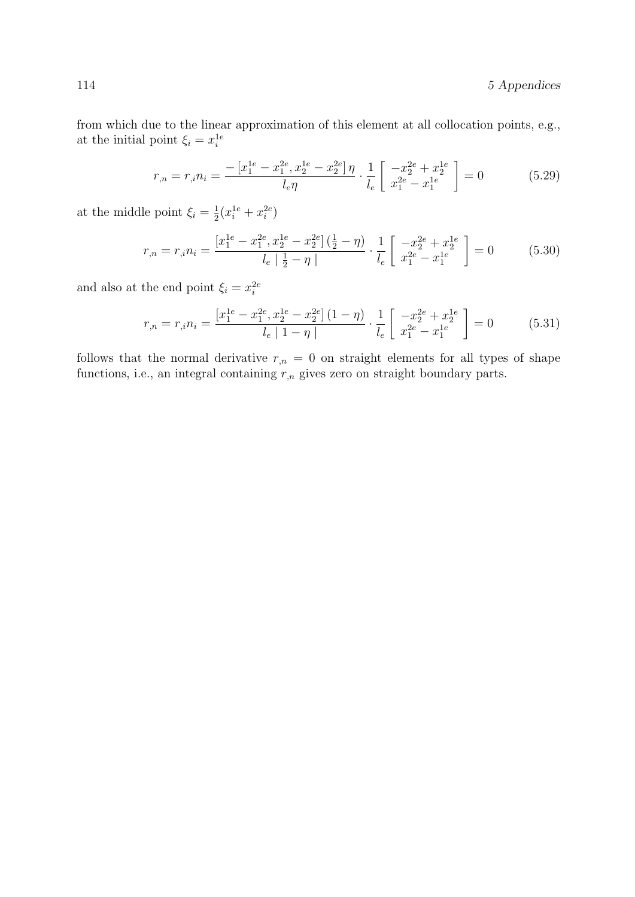from which due to the linear approximation of this element at all collocation points, e.g., at the initial point $\xi_i = x_i^{1e}$

$$r_{,n} = r_{,i} n_i = \frac{-\left[x_1^{1e} - x_1^{2e}, x_2^{1e} - x_2^{2e}\right] \eta}{l_e \eta} \cdot \frac{1}{l_e} \begin{bmatrix} -x_2^{2e} + x_2^{1e} \\ x_1^{2e} - x_1^{1e} \end{bmatrix} = 0 \tag{5.29}$$

at the middle point $\xi_i = \frac{1}{2}(x_i^{1e} + x_i^{2e})$

$$r_{,n} = r_{,i} n_i = \frac{\left[x_1^{1e} - x_1^{2e}, x_2^{1e} - x_2^{2e}\right] \left(\frac{1}{2} - \eta\right)}{l_e \mid \frac{1}{2} - \eta \mid} \cdot \frac{1}{l_e} \begin{bmatrix} -x_2^{2e} + x_2^{1e} \\ x_1^{2e} - x_1^{1e} \end{bmatrix} = 0 \tag{5.30}$$

and also at the end point $\xi_i = x_i^{2e}$

$$r_{,n} = r_{,i} n_i = \frac{\left[x_1^{1e} - x_1^{2e}, x_2^{1e} - x_2^{2e}\right] (1 - \eta)}{l_e \mid 1 - \eta \mid} \cdot \frac{1}{l_e} \begin{bmatrix} -x_2^{2e} + x_2^{1e} \\ x_1^{2e} - x_1^{1e} \end{bmatrix} = 0 \tag{5.31}$$

follows that the normal derivative $r_{,n} = 0$ on straight elements for all types of shape functions, i.e., an integral containing $r_{,n}$ gives zero on straight boundary parts.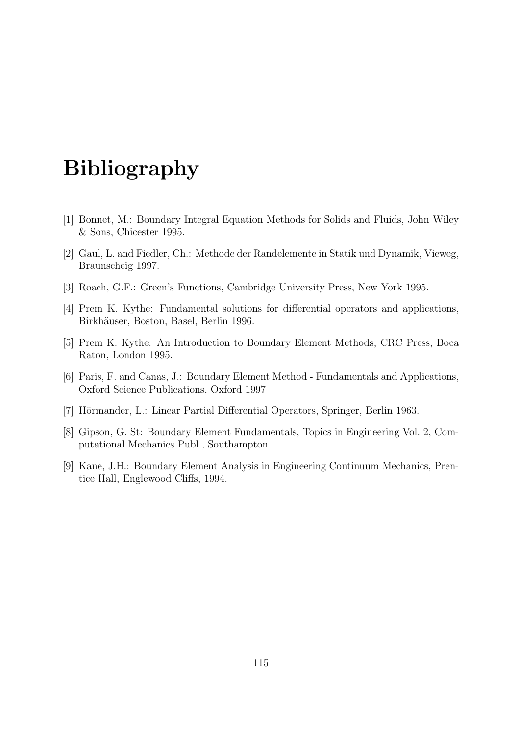# Bibliography

[1] Bonnet, M.: Boundary Integral Equation Methods for Solids and Fluids, John Wiley & Sons, Chicester 1995.

[2] Gaul, L. and Fiedler, Ch.: Methode der Randelemente in Statik und Dynamik, Vieweg, Braunscheig 1997.

[3] Roach, G.F.: Green's Functions, Cambridge University Press, New York 1995.

[4] Prem K. Kythe: Fundamental solutions for differential operators and applications, Birkhäuser, Boston, Basel, Berlin 1996.

[5] Prem K. Kythe: An Introduction to Boundary Element Methods, CRC Press, Boca Raton, London 1995.

[6] Paris, F. and Canas, J.: Boundary Element Method - Fundamentals and Applications, Oxford Science Publications, Oxford 1997

[7] Hörmander, L.: Linear Partial Differential Operators, Springer, Berlin 1963.

[8] Gipson, G. St: Boundary Element Fundamentals, Topics in Engineering Vol. 2, Computational Mechanics Publ., Southampton

[9] Kane, J.H.: Boundary Element Analysis in Engineering Continuum Mechanics, Prentice Hall, Englewood Cliffs, 1994.